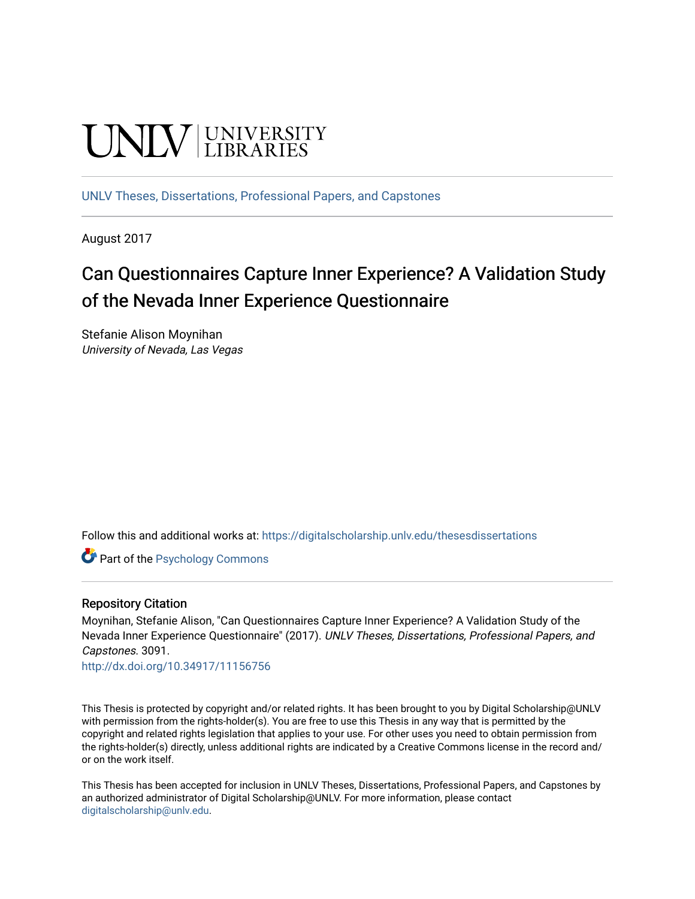UNLV | UNIVERSITY LIBRARIES

UNLV Theses, Dissertations, Professional Papers, and Capstones

August 2017

# Can Questionnaires Capture Inner Experience? A Validation Study of the Nevada Inner Experience Questionnaire

Stefanie Alison Moynihan
*University of Nevada, Las Vegas*

Follow this and additional works at: https://digitalscholarship.unlv.edu/thesesdissertations

Part of the Psychology Commons

## Repository Citation

Moynihan, Stefanie Alison, "Can Questionnaires Capture Inner Experience? A Validation Study of the Nevada Inner Experience Questionnaire" (2017). *UNLV Theses, Dissertations, Professional Papers, and Capstones*. 3091.
http://dx.doi.org/10.34917/11156756

This Thesis is protected by copyright and/or related rights. It has been brought to you by Digital Scholarship@UNLV with permission from the rights-holder(s). You are free to use this Thesis in any way that is permitted by the copyright and related rights legislation that applies to your use. For other uses you need to obtain permission from the rights-holder(s) directly, unless additional rights are indicated by a Creative Commons license in the record and/or on the work itself.

This Thesis has been accepted for inclusion in UNLV Theses, Dissertations, Professional Papers, and Capstones by an authorized administrator of Digital Scholarship@UNLV. For more information, please contact digitalscholarship@unlv.edu.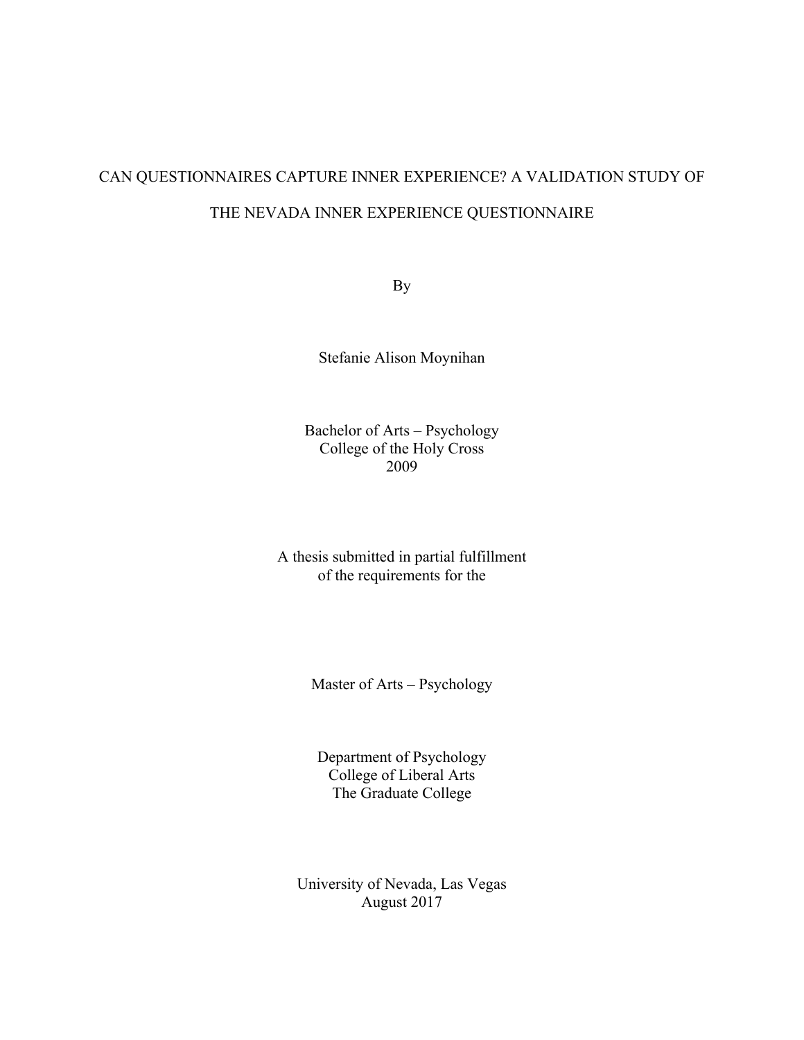# CAN QUESTIONNAIRES CAPTURE INNER EXPERIENCE? A VALIDATION STUDY OF THE NEVADA INNER EXPERIENCE QUESTIONNAIRE

By

Stefanie Alison Moynihan

Bachelor of Arts – Psychology
College of the Holy Cross
2009

A thesis submitted in partial fulfillment
of the requirements for the

Master of Arts – Psychology

Department of Psychology
College of Liberal Arts
The Graduate College

University of Nevada, Las Vegas
August 2017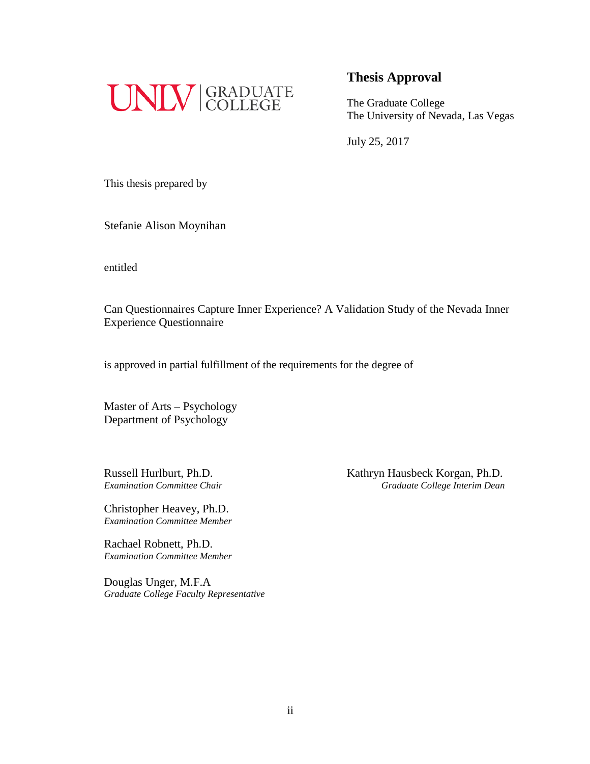UNLV | GRADUATE COLLEGE

# Thesis Approval

The Graduate College
The University of Nevada, Las Vegas

July 25, 2017

This thesis prepared by

Stefanie Alison Moynihan

entitled

Can Questionnaires Capture Inner Experience? A Validation Study of the Nevada Inner Experience Questionnaire

is approved in partial fulfillment of the requirements for the degree of

Master of Arts – Psychology
Department of Psychology

Russell Hurlburt, Ph.D.
*Examination Committee Chair*

Christopher Heavey, Ph.D.
*Examination Committee Member*

Rachael Robnett, Ph.D.
*Examination Committee Member*

Douglas Unger, M.F.A
*Graduate College Faculty Representative*

Kathryn Hausbeck Korgan, Ph.D.
*Graduate College Interim Dean*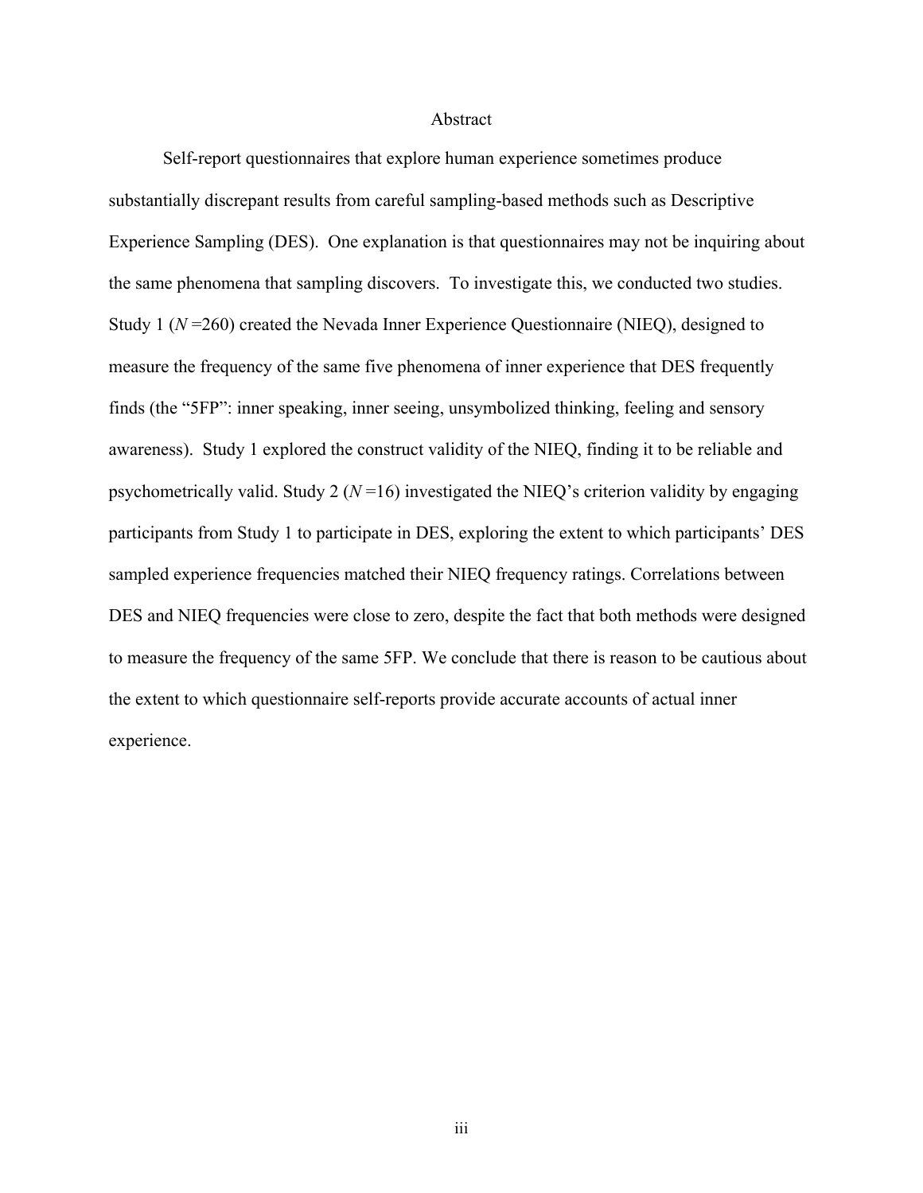# Abstract

Self-report questionnaires that explore human experience sometimes produce substantially discrepant results from careful sampling-based methods such as Descriptive Experience Sampling (DES). One explanation is that questionnaires may not be inquiring about the same phenomena that sampling discovers. To investigate this, we conducted two studies. Study 1 ($N$ =260) created the Nevada Inner Experience Questionnaire (NIEQ), designed to measure the frequency of the same five phenomena of inner experience that DES frequently finds (the "5FP": inner speaking, inner seeing, unsymbolized thinking, feeling and sensory awareness). Study 1 explored the construct validity of the NIEQ, finding it to be reliable and psychometrically valid. Study 2 ($N$ =16) investigated the NIEQ's criterion validity by engaging participants from Study 1 to participate in DES, exploring the extent to which participants' DES sampled experience frequencies matched their NIEQ frequency ratings. Correlations between DES and NIEQ frequencies were close to zero, despite the fact that both methods were designed to measure the frequency of the same 5FP. We conclude that there is reason to be cautious about the extent to which questionnaire self-reports provide accurate accounts of actual inner experience.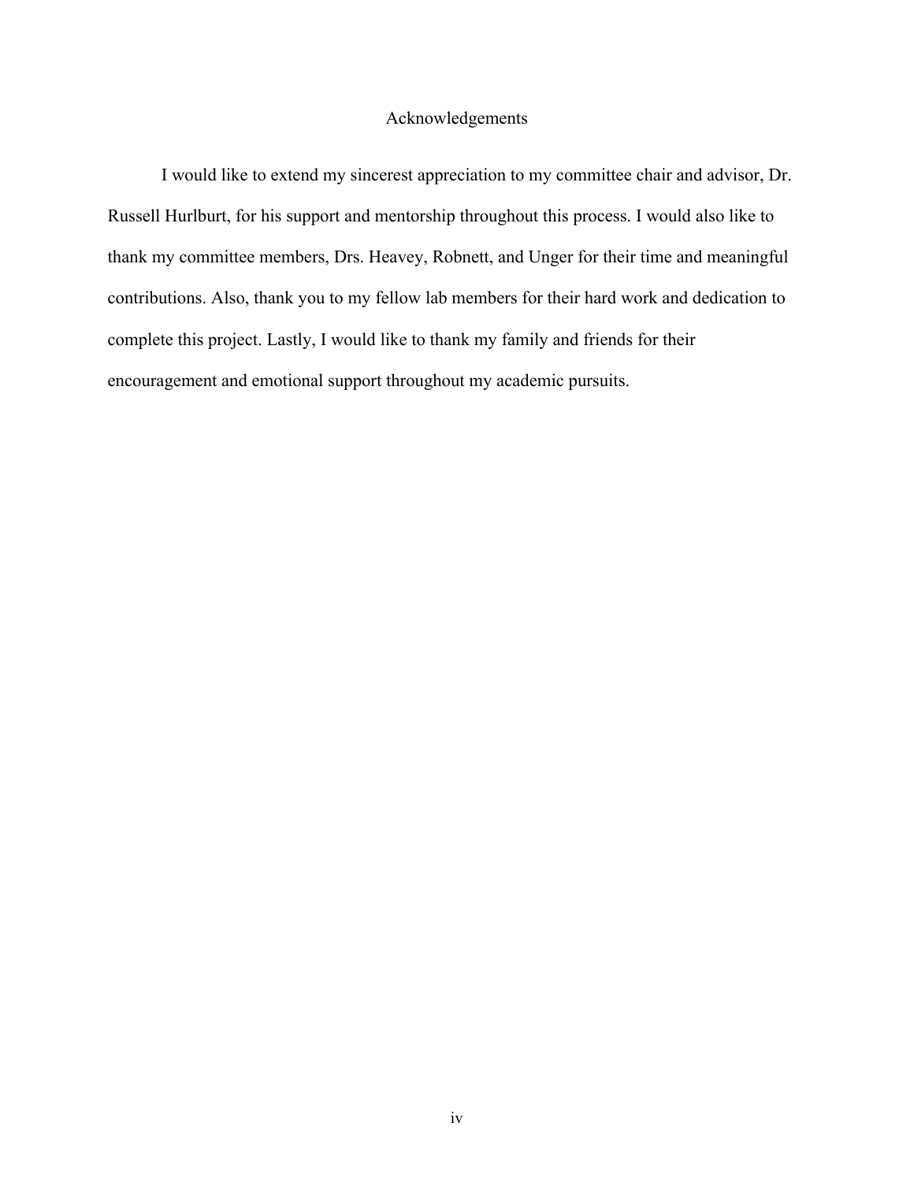# Acknowledgements

I would like to extend my sincerest appreciation to my committee chair and advisor, Dr. Russell Hurlburt, for his support and mentorship throughout this process. I would also like to thank my committee members, Drs. Heavey, Robnett, and Unger for their time and meaningful contributions. Also, thank you to my fellow lab members for their hard work and dedication to complete this project. Lastly, I would like to thank my family and friends for their encouragement and emotional support throughout my academic pursuits.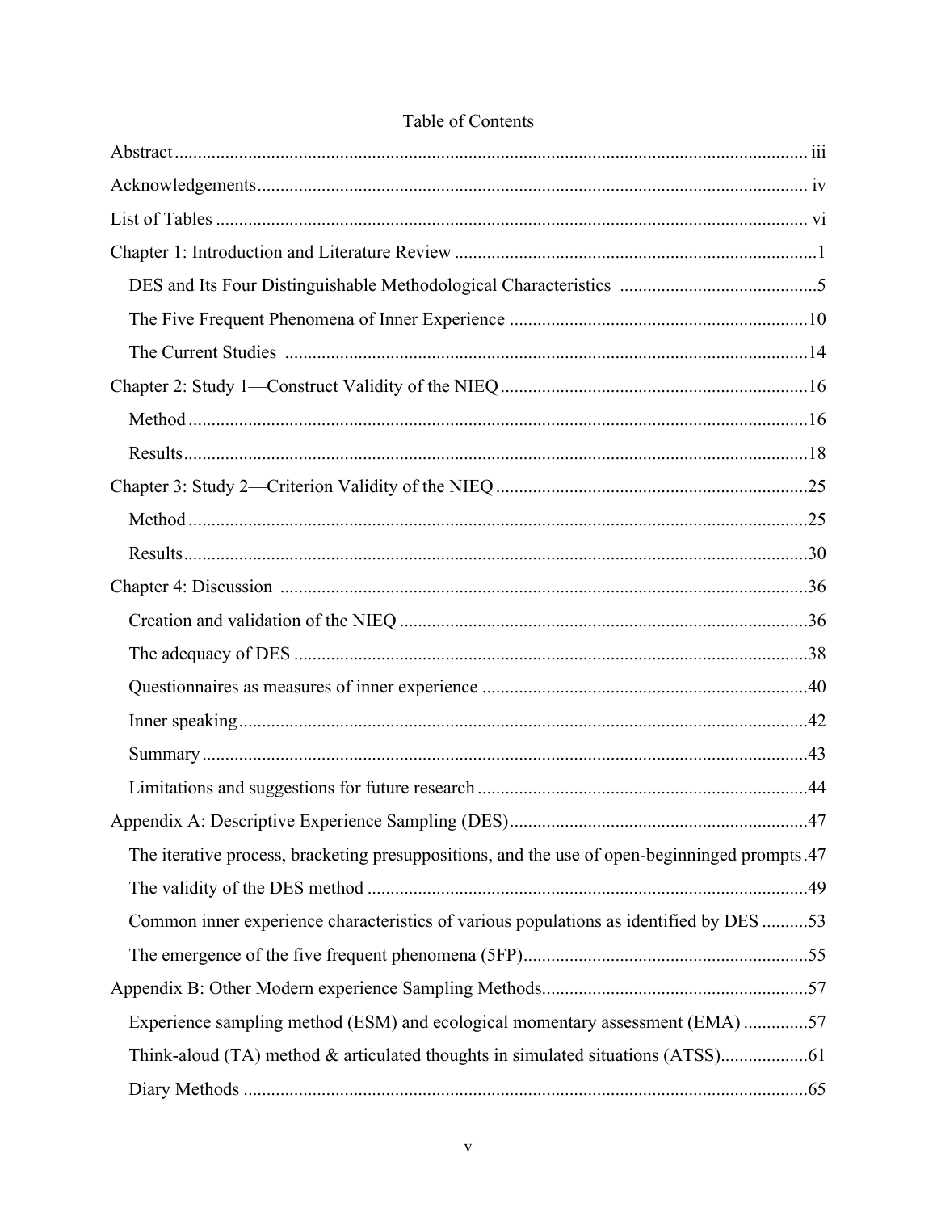# Table of Contents

Abstract ........................................................................................................................... iii

Acknowledgements.......................................................................................................... iv

List of Tables ................................................................................................................... vi

Chapter 1: Introduction and Literature Review ..............................................................................1

- DES and Its Four Distinguishable Methodological Characteristics ...........................................5
- The Five Frequent Phenomena of Inner Experience ................................................................10
- The Current Studies .................................................................................................................14

Chapter 2: Study 1—Construct Validity of the NIEQ ..................................................................16

- Method .....................................................................................................................................16
- Results......................................................................................................................................18

Chapter 3: Study 2—Criterion Validity of the NIEQ ...................................................................25

- Method .....................................................................................................................................25
- Results......................................................................................................................................30

Chapter 4: Discussion ..................................................................................................................36

- Creation and validation of the NIEQ ........................................................................................36
- The adequacy of DES ...............................................................................................................38
- Questionnaires as measures of inner experience ......................................................................40
- Inner speaking...........................................................................................................................42
- Summary...................................................................................................................................43
- Limitations and suggestions for future research .......................................................................44

Appendix A: Descriptive Experience Sampling (DES).................................................................47

- The iterative process, bracketing presuppositions, and the use of open-beginninged prompts.47
- The validity of the DES method ...............................................................................................49
- Common inner experience characteristics of various populations as identified by DES ..........53
- The emergence of the five frequent phenomena (5FP).............................................................55

Appendix B: Other Modern experience Sampling Methods..........................................................57

- Experience sampling method (ESM) and ecological momentary assessment (EMA) ..............57
- Think-aloud (TA) method & articulated thoughts in simulated situations (ATSS)...................61
- Diary Methods ..........................................................................................................................65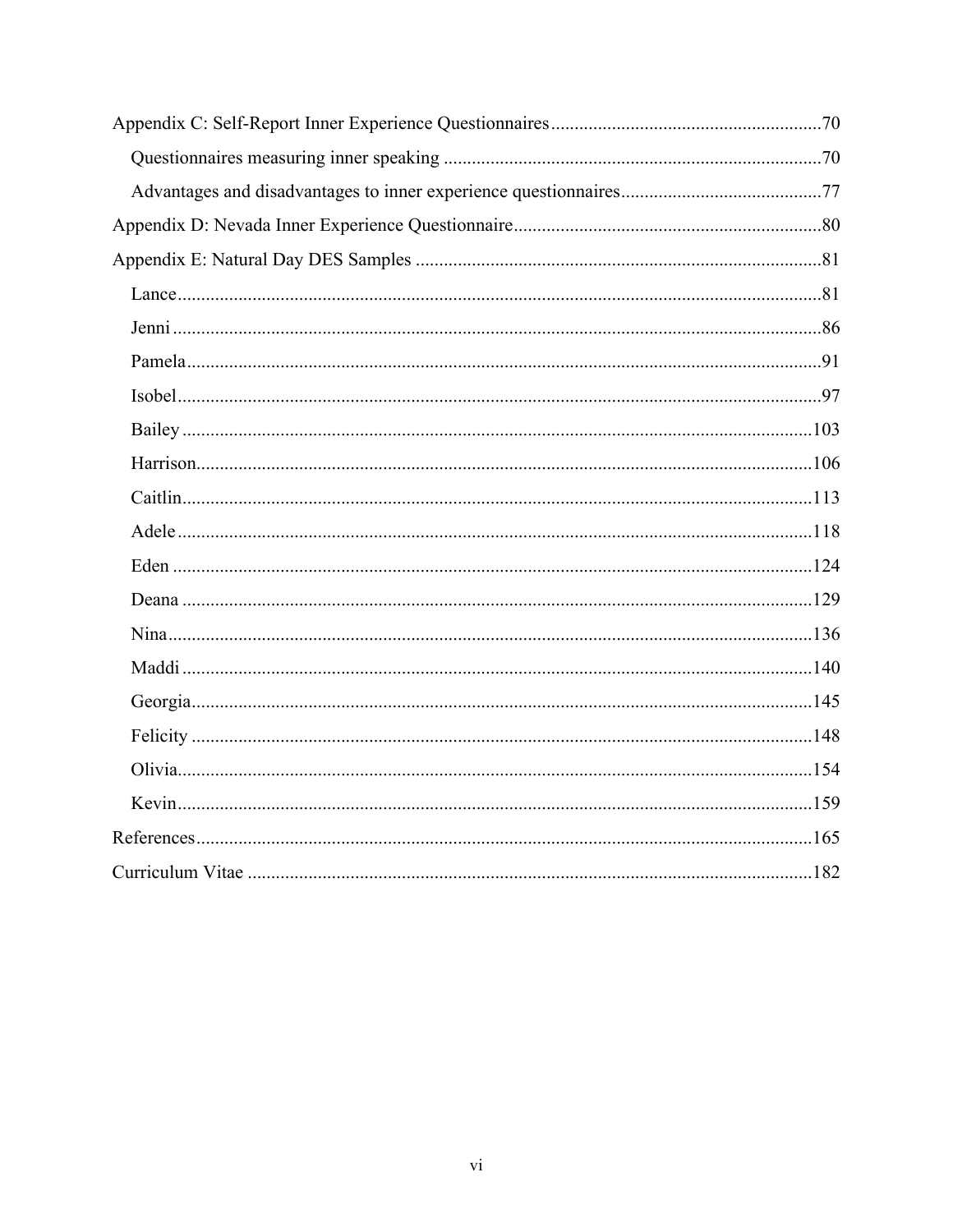Appendix C: Self-Report Inner Experience Questionnaires ........ 70

- Questionnaires measuring inner speaking ........ 70
- Advantages and disadvantages to inner experience questionnaires ........ 77

Appendix D: Nevada Inner Experience Questionnaire ........ 80

Appendix E: Natural Day DES Samples ........ 81

- Lance ........ 81
- Jenni ........ 86
- Pamela ........ 91
- Isobel ........ 97
- Bailey ........ 103
- Harrison ........ 106
- Caitlin ........ 113
- Adele ........ 118
- Eden ........ 124
- Deana ........ 129
- Nina ........ 136
- Maddi ........ 140
- Georgia ........ 145
- Felicity ........ 148
- Olivia ........ 154
- Kevin ........ 159

References ........ 165

Curriculum Vitae ........ 182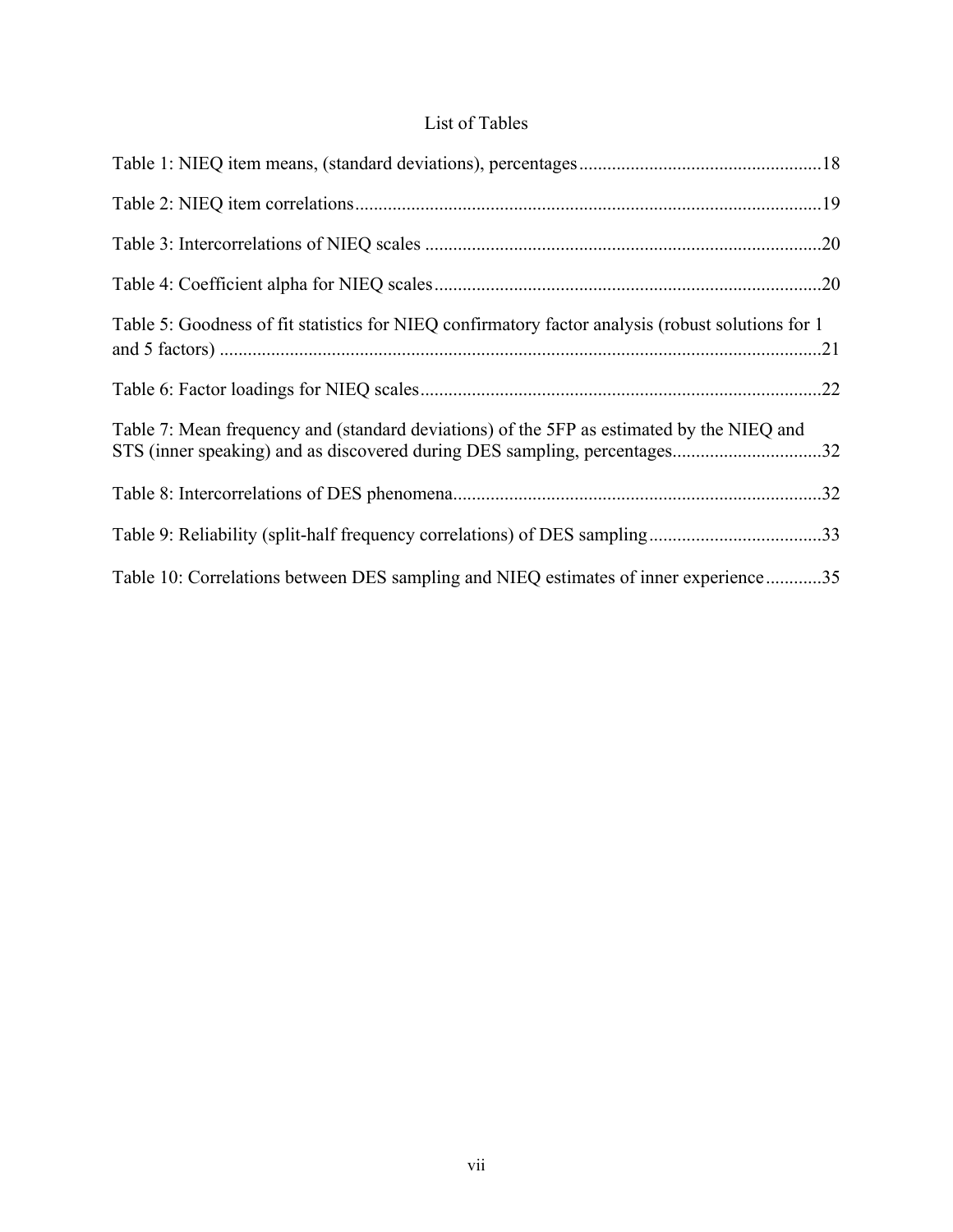# List of Tables

Table 1: NIEQ item means, (standard deviations), percentages....................................................18

Table 2: NIEQ item correlations....................................................................................................19

Table 3: Intercorrelations of NIEQ scales .....................................................................................20

Table 4: Coefficient alpha for NIEQ scales...................................................................................20

Table 5: Goodness of fit statistics for NIEQ confirmatory factor analysis (robust solutions for 1 and 5 factors) .................................................................................................................................21

Table 6: Factor loadings for NIEQ scales......................................................................................22

Table 7: Mean frequency and (standard deviations) of the 5FP as estimated by the NIEQ and STS (inner speaking) and as discovered during DES sampling, percentages................................32

Table 8: Intercorrelations of DES phenomena...............................................................................32

Table 9: Reliability (split-half frequency correlations) of DES sampling.....................................33

Table 10: Correlations between DES sampling and NIEQ estimates of inner experience............35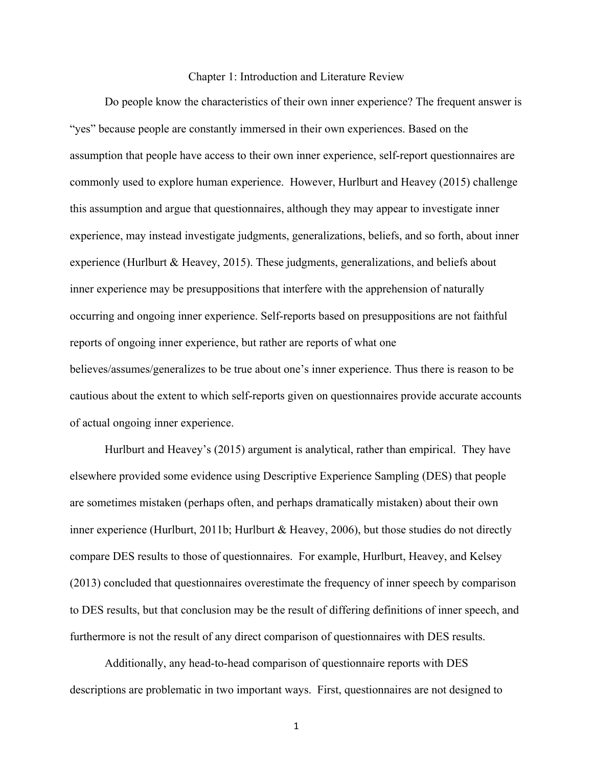# Chapter 1: Introduction and Literature Review

Do people know the characteristics of their own inner experience? The frequent answer is "yes" because people are constantly immersed in their own experiences. Based on the assumption that people have access to their own inner experience, self-report questionnaires are commonly used to explore human experience. However, Hurlburt and Heavey (2015) challenge this assumption and argue that questionnaires, although they may appear to investigate inner experience, may instead investigate judgments, generalizations, beliefs, and so forth, about inner experience (Hurlburt & Heavey, 2015). These judgments, generalizations, and beliefs about inner experience may be presuppositions that interfere with the apprehension of naturally occurring and ongoing inner experience. Self-reports based on presuppositions are not faithful reports of ongoing inner experience, but rather are reports of what one believes/assumes/generalizes to be true about one's inner experience. Thus there is reason to be cautious about the extent to which self-reports given on questionnaires provide accurate accounts of actual ongoing inner experience.

Hurlburt and Heavey's (2015) argument is analytical, rather than empirical. They have elsewhere provided some evidence using Descriptive Experience Sampling (DES) that people are sometimes mistaken (perhaps often, and perhaps dramatically mistaken) about their own inner experience (Hurlburt, 2011b; Hurlburt & Heavey, 2006), but those studies do not directly compare DES results to those of questionnaires. For example, Hurlburt, Heavey, and Kelsey (2013) concluded that questionnaires overestimate the frequency of inner speech by comparison to DES results, but that conclusion may be the result of differing definitions of inner speech, and furthermore is not the result of any direct comparison of questionnaires with DES results.

Additionally, any head-to-head comparison of questionnaire reports with DES descriptions are problematic in two important ways. First, questionnaires are not designed to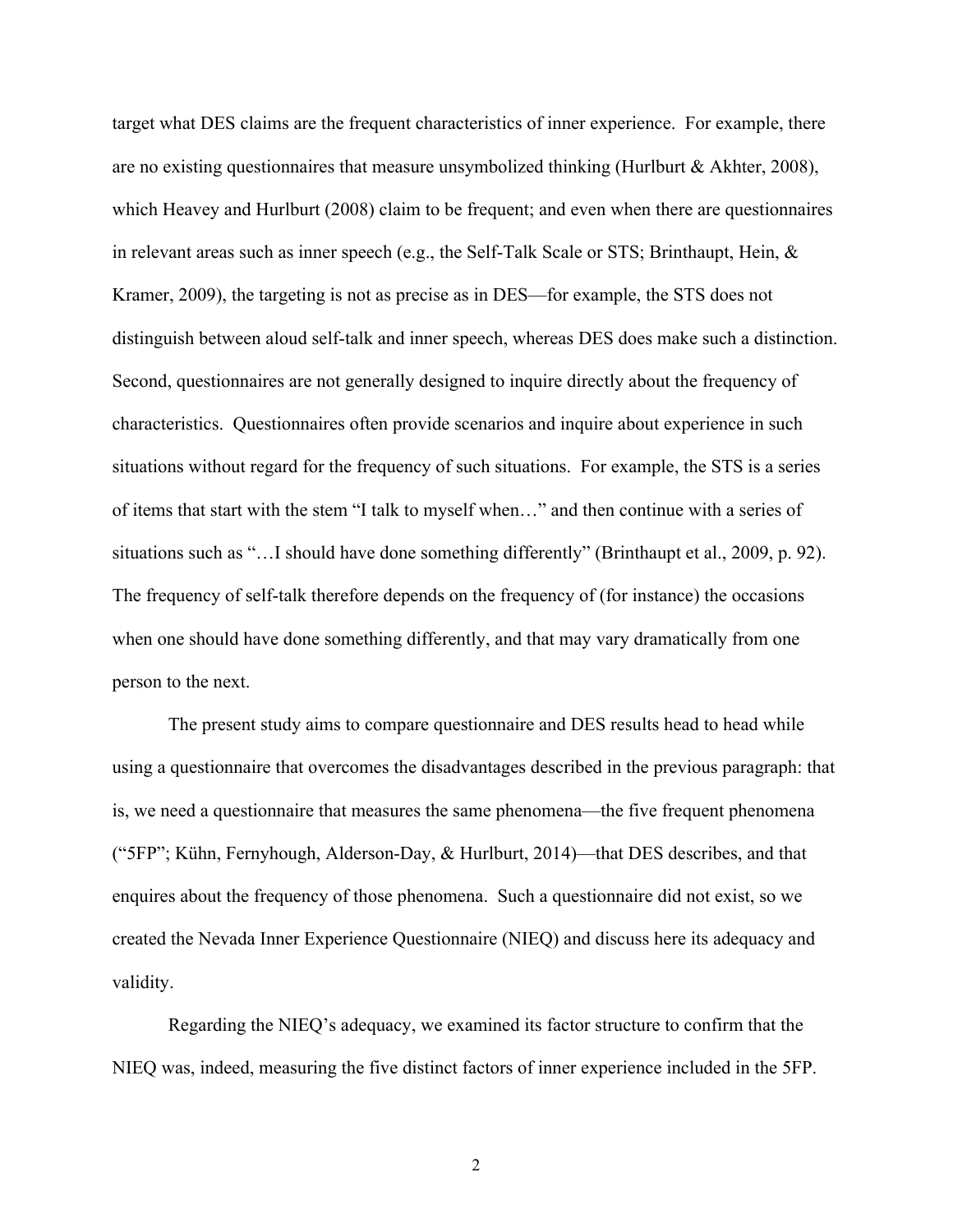target what DES claims are the frequent characteristics of inner experience. For example, there are no existing questionnaires that measure unsymbolized thinking (Hurlburt & Akhter, 2008), which Heavey and Hurlburt (2008) claim to be frequent; and even when there are questionnaires in relevant areas such as inner speech (e.g., the Self-Talk Scale or STS; Brinthaupt, Hein, & Kramer, 2009), the targeting is not as precise as in DES—for example, the STS does not distinguish between aloud self-talk and inner speech, whereas DES does make such a distinction. Second, questionnaires are not generally designed to inquire directly about the frequency of characteristics. Questionnaires often provide scenarios and inquire about experience in such situations without regard for the frequency of such situations. For example, the STS is a series of items that start with the stem "I talk to myself when…" and then continue with a series of situations such as "…I should have done something differently" (Brinthaupt et al., 2009, p. 92). The frequency of self-talk therefore depends on the frequency of (for instance) the occasions when one should have done something differently, and that may vary dramatically from one person to the next.

The present study aims to compare questionnaire and DES results head to head while using a questionnaire that overcomes the disadvantages described in the previous paragraph: that is, we need a questionnaire that measures the same phenomena—the five frequent phenomena ("5FP"; Kühn, Fernyhough, Alderson-Day, & Hurlburt, 2014)—that DES describes, and that enquires about the frequency of those phenomena. Such a questionnaire did not exist, so we created the Nevada Inner Experience Questionnaire (NIEQ) and discuss here its adequacy and validity.

Regarding the NIEQ's adequacy, we examined its factor structure to confirm that the NIEQ was, indeed, measuring the five distinct factors of inner experience included in the 5FP.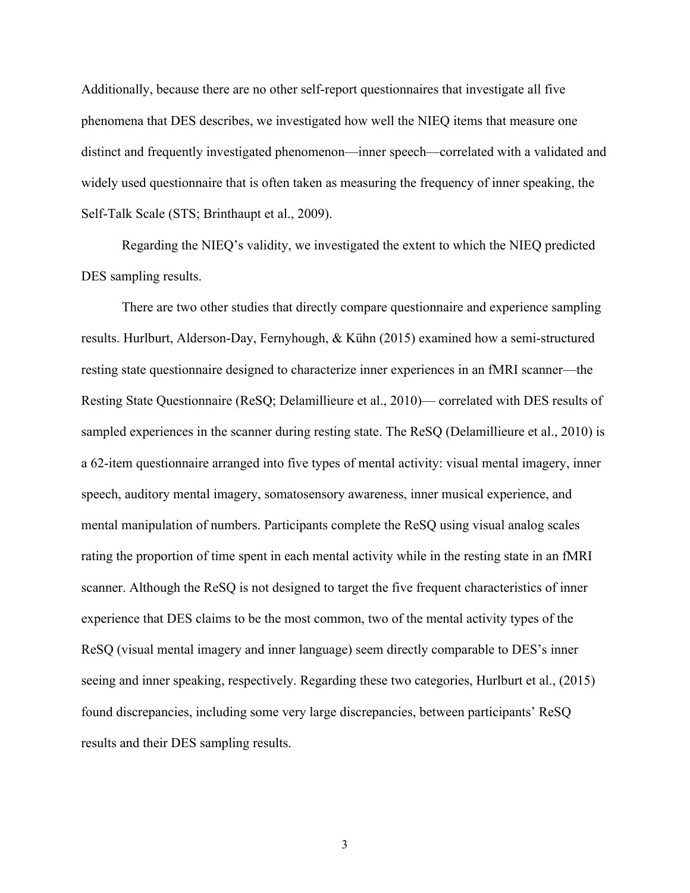Additionally, because there are no other self-report questionnaires that investigate all five phenomena that DES describes, we investigated how well the NIEQ items that measure one distinct and frequently investigated phenomenon—inner speech—correlated with a validated and widely used questionnaire that is often taken as measuring the frequency of inner speaking, the Self-Talk Scale (STS; Brinthaupt et al., 2009).

Regarding the NIEQ's validity, we investigated the extent to which the NIEQ predicted DES sampling results.

There are two other studies that directly compare questionnaire and experience sampling results. Hurlburt, Alderson-Day, Fernyhough, & Kühn (2015) examined how a semi-structured resting state questionnaire designed to characterize inner experiences in an fMRI scanner—the Resting State Questionnaire (ReSQ; Delamillieure et al., 2010)— correlated with DES results of sampled experiences in the scanner during resting state. The ReSQ (Delamillieure et al., 2010) is a 62-item questionnaire arranged into five types of mental activity: visual mental imagery, inner speech, auditory mental imagery, somatosensory awareness, inner musical experience, and mental manipulation of numbers. Participants complete the ReSQ using visual analog scales rating the proportion of time spent in each mental activity while in the resting state in an fMRI scanner. Although the ReSQ is not designed to target the five frequent characteristics of inner experience that DES claims to be the most common, two of the mental activity types of the ReSQ (visual mental imagery and inner language) seem directly comparable to DES's inner seeing and inner speaking, respectively. Regarding these two categories, Hurlburt et al., (2015) found discrepancies, including some very large discrepancies, between participants' ReSQ results and their DES sampling results.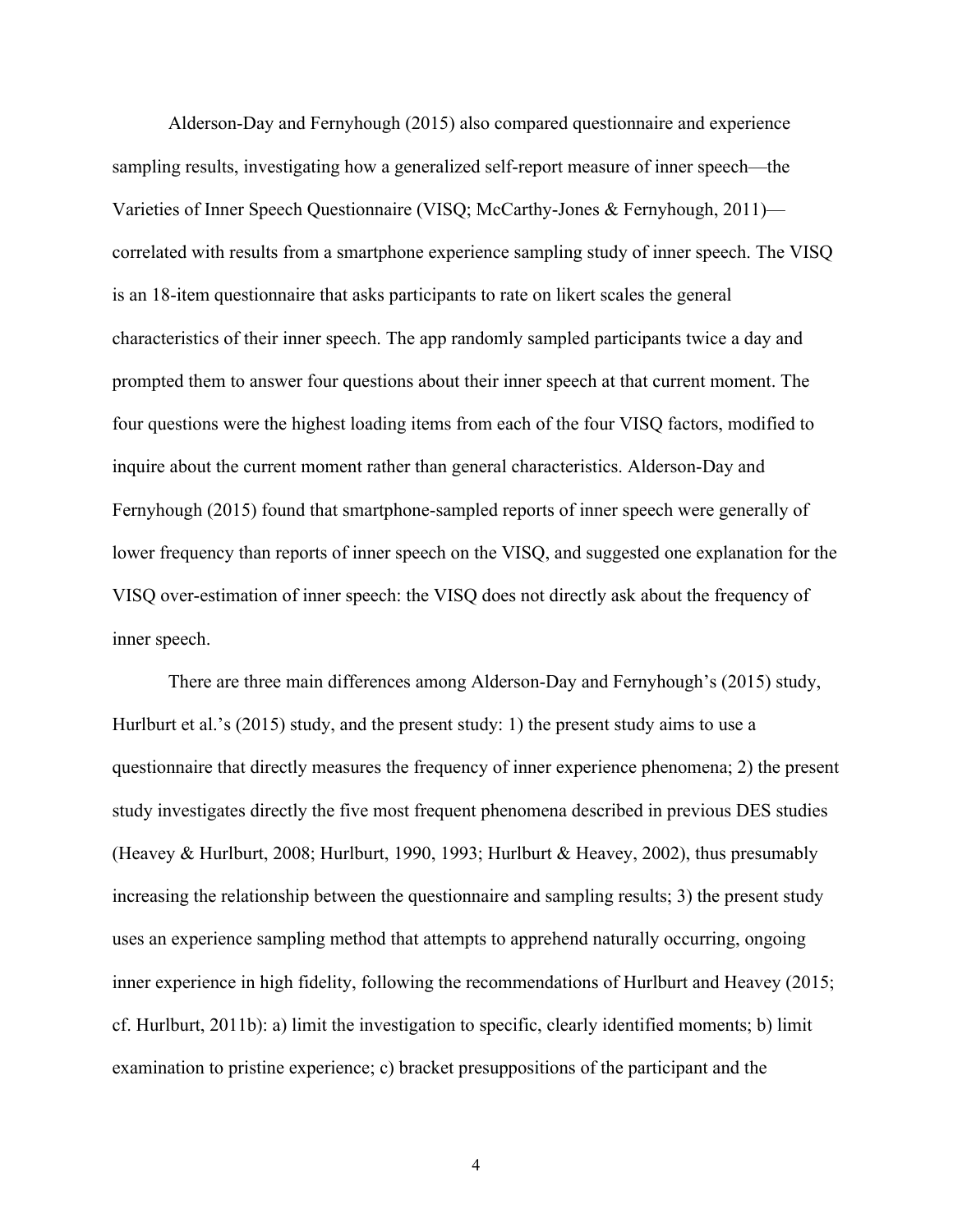Alderson-Day and Fernyhough (2015) also compared questionnaire and experience sampling results, investigating how a generalized self-report measure of inner speech—the Varieties of Inner Speech Questionnaire (VISQ; McCarthy-Jones & Fernyhough, 2011)—correlated with results from a smartphone experience sampling study of inner speech. The VISQ is an 18-item questionnaire that asks participants to rate on likert scales the general characteristics of their inner speech. The app randomly sampled participants twice a day and prompted them to answer four questions about their inner speech at that current moment. The four questions were the highest loading items from each of the four VISQ factors, modified to inquire about the current moment rather than general characteristics. Alderson-Day and Fernyhough (2015) found that smartphone-sampled reports of inner speech were generally of lower frequency than reports of inner speech on the VISQ, and suggested one explanation for the VISQ over-estimation of inner speech: the VISQ does not directly ask about the frequency of inner speech.

There are three main differences among Alderson-Day and Fernyhough's (2015) study, Hurlburt et al.'s (2015) study, and the present study: 1) the present study aims to use a questionnaire that directly measures the frequency of inner experience phenomena; 2) the present study investigates directly the five most frequent phenomena described in previous DES studies (Heavey & Hurlburt, 2008; Hurlburt, 1990, 1993; Hurlburt & Heavey, 2002), thus presumably increasing the relationship between the questionnaire and sampling results; 3) the present study uses an experience sampling method that attempts to apprehend naturally occurring, ongoing inner experience in high fidelity, following the recommendations of Hurlburt and Heavey (2015; cf. Hurlburt, 2011b): a) limit the investigation to specific, clearly identified moments; b) limit examination to pristine experience; c) bracket presuppositions of the participant and the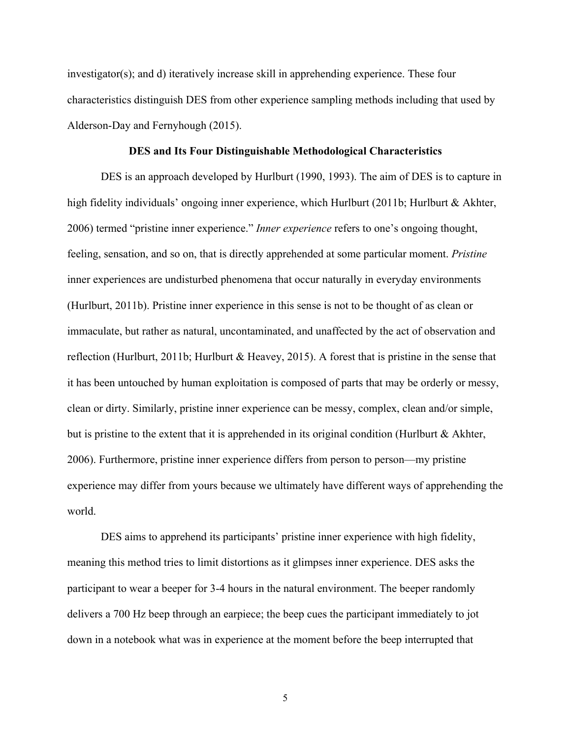investigator(s); and d) iteratively increase skill in apprehending experience. These four characteristics distinguish DES from other experience sampling methods including that used by Alderson-Day and Fernyhough (2015).

## DES and Its Four Distinguishable Methodological Characteristics

DES is an approach developed by Hurlburt (1990, 1993). The aim of DES is to capture in high fidelity individuals' ongoing inner experience, which Hurlburt (2011b; Hurlburt & Akhter, 2006) termed "pristine inner experience." *Inner experience* refers to one's ongoing thought, feeling, sensation, and so on, that is directly apprehended at some particular moment. *Pristine* inner experiences are undisturbed phenomena that occur naturally in everyday environments (Hurlburt, 2011b). Pristine inner experience in this sense is not to be thought of as clean or immaculate, but rather as natural, uncontaminated, and unaffected by the act of observation and reflection (Hurlburt, 2011b; Hurlburt & Heavey, 2015). A forest that is pristine in the sense that it has been untouched by human exploitation is composed of parts that may be orderly or messy, clean or dirty. Similarly, pristine inner experience can be messy, complex, clean and/or simple, but is pristine to the extent that it is apprehended in its original condition (Hurlburt & Akhter, 2006). Furthermore, pristine inner experience differs from person to person—my pristine experience may differ from yours because we ultimately have different ways of apprehending the world.

DES aims to apprehend its participants' pristine inner experience with high fidelity, meaning this method tries to limit distortions as it glimpses inner experience. DES asks the participant to wear a beeper for 3-4 hours in the natural environment. The beeper randomly delivers a 700 Hz beep through an earpiece; the beep cues the participant immediately to jot down in a notebook what was in experience at the moment before the beep interrupted that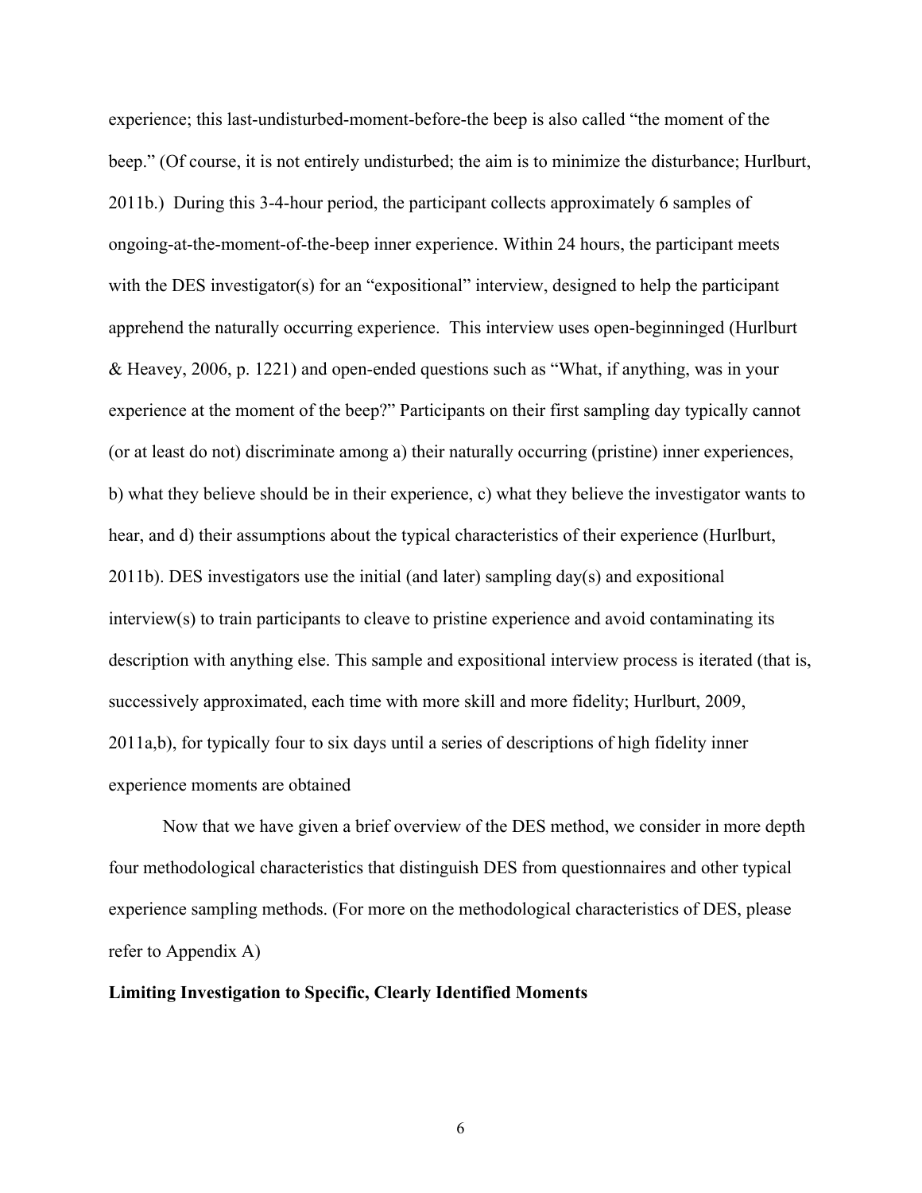experience; this last-undisturbed-moment-before-the beep is also called "the moment of the beep." (Of course, it is not entirely undisturbed; the aim is to minimize the disturbance; Hurlburt, 2011b.) During this 3-4-hour period, the participant collects approximately 6 samples of ongoing-at-the-moment-of-the-beep inner experience. Within 24 hours, the participant meets with the DES investigator(s) for an "expositional" interview, designed to help the participant apprehend the naturally occurring experience. This interview uses open-beginninged (Hurlbert & Heavey, 2006, p. 1221) and open-ended questions such as "What, if anything, was in your experience at the moment of the beep?" Participants on their first sampling day typically cannot (or at least do not) discriminate among a) their naturally occurring (pristine) inner experiences, b) what they believe should be in their experience, c) what they believe the investigator wants to hear, and d) their assumptions about the typical characteristics of their experience (Hurlburt, 2011b). DES investigators use the initial (and later) sampling day(s) and expositional interview(s) to train participants to cleave to pristine experience and avoid contaminating its description with anything else. This sample and expositional interview process is iterated (that is, successively approximated, each time with more skill and more fidelity; Hurlburt, 2009, 2011a,b), for typically four to six days until a series of descriptions of high fidelity inner experience moments are obtained

Now that we have given a brief overview of the DES method, we consider in more depth four methodological characteristics that distinguish DES from questionnaires and other typical experience sampling methods. (For more on the methodological characteristics of DES, please refer to Appendix A)

**Limiting Investigation to Specific, Clearly Identified Moments**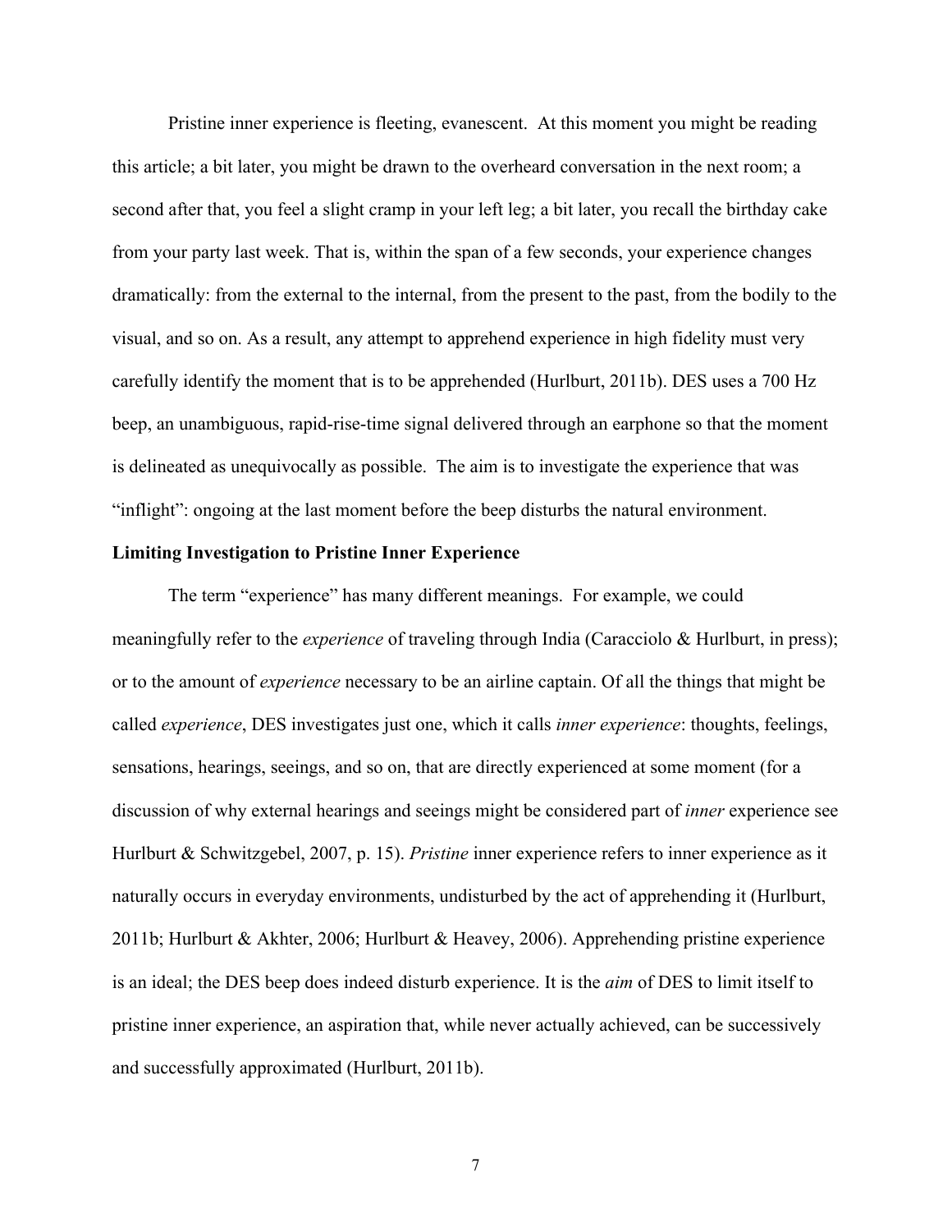Pristine inner experience is fleeting, evanescent. At this moment you might be reading this article; a bit later, you might be drawn to the overheard conversation in the next room; a second after that, you feel a slight cramp in your left leg; a bit later, you recall the birthday cake from your party last week. That is, within the span of a few seconds, your experience changes dramatically: from the external to the internal, from the present to the past, from the bodily to the visual, and so on. As a result, any attempt to apprehend experience in high fidelity must very carefully identify the moment that is to be apprehended (Hurlburt, 2011b). DES uses a 700 Hz beep, an unambiguous, rapid-rise-time signal delivered through an earphone so that the moment is delineated as unequivocally as possible. The aim is to investigate the experience that was "inflight": ongoing at the last moment before the beep disturbs the natural environment.

**Limiting Investigation to Pristine Inner Experience**

The term "experience" has many different meanings. For example, we could meaningfully refer to the *experience* of traveling through India (Caracciolo & Hurlburt, in press); or to the amount of *experience* necessary to be an airline captain. Of all the things that might be called *experience*, DES investigates just one, which it calls *inner experience*: thoughts, feelings, sensations, hearings, seeings, and so on, that are directly experienced at some moment (for a discussion of why external hearings and seeings might be considered part of *inner* experience see Hurlburt & Schwitzgebel, 2007, p. 15). *Pristine* inner experience refers to inner experience as it naturally occurs in everyday environments, undisturbed by the act of apprehending it (Hurlburt, 2011b; Hurlburt & Akhter, 2006; Hurlburt & Heavey, 2006). Apprehending pristine experience is an ideal; the DES beep does indeed disturb experience. It is the *aim* of DES to limit itself to pristine inner experience, an aspiration that, while never actually achieved, can be successively and successfully approximated (Hurlburt, 2011b).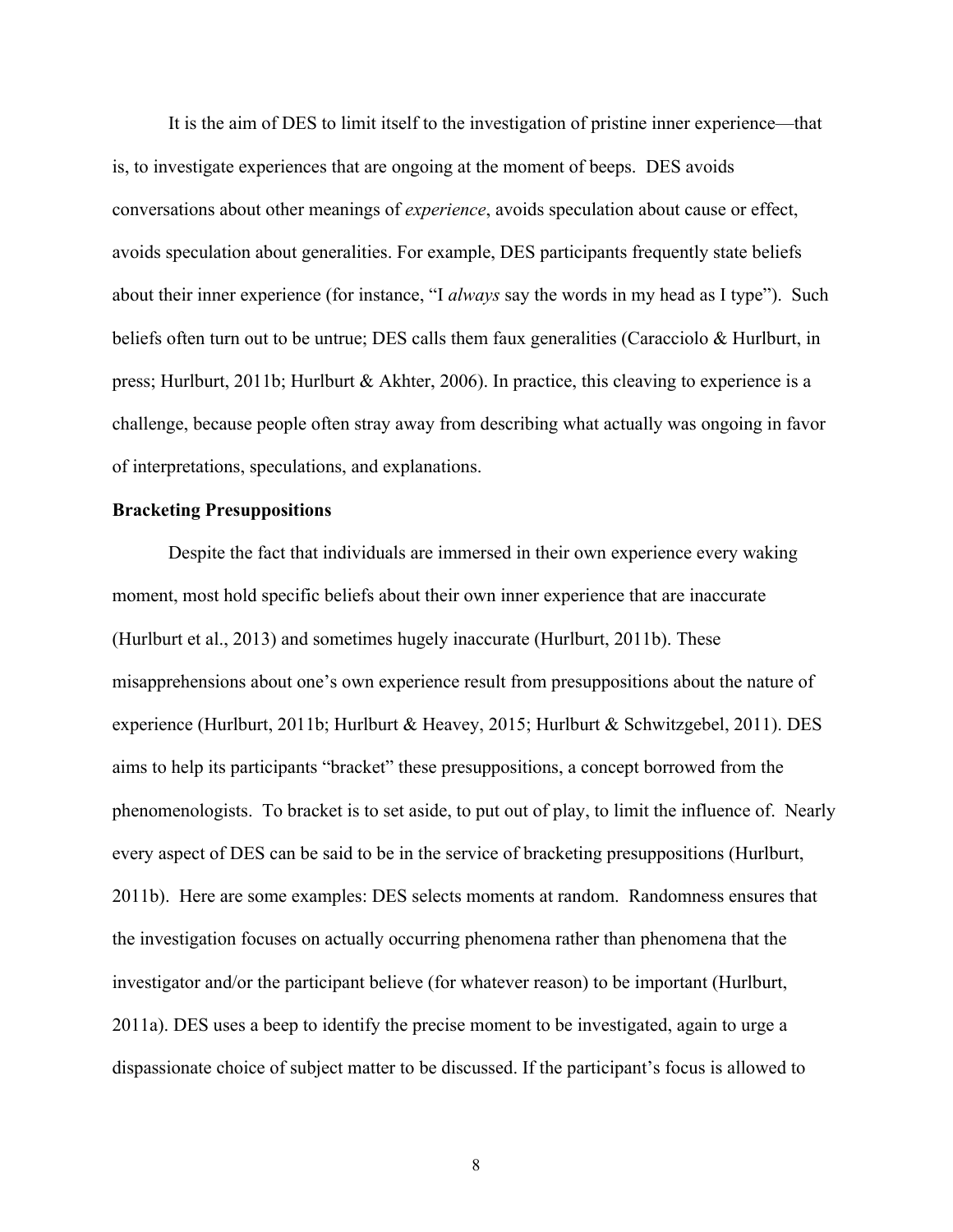It is the aim of DES to limit itself to the investigation of pristine inner experience—that is, to investigate experiences that are ongoing at the moment of beeps. DES avoids conversations about other meanings of *experience*, avoids speculation about cause or effect, avoids speculation about generalities. For example, DES participants frequently state beliefs about their inner experience (for instance, "I *always* say the words in my head as I type"). Such beliefs often turn out to be untrue; DES calls them faux generalities (Caracciolo & Hurlburt, in press; Hurlburt, 2011b; Hurlburt & Akhter, 2006). In practice, this cleaving to experience is a challenge, because people often stray away from describing what actually was ongoing in favor of interpretations, speculations, and explanations.

**Bracketing Presuppositions**

Despite the fact that individuals are immersed in their own experience every waking moment, most hold specific beliefs about their own inner experience that are inaccurate (Hurlburt et al., 2013) and sometimes hugely inaccurate (Hurlburt, 2011b). These misapprehensions about one's own experience result from presuppositions about the nature of experience (Hurlburt, 2011b; Hurlburt & Heavey, 2015; Hurlburt & Schwitzgebel, 2011). DES aims to help its participants "bracket" these presuppositions, a concept borrowed from the phenomenologists. To bracket is to set aside, to put out of play, to limit the influence of. Nearly every aspect of DES can be said to be in the service of bracketing presuppositions (Hurlburt, 2011b). Here are some examples: DES selects moments at random. Randomness ensures that the investigation focuses on actually occurring phenomena rather than phenomena that the investigator and/or the participant believe (for whatever reason) to be important (Hurlburt, 2011a). DES uses a beep to identify the precise moment to be investigated, again to urge a dispassionate choice of subject matter to be discussed. If the participant's focus is allowed to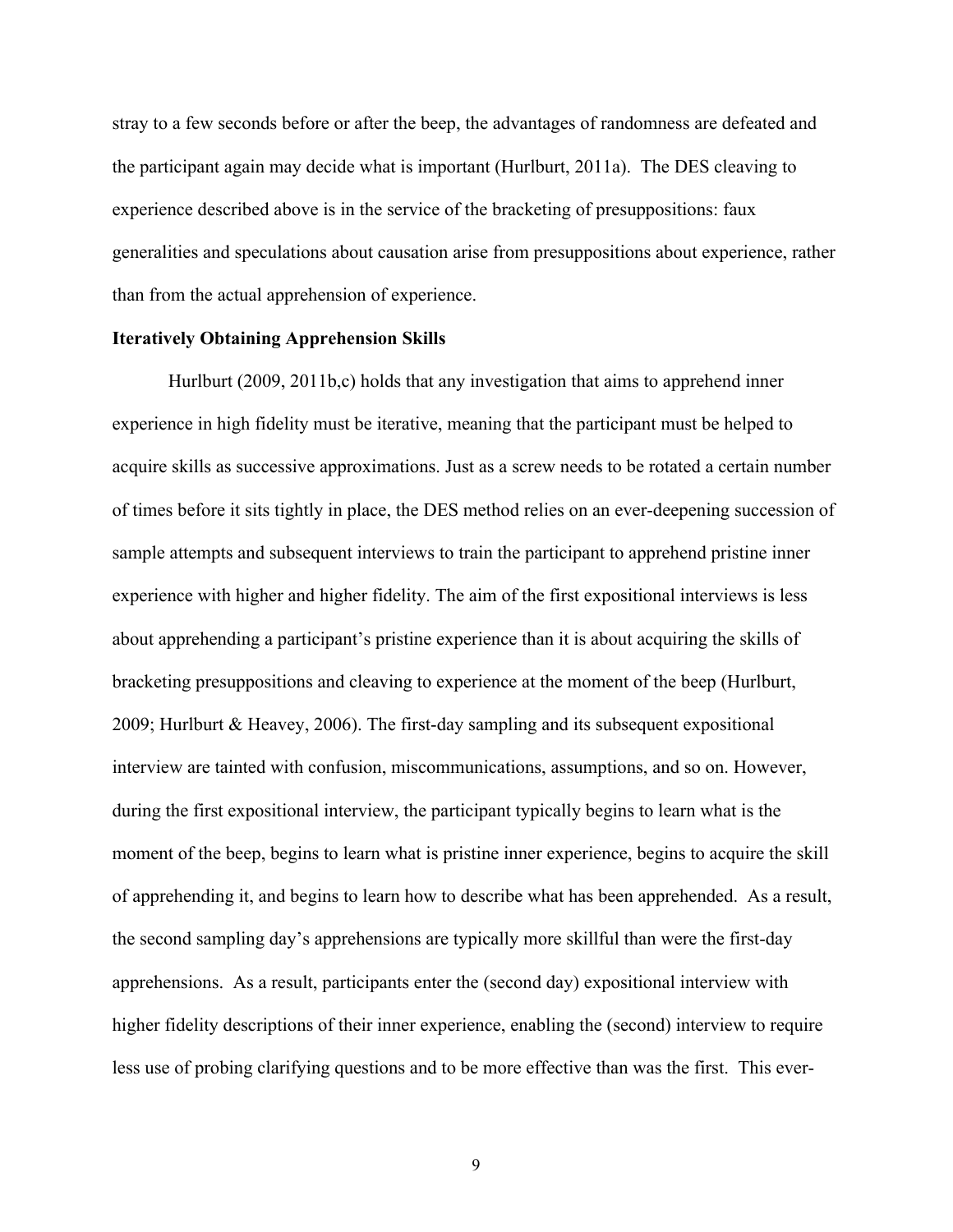stray to a few seconds before or after the beep, the advantages of randomness are defeated and the participant again may decide what is important (Hurlburt, 2011a). The DES cleaving to experience described above is in the service of the bracketing of presuppositions: faux generalities and speculations about causation arise from presuppositions about experience, rather than from the actual apprehension of experience.

**Iteratively Obtaining Apprehension Skills**

Hurlburt (2009, 2011b,c) holds that any investigation that aims to apprehend inner experience in high fidelity must be iterative, meaning that the participant must be helped to acquire skills as successive approximations. Just as a screw needs to be rotated a certain number of times before it sits tightly in place, the DES method relies on an ever-deepening succession of sample attempts and subsequent interviews to train the participant to apprehend pristine inner experience with higher and higher fidelity. The aim of the first expositional interviews is less about apprehending a participant's pristine experience than it is about acquiring the skills of bracketing presuppositions and cleaving to experience at the moment of the beep (Hurlburt, 2009; Hurlburt & Heavey, 2006). The first-day sampling and its subsequent expositional interview are tainted with confusion, miscommunications, assumptions, and so on. However, during the first expositional interview, the participant typically begins to learn what is the moment of the beep, begins to learn what is pristine inner experience, begins to acquire the skill of apprehending it, and begins to learn how to describe what has been apprehended. As a result, the second sampling day's apprehensions are typically more skillful than were the first-day apprehensions. As a result, participants enter the (second day) expositional interview with higher fidelity descriptions of their inner experience, enabling the (second) interview to require less use of probing clarifying questions and to be more effective than was the first. This ever-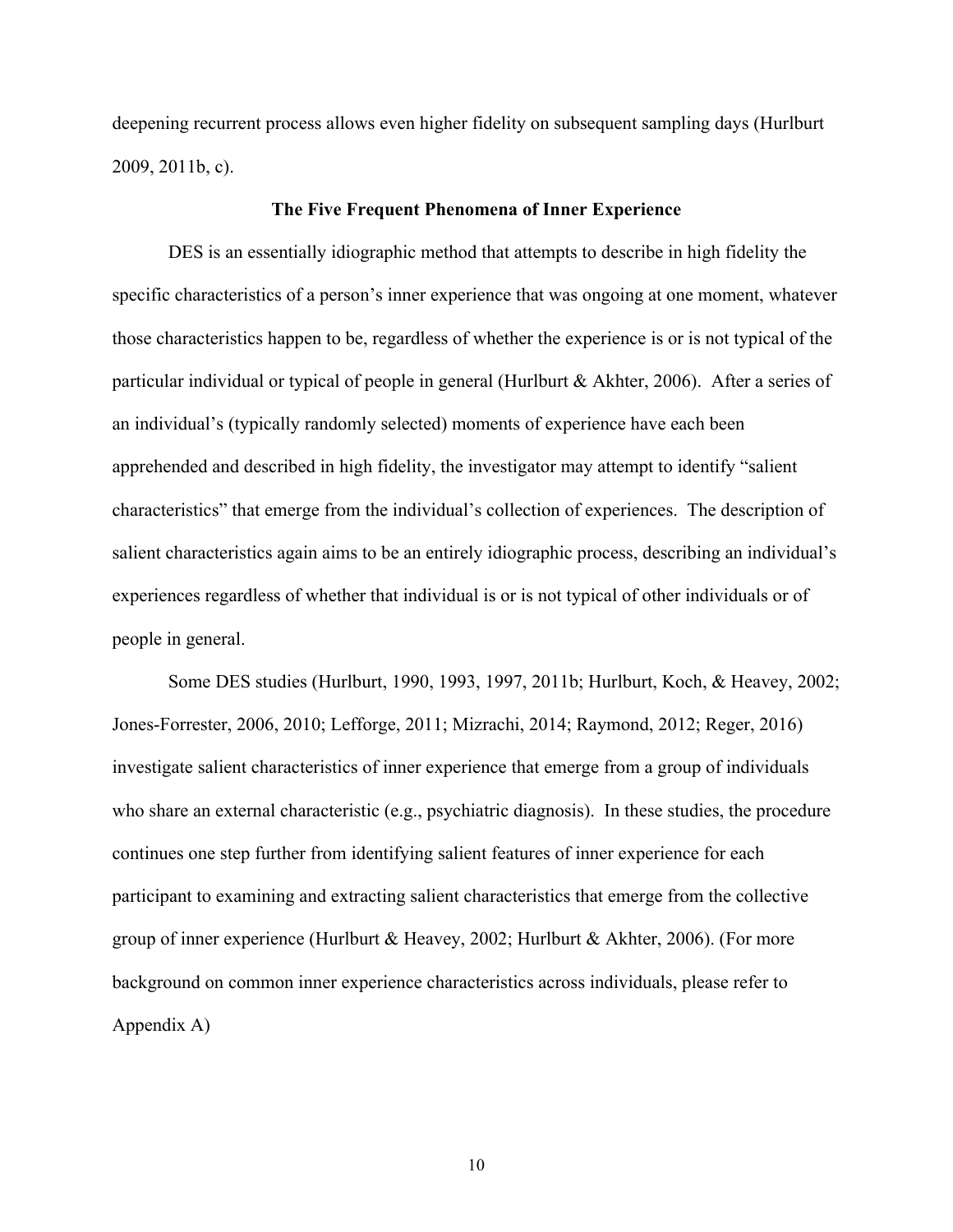deepening recurrent process allows even higher fidelity on subsequent sampling days (Hurlburt 2009, 2011b, c).

## The Five Frequent Phenomena of Inner Experience

DES is an essentially idiographic method that attempts to describe in high fidelity the specific characteristics of a person's inner experience that was ongoing at one moment, whatever those characteristics happen to be, regardless of whether the experience is or is not typical of the particular individual or typical of people in general (Hurlburt & Akhter, 2006). After a series of an individual's (typically randomly selected) moments of experience have each been apprehended and described in high fidelity, the investigator may attempt to identify "salient characteristics" that emerge from the individual's collection of experiences. The description of salient characteristics again aims to be an entirely idiographic process, describing an individual's experiences regardless of whether that individual is or is not typical of other individuals or of people in general.

Some DES studies (Hurlburt, 1990, 1993, 1997, 2011b; Hurlburt, Koch, & Heavey, 2002; Jones-Forrester, 2006, 2010; Lefforge, 2011; Mizrachi, 2014; Raymond, 2012; Reger, 2016) investigate salient characteristics of inner experience that emerge from a group of individuals who share an external characteristic (e.g., psychiatric diagnosis). In these studies, the procedure continues one step further from identifying salient features of inner experience for each participant to examining and extracting salient characteristics that emerge from the collective group of inner experience (Hurlburt & Heavey, 2002; Hurlburt & Akhter, 2006). (For more background on common inner experience characteristics across individuals, please refer to Appendix A)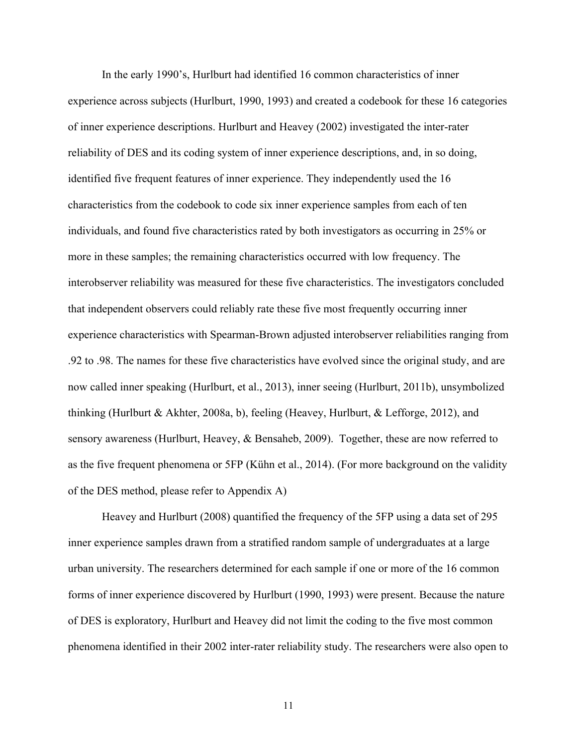In the early 1990's, Hurlburt had identified 16 common characteristics of inner experience across subjects (Hurlburt, 1990, 1993) and created a codebook for these 16 categories of inner experience descriptions. Hurlburt and Heavey (2002) investigated the inter-rater reliability of DES and its coding system of inner experience descriptions, and, in so doing, identified five frequent features of inner experience. They independently used the 16 characteristics from the codebook to code six inner experience samples from each of ten individuals, and found five characteristics rated by both investigators as occurring in 25% or more in these samples; the remaining characteristics occurred with low frequency. The interobserver reliability was measured for these five characteristics. The investigators concluded that independent observers could reliably rate these five most frequently occurring inner experience characteristics with Spearman-Brown adjusted interobserver reliabilities ranging from .92 to .98. The names for these five characteristics have evolved since the original study, and are now called inner speaking (Hurlburt, et al., 2013), inner seeing (Hurlburt, 2011b), unsymbolized thinking (Hurlburt & Akhter, 2008a, b), feeling (Heavey, Hurlburt, & Lefforge, 2012), and sensory awareness (Hurlburt, Heavey, & Bensaheb, 2009). Together, these are now referred to as the five frequent phenomena or 5FP (Kühn et al., 2014). (For more background on the validity of the DES method, please refer to Appendix A)

Heavey and Hurlburt (2008) quantified the frequency of the 5FP using a data set of 295 inner experience samples drawn from a stratified random sample of undergraduates at a large urban university. The researchers determined for each sample if one or more of the 16 common forms of inner experience discovered by Hurlburt (1990, 1993) were present. Because the nature of DES is exploratory, Hurlburt and Heavey did not limit the coding to the five most common phenomena identified in their 2002 inter-rater reliability study. The researchers were also open to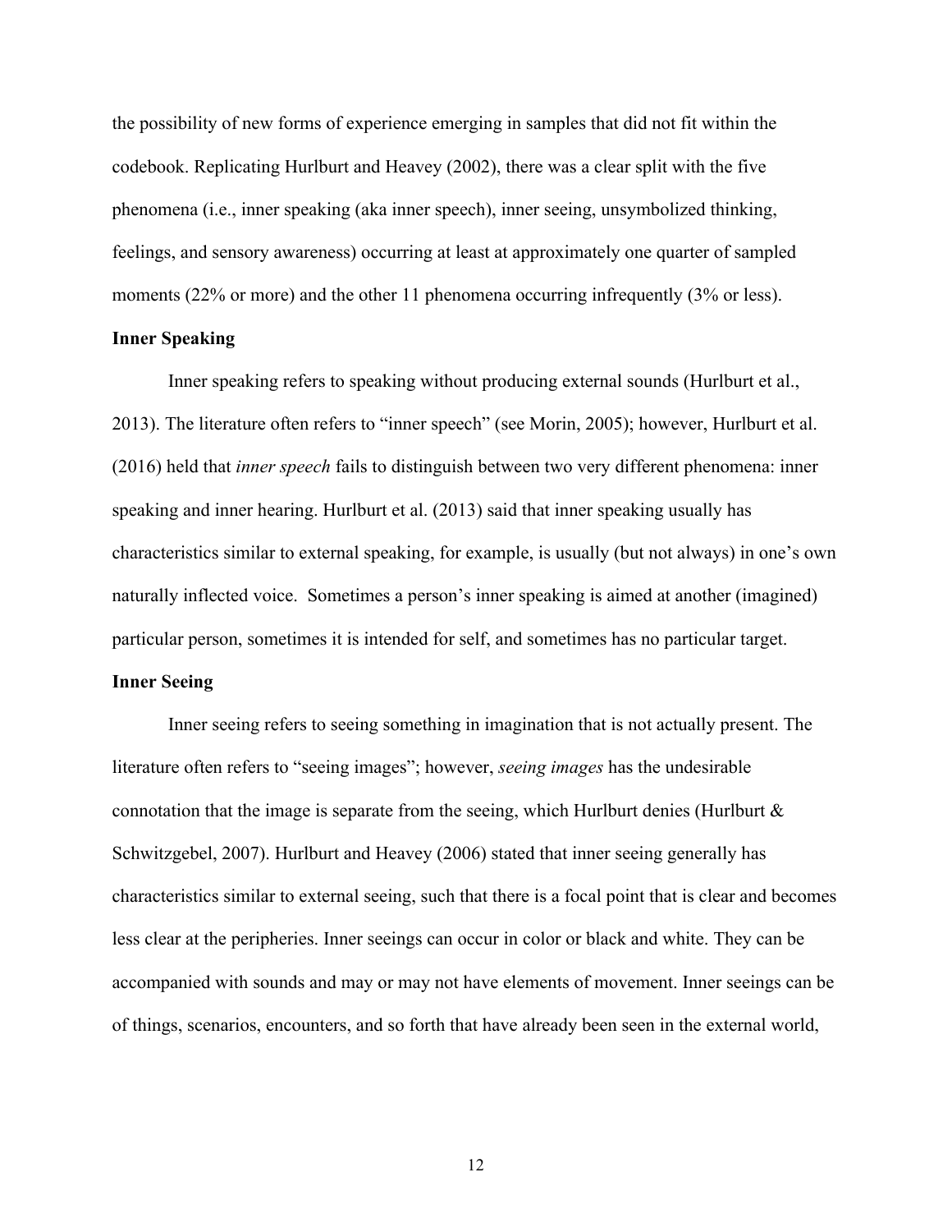the possibility of new forms of experience emerging in samples that did not fit within the codebook. Replicating Hurlburt and Heavey (2002), there was a clear split with the five phenomena (i.e., inner speaking (aka inner speech), inner seeing, unsymbolized thinking, feelings, and sensory awareness) occurring at least at approximately one quarter of sampled moments (22% or more) and the other 11 phenomena occurring infrequently (3% or less).

**Inner Speaking**

Inner speaking refers to speaking without producing external sounds (Hurlburt et al., 2013). The literature often refers to "inner speech" (see Morin, 2005); however, Hurlburt et al. (2016) held that *inner speech* fails to distinguish between two very different phenomena: inner speaking and inner hearing. Hurlburt et al. (2013) said that inner speaking usually has characteristics similar to external speaking, for example, is usually (but not always) in one's own naturally inflected voice. Sometimes a person's inner speaking is aimed at another (imagined) particular person, sometimes it is intended for self, and sometimes has no particular target.

**Inner Seeing**

Inner seeing refers to seeing something in imagination that is not actually present. The literature often refers to "seeing images"; however, *seeing images* has the undesirable connotation that the image is separate from the seeing, which Hurlburt denies (Hurlburt & Schwitzgebel, 2007). Hurlburt and Heavey (2006) stated that inner seeing generally has characteristics similar to external seeing, such that there is a focal point that is clear and becomes less clear at the peripheries. Inner seeings can occur in color or black and white. They can be accompanied with sounds and may or may not have elements of movement. Inner seeings can be of things, scenarios, encounters, and so forth that have already been seen in the external world,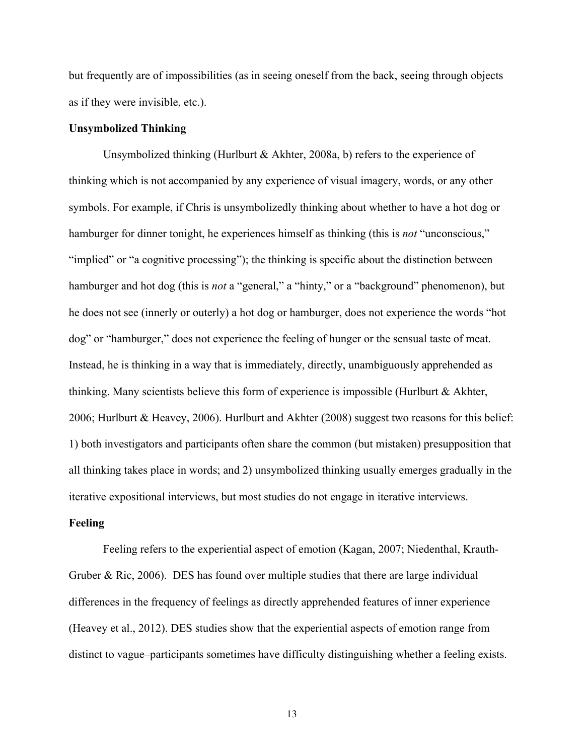but frequently are of impossibilities (as in seeing oneself from the back, seeing through objects as if they were invisible, etc.).

**Unsymbolized Thinking**

Unsymbolized thinking (Hurlburt & Akhter, 2008a, b) refers to the experience of thinking which is not accompanied by any experience of visual imagery, words, or any other symbols. For example, if Chris is unsymbolizedly thinking about whether to have a hot dog or hamburger for dinner tonight, he experiences himself as thinking (this is *not* "unconscious," "implied" or "a cognitive processing"); the thinking is specific about the distinction between hamburger and hot dog (this is *not* a "general," a "hinty," or a "background" phenomenon), but he does not see (innerly or outerly) a hot dog or hamburger, does not experience the words "hot dog" or "hamburger," does not experience the feeling of hunger or the sensual taste of meat. Instead, he is thinking in a way that is immediately, directly, unambiguously apprehended as thinking. Many scientists believe this form of experience is impossible (Hurlburt & Akhter, 2006; Hurlburt & Heavey, 2006). Hurlburt and Akhter (2008) suggest two reasons for this belief: 1) both investigators and participants often share the common (but mistaken) presupposition that all thinking takes place in words; and 2) unsymbolized thinking usually emerges gradually in the iterative expositional interviews, but most studies do not engage in iterative interviews.

**Feeling**

Feeling refers to the experiential aspect of emotion (Kagan, 2007; Niedenthal, Krauth-Gruber & Ric, 2006). DES has found over multiple studies that there are large individual differences in the frequency of feelings as directly apprehended features of inner experience (Heavey et al., 2012). DES studies show that the experiential aspects of emotion range from distinct to vague–participants sometimes have difficulty distinguishing whether a feeling exists.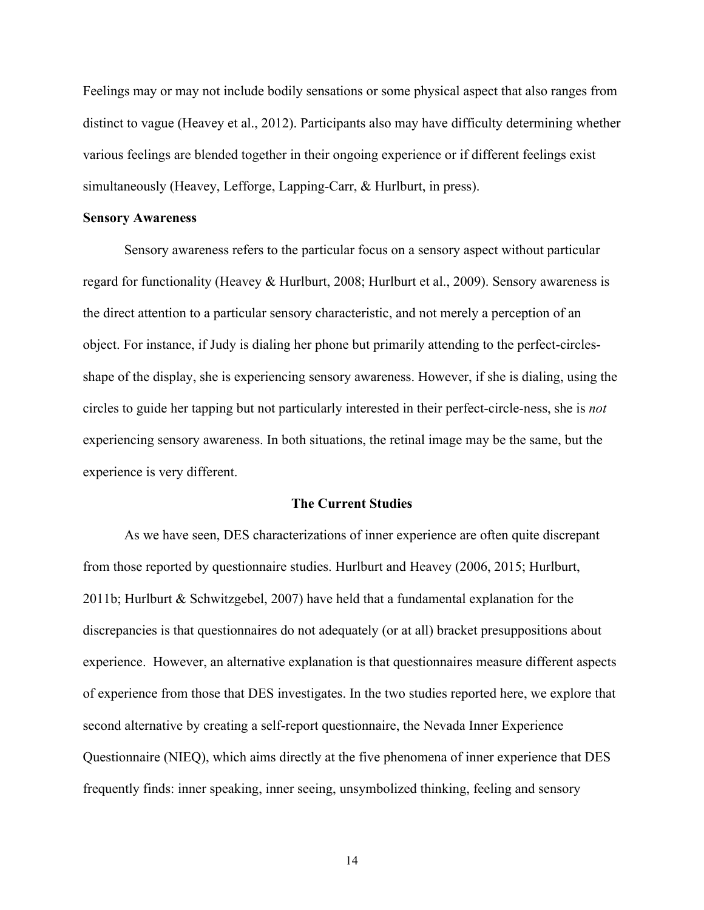Feelings may or may not include bodily sensations or some physical aspect that also ranges from distinct to vague (Heavey et al., 2012). Participants also may have difficulty determining whether various feelings are blended together in their ongoing experience or if different feelings exist simultaneously (Heavey, Lefforge, Lapping-Carr, & Hurlburt, in press).

**Sensory Awareness**

Sensory awareness refers to the particular focus on a sensory aspect without particular regard for functionality (Heavey & Hurlburt, 2008; Hurlburt et al., 2009). Sensory awareness is the direct attention to a particular sensory characteristic, and not merely a perception of an object. For instance, if Judy is dialing her phone but primarily attending to the perfect-circles-shape of the display, she is experiencing sensory awareness. However, if she is dialing, using the circles to guide her tapping but not particularly interested in their perfect-circle-ness, she is *not* experiencing sensory awareness. In both situations, the retinal image may be the same, but the experience is very different.

## The Current Studies

As we have seen, DES characterizations of inner experience are often quite discrepant from those reported by questionnaire studies. Hurlburt and Heavey (2006, 2015; Hurlburt, 2011b; Hurlburt & Schwitzgebel, 2007) have held that a fundamental explanation for the discrepancies is that questionnaires do not adequately (or at all) bracket presuppositions about experience. However, an alternative explanation is that questionnaires measure different aspects of experience from those that DES investigates. In the two studies reported here, we explore that second alternative by creating a self-report questionnaire, the Nevada Inner Experience Questionnaire (NIEQ), which aims directly at the five phenomena of inner experience that DES frequently finds: inner speaking, inner seeing, unsymbolized thinking, feeling and sensory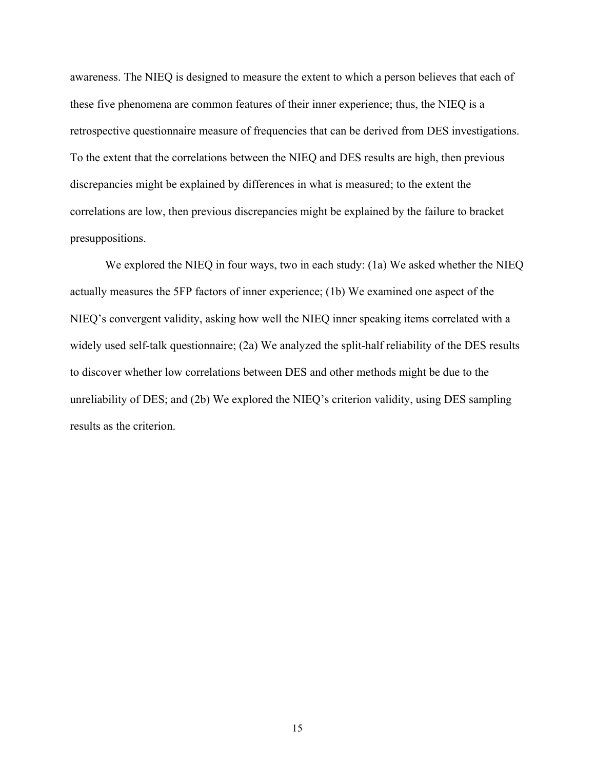awareness. The NIEQ is designed to measure the extent to which a person believes that each of these five phenomena are common features of their inner experience; thus, the NIEQ is a retrospective questionnaire measure of frequencies that can be derived from DES investigations. To the extent that the correlations between the NIEQ and DES results are high, then previous discrepancies might be explained by differences in what is measured; to the extent the correlations are low, then previous discrepancies might be explained by the failure to bracket presuppositions.

We explored the NIEQ in four ways, two in each study: (1a) We asked whether the NIEQ actually measures the 5FP factors of inner experience; (1b) We examined one aspect of the NIEQ's convergent validity, asking how well the NIEQ inner speaking items correlated with a widely used self-talk questionnaire; (2a) We analyzed the split-half reliability of the DES results to discover whether low correlations between DES and other methods might be due to the unreliability of DES; and (2b) We explored the NIEQ's criterion validity, using DES sampling results as the criterion.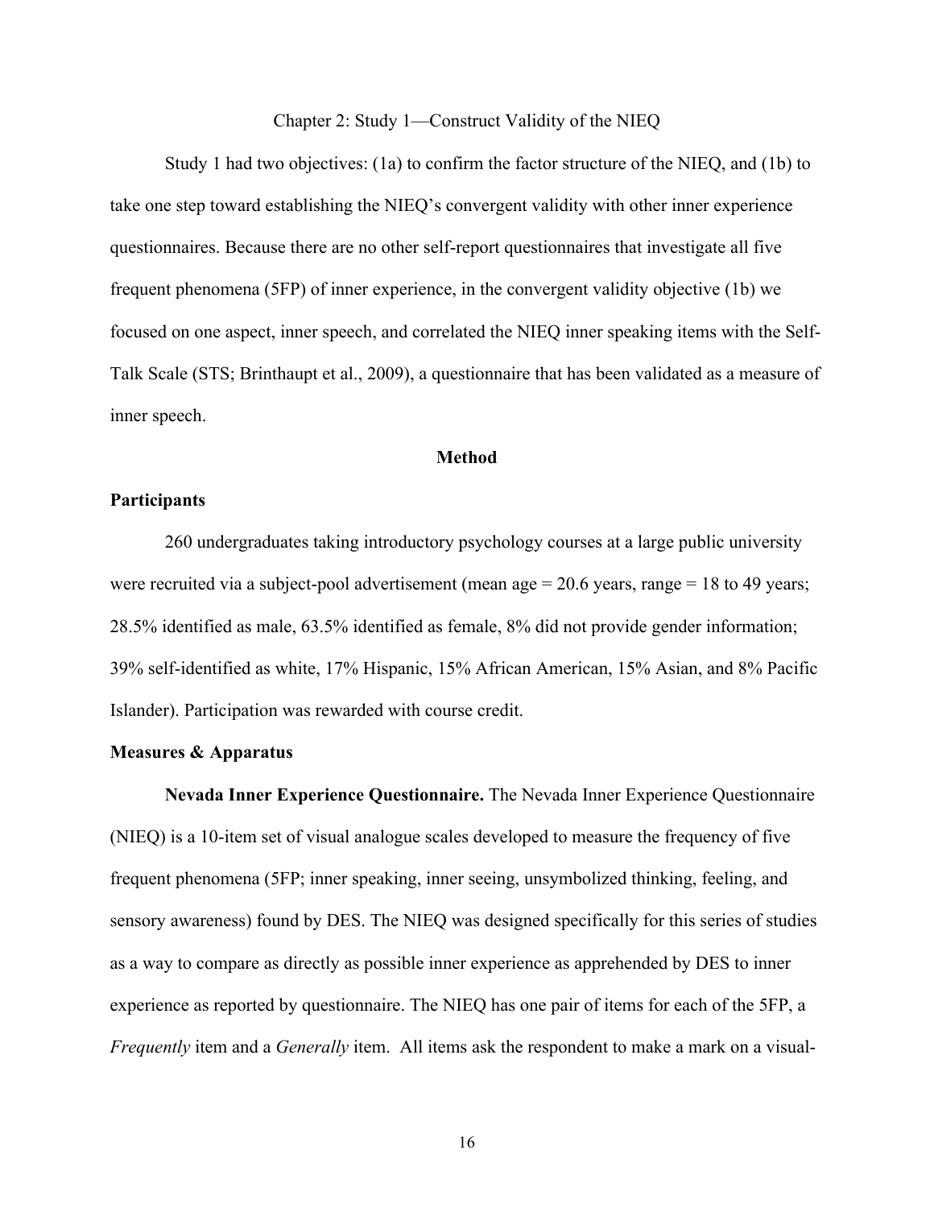# Chapter 2: Study 1—Construct Validity of the NIEQ

Study 1 had two objectives: (1a) to confirm the factor structure of the NIEQ, and (1b) to take one step toward establishing the NIEQ's convergent validity with other inner experience questionnaires. Because there are no other self-report questionnaires that investigate all five frequent phenomena (5FP) of inner experience, in the convergent validity objective (1b) we focused on one aspect, inner speech, and correlated the NIEQ inner speaking items with the Self-Talk Scale (STS; Brinthaupt et al., 2009), a questionnaire that has been validated as a measure of inner speech.

## Method

### Participants

260 undergraduates taking introductory psychology courses at a large public university were recruited via a subject-pool advertisement (mean age = 20.6 years, range = 18 to 49 years; 28.5% identified as male, 63.5% identified as female, 8% did not provide gender information; 39% self-identified as white, 17% Hispanic, 15% African American, 15% Asian, and 8% Pacific Islander). Participation was rewarded with course credit.

### Measures & Apparatus

**Nevada Inner Experience Questionnaire.** The Nevada Inner Experience Questionnaire (NIEQ) is a 10-item set of visual analogue scales developed to measure the frequency of five frequent phenomena (5FP; inner speaking, inner seeing, unsymbolized thinking, feeling, and sensory awareness) found by DES. The NIEQ was designed specifically for this series of studies as a way to compare as directly as possible inner experience as apprehended by DES to inner experience as reported by questionnaire. The NIEQ has one pair of items for each of the 5FP, a *Frequently* item and a *Generally* item. All items ask the respondent to make a mark on a visual-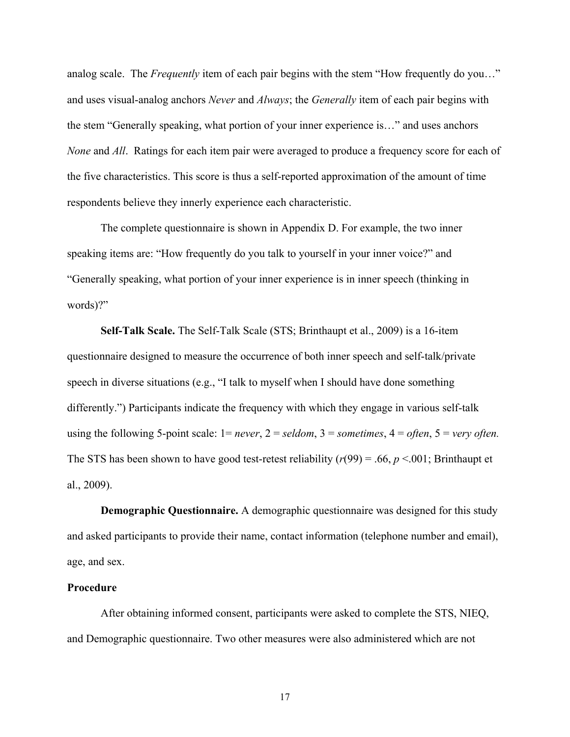analog scale. The *Frequently* item of each pair begins with the stem "How frequently do you…" and uses visual-analog anchors *Never* and *Always*; the *Generally* item of each pair begins with the stem "Generally speaking, what portion of your inner experience is…" and uses anchors *None* and *All*. Ratings for each item pair were averaged to produce a frequency score for each of the five characteristics. This score is thus a self-reported approximation of the amount of time respondents believe they innerly experience each characteristic.

The complete questionnaire is shown in Appendix D. For example, the two inner speaking items are: "How frequently do you talk to yourself in your inner voice?" and "Generally speaking, what portion of your inner experience is in inner speech (thinking in words)?"

**Self-Talk Scale.** The Self-Talk Scale (STS; Brinthaupt et al., 2009) is a 16-item questionnaire designed to measure the occurrence of both inner speech and self-talk/private speech in diverse situations (e.g., "I talk to myself when I should have done something differently.") Participants indicate the frequency with which they engage in various self-talk using the following 5-point scale: 1= *never*, 2 = *seldom*, 3 = *sometimes*, 4 = *often*, 5 = *very often.* The STS has been shown to have good test-retest reliability ($r(99) = .66$, $p < .001$; Brinthaupt et al., 2009).

**Demographic Questionnaire.** A demographic questionnaire was designed for this study and asked participants to provide their name, contact information (telephone number and email), age, and sex.

### Procedure

After obtaining informed consent, participants were asked to complete the STS, NIEQ, and Demographic questionnaire. Two other measures were also administered which are not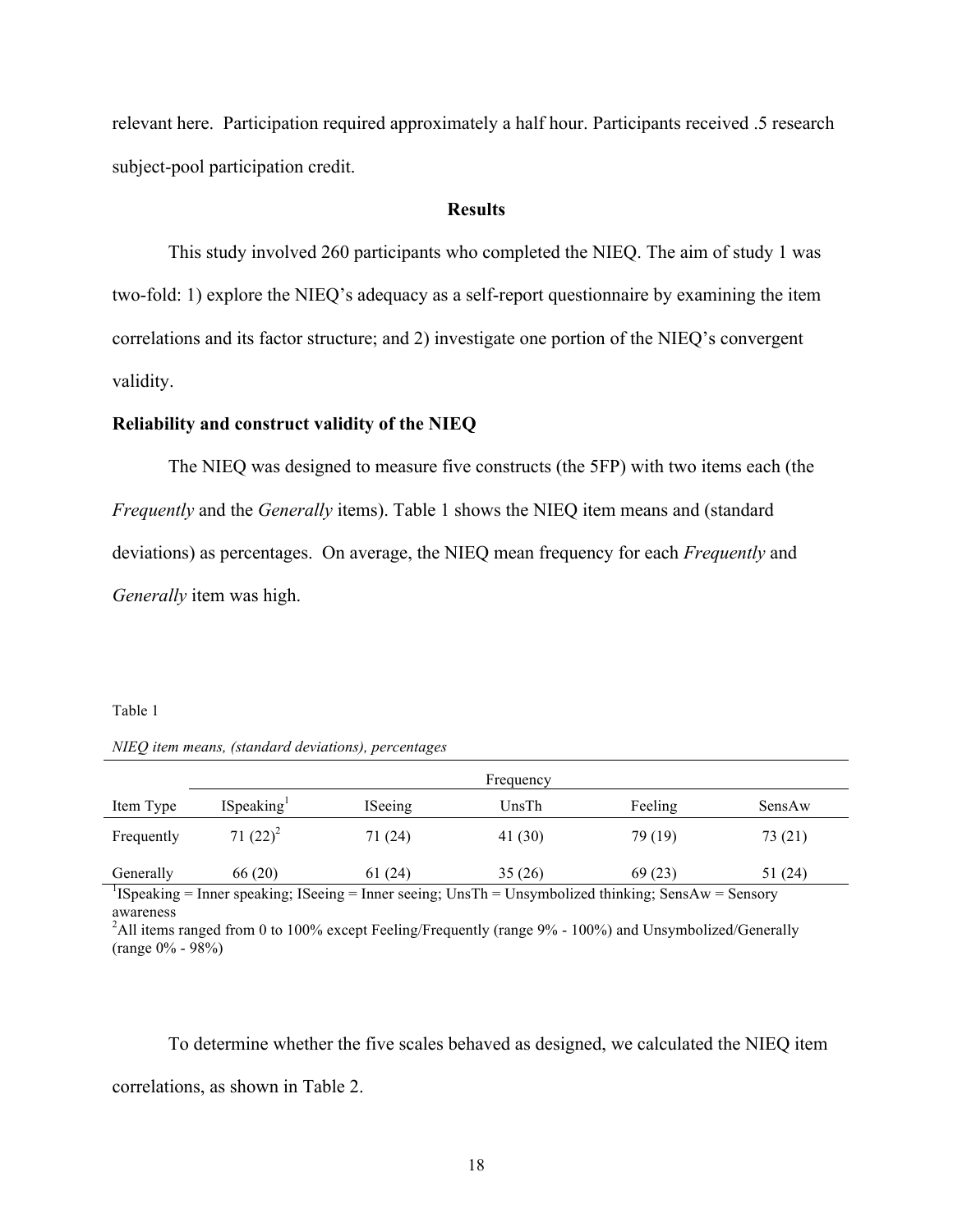relevant here. Participation required approximately a half hour. Participants received .5 research subject-pool participation credit.

## Results

This study involved 260 participants who completed the NIEQ. The aim of study 1 was two-fold: 1) explore the NIEQ's adequacy as a self-report questionnaire by examining the item correlations and its factor structure; and 2) investigate one portion of the NIEQ's convergent validity.

### Reliability and construct validity of the NIEQ

The NIEQ was designed to measure five constructs (the 5FP) with two items each (the *Frequently* and the *Generally* items). Table 1 shows the NIEQ item means and (standard deviations) as percentages. On average, the NIEQ mean frequency for each *Frequently* and *Generally* item was high.

Table 1

*NIEQ item means, (standard deviations), percentages*

| | Frequency | | | | |
|---|---|---|---|---|---|
| Item Type | ISpeaking[1] | ISeeing | UnsTh | Feeling | SensAw |
| Frequently | 71 (22)[2] | 71 (24) | 41 (30) | 79 (19) | 73 (21) |
| Generally | 66 (20) | 61 (24) | 35 (26) | 69 (23) | 51 (24) |

[1]ISpeaking = Inner speaking; ISeeing = Inner seeing; UnsTh = Unsymbolized thinking; SensAw = Sensory awareness

[2]All items ranged from 0 to 100% except Feeling/Frequently (range 9% - 100%) and Unsymbolized/Generally (range 0% - 98%)

To determine whether the five scales behaved as designed, we calculated the NIEQ item correlations, as shown in Table 2.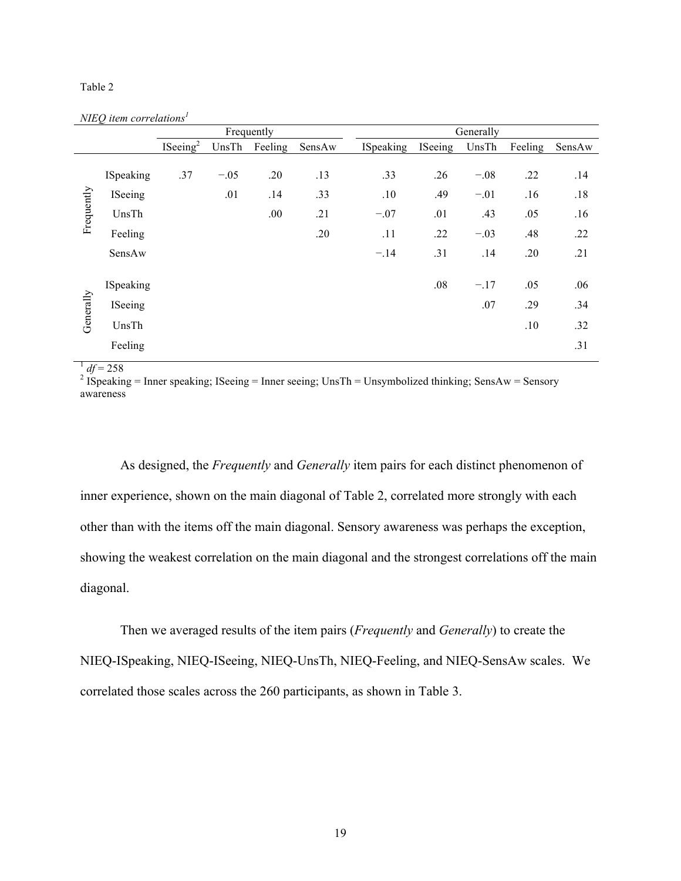Table 2

*NIEQ item correlations*[1]

| | | Frequently | | | | Generally | | | | |
|---|---|---|---|---|---|---|---|---|---|---|
| | | ISeeing[2] | UnsTh | Feeling | SensAw | ISpeaking | ISeeing | UnsTh | Feeling | SensAw |
| Frequently | ISpeaking | .37 | −.05 | .20 | .13 | .33 | .26 | −.08 | .22 | .14 |
| | ISeeing | | .01 | .14 | .33 | .10 | .49 | −.01 | .16 | .18 |
| | UnsTh | | | .00 | .21 | −.07 | .01 | .43 | .05 | .16 |
| | Feeling | | | | .20 | .11 | .22 | −.03 | .48 | .22 |
| | SensAw | | | | | −.14 | .31 | .14 | .20 | .21 |
| Generally | ISpeaking | | | | | | .08 | −.17 | .05 | .06 |
| | ISeeing | | | | | | | .07 | .29 | .34 |
| | UnsTh | | | | | | | | .10 | .32 |
| | Feeling | | | | | | | | | .31 |

[1] $df = 258$
[2] ISpeaking = Inner speaking; ISeeing = Inner seeing; UnsTh = Unsymbolized thinking; SensAw = Sensory awareness

As designed, the *Frequently* and *Generally* item pairs for each distinct phenomenon of inner experience, shown on the main diagonal of Table 2, correlated more strongly with each other than with the items off the main diagonal. Sensory awareness was perhaps the exception, showing the weakest correlation on the main diagonal and the strongest correlations off the main diagonal.

Then we averaged results of the item pairs (*Frequently* and *Generally*) to create the NIEQ-ISpeaking, NIEQ-ISeeing, NIEQ-UnsTh, NIEQ-Feeling, and NIEQ-SensAw scales. We correlated those scales across the 260 participants, as shown in Table 3.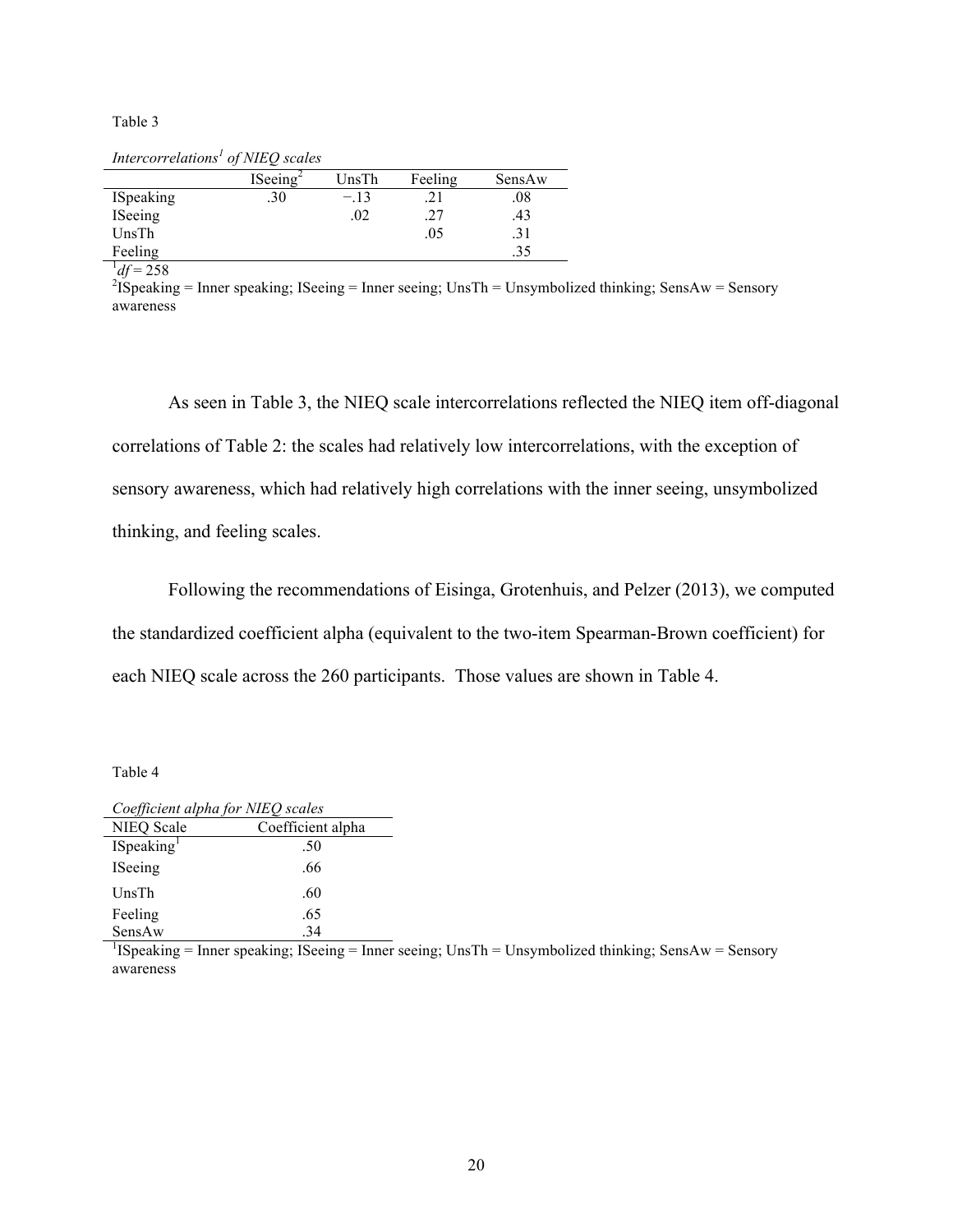Table 3

*Intercorrelations[1] of NIEQ scales*

| | ISeeing[2] | UnsTh | Feeling | SensAw |
|---|---|---|---|---|
| ISpeaking | .30 | −.13 | .21 | .08 |
| ISeeing | | .02 | .27 | .43 |
| UnsTh | | | .05 | .31 |
| Feeling | | | | .35 |

[1]*df* = 258
[2]ISpeaking = Inner speaking; ISeeing = Inner seeing; UnsTh = Unsymbolized thinking; SensAw = Sensory awareness

As seen in Table 3, the NIEQ scale intercorrelations reflected the NIEQ item off-diagonal correlations of Table 2: the scales had relatively low intercorrelations, with the exception of sensory awareness, which had relatively high correlations with the inner seeing, unsymbolized thinking, and feeling scales.

Following the recommendations of Eisinga, Grotenhuis, and Pelzer (2013), we computed the standardized coefficient alpha (equivalent to the two-item Spearman-Brown coefficient) for each NIEQ scale across the 260 participants. Those values are shown in Table 4.

Table 4

*Coefficient alpha for NIEQ scales*

| NIEQ Scale | Coefficient alpha |
|---|---|
| ISpeaking[1] | .50 |
| ISeeing | .66 |
| UnsTh | .60 |
| Feeling | .65 |
| SensAw | .34 |

[1]ISpeaking = Inner speaking; ISeeing = Inner seeing; UnsTh = Unsymbolized thinking; SensAw = Sensory awareness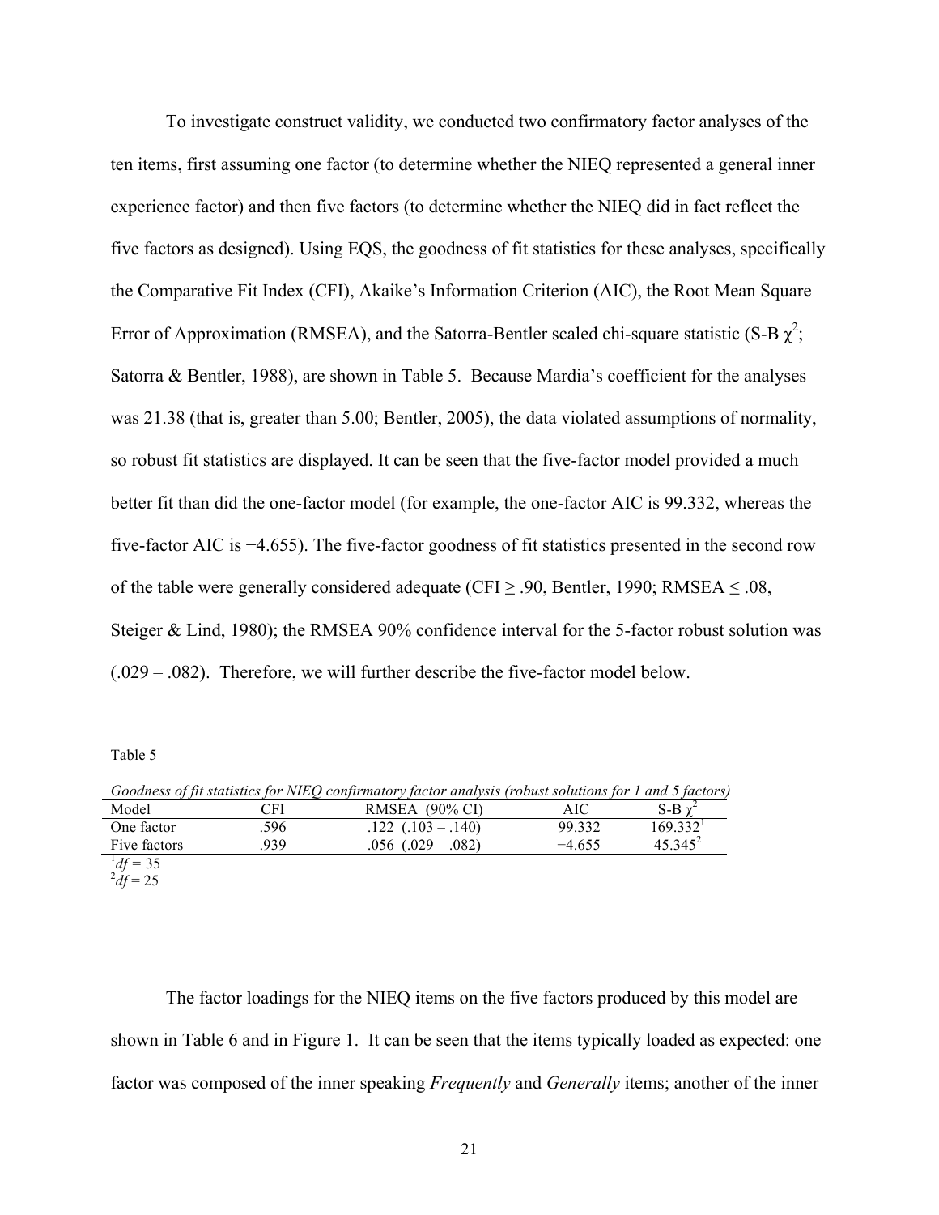To investigate construct validity, we conducted two confirmatory factor analyses of the ten items, first assuming one factor (to determine whether the NIEQ represented a general inner experience factor) and then five factors (to determine whether the NIEQ did in fact reflect the five factors as designed). Using EQS, the goodness of fit statistics for these analyses, specifically the Comparative Fit Index (CFI), Akaike's Information Criterion (AIC), the Root Mean Square Error of Approximation (RMSEA), and the Satorra-Bentler scaled chi-square statistic (S-B $\chi^2$; Satorra & Bentler, 1988), are shown in Table 5. Because Mardia's coefficient for the analyses was 21.38 (that is, greater than 5.00; Bentler, 2005), the data violated assumptions of normality, so robust fit statistics are displayed. It can be seen that the five-factor model provided a much better fit than did the one-factor model (for example, the one-factor AIC is 99.332, whereas the five-factor AIC is −4.655). The five-factor goodness of fit statistics presented in the second row of the table were generally considered adequate (CFI ≥ .90, Bentler, 1990; RMSEA ≤ .08, Steiger & Lind, 1980); the RMSEA 90% confidence interval for the 5-factor robust solution was (.029 – .082). Therefore, we will further describe the five-factor model below.

Table 5

*Goodness of fit statistics for NIEQ confirmatory factor analysis (robust solutions for 1 and 5 factors)*

| Model | CFI | RMSEA (90% CI) | AIC | S-B $\chi^2$ |
|---|---|---|---|---|
| One factor | .596 | .122 (.103 – .140) | 99.332 | 169.332[1] |
| Five factors | .939 | .056 (.029 – .082) | −4.655 | 45.345[2] |

[1] *df* = 35
[2] *df* = 25

The factor loadings for the NIEQ items on the five factors produced by this model are shown in Table 6 and in Figure 1. It can be seen that the items typically loaded as expected: one factor was composed of the inner speaking *Frequently* and *Generally* items; another of the inner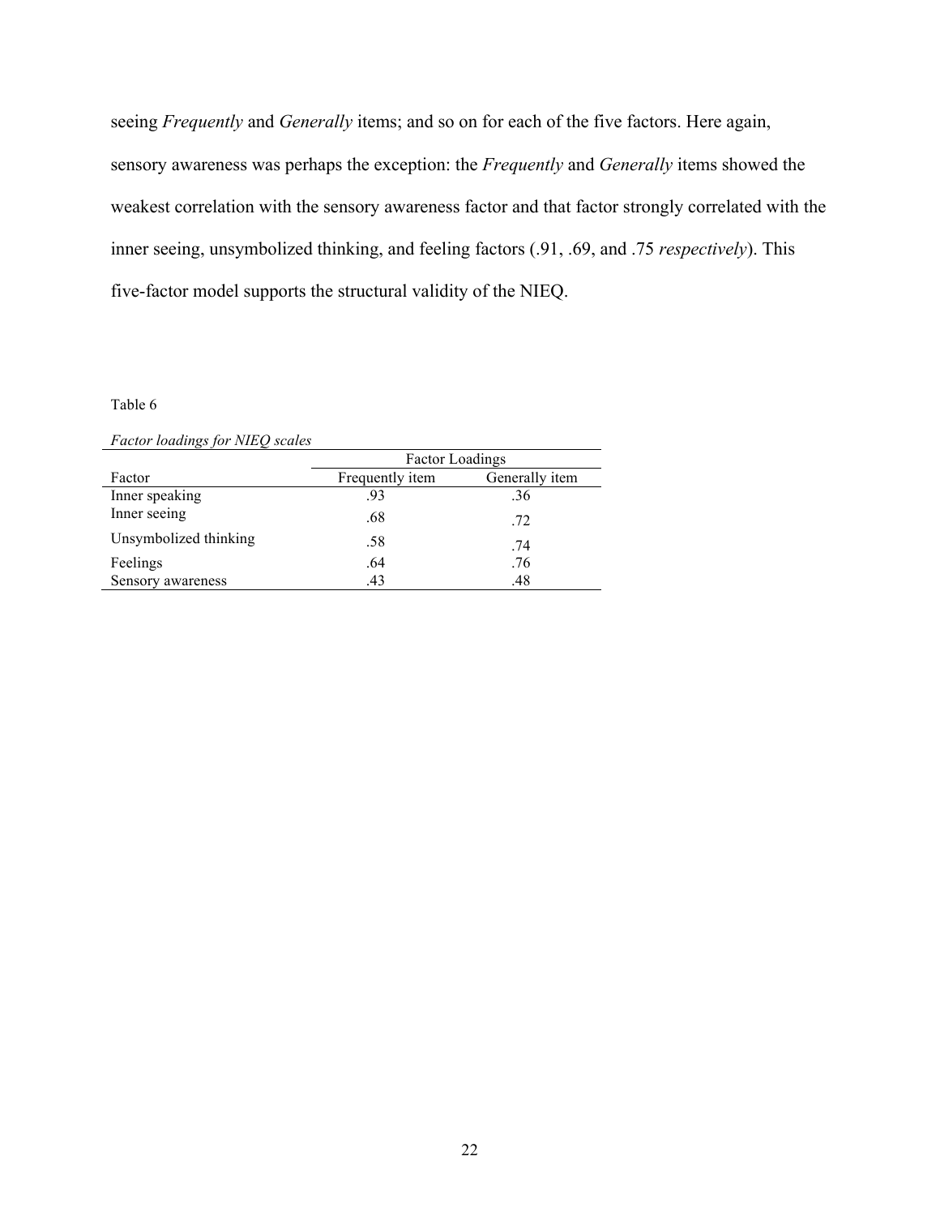seeing *Frequently* and *Generally* items; and so on for each of the five factors. Here again, sensory awareness was perhaps the exception: the *Frequently* and *Generally* items showed the weakest correlation with the sensory awareness factor and that factor strongly correlated with the inner seeing, unsymbolized thinking, and feeling factors (.91, .69, and .75 *respectively*). This five-factor model supports the structural validity of the NIEQ.

Table 6

*Factor loadings for NIEQ scales*

| | Factor Loadings | |
|---|---|---|
| Factor | Frequently item | Generally item |
| Inner speaking | .93 | .36 |
| Inner seeing | .68 | .72 |
| Unsymbolized thinking | .58 | .74 |
| Feelings | .64 | .76 |
| Sensory awareness | .43 | .48 |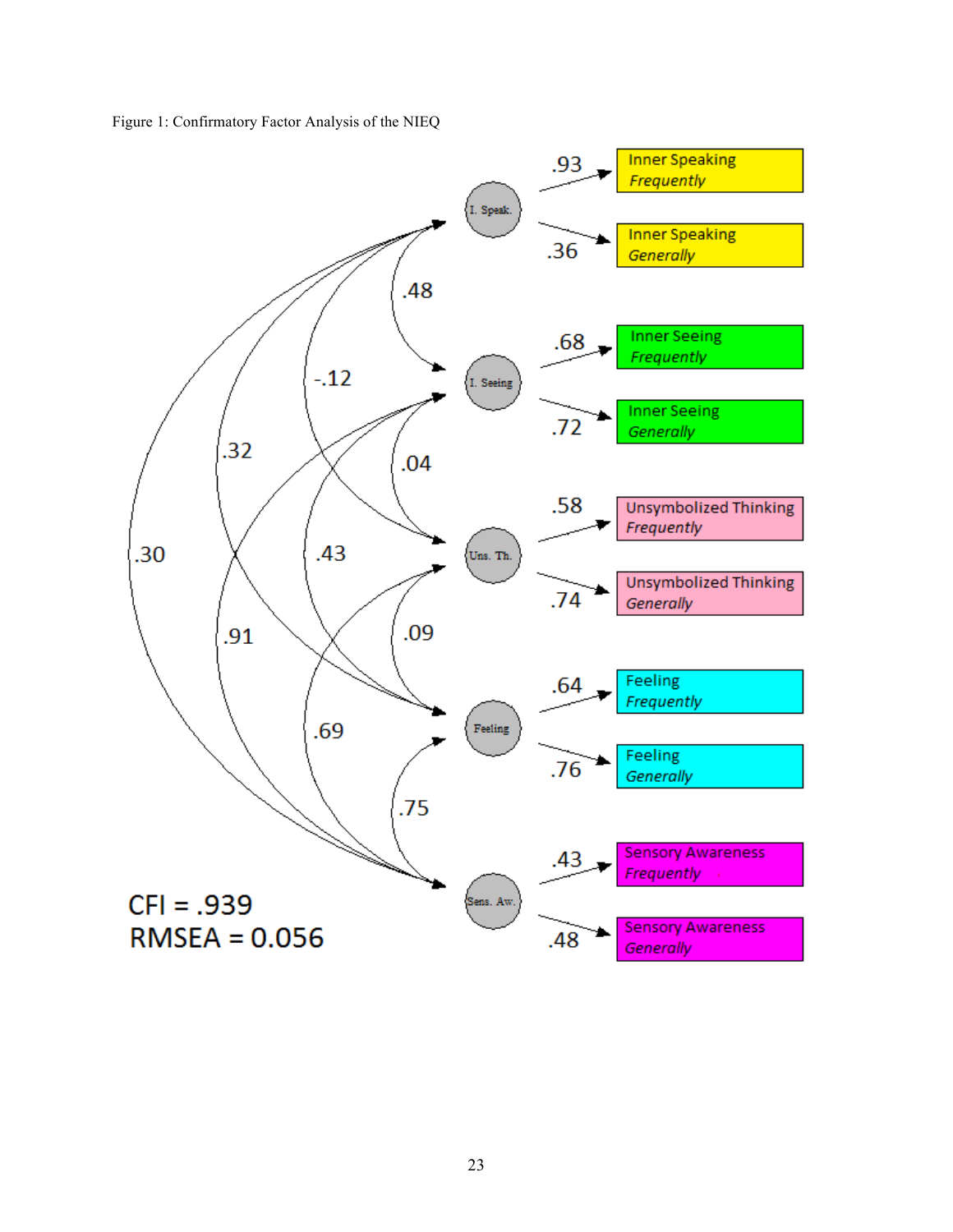Figure 1: Confirmatory Factor Analysis of the NIEQ

I. Speak.

.93

Inner Speaking
*Frequently*

.36

Inner Speaking
*Generally*

.48

I. Seeing

.68

Inner Seeing
*Frequently*

.72

Inner Seeing
*Generally*

-.12

.32

.04

Uns. Th.

.58

Unsymbolized Thinking
*Frequently*

.74

Unsymbolized Thinking
*Generally*

.30

.43

.91

.09

Feeling

.64

Feeling
*Frequently*

.76

Feeling
*Generally*

.69

.75

Sens. Aw.

.43

Sensory Awareness
*Frequently*

.48

Sensory Awareness
*Generally*

CFI = .939
RMSEA = 0.056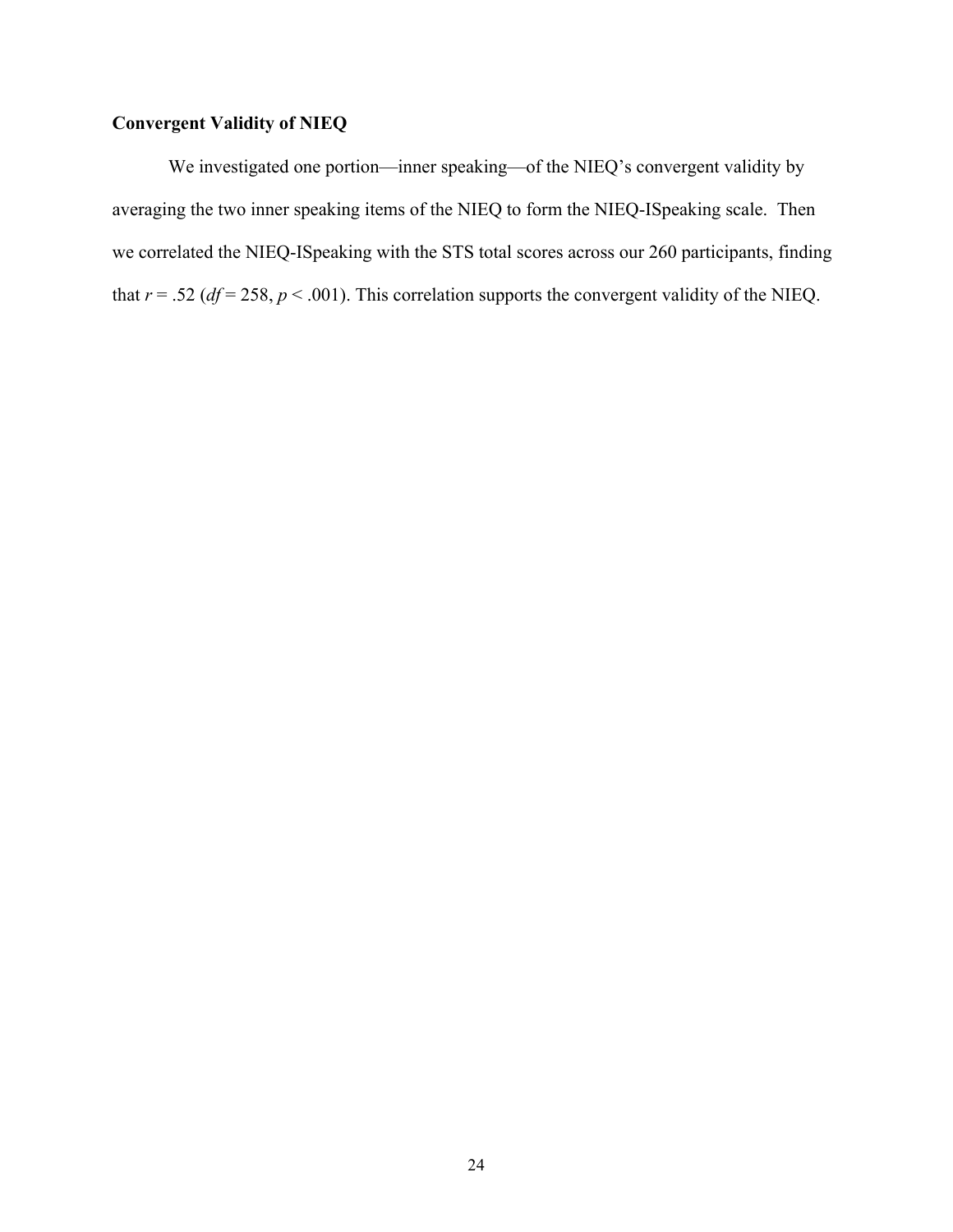## Convergent Validity of NIEQ

We investigated one portion—inner speaking—of the NIEQ's convergent validity by averaging the two inner speaking items of the NIEQ to form the NIEQ-ISpeaking scale. Then we correlated the NIEQ-ISpeaking with the STS total scores across our 260 participants, finding that $r = .52$ ($df = 258$, $p < .001$). This correlation supports the convergent validity of the NIEQ.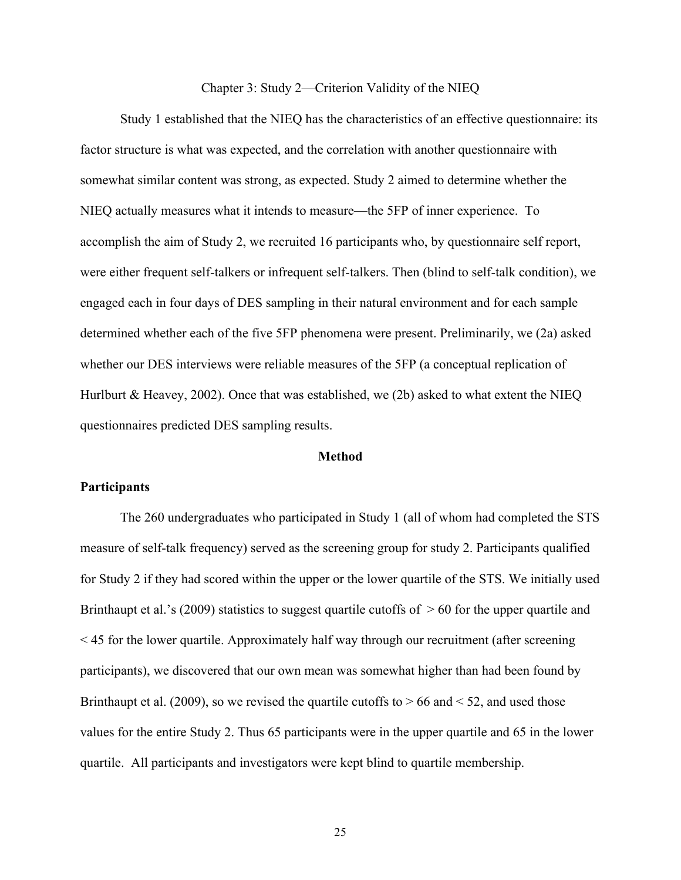# Chapter 3: Study 2—Criterion Validity of the NIEQ

Study 1 established that the NIEQ has the characteristics of an effective questionnaire: its factor structure is what was expected, and the correlation with another questionnaire with somewhat similar content was strong, as expected. Study 2 aimed to determine whether the NIEQ actually measures what it intends to measure—the 5FP of inner experience. To accomplish the aim of Study 2, we recruited 16 participants who, by questionnaire self report, were either frequent self-talkers or infrequent self-talkers. Then (blind to self-talk condition), we engaged each in four days of DES sampling in their natural environment and for each sample determined whether each of the five 5FP phenomena were present. Preliminarily, we (2a) asked whether our DES interviews were reliable measures of the 5FP (a conceptual replication of Hurlburt & Heavey, 2002). Once that was established, we (2b) asked to what extent the NIEQ questionnaires predicted DES sampling results.

## Method

### Participants

The 260 undergraduates who participated in Study 1 (all of whom had completed the STS measure of self-talk frequency) served as the screening group for study 2. Participants qualified for Study 2 if they had scored within the upper or the lower quartile of the STS. We initially used Brinthaupt et al.'s (2009) statistics to suggest quartile cutoffs of $> 60$ for the upper quartile and $< 45$ for the lower quartile. Approximately half way through our recruitment (after screening participants), we discovered that our own mean was somewhat higher than had been found by Brinthaupt et al. (2009), so we revised the quartile cutoffs to $> 66$ and $< 52$, and used those values for the entire Study 2. Thus 65 participants were in the upper quartile and 65 in the lower quartile. All participants and investigators were kept blind to quartile membership.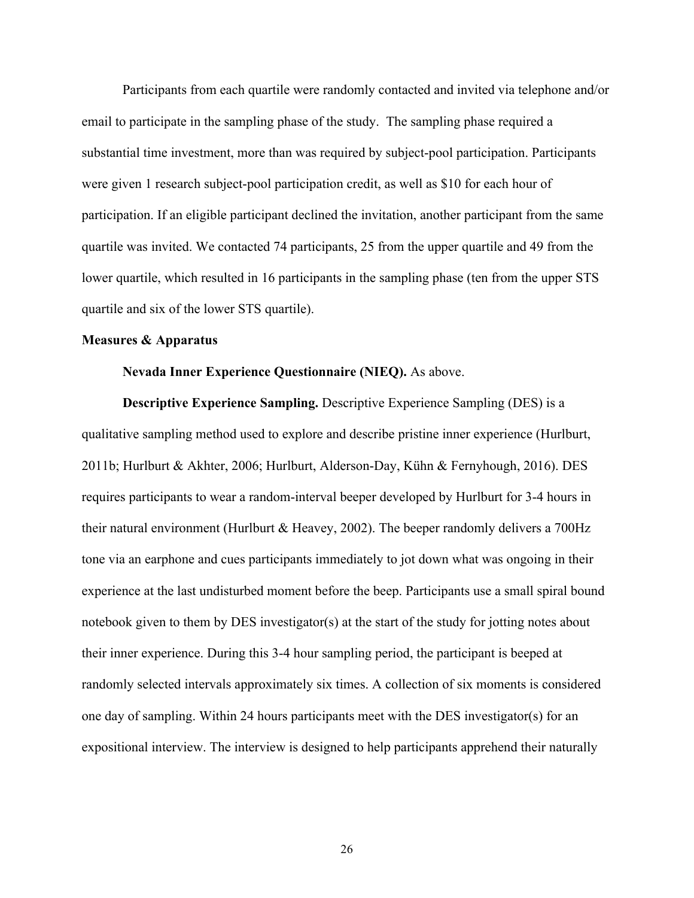Participants from each quartile were randomly contacted and invited via telephone and/or email to participate in the sampling phase of the study. The sampling phase required a substantial time investment, more than was required by subject-pool participation. Participants were given 1 research subject-pool participation credit, as well as $10 for each hour of participation. If an eligible participant declined the invitation, another participant from the same quartile was invited. We contacted 74 participants, 25 from the upper quartile and 49 from the lower quartile, which resulted in 16 participants in the sampling phase (ten from the upper STS quartile and six of the lower STS quartile).

### Measures & Apparatus

**Nevada Inner Experience Questionnaire (NIEQ).** As above.

**Descriptive Experience Sampling.** Descriptive Experience Sampling (DES) is a qualitative sampling method used to explore and describe pristine inner experience (Hurlburt, 2011b; Hurlburt & Akhter, 2006; Hurlburt, Alderson-Day, Kühn & Fernyhough, 2016). DES requires participants to wear a random-interval beeper developed by Hurlburt for 3-4 hours in their natural environment (Hurlburt & Heavey, 2002). The beeper randomly delivers a 700Hz tone via an earphone and cues participants immediately to jot down what was ongoing in their experience at the last undisturbed moment before the beep. Participants use a small spiral bound notebook given to them by DES investigator(s) at the start of the study for jotting notes about their inner experience. During this 3-4 hour sampling period, the participant is beeped at randomly selected intervals approximately six times. A collection of six moments is considered one day of sampling. Within 24 hours participants meet with the DES investigator(s) for an expositional interview. The interview is designed to help participants apprehend their naturally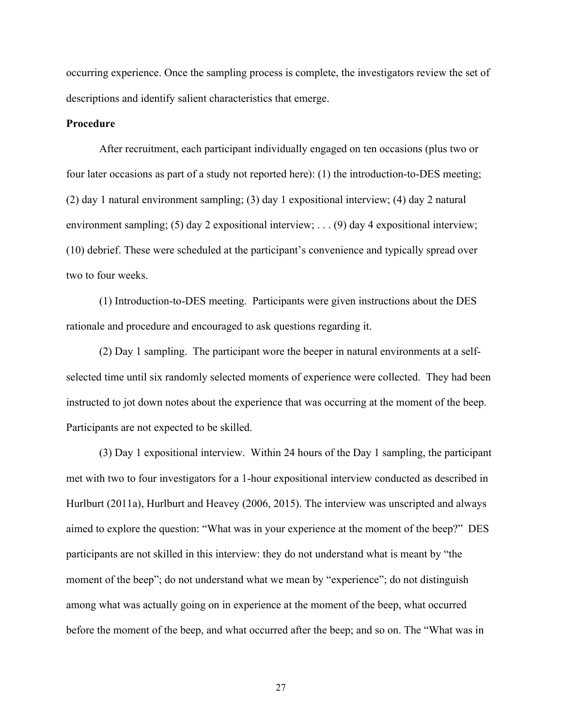occurring experience. Once the sampling process is complete, the investigators review the set of descriptions and identify salient characteristics that emerge.

**Procedure**

After recruitment, each participant individually engaged on ten occasions (plus two or four later occasions as part of a study not reported here): (1) the introduction-to-DES meeting; (2) day 1 natural environment sampling; (3) day 1 expositional interview; (4) day 2 natural environment sampling; (5) day 2 expositional interview; . . . (9) day 4 expositional interview; (10) debrief. These were scheduled at the participant's convenience and typically spread over two to four weeks.

(1) Introduction-to-DES meeting. Participants were given instructions about the DES rationale and procedure and encouraged to ask questions regarding it.

(2) Day 1 sampling. The participant wore the beeper in natural environments at a self-selected time until six randomly selected moments of experience were collected. They had been instructed to jot down notes about the experience that was occurring at the moment of the beep. Participants are not expected to be skilled.

(3) Day 1 expositional interview. Within 24 hours of the Day 1 sampling, the participant met with two to four investigators for a 1-hour expositional interview conducted as described in Hurlburt (2011a), Hurlburt and Heavey (2006, 2015). The interview was unscripted and always aimed to explore the question: "What was in your experience at the moment of the beep?" DES participants are not skilled in this interview: they do not understand what is meant by "the moment of the beep"; do not understand what we mean by "experience"; do not distinguish among what was actually going on in experience at the moment of the beep, what occurred before the moment of the beep, and what occurred after the beep; and so on. The "What was in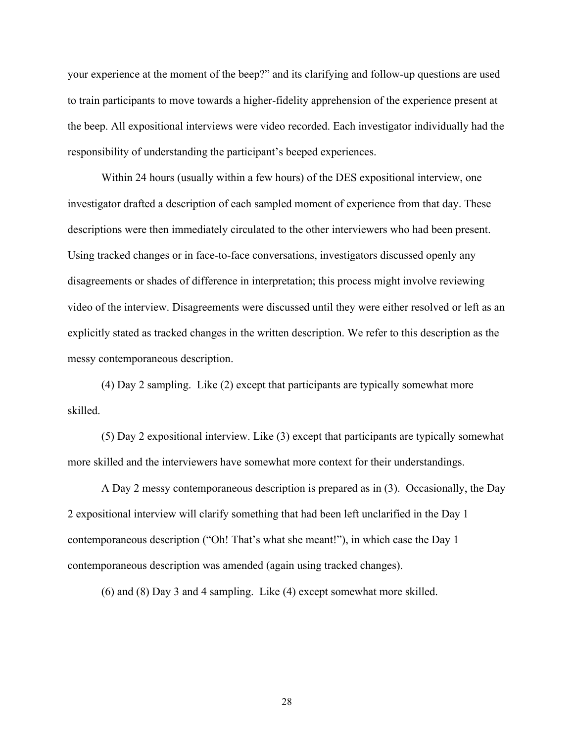your experience at the moment of the beep?" and its clarifying and follow-up questions are used to train participants to move towards a higher-fidelity apprehension of the experience present at the beep. All expositional interviews were video recorded. Each investigator individually had the responsibility of understanding the participant's beeped experiences.

Within 24 hours (usually within a few hours) of the DES expositional interview, one investigator drafted a description of each sampled moment of experience from that day. These descriptions were then immediately circulated to the other interviewers who had been present. Using tracked changes or in face-to-face conversations, investigators discussed openly any disagreements or shades of difference in interpretation; this process might involve reviewing video of the interview. Disagreements were discussed until they were either resolved or left as an explicitly stated as tracked changes in the written description. We refer to this description as the messy contemporaneous description.

(4) Day 2 sampling. Like (2) except that participants are typically somewhat more skilled.

(5) Day 2 expositional interview. Like (3) except that participants are typically somewhat more skilled and the interviewers have somewhat more context for their understandings.

A Day 2 messy contemporaneous description is prepared as in (3). Occasionally, the Day 2 expositional interview will clarify something that had been left unclarified in the Day 1 contemporaneous description ("Oh! That's what she meant!"), in which case the Day 1 contemporaneous description was amended (again using tracked changes).

(6) and (8) Day 3 and 4 sampling. Like (4) except somewhat more skilled.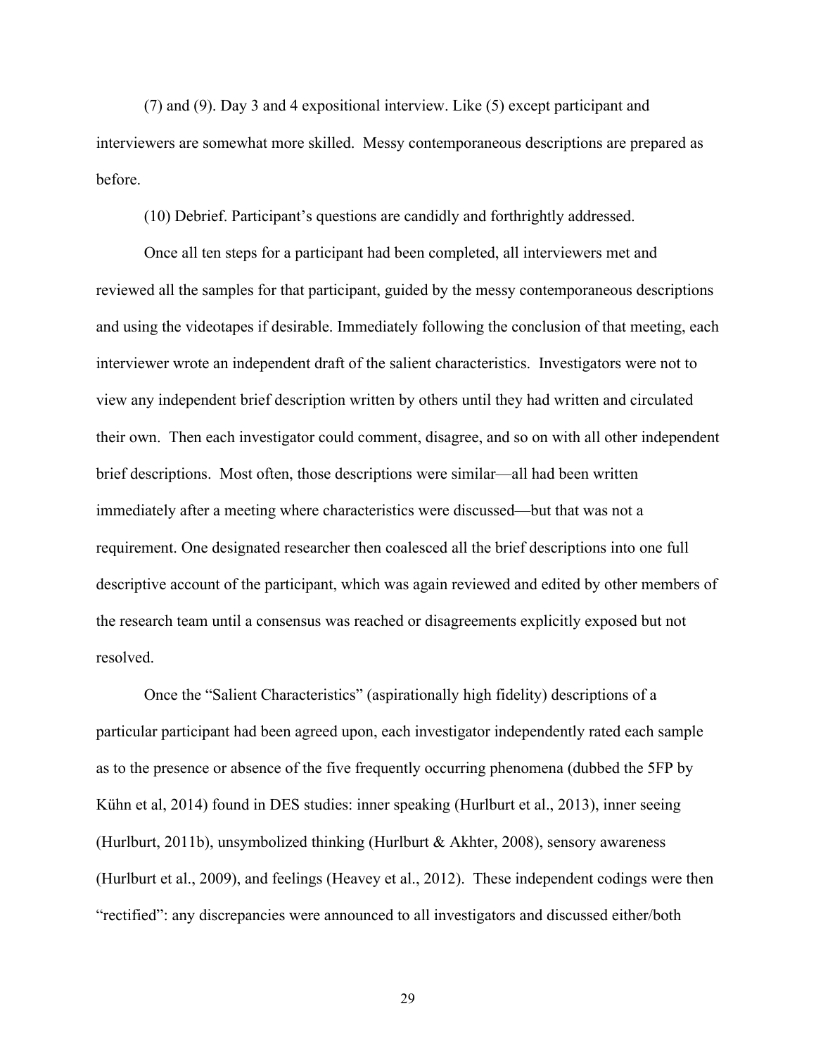(7) and (9). Day 3 and 4 expositional interview. Like (5) except participant and interviewers are somewhat more skilled. Messy contemporaneous descriptions are prepared as before.

(10) Debrief. Participant's questions are candidly and forthrightly addressed.

Once all ten steps for a participant had been completed, all interviewers met and reviewed all the samples for that participant, guided by the messy contemporaneous descriptions and using the videotapes if desirable. Immediately following the conclusion of that meeting, each interviewer wrote an independent draft of the salient characteristics. Investigators were not to view any independent brief description written by others until they had written and circulated their own. Then each investigator could comment, disagree, and so on with all other independent brief descriptions. Most often, those descriptions were similar—all had been written immediately after a meeting where characteristics were discussed—but that was not a requirement. One designated researcher then coalesced all the brief descriptions into one full descriptive account of the participant, which was again reviewed and edited by other members of the research team until a consensus was reached or disagreements explicitly exposed but not resolved.

Once the "Salient Characteristics" (aspirationally high fidelity) descriptions of a particular participant had been agreed upon, each investigator independently rated each sample as to the presence or absence of the five frequently occurring phenomena (dubbed the 5FP by Kühn et al, 2014) found in DES studies: inner speaking (Hurlburt et al., 2013), inner seeing (Hurlburt, 2011b), unsymbolized thinking (Hurlburt & Akhter, 2008), sensory awareness (Hurlburt et al., 2009), and feelings (Heavey et al., 2012). These independent codings were then "rectified": any discrepancies were announced to all investigators and discussed either/both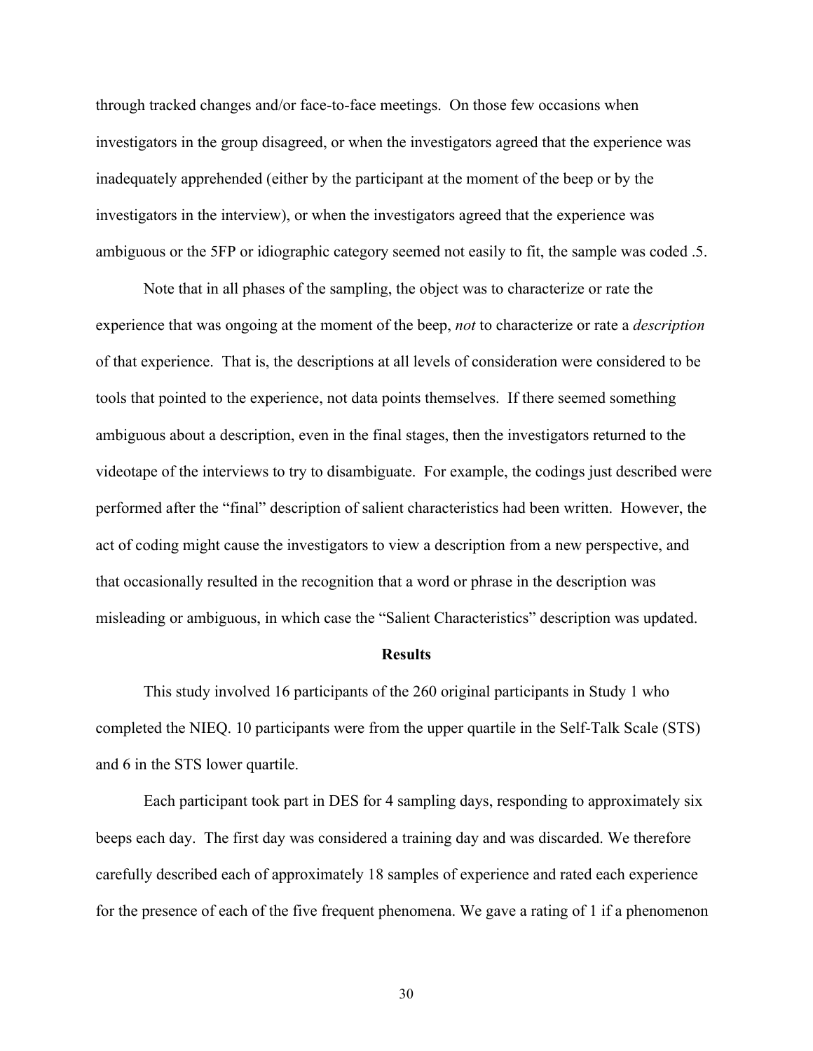through tracked changes and/or face-to-face meetings. On those few occasions when investigators in the group disagreed, or when the investigators agreed that the experience was inadequately apprehended (either by the participant at the moment of the beep or by the investigators in the interview), or when the investigators agreed that the experience was ambiguous or the 5FP or idiographic category seemed not easily to fit, the sample was coded .5.

Note that in all phases of the sampling, the object was to characterize or rate the experience that was ongoing at the moment of the beep, *not* to characterize or rate a *description* of that experience. That is, the descriptions at all levels of consideration were considered to be tools that pointed to the experience, not data points themselves. If there seemed something ambiguous about a description, even in the final stages, then the investigators returned to the videotape of the interviews to try to disambiguate. For example, the codings just described were performed after the "final" description of salient characteristics had been written. However, the act of coding might cause the investigators to view a description from a new perspective, and that occasionally resulted in the recognition that a word or phrase in the description was misleading or ambiguous, in which case the "Salient Characteristics" description was updated.

## Results

This study involved 16 participants of the 260 original participants in Study 1 who completed the NIEQ. 10 participants were from the upper quartile in the Self-Talk Scale (STS) and 6 in the STS lower quartile.

Each participant took part in DES for 4 sampling days, responding to approximately six beeps each day. The first day was considered a training day and was discarded. We therefore carefully described each of approximately 18 samples of experience and rated each experience for the presence of each of the five frequent phenomena. We gave a rating of 1 if a phenomenon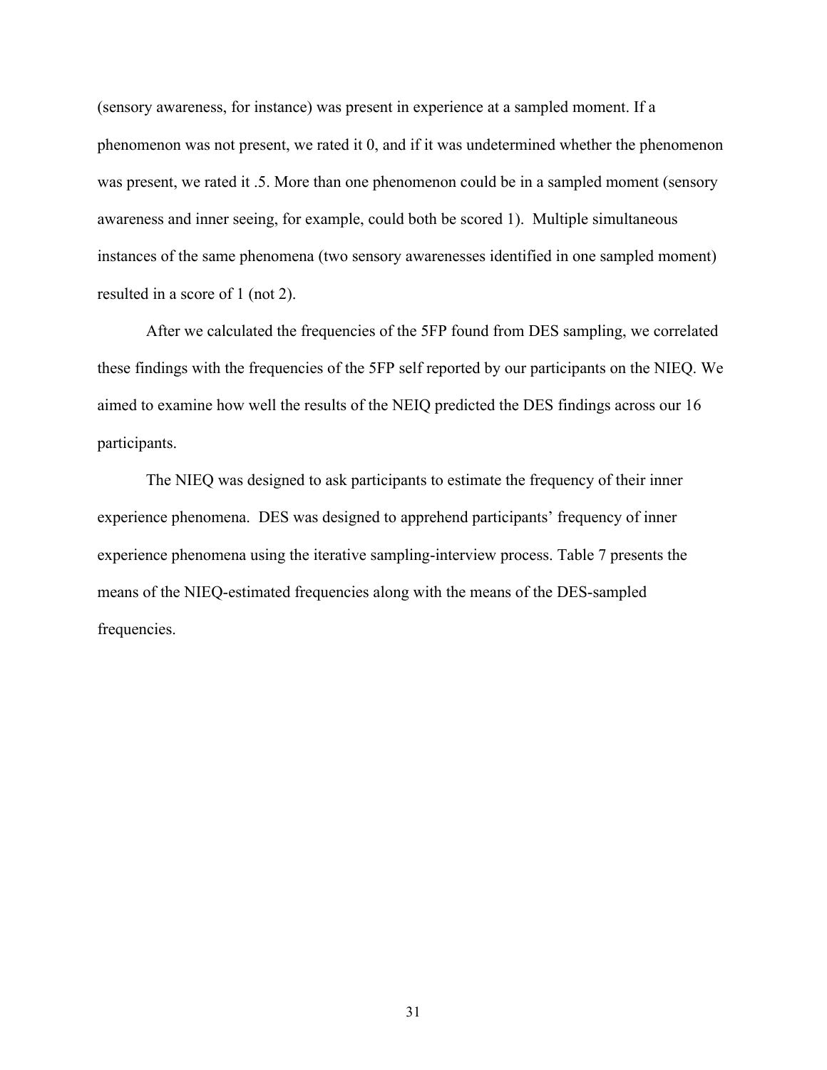(sensory awareness, for instance) was present in experience at a sampled moment. If a phenomenon was not present, we rated it 0, and if it was undetermined whether the phenomenon was present, we rated it .5. More than one phenomenon could be in a sampled moment (sensory awareness and inner seeing, for example, could both be scored 1). Multiple simultaneous instances of the same phenomena (two sensory awarenesses identified in one sampled moment) resulted in a score of 1 (not 2).

After we calculated the frequencies of the 5FP found from DES sampling, we correlated these findings with the frequencies of the 5FP self reported by our participants on the NIEQ. We aimed to examine how well the results of the NEIQ predicted the DES findings across our 16 participants.

The NIEQ was designed to ask participants to estimate the frequency of their inner experience phenomena. DES was designed to apprehend participants' frequency of inner experience phenomena using the iterative sampling-interview process. Table 7 presents the means of the NIEQ-estimated frequencies along with the means of the DES-sampled frequencies.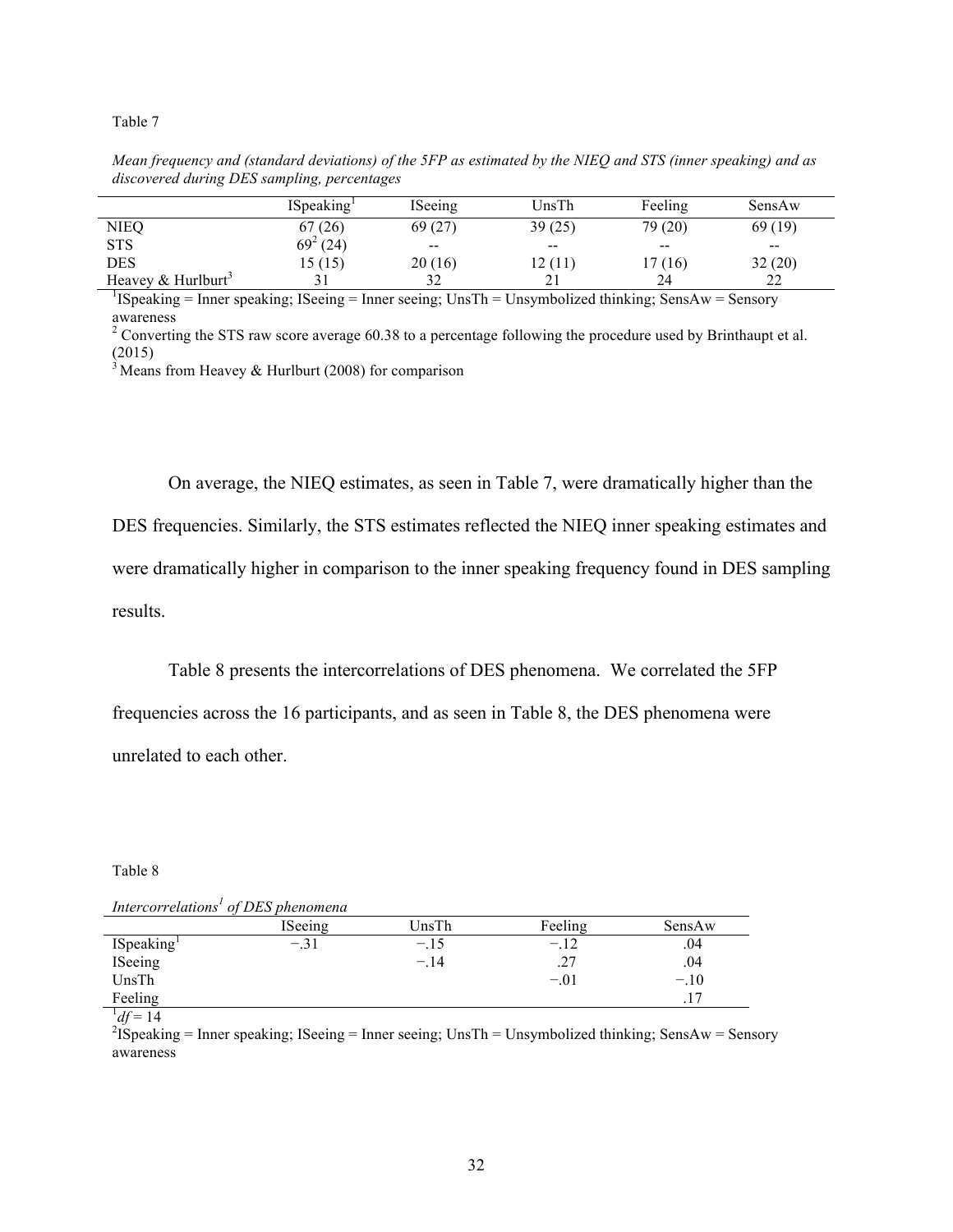Table 7

*Mean frequency and (standard deviations) of the 5FP as estimated by the NIEQ and STS (inner speaking) and as discovered during DES sampling, percentages*

| | ISpeaking[1] | ISeeing | UnsTh | Feeling | SensAw |
|---|---|---|---|---|---|
| NIEQ | 67 (26) | 69 (27) | 39 (25) | 79 (20) | 69 (19) |
| STS | 69[2] (24) | -- | -- | -- | -- |
| DES | 15 (15) | 20 (16) | 12 (11) | 17 (16) | 32 (20) |
| Heavey & Hurlburt[3] | 31 | 32 | 21 | 24 | 22 |

[1]ISpeaking = Inner speaking; ISeeing = Inner seeing; UnsTh = Unsymbolized thinking; SensAw = Sensory awareness

[2] Converting the STS raw score average 60.38 to a percentage following the procedure used by Brinthaupt et al. (2015)

[3] Means from Heavey & Hurlburt (2008) for comparison

On average, the NIEQ estimates, as seen in Table 7, were dramatically higher than the DES frequencies. Similarly, the STS estimates reflected the NIEQ inner speaking estimates and were dramatically higher in comparison to the inner speaking frequency found in DES sampling results.

Table 8 presents the intercorrelations of DES phenomena. We correlated the 5FP frequencies across the 16 participants, and as seen in Table 8, the DES phenomena were unrelated to each other.

Table 8

*Intercorrelations[1] of DES phenomena*

| | ISeeing | UnsTh | Feeling | SensAw |
|---|---|---|---|---|
| ISpeaking[1] | −.31 | −.15 | −.12 | .04 |
| ISeeing | | −.14 | .27 | .04 |
| UnsTh | | | −.01 | −.10 |
| Feeling | | | | .17 |

[1]$df = 14$

[2]ISpeaking = Inner speaking; ISeeing = Inner seeing; UnsTh = Unsymbolized thinking; SensAw = Sensory awareness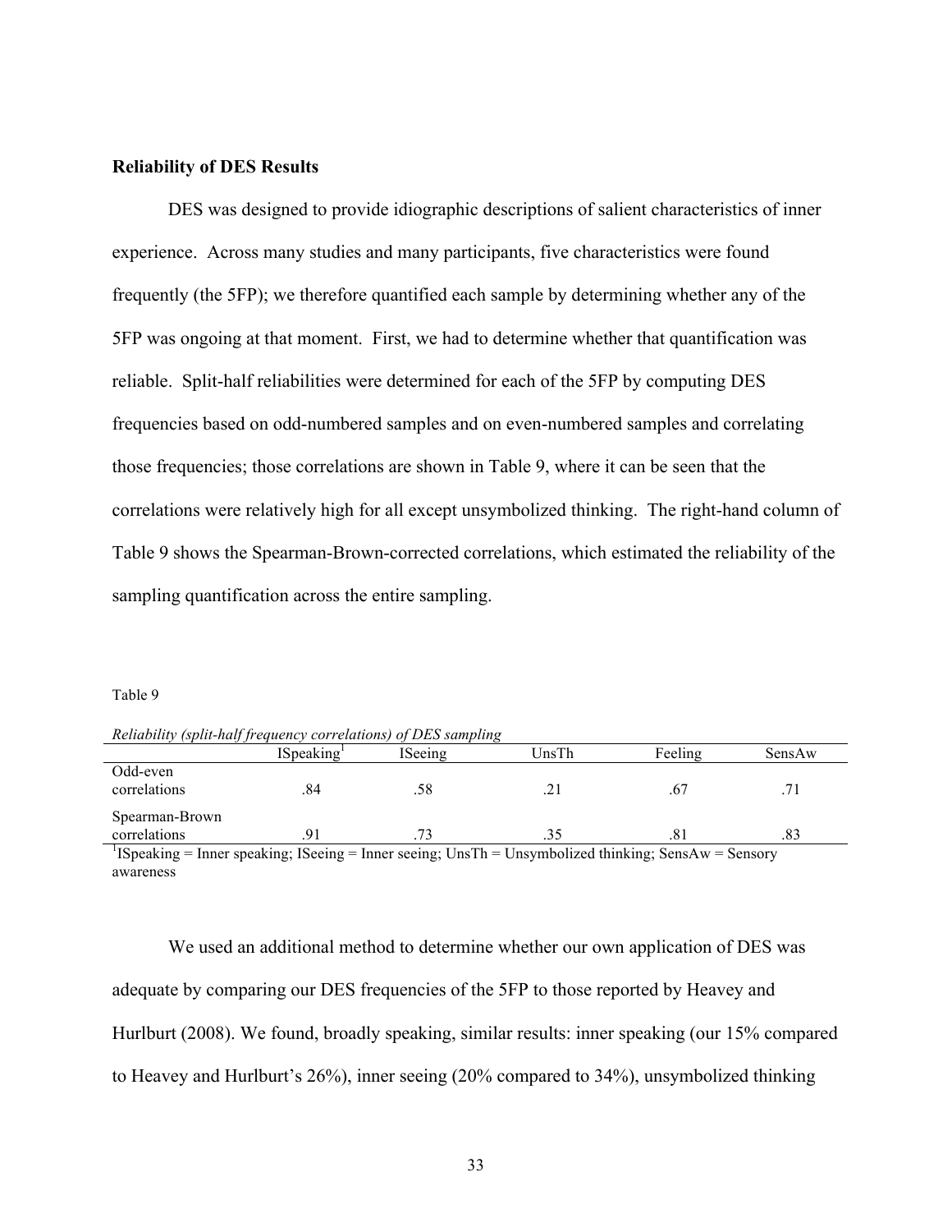**Reliability of DES Results**

DES was designed to provide idiographic descriptions of salient characteristics of inner experience. Across many studies and many participants, five characteristics were found frequently (the 5FP); we therefore quantified each sample by determining whether any of the 5FP was ongoing at that moment. First, we had to determine whether that quantification was reliable. Split-half reliabilities were determined for each of the 5FP by computing DES frequencies based on odd-numbered samples and on even-numbered samples and correlating those frequencies; those correlations are shown in Table 9, where it can be seen that the correlations were relatively high for all except unsymbolized thinking. The right-hand column of Table 9 shows the Spearman-Brown-corrected correlations, which estimated the reliability of the sampling quantification across the entire sampling.

Table 9

*Reliability (split-half frequency correlations) of DES sampling*

| | ISpeaking[1] | ISeeing | UnsTh | Feeling | SensAw |
|---|---|---|---|---|---|
| Odd-even correlations | .84 | .58 | .21 | .67 | .71 |
| Spearman-Brown correlations | .91 | .73 | .35 | .81 | .83 |

[1]ISpeaking = Inner speaking; ISeeing = Inner seeing; UnsTh = Unsymbolized thinking; SensAw = Sensory awareness

We used an additional method to determine whether our own application of DES was adequate by comparing our DES frequencies of the 5FP to those reported by Heavey and Hurlburt (2008). We found, broadly speaking, similar results: inner speaking (our 15% compared to Heavey and Hurlburt's 26%), inner seeing (20% compared to 34%), unsymbolized thinking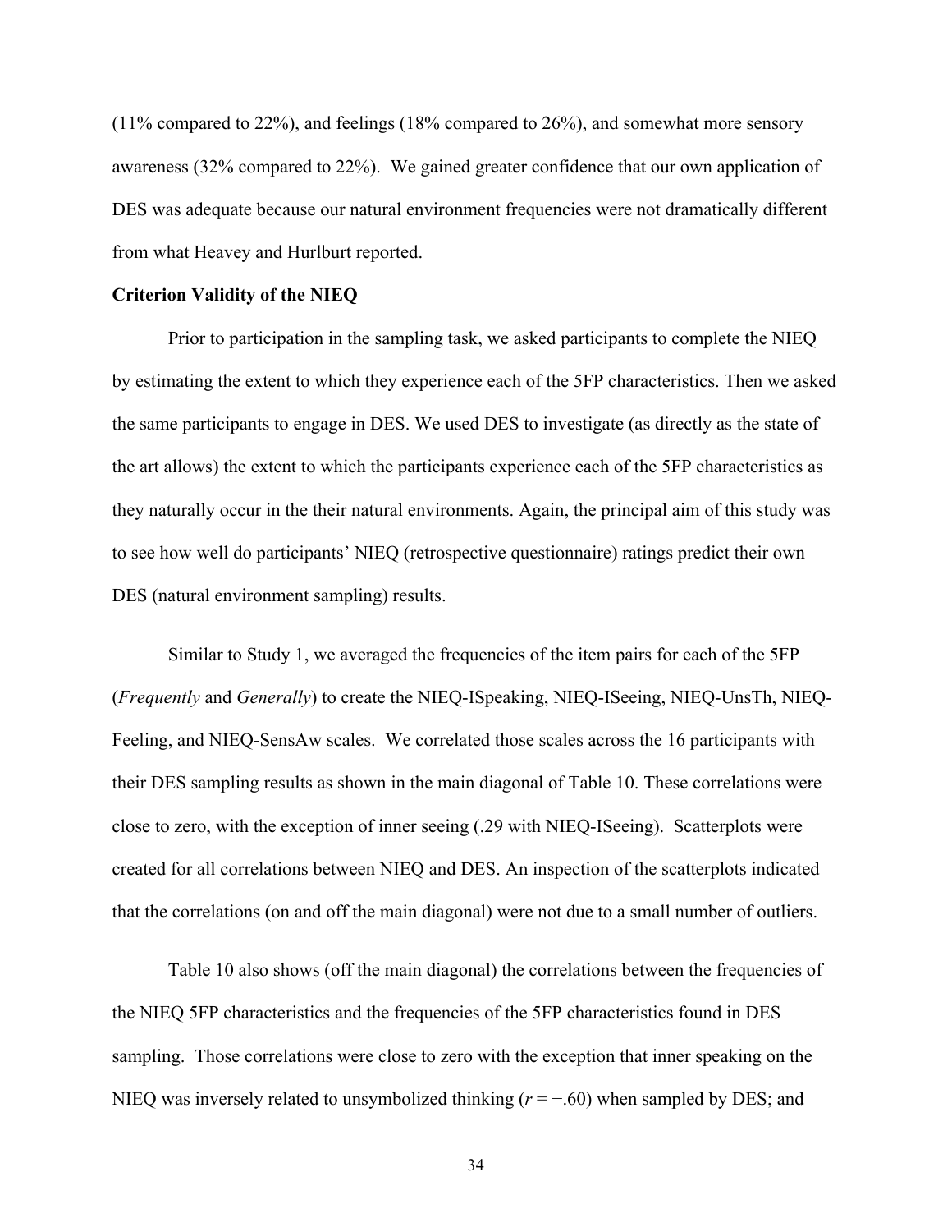(11% compared to 22%), and feelings (18% compared to 26%), and somewhat more sensory awareness (32% compared to 22%). We gained greater confidence that our own application of DES was adequate because our natural environment frequencies were not dramatically different from what Heavey and Hurlburt reported.

**Criterion Validity of the NIEQ**

Prior to participation in the sampling task, we asked participants to complete the NIEQ by estimating the extent to which they experience each of the 5FP characteristics. Then we asked the same participants to engage in DES. We used DES to investigate (as directly as the state of the art allows) the extent to which the participants experience each of the 5FP characteristics as they naturally occur in the their natural environments. Again, the principal aim of this study was to see how well do participants' NIEQ (retrospective questionnaire) ratings predict their own DES (natural environment sampling) results.

Similar to Study 1, we averaged the frequencies of the item pairs for each of the 5FP (*Frequently* and *Generally*) to create the NIEQ-ISpeaking, NIEQ-ISeeing, NIEQ-UnsTh, NIEQ-Feeling, and NIEQ-SensAw scales. We correlated those scales across the 16 participants with their DES sampling results as shown in the main diagonal of Table 10. These correlations were close to zero, with the exception of inner seeing (.29 with NIEQ-ISeeing). Scatterplots were created for all correlations between NIEQ and DES. An inspection of the scatterplots indicated that the correlations (on and off the main diagonal) were not due to a small number of outliers.

Table 10 also shows (off the main diagonal) the correlations between the frequencies of the NIEQ 5FP characteristics and the frequencies of the 5FP characteristics found in DES sampling. Those correlations were close to zero with the exception that inner speaking on the NIEQ was inversely related to unsymbolized thinking ($r = -.60$) when sampled by DES; and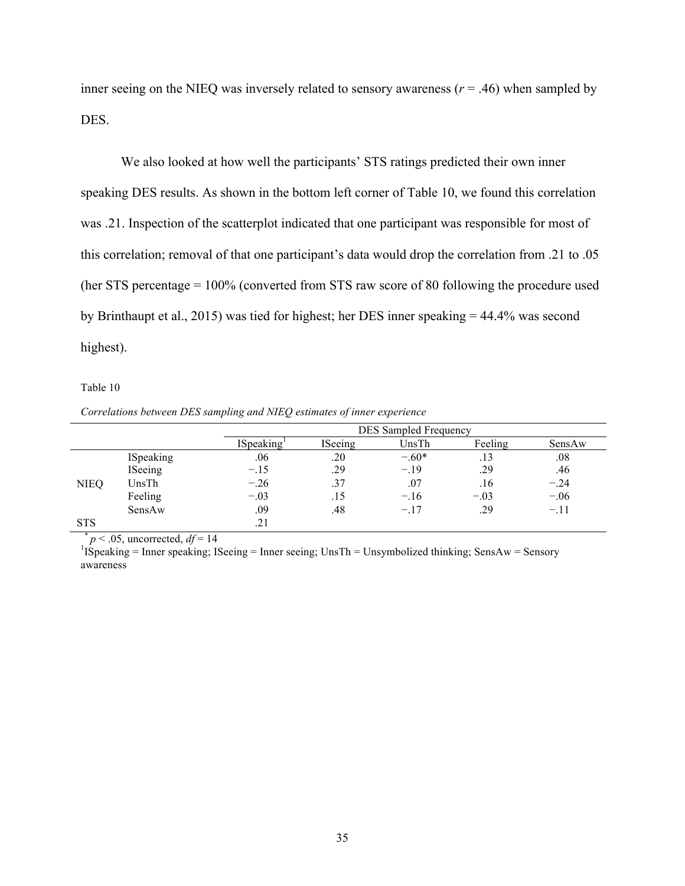inner seeing on the NIEQ was inversely related to sensory awareness ($r = .46$) when sampled by DES.

We also looked at how well the participants' STS ratings predicted their own inner speaking DES results. As shown in the bottom left corner of Table 10, we found this correlation was .21. Inspection of the scatterplot indicated that one participant was responsible for most of this correlation; removal of that one participant's data would drop the correlation from .21 to .05 (her STS percentage = 100% (converted from STS raw score of 80 following the procedure used by Brinthaupt et al., 2015) was tied for highest; her DES inner speaking = 44.4% was second highest).

Table 10

*Correlations between DES sampling and NIEQ estimates of inner experience*

| | | DES Sampled Frequency | | | | |
|---|---|---|---|---|---|---|
| | | ISpeaking[1] | ISeeing | UnsTh | Feeling | SensAw |
| NIEQ | ISpeaking | .06 | .20 | −.60* | .13 | .08 |
| | ISeeing | −.15 | .29 | −.19 | .29 | .46 |
| | UnsTh | −.26 | .37 | .07 | .16 | −.24 |
| | Feeling | −.03 | .15 | −.16 | −.03 | −.06 |
| | SensAw | .09 | .48 | −.17 | .29 | −.11 |
| STS | | .21 | | | | |

* $p < .05$, uncorrected, $df = 14$

[1]ISpeaking = Inner speaking; ISeeing = Inner seeing; UnsTh = Unsymbolized thinking; SensAw = Sensory awareness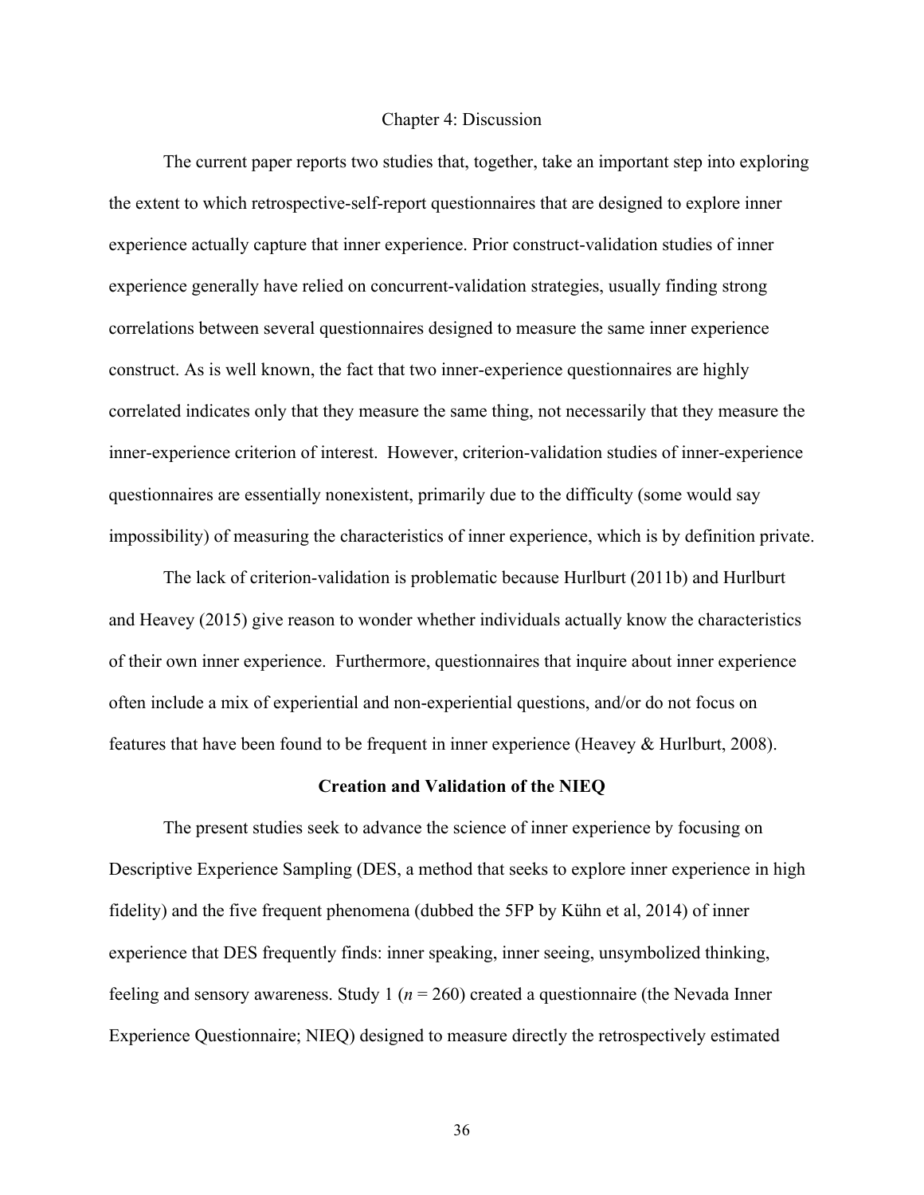# Chapter 4: Discussion

The current paper reports two studies that, together, take an important step into exploring the extent to which retrospective-self-report questionnaires that are designed to explore inner experience actually capture that inner experience. Prior construct-validation studies of inner experience generally have relied on concurrent-validation strategies, usually finding strong correlations between several questionnaires designed to measure the same inner experience construct. As is well known, the fact that two inner-experience questionnaires are highly correlated indicates only that they measure the same thing, not necessarily that they measure the inner-experience criterion of interest. However, criterion-validation studies of inner-experience questionnaires are essentially nonexistent, primarily due to the difficulty (some would say impossibility) of measuring the characteristics of inner experience, which is by definition private.

The lack of criterion-validation is problematic because Hurlburt (2011b) and Hurlburt and Heavey (2015) give reason to wonder whether individuals actually know the characteristics of their own inner experience. Furthermore, questionnaires that inquire about inner experience often include a mix of experiential and non-experiential questions, and/or do not focus on features that have been found to be frequent in inner experience (Heavey & Hurlburt, 2008).

## Creation and Validation of the NIEQ

The present studies seek to advance the science of inner experience by focusing on Descriptive Experience Sampling (DES, a method that seeks to explore inner experience in high fidelity) and the five frequent phenomena (dubbed the 5FP by Kühn et al, 2014) of inner experience that DES frequently finds: inner speaking, inner seeing, unsymbolized thinking, feeling and sensory awareness. Study 1 (*n* = 260) created a questionnaire (the Nevada Inner Experience Questionnaire; NIEQ) designed to measure directly the retrospectively estimated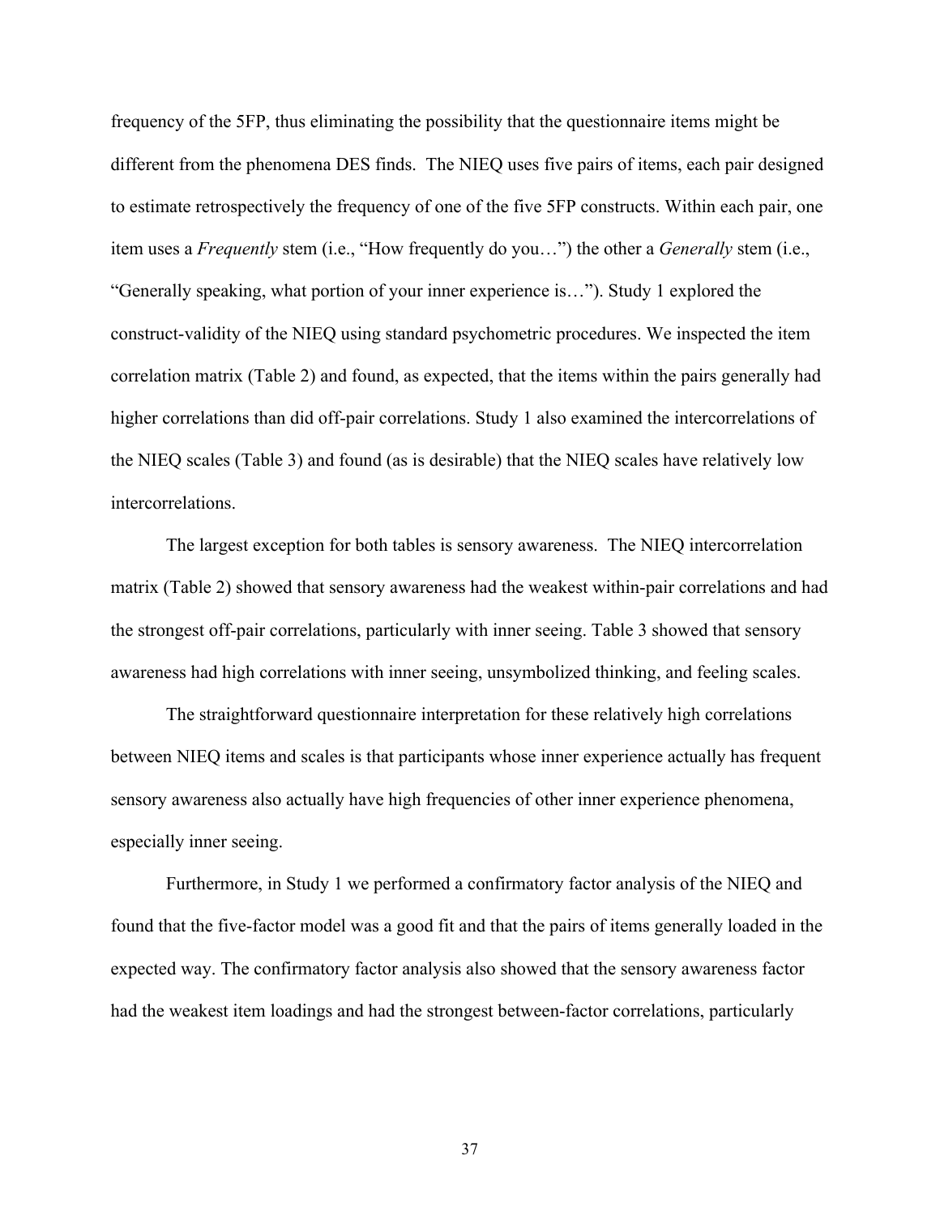frequency of the 5FP, thus eliminating the possibility that the questionnaire items might be different from the phenomena DES finds. The NIEQ uses five pairs of items, each pair designed to estimate retrospectively the frequency of one of the five 5FP constructs. Within each pair, one item uses a *Frequently* stem (i.e., "How frequently do you…") the other a *Generally* stem (i.e., "Generally speaking, what portion of your inner experience is…"). Study 1 explored the construct-validity of the NIEQ using standard psychometric procedures. We inspected the item correlation matrix (Table 2) and found, as expected, that the items within the pairs generally had higher correlations than did off-pair correlations. Study 1 also examined the intercorrelations of the NIEQ scales (Table 3) and found (as is desirable) that the NIEQ scales have relatively low intercorrelations.

The largest exception for both tables is sensory awareness. The NIEQ intercorrelation matrix (Table 2) showed that sensory awareness had the weakest within-pair correlations and had the strongest off-pair correlations, particularly with inner seeing. Table 3 showed that sensory awareness had high correlations with inner seeing, unsymbolized thinking, and feeling scales.

The straightforward questionnaire interpretation for these relatively high correlations between NIEQ items and scales is that participants whose inner experience actually has frequent sensory awareness also actually have high frequencies of other inner experience phenomena, especially inner seeing.

Furthermore, in Study 1 we performed a confirmatory factor analysis of the NIEQ and found that the five-factor model was a good fit and that the pairs of items generally loaded in the expected way. The confirmatory factor analysis also showed that the sensory awareness factor had the weakest item loadings and had the strongest between-factor correlations, particularly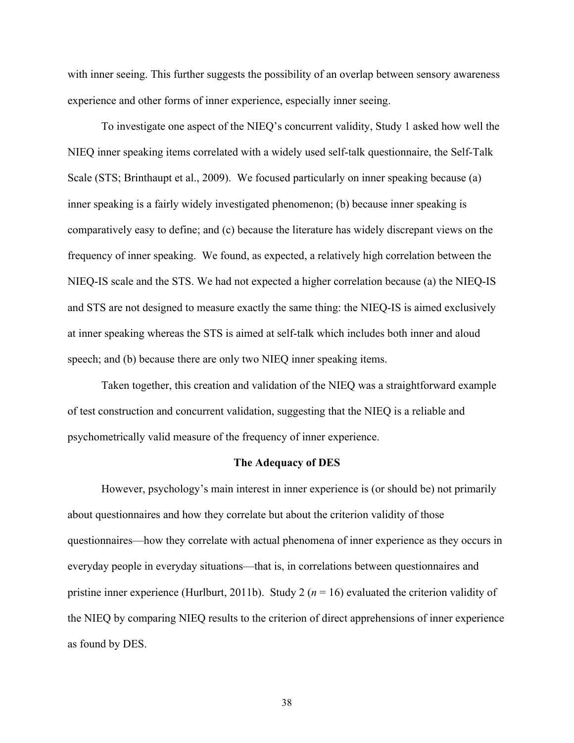with inner seeing. This further suggests the possibility of an overlap between sensory awareness experience and other forms of inner experience, especially inner seeing.

To investigate one aspect of the NIEQ's concurrent validity, Study 1 asked how well the NIEQ inner speaking items correlated with a widely used self-talk questionnaire, the Self-Talk Scale (STS; Brinthaupt et al., 2009). We focused particularly on inner speaking because (a) inner speaking is a fairly widely investigated phenomenon; (b) because inner speaking is comparatively easy to define; and (c) because the literature has widely discrepant views on the frequency of inner speaking. We found, as expected, a relatively high correlation between the NIEQ-IS scale and the STS. We had not expected a higher correlation because (a) the NIEQ-IS and STS are not designed to measure exactly the same thing: the NIEQ-IS is aimed exclusively at inner speaking whereas the STS is aimed at self-talk which includes both inner and aloud speech; and (b) because there are only two NIEQ inner speaking items.

Taken together, this creation and validation of the NIEQ was a straightforward example of test construction and concurrent validation, suggesting that the NIEQ is a reliable and psychometrically valid measure of the frequency of inner experience.

## The Adequacy of DES

However, psychology's main interest in inner experience is (or should be) not primarily about questionnaires and how they correlate but about the criterion validity of those questionnaires—how they correlate with actual phenomena of inner experience as they occurs in everyday people in everyday situations—that is, in correlations between questionnaires and pristine inner experience (Hurlburt, 2011b). Study 2 ($n = 16$) evaluated the criterion validity of the NIEQ by comparing NIEQ results to the criterion of direct apprehensions of inner experience as found by DES.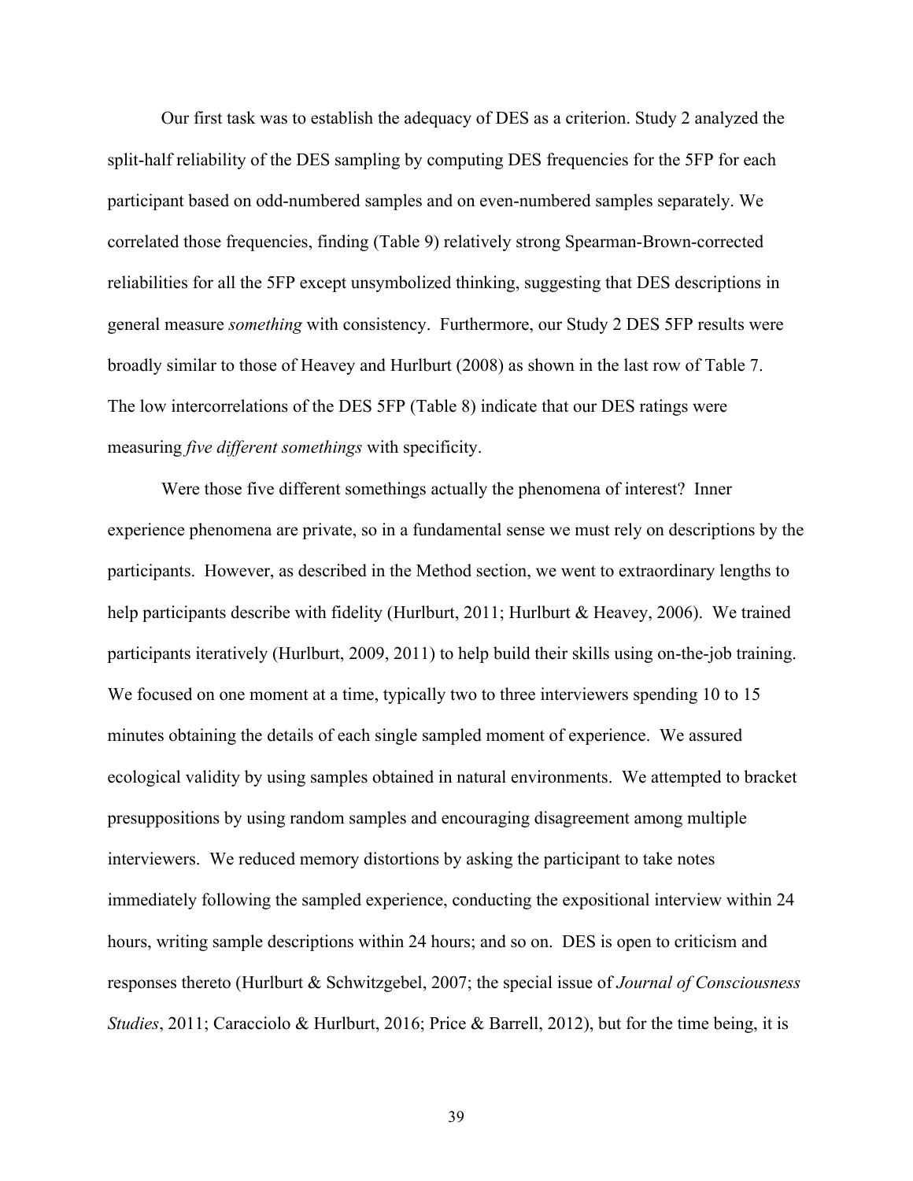Our first task was to establish the adequacy of DES as a criterion. Study 2 analyzed the split-half reliability of the DES sampling by computing DES frequencies for the 5FP for each participant based on odd-numbered samples and on even-numbered samples separately. We correlated those frequencies, finding (Table 9) relatively strong Spearman-Brown-corrected reliabilities for all the 5FP except unsymbolized thinking, suggesting that DES descriptions in general measure *something* with consistency. Furthermore, our Study 2 DES 5FP results were broadly similar to those of Heavey and Hurlburt (2008) as shown in the last row of Table 7. The low intercorrelations of the DES 5FP (Table 8) indicate that our DES ratings were measuring *five different somethings* with specificity.

Were those five different somethings actually the phenomena of interest? Inner experience phenomena are private, so in a fundamental sense we must rely on descriptions by the participants. However, as described in the Method section, we went to extraordinary lengths to help participants describe with fidelity (Hurlburt, 2011; Hurlburt & Heavey, 2006). We trained participants iteratively (Hurlburt, 2009, 2011) to help build their skills using on-the-job training. We focused on one moment at a time, typically two to three interviewers spending 10 to 15 minutes obtaining the details of each single sampled moment of experience. We assured ecological validity by using samples obtained in natural environments. We attempted to bracket presuppositions by using random samples and encouraging disagreement among multiple interviewers. We reduced memory distortions by asking the participant to take notes immediately following the sampled experience, conducting the expositional interview within 24 hours, writing sample descriptions within 24 hours; and so on. DES is open to criticism and responses thereto (Hurlburt & Schwitzgebel, 2007; the special issue of *Journal of Consciousness Studies*, 2011; Caracciolo & Hurlburt, 2016; Price & Barrell, 2012), but for the time being, it is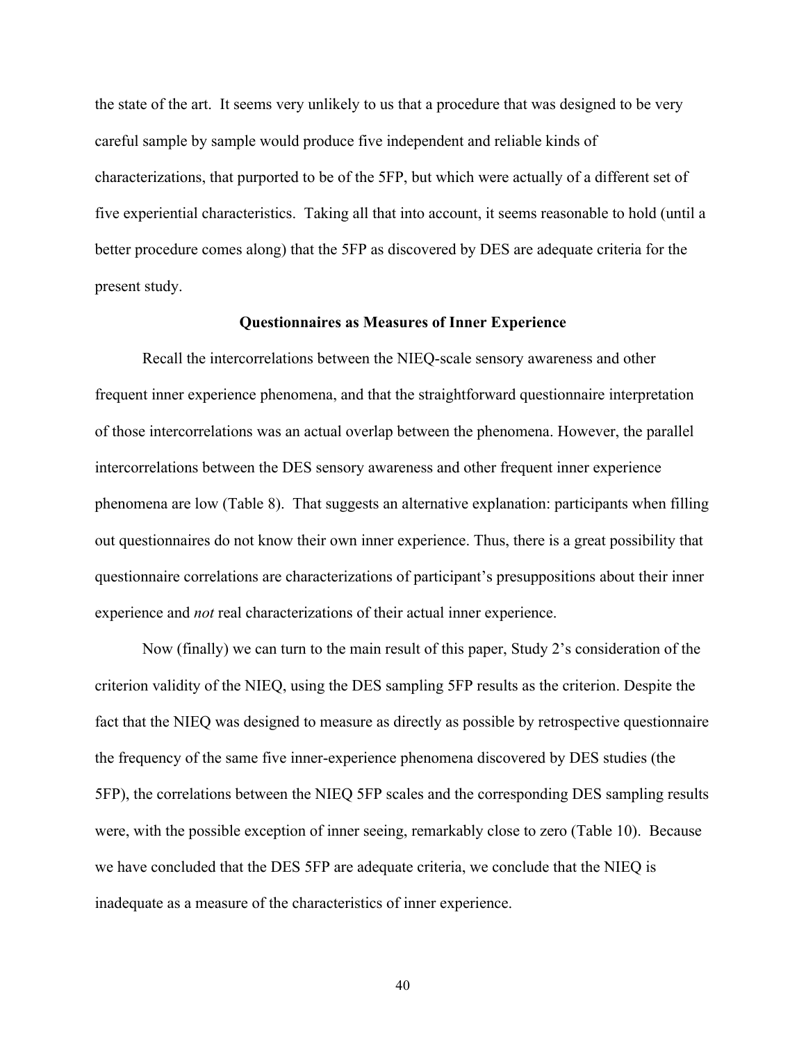the state of the art. It seems very unlikely to us that a procedure that was designed to be very careful sample by sample would produce five independent and reliable kinds of characterizations, that purported to be of the 5FP, but which were actually of a different set of five experiential characteristics. Taking all that into account, it seems reasonable to hold (until a better procedure comes along) that the 5FP as discovered by DES are adequate criteria for the present study.

## Questionnaires as Measures of Inner Experience

Recall the intercorrelations between the NIEQ-scale sensory awareness and other frequent inner experience phenomena, and that the straightforward questionnaire interpretation of those intercorrelations was an actual overlap between the phenomena. However, the parallel intercorrelations between the DES sensory awareness and other frequent inner experience phenomena are low (Table 8). That suggests an alternative explanation: participants when filling out questionnaires do not know their own inner experience. Thus, there is a great possibility that questionnaire correlations are characterizations of participant's presuppositions about their inner experience and *not* real characterizations of their actual inner experience.

Now (finally) we can turn to the main result of this paper, Study 2's consideration of the criterion validity of the NIEQ, using the DES sampling 5FP results as the criterion. Despite the fact that the NIEQ was designed to measure as directly as possible by retrospective questionnaire the frequency of the same five inner-experience phenomena discovered by DES studies (the 5FP), the correlations between the NIEQ 5FP scales and the corresponding DES sampling results were, with the possible exception of inner seeing, remarkably close to zero (Table 10). Because we have concluded that the DES 5FP are adequate criteria, we conclude that the NIEQ is inadequate as a measure of the characteristics of inner experience.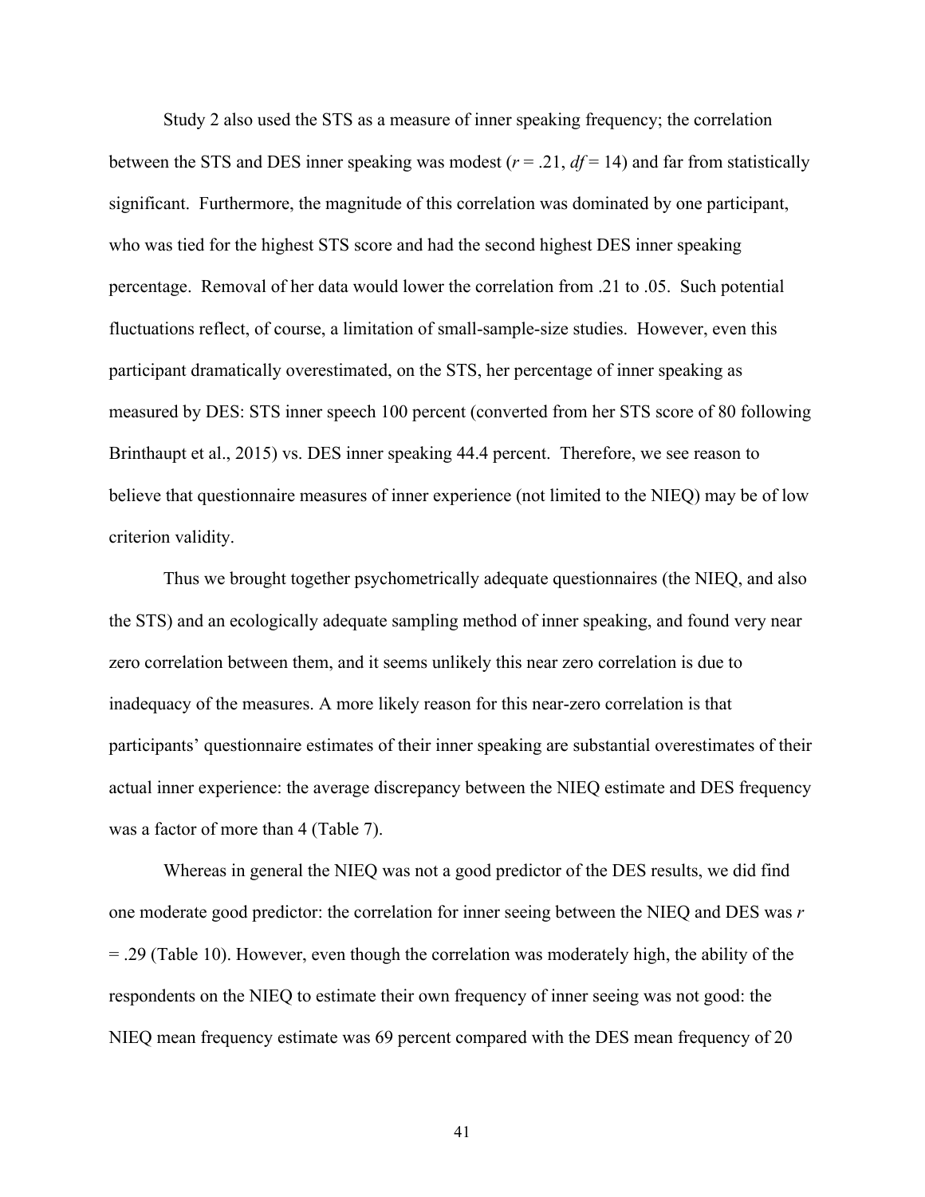Study 2 also used the STS as a measure of inner speaking frequency; the correlation between the STS and DES inner speaking was modest ($r$ = .21, $df$ = 14) and far from statistically significant. Furthermore, the magnitude of this correlation was dominated by one participant, who was tied for the highest STS score and had the second highest DES inner speaking percentage. Removal of her data would lower the correlation from .21 to .05. Such potential fluctuations reflect, of course, a limitation of small-sample-size studies. However, even this participant dramatically overestimated, on the STS, her percentage of inner speaking as measured by DES: STS inner speech 100 percent (converted from her STS score of 80 following Brinthaupt et al., 2015) vs. DES inner speaking 44.4 percent. Therefore, we see reason to believe that questionnaire measures of inner experience (not limited to the NIEQ) may be of low criterion validity.

Thus we brought together psychometrically adequate questionnaires (the NIEQ, and also the STS) and an ecologically adequate sampling method of inner speaking, and found very near zero correlation between them, and it seems unlikely this near zero correlation is due to inadequacy of the measures. A more likely reason for this near-zero correlation is that participants' questionnaire estimates of their inner speaking are substantial overestimates of their actual inner experience: the average discrepancy between the NIEQ estimate and DES frequency was a factor of more than 4 (Table 7).

Whereas in general the NIEQ was not a good predictor of the DES results, we did find one moderate good predictor: the correlation for inner seeing between the NIEQ and DES was $r$ = .29 (Table 10). However, even though the correlation was moderately high, the ability of the respondents on the NIEQ to estimate their own frequency of inner seeing was not good: the NIEQ mean frequency estimate was 69 percent compared with the DES mean frequency of 20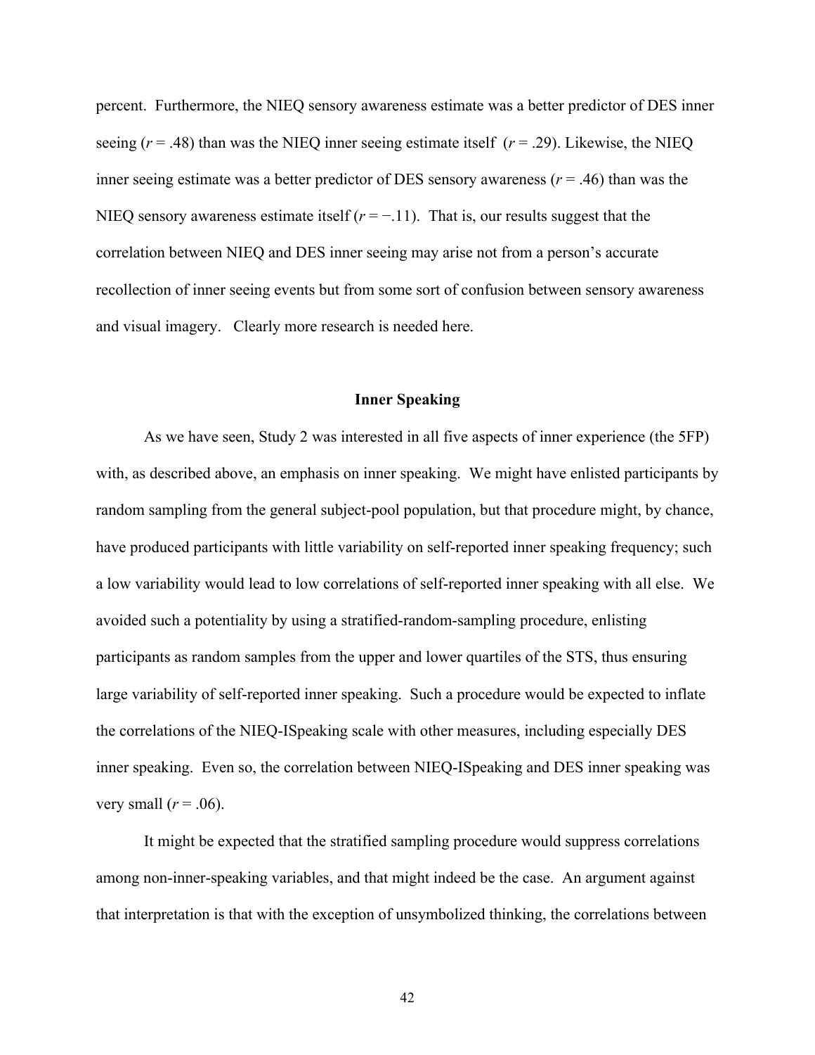percent. Furthermore, the NIEQ sensory awareness estimate was a better predictor of DES inner seeing ($r = .48$) than was the NIEQ inner seeing estimate itself ($r = .29$). Likewise, the NIEQ inner seeing estimate was a better predictor of DES sensory awareness ($r = .46$) than was the NIEQ sensory awareness estimate itself ($r = -.11$). That is, our results suggest that the correlation between NIEQ and DES inner seeing may arise not from a person's accurate recollection of inner seeing events but from some sort of confusion between sensory awareness and visual imagery. Clearly more research is needed here.

## Inner Speaking

As we have seen, Study 2 was interested in all five aspects of inner experience (the 5FP) with, as described above, an emphasis on inner speaking. We might have enlisted participants by random sampling from the general subject-pool population, but that procedure might, by chance, have produced participants with little variability on self-reported inner speaking frequency; such a low variability would lead to low correlations of self-reported inner speaking with all else. We avoided such a potentiality by using a stratified-random-sampling procedure, enlisting participants as random samples from the upper and lower quartiles of the STS, thus ensuring large variability of self-reported inner speaking. Such a procedure would be expected to inflate the correlations of the NIEQ-ISpeaking scale with other measures, including especially DES inner speaking. Even so, the correlation between NIEQ-ISpeaking and DES inner speaking was very small ($r = .06$).

It might be expected that the stratified sampling procedure would suppress correlations among non-inner-speaking variables, and that might indeed be the case. An argument against that interpretation is that with the exception of unsymbolized thinking, the correlations between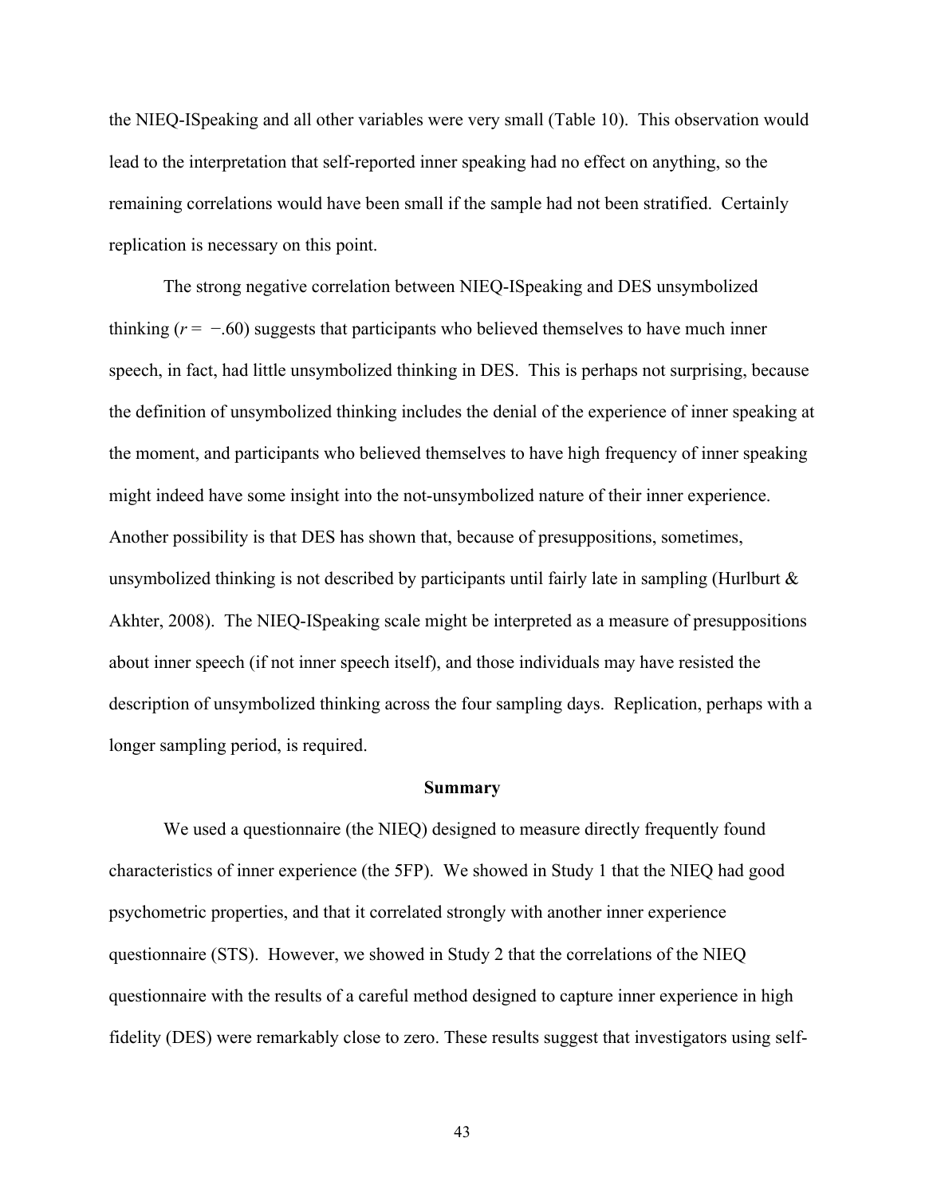the NIEQ-ISpeaking and all other variables were very small (Table 10). This observation would lead to the interpretation that self-reported inner speaking had no effect on anything, so the remaining correlations would have been small if the sample had not been stratified. Certainly replication is necessary on this point.

The strong negative correlation between NIEQ-ISpeaking and DES unsymbolized thinking ($r = -.60$) suggests that participants who believed themselves to have much inner speech, in fact, had little unsymbolized thinking in DES. This is perhaps not surprising, because the definition of unsymbolized thinking includes the denial of the experience of inner speaking at the moment, and participants who believed themselves to have high frequency of inner speaking might indeed have some insight into the not-unsymbolized nature of their inner experience. Another possibility is that DES has shown that, because of presuppositions, sometimes, unsymbolized thinking is not described by participants until fairly late in sampling (Hurlburt & Akhter, 2008). The NIEQ-ISpeaking scale might be interpreted as a measure of presuppositions about inner speech (if not inner speech itself), and those individuals may have resisted the description of unsymbolized thinking across the four sampling days. Replication, perhaps with a longer sampling period, is required.

## Summary

We used a questionnaire (the NIEQ) designed to measure directly frequently found characteristics of inner experience (the 5FP). We showed in Study 1 that the NIEQ had good psychometric properties, and that it correlated strongly with another inner experience questionnaire (STS). However, we showed in Study 2 that the correlations of the NIEQ questionnaire with the results of a careful method designed to capture inner experience in high fidelity (DES) were remarkably close to zero. These results suggest that investigators using self-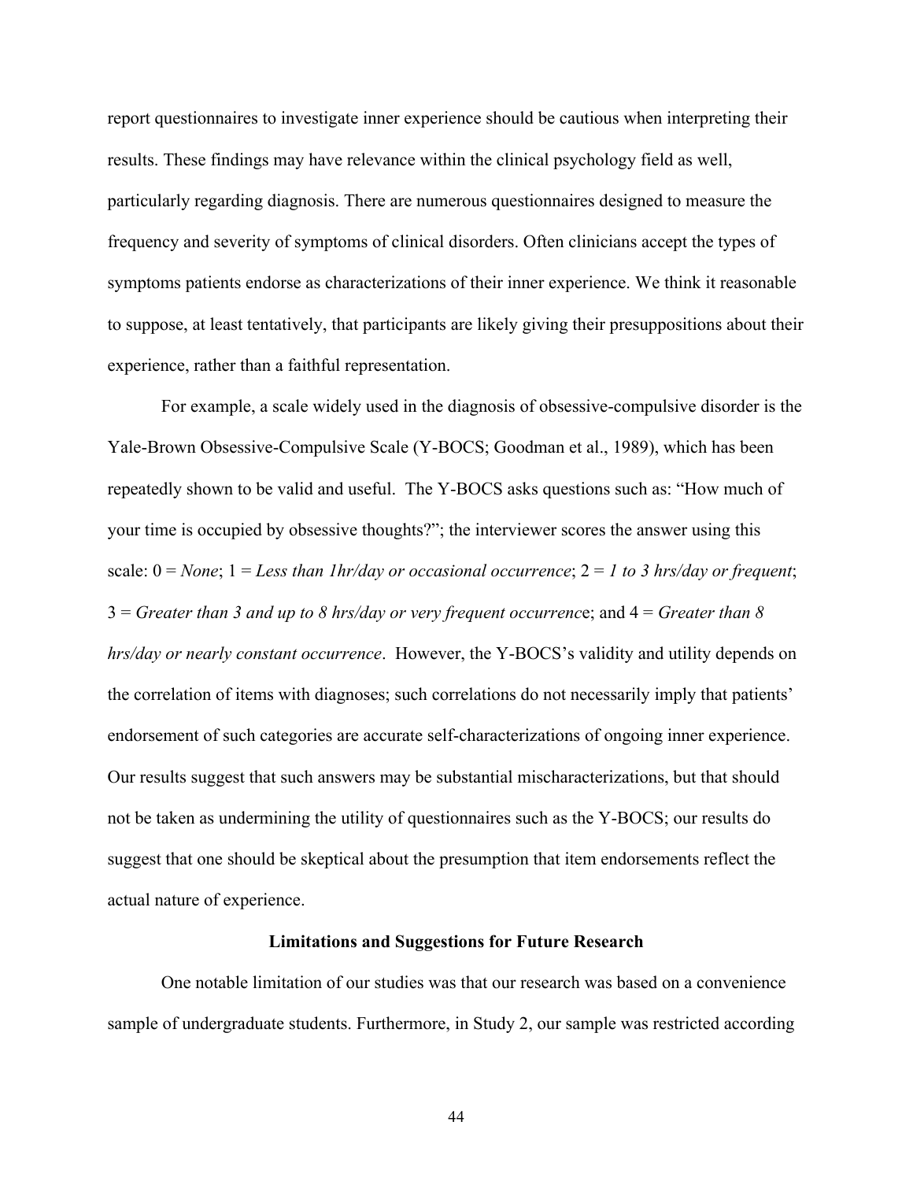report questionnaires to investigate inner experience should be cautious when interpreting their results. These findings may have relevance within the clinical psychology field as well, particularly regarding diagnosis. There are numerous questionnaires designed to measure the frequency and severity of symptoms of clinical disorders. Often clinicians accept the types of symptoms patients endorse as characterizations of their inner experience. We think it reasonable to suppose, at least tentatively, that participants are likely giving their presuppositions about their experience, rather than a faithful representation.

For example, a scale widely used in the diagnosis of obsessive-compulsive disorder is the Yale-Brown Obsessive-Compulsive Scale (Y-BOCS; Goodman et al., 1989), which has been repeatedly shown to be valid and useful. The Y-BOCS asks questions such as: "How much of your time is occupied by obsessive thoughts?"; the interviewer scores the answer using this scale: 0 = *None*; 1 = *Less than 1hr/day or occasional occurrence*; 2 = *1 to 3 hrs/day or frequent*; 3 = *Greater than 3 and up to 8 hrs/day or very frequent occurrenc*e; and 4 = *Greater than 8 hrs/day or nearly constant occurrence*. However, the Y-BOCS's validity and utility depends on the correlation of items with diagnoses; such correlations do not necessarily imply that patients' endorsement of such categories are accurate self-characterizations of ongoing inner experience. Our results suggest that such answers may be substantial mischaracterizations, but that should not be taken as undermining the utility of questionnaires such as the Y-BOCS; our results do suggest that one should be skeptical about the presumption that item endorsements reflect the actual nature of experience.

## Limitations and Suggestions for Future Research

One notable limitation of our studies was that our research was based on a convenience sample of undergraduate students. Furthermore, in Study 2, our sample was restricted according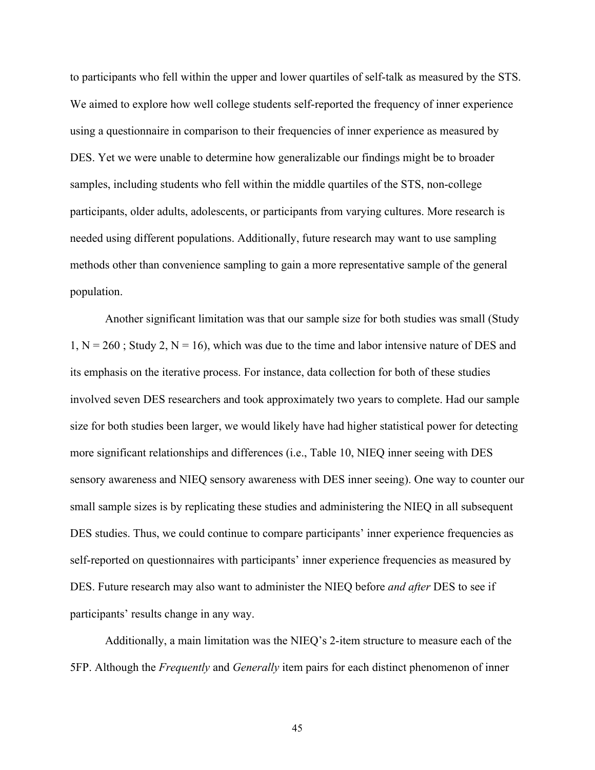to participants who fell within the upper and lower quartiles of self-talk as measured by the STS. We aimed to explore how well college students self-reported the frequency of inner experience using a questionnaire in comparison to their frequencies of inner experience as measured by DES. Yet we were unable to determine how generalizable our findings might be to broader samples, including students who fell within the middle quartiles of the STS, non-college participants, older adults, adolescents, or participants from varying cultures. More research is needed using different populations. Additionally, future research may want to use sampling methods other than convenience sampling to gain a more representative sample of the general population.

Another significant limitation was that our sample size for both studies was small (Study 1, N = 260 ; Study 2, N = 16), which was due to the time and labor intensive nature of DES and its emphasis on the iterative process. For instance, data collection for both of these studies involved seven DES researchers and took approximately two years to complete. Had our sample size for both studies been larger, we would likely have had higher statistical power for detecting more significant relationships and differences (i.e., Table 10, NIEQ inner seeing with DES sensory awareness and NIEQ sensory awareness with DES inner seeing). One way to counter our small sample sizes is by replicating these studies and administering the NIEQ in all subsequent DES studies. Thus, we could continue to compare participants' inner experience frequencies as self-reported on questionnaires with participants' inner experience frequencies as measured by DES. Future research may also want to administer the NIEQ before *and after* DES to see if participants' results change in any way.

Additionally, a main limitation was the NIEQ's 2-item structure to measure each of the 5FP. Although the *Frequently* and *Generally* item pairs for each distinct phenomenon of inner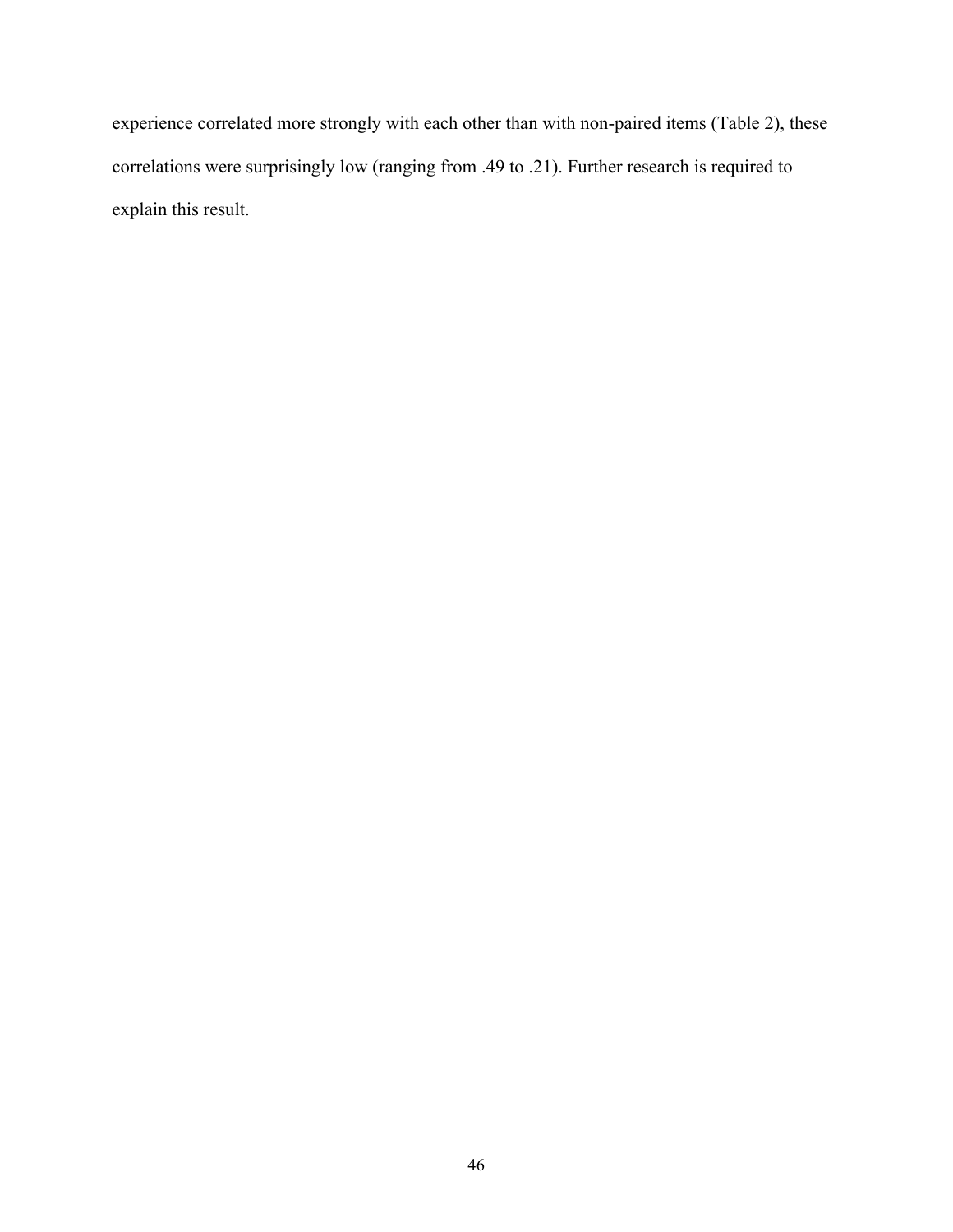experience correlated more strongly with each other than with non-paired items (Table 2), these correlations were surprisingly low (ranging from .49 to .21). Further research is required to explain this result.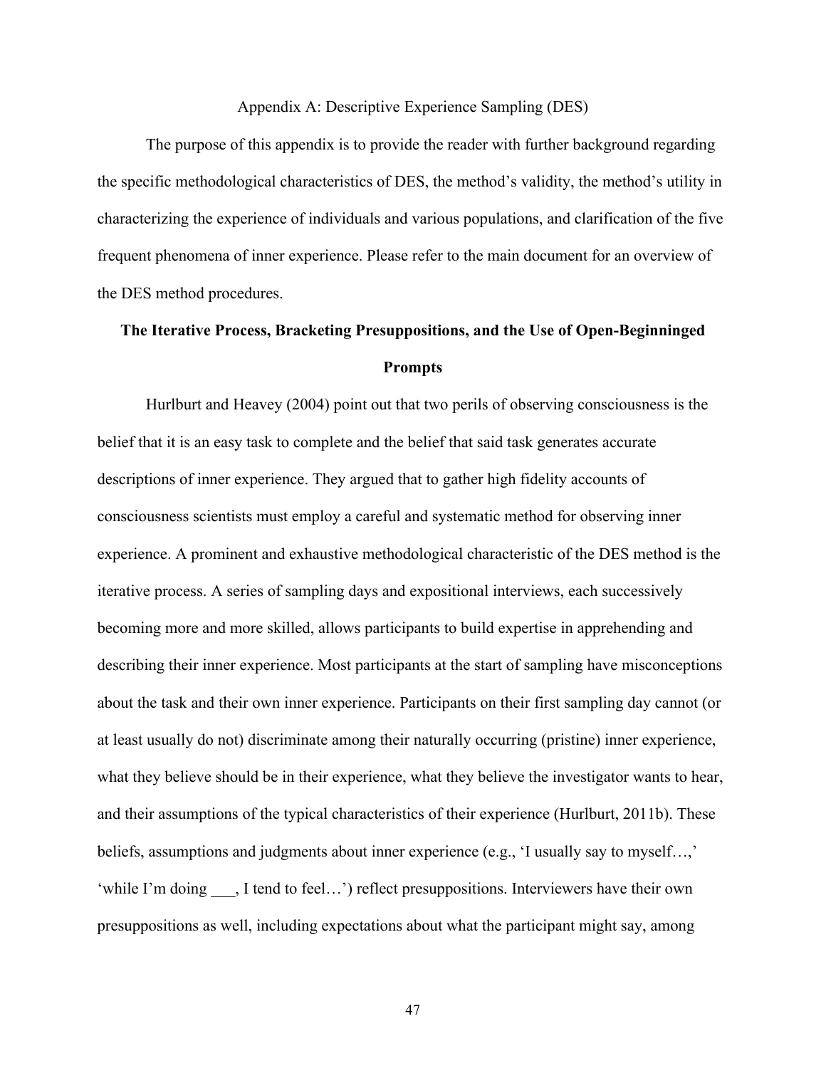# Appendix A: Descriptive Experience Sampling (DES)

The purpose of this appendix is to provide the reader with further background regarding the specific methodological characteristics of DES, the method's validity, the method's utility in characterizing the experience of individuals and various populations, and clarification of the five frequent phenomena of inner experience. Please refer to the main document for an overview of the DES method procedures.

## The Iterative Process, Bracketing Presuppositions, and the Use of Open-Beginninged Prompts

Hurlburt and Heavey (2004) point out that two perils of observing consciousness is the belief that it is an easy task to complete and the belief that said task generates accurate descriptions of inner experience. They argued that to gather high fidelity accounts of consciousness scientists must employ a careful and systematic method for observing inner experience. A prominent and exhaustive methodological characteristic of the DES method is the iterative process. A series of sampling days and expositional interviews, each successively becoming more and more skilled, allows participants to build expertise in apprehending and describing their inner experience. Most participants at the start of sampling have misconceptions about the task and their own inner experience. Participants on their first sampling day cannot (or at least usually do not) discriminate among their naturally occurring (pristine) inner experience, what they believe should be in their experience, what they believe the investigator wants to hear, and their assumptions of the typical characteristics of their experience (Hurlburt, 2011b). These beliefs, assumptions and judgments about inner experience (e.g., 'I usually say to myself…,' 'while I'm doing ___, I tend to feel…') reflect presuppositions. Interviewers have their own presuppositions as well, including expectations about what the participant might say, among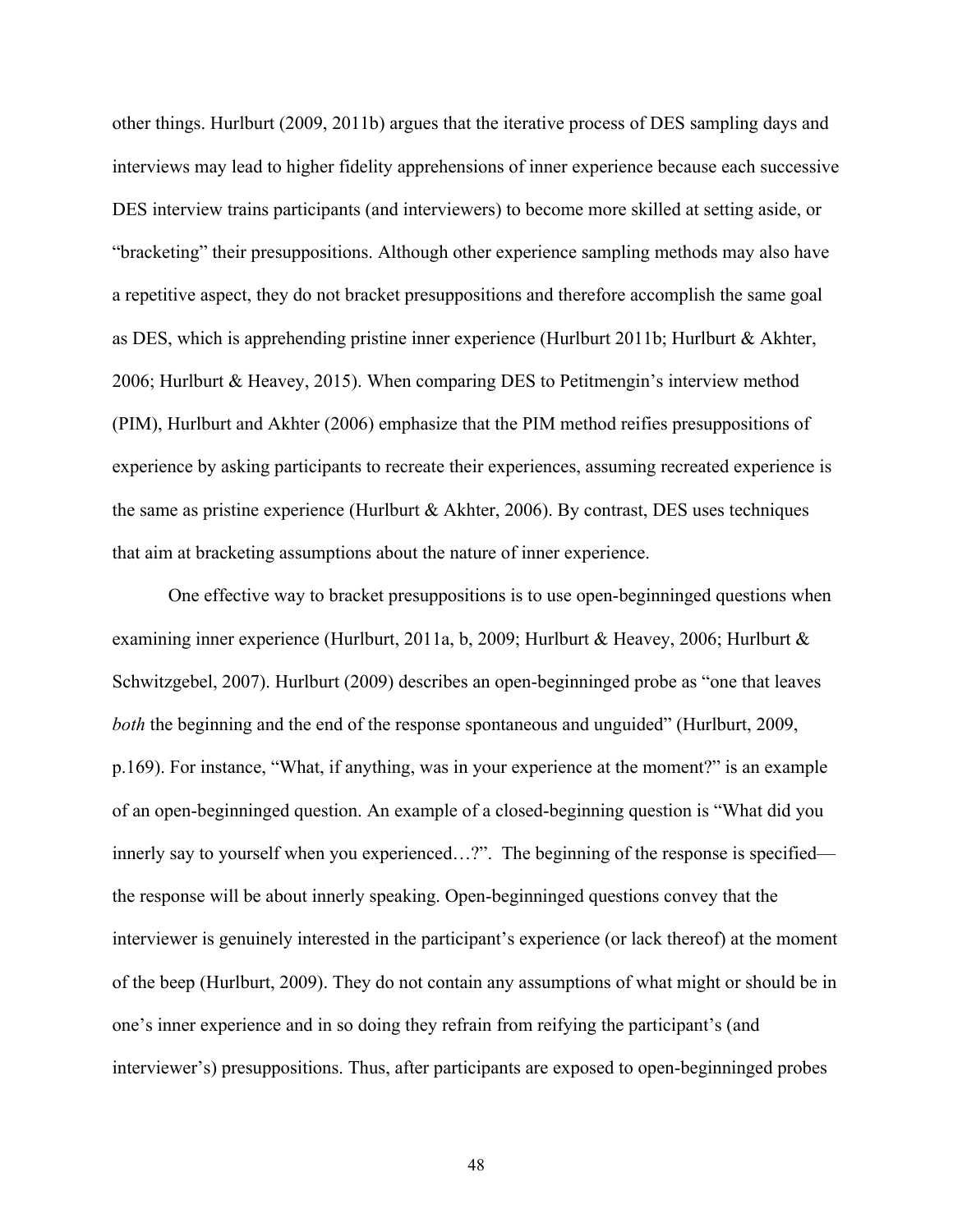other things. Hurlburt (2009, 2011b) argues that the iterative process of DES sampling days and interviews may lead to higher fidelity apprehensions of inner experience because each successive DES interview trains participants (and interviewers) to become more skilled at setting aside, or "bracketing" their presuppositions. Although other experience sampling methods may also have a repetitive aspect, they do not bracket presuppositions and therefore accomplish the same goal as DES, which is apprehending pristine inner experience (Hurlburt 2011b; Hurlburt & Akhter, 2006; Hurlburt & Heavey, 2015). When comparing DES to Petitmengin's interview method (PIM), Hurlburt and Akhter (2006) emphasize that the PIM method reifies presuppositions of experience by asking participants to recreate their experiences, assuming recreated experience is the same as pristine experience (Hurlburt & Akhter, 2006). By contrast, DES uses techniques that aim at bracketing assumptions about the nature of inner experience.

One effective way to bracket presuppositions is to use open-beginninged questions when examining inner experience (Hurlburt, 2011a, b, 2009; Hurlburt & Heavey, 2006; Hurlburt & Schwitzgebel, 2007). Hurlburt (2009) describes an open-beginninged probe as "one that leaves *both* the beginning and the end of the response spontaneous and unguided" (Hurlburt, 2009, p.169). For instance, "What, if anything, was in your experience at the moment?" is an example of an open-beginninged question. An example of a closed-beginning question is "What did you innerly say to yourself when you experienced…?". The beginning of the response is specified—the response will be about innerly speaking. Open-beginninged questions convey that the interviewer is genuinely interested in the participant's experience (or lack thereof) at the moment of the beep (Hurlburt, 2009). They do not contain any assumptions of what might or should be in one's inner experience and in so doing they refrain from reifying the participant's (and interviewer's) presuppositions. Thus, after participants are exposed to open-beginninged probes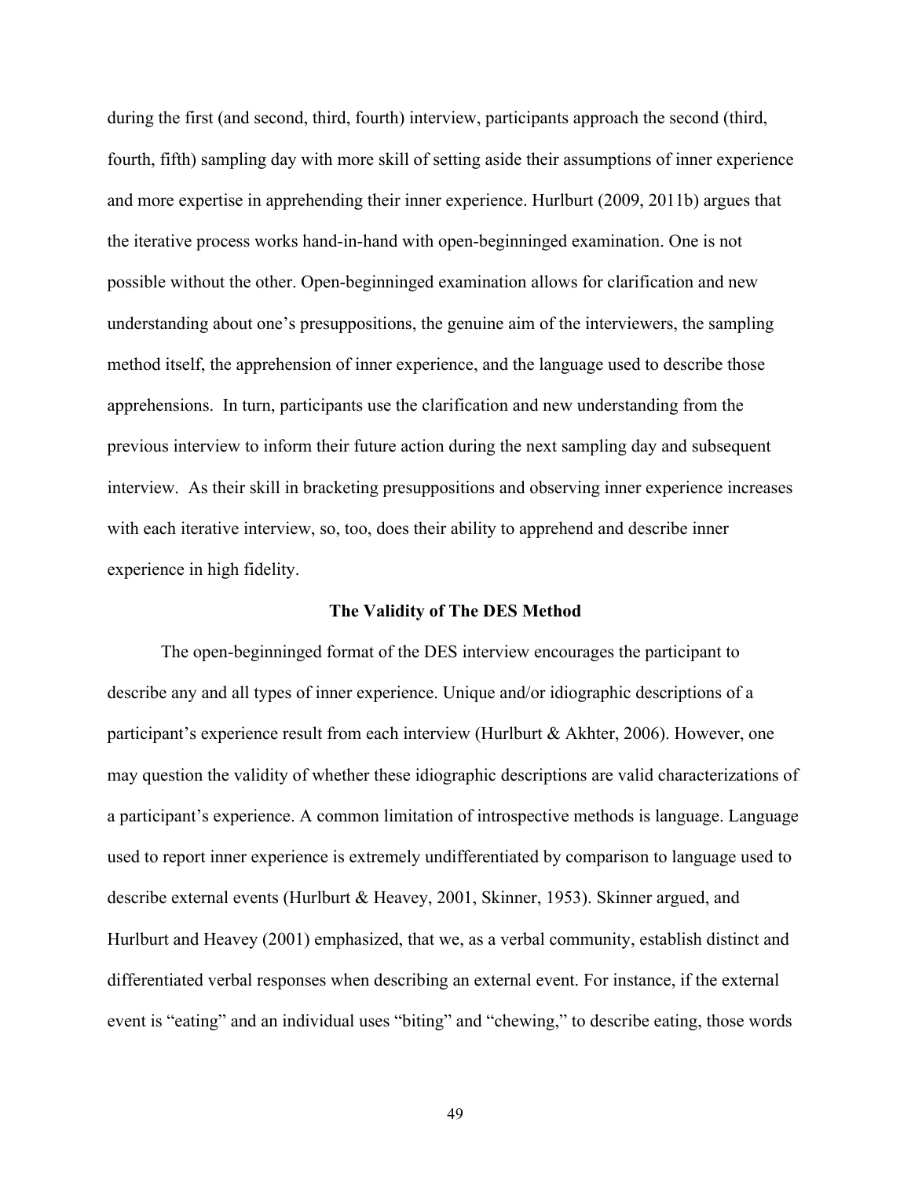during the first (and second, third, fourth) interview, participants approach the second (third, fourth, fifth) sampling day with more skill of setting aside their assumptions of inner experience and more expertise in apprehending their inner experience. Hurlburt (2009, 2011b) argues that the iterative process works hand-in-hand with open-beginninged examination. One is not possible without the other. Open-beginninged examination allows for clarification and new understanding about one's presuppositions, the genuine aim of the interviewers, the sampling method itself, the apprehension of inner experience, and the language used to describe those apprehensions. In turn, participants use the clarification and new understanding from the previous interview to inform their future action during the next sampling day and subsequent interview. As their skill in bracketing presuppositions and observing inner experience increases with each iterative interview, so, too, does their ability to apprehend and describe inner experience in high fidelity.

## The Validity of The DES Method

The open-beginninged format of the DES interview encourages the participant to describe any and all types of inner experience. Unique and/or idiographic descriptions of a participant's experience result from each interview (Hurlburt & Akhter, 2006). However, one may question the validity of whether these idiographic descriptions are valid characterizations of a participant's experience. A common limitation of introspective methods is language. Language used to report inner experience is extremely undifferentiated by comparison to language used to describe external events (Hurlburt & Heavey, 2001, Skinner, 1953). Skinner argued, and Hurlburt and Heavey (2001) emphasized, that we, as a verbal community, establish distinct and differentiated verbal responses when describing an external event. For instance, if the external event is "eating" and an individual uses "biting" and "chewing," to describe eating, those words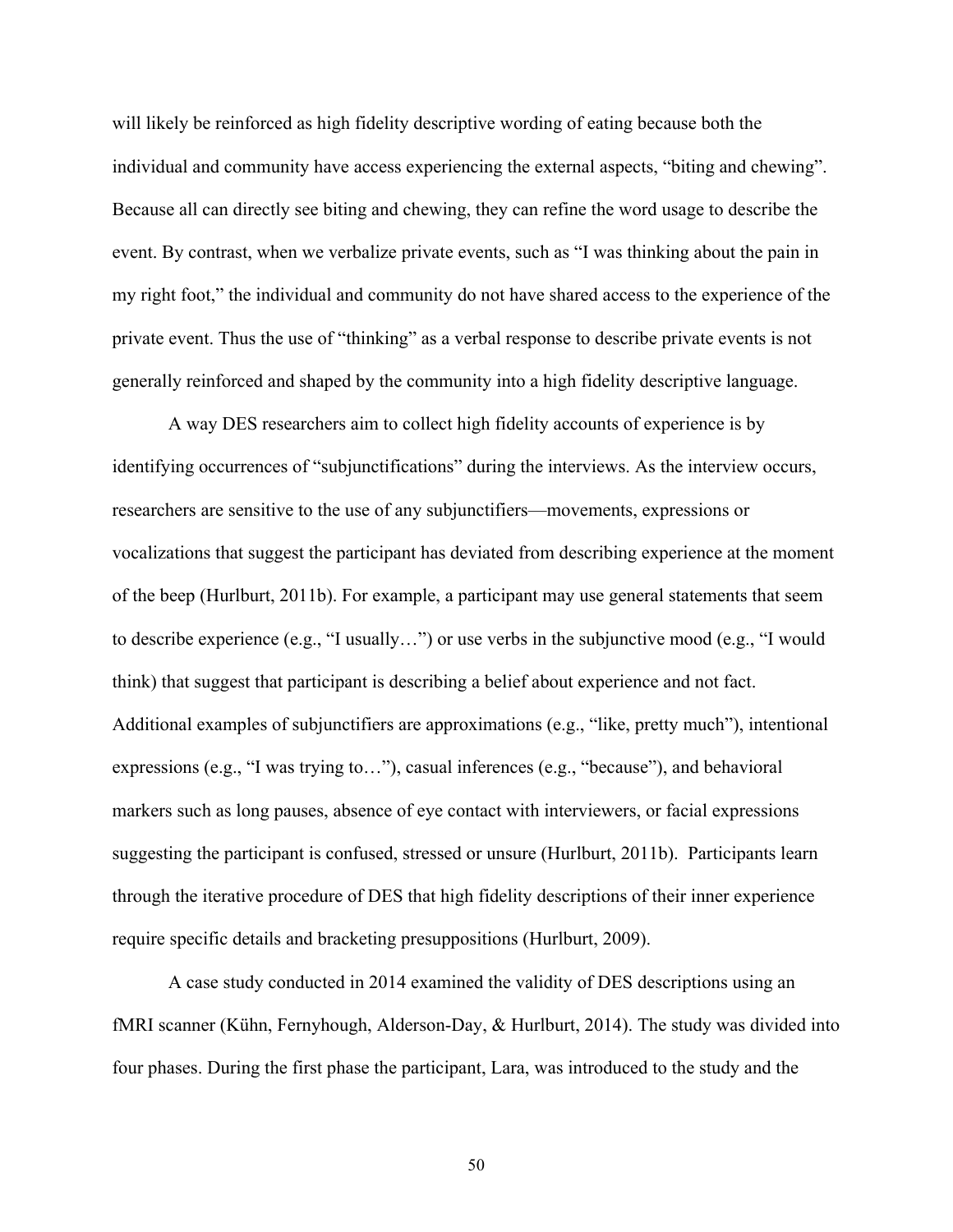will likely be reinforced as high fidelity descriptive wording of eating because both the individual and community have access experiencing the external aspects, "biting and chewing". Because all can directly see biting and chewing, they can refine the word usage to describe the event. By contrast, when we verbalize private events, such as "I was thinking about the pain in my right foot," the individual and community do not have shared access to the experience of the private event. Thus the use of "thinking" as a verbal response to describe private events is not generally reinforced and shaped by the community into a high fidelity descriptive language.

A way DES researchers aim to collect high fidelity accounts of experience is by identifying occurrences of "subjunctifications" during the interviews. As the interview occurs, researchers are sensitive to the use of any subjunctifiers—movements, expressions or vocalizations that suggest the participant has deviated from describing experience at the moment of the beep (Hurlburt, 2011b). For example, a participant may use general statements that seem to describe experience (e.g., "I usually…") or use verbs in the subjunctive mood (e.g., "I would think) that suggest that participant is describing a belief about experience and not fact. Additional examples of subjunctifiers are approximations (e.g., "like, pretty much"), intentional expressions (e.g., "I was trying to…"), casual inferences (e.g., "because"), and behavioral markers such as long pauses, absence of eye contact with interviewers, or facial expressions suggesting the participant is confused, stressed or unsure (Hurlburt, 2011b). Participants learn through the iterative procedure of DES that high fidelity descriptions of their inner experience require specific details and bracketing presuppositions (Hurlburt, 2009).

A case study conducted in 2014 examined the validity of DES descriptions using an fMRI scanner (Kühn, Fernyhough, Alderson-Day, & Hurlburt, 2014). The study was divided into four phases. During the first phase the participant, Lara, was introduced to the study and the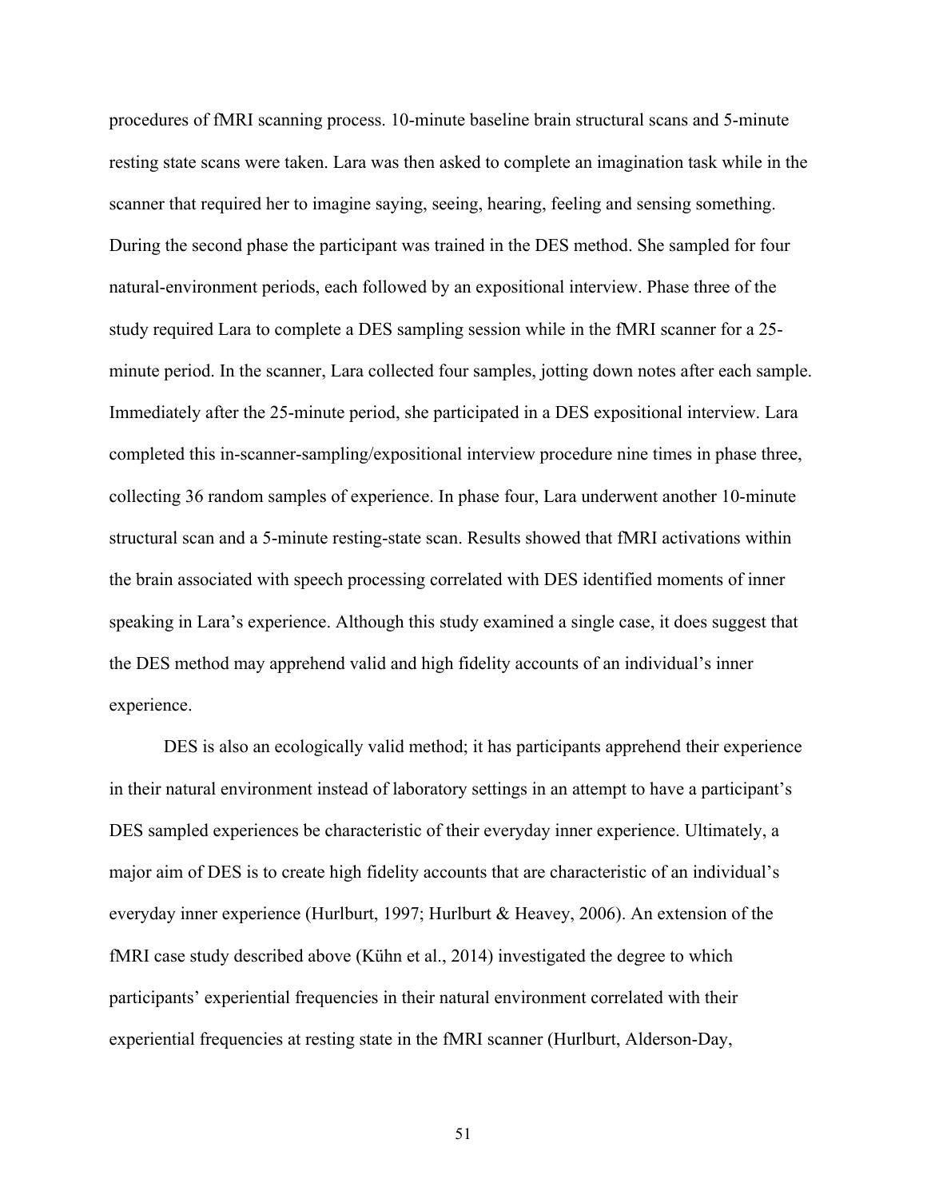procedures of fMRI scanning process. 10-minute baseline brain structural scans and 5-minute resting state scans were taken. Lara was then asked to complete an imagination task while in the scanner that required her to imagine saying, seeing, hearing, feeling and sensing something. During the second phase the participant was trained in the DES method. She sampled for four natural-environment periods, each followed by an expositional interview. Phase three of the study required Lara to complete a DES sampling session while in the fMRI scanner for a 25-minute period. In the scanner, Lara collected four samples, jotting down notes after each sample. Immediately after the 25-minute period, she participated in a DES expositional interview. Lara completed this in-scanner-sampling/expositional interview procedure nine times in phase three, collecting 36 random samples of experience. In phase four, Lara underwent another 10-minute structural scan and a 5-minute resting-state scan. Results showed that fMRI activations within the brain associated with speech processing correlated with DES identified moments of inner speaking in Lara's experience. Although this study examined a single case, it does suggest that the DES method may apprehend valid and high fidelity accounts of an individual's inner experience.

DES is also an ecologically valid method; it has participants apprehend their experience in their natural environment instead of laboratory settings in an attempt to have a participant's DES sampled experiences be characteristic of their everyday inner experience. Ultimately, a major aim of DES is to create high fidelity accounts that are characteristic of an individual's everyday inner experience (Hurlburt, 1997; Hurlburt & Heavey, 2006). An extension of the fMRI case study described above (Kühn et al., 2014) investigated the degree to which participants' experiential frequencies in their natural environment correlated with their experiential frequencies at resting state in the fMRI scanner (Hurlburt, Alderson-Day,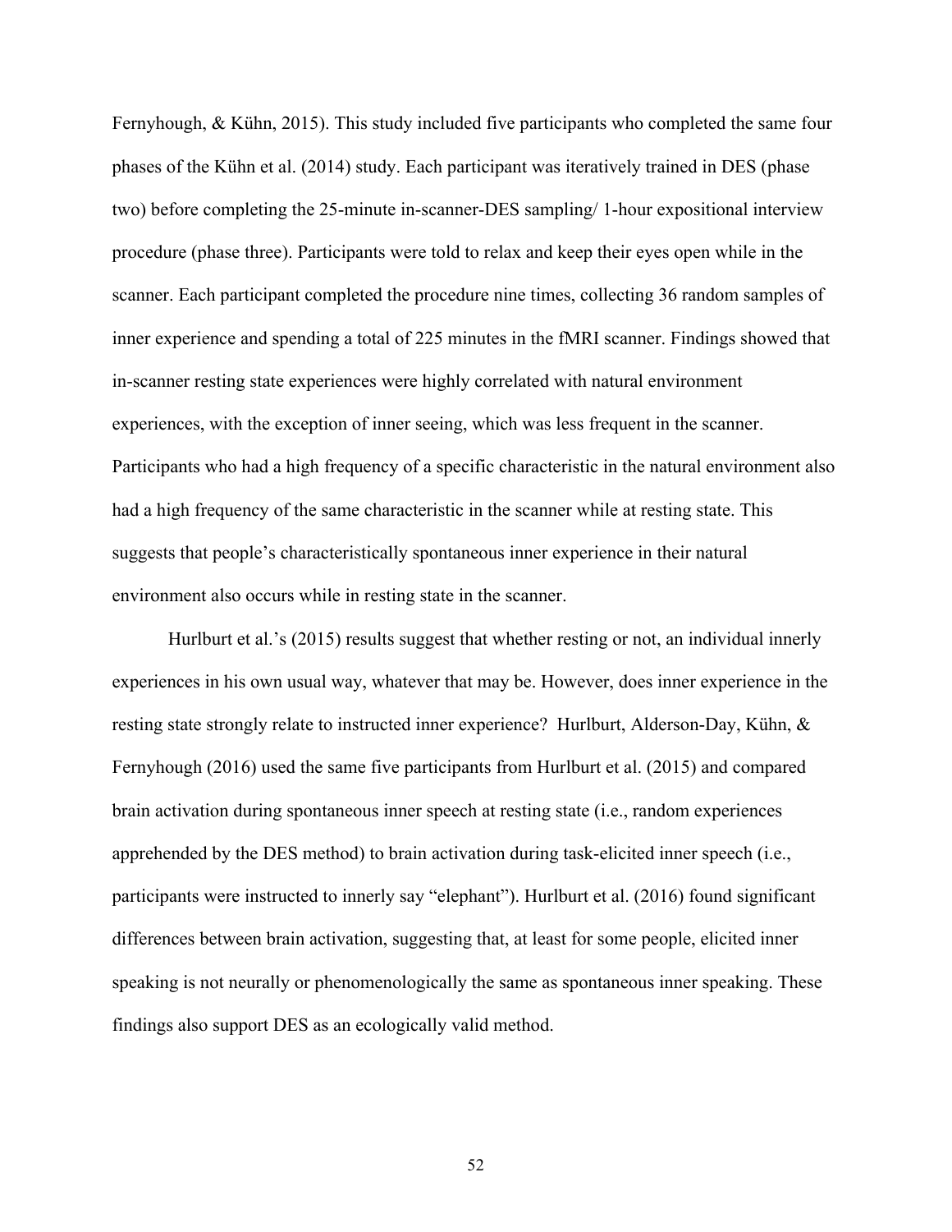Fernyhough, & Kühn, 2015). This study included five participants who completed the same four phases of the Kühn et al. (2014) study. Each participant was iteratively trained in DES (phase two) before completing the 25-minute in-scanner-DES sampling/ 1-hour expositional interview procedure (phase three). Participants were told to relax and keep their eyes open while in the scanner. Each participant completed the procedure nine times, collecting 36 random samples of inner experience and spending a total of 225 minutes in the fMRI scanner. Findings showed that in-scanner resting state experiences were highly correlated with natural environment experiences, with the exception of inner seeing, which was less frequent in the scanner. Participants who had a high frequency of a specific characteristic in the natural environment also had a high frequency of the same characteristic in the scanner while at resting state. This suggests that people's characteristically spontaneous inner experience in their natural environment also occurs while in resting state in the scanner.

Hurlburt et al.'s (2015) results suggest that whether resting or not, an individual innerly experiences in his own usual way, whatever that may be. However, does inner experience in the resting state strongly relate to instructed inner experience? Hurlburt, Alderson-Day, Kühn, & Fernyhough (2016) used the same five participants from Hurlburt et al. (2015) and compared brain activation during spontaneous inner speech at resting state (i.e., random experiences apprehended by the DES method) to brain activation during task-elicited inner speech (i.e., participants were instructed to innerly say "elephant"). Hurlburt et al. (2016) found significant differences between brain activation, suggesting that, at least for some people, elicited inner speaking is not neurally or phenomenologically the same as spontaneous inner speaking. These findings also support DES as an ecologically valid method.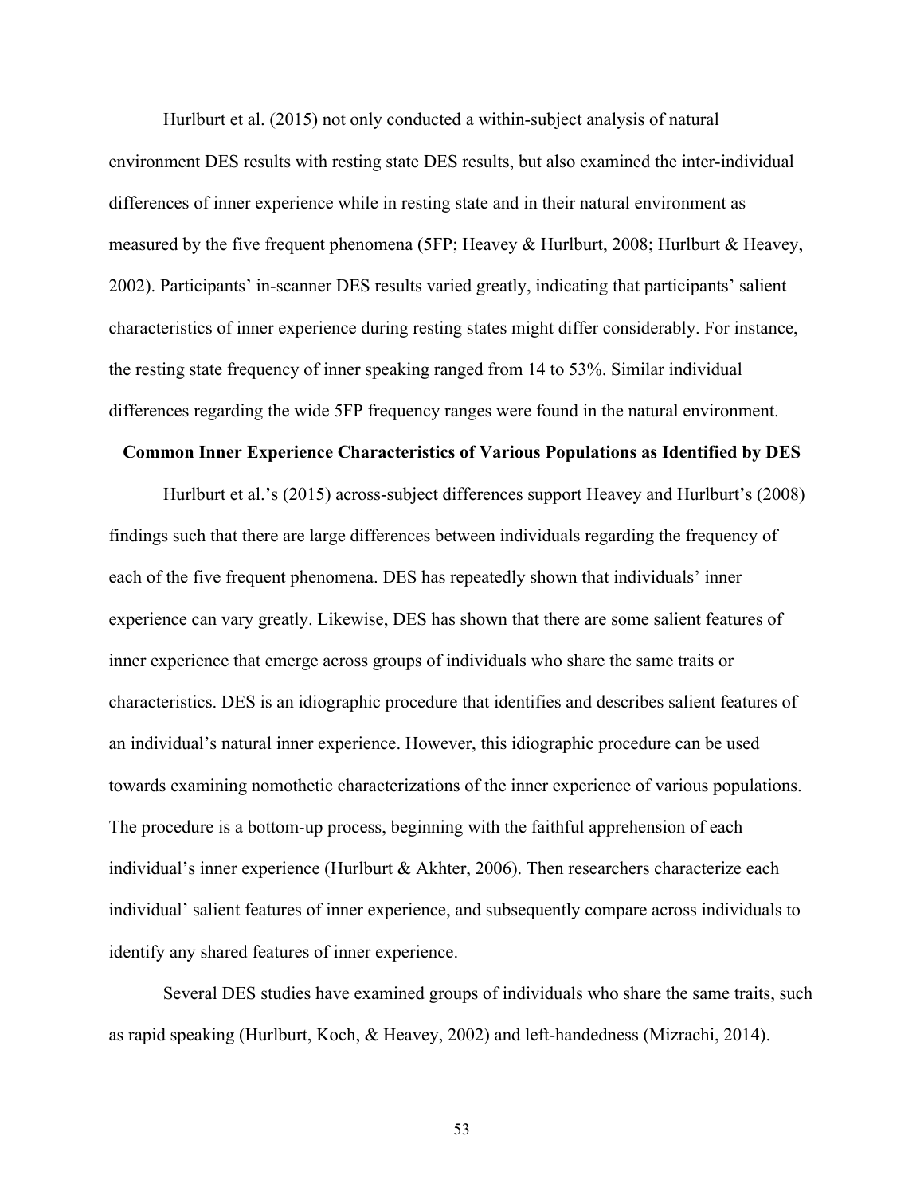Hurlburt et al. (2015) not only conducted a within-subject analysis of natural environment DES results with resting state DES results, but also examined the inter-individual differences of inner experience while in resting state and in their natural environment as measured by the five frequent phenomena (5FP; Heavey & Hurlburt, 2008; Hurlburt & Heavey, 2002). Participants' in-scanner DES results varied greatly, indicating that participants' salient characteristics of inner experience during resting states might differ considerably. For instance, the resting state frequency of inner speaking ranged from 14 to 53%. Similar individual differences regarding the wide 5FP frequency ranges were found in the natural environment.

## Common Inner Experience Characteristics of Various Populations as Identified by DES

Hurlburt et al.'s (2015) across-subject differences support Heavey and Hurlburt's (2008) findings such that there are large differences between individuals regarding the frequency of each of the five frequent phenomena. DES has repeatedly shown that individuals' inner experience can vary greatly. Likewise, DES has shown that there are some salient features of inner experience that emerge across groups of individuals who share the same traits or characteristics. DES is an idiographic procedure that identifies and describes salient features of an individual's natural inner experience. However, this idiographic procedure can be used towards examining nomothetic characterizations of the inner experience of various populations. The procedure is a bottom-up process, beginning with the faithful apprehension of each individual's inner experience (Hurlburt & Akhter, 2006). Then researchers characterize each individual' salient features of inner experience, and subsequently compare across individuals to identify any shared features of inner experience.

Several DES studies have examined groups of individuals who share the same traits, such as rapid speaking (Hurlburt, Koch, & Heavey, 2002) and left-handedness (Mizrachi, 2014).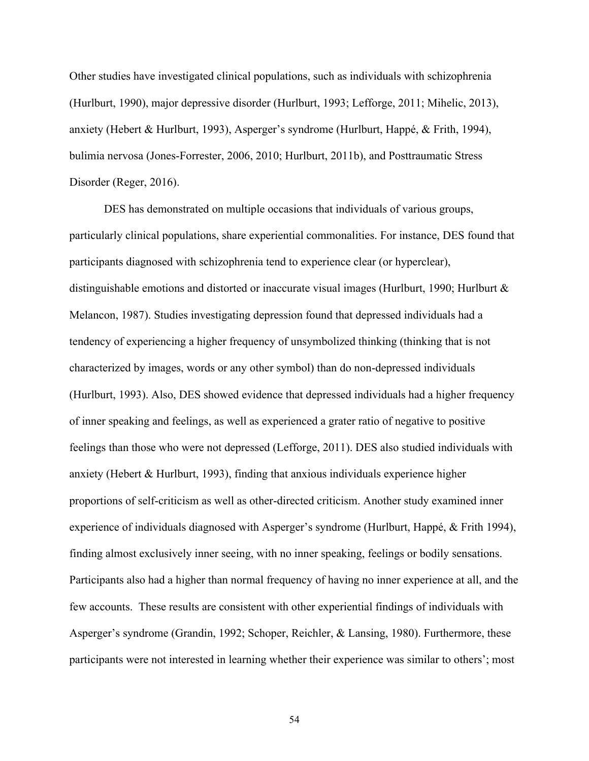Other studies have investigated clinical populations, such as individuals with schizophrenia (Hurlburt, 1990), major depressive disorder (Hurlburt, 1993; Lefforge, 2011; Mihelic, 2013), anxiety (Hebert & Hurlburt, 1993), Asperger's syndrome (Hurlburt, Happé, & Frith, 1994), bulimia nervosa (Jones-Forrester, 2006, 2010; Hurlburt, 2011b), and Posttraumatic Stress Disorder (Reger, 2016).

DES has demonstrated on multiple occasions that individuals of various groups, particularly clinical populations, share experiential commonalities. For instance, DES found that participants diagnosed with schizophrenia tend to experience clear (or hyperclear), distinguishable emotions and distorted or inaccurate visual images (Hurlburt, 1990; Hurlburt & Melancon, 1987). Studies investigating depression found that depressed individuals had a tendency of experiencing a higher frequency of unsymbolized thinking (thinking that is not characterized by images, words or any other symbol) than do non-depressed individuals (Hurlburt, 1993). Also, DES showed evidence that depressed individuals had a higher frequency of inner speaking and feelings, as well as experienced a grater ratio of negative to positive feelings than those who were not depressed (Lefforge, 2011). DES also studied individuals with anxiety (Hebert & Hurlburt, 1993), finding that anxious individuals experience higher proportions of self-criticism as well as other-directed criticism. Another study examined inner experience of individuals diagnosed with Asperger's syndrome (Hurlburt, Happé, & Frith 1994), finding almost exclusively inner seeing, with no inner speaking, feelings or bodily sensations. Participants also had a higher than normal frequency of having no inner experience at all, and the few accounts. These results are consistent with other experiential findings of individuals with Asperger's syndrome (Grandin, 1992; Schoper, Reichler, & Lansing, 1980). Furthermore, these participants were not interested in learning whether their experience was similar to others'; most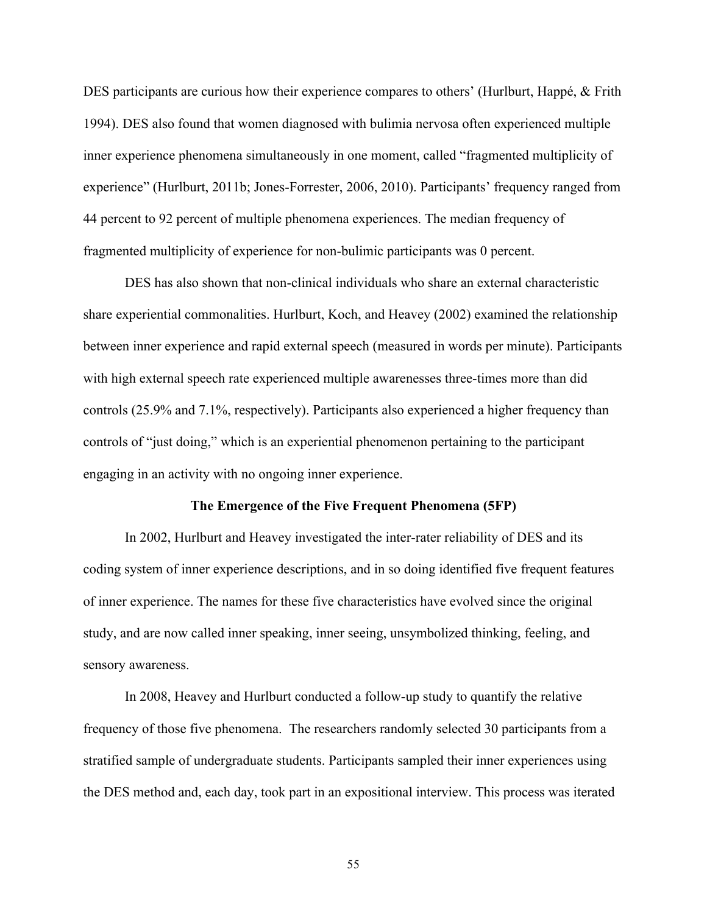DES participants are curious how their experience compares to others' (Hurlburt, Happé, & Frith 1994). DES also found that women diagnosed with bulimia nervosa often experienced multiple inner experience phenomena simultaneously in one moment, called "fragmented multiplicity of experience" (Hurlburt, 2011b; Jones-Forrester, 2006, 2010). Participants' frequency ranged from 44 percent to 92 percent of multiple phenomena experiences. The median frequency of fragmented multiplicity of experience for non-bulimic participants was 0 percent.

DES has also shown that non-clinical individuals who share an external characteristic share experiential commonalities. Hurlburt, Koch, and Heavey (2002) examined the relationship between inner experience and rapid external speech (measured in words per minute). Participants with high external speech rate experienced multiple awarenesses three-times more than did controls (25.9% and 7.1%, respectively). Participants also experienced a higher frequency than controls of "just doing," which is an experiential phenomenon pertaining to the participant engaging in an activity with no ongoing inner experience.

**The Emergence of the Five Frequent Phenomena (5FP)**

In 2002, Hurlburt and Heavey investigated the inter-rater reliability of DES and its coding system of inner experience descriptions, and in so doing identified five frequent features of inner experience. The names for these five characteristics have evolved since the original study, and are now called inner speaking, inner seeing, unsymbolized thinking, feeling, and sensory awareness.

In 2008, Heavey and Hurlburt conducted a follow-up study to quantify the relative frequency of those five phenomena. The researchers randomly selected 30 participants from a stratified sample of undergraduate students. Participants sampled their inner experiences using the DES method and, each day, took part in an expositional interview. This process was iterated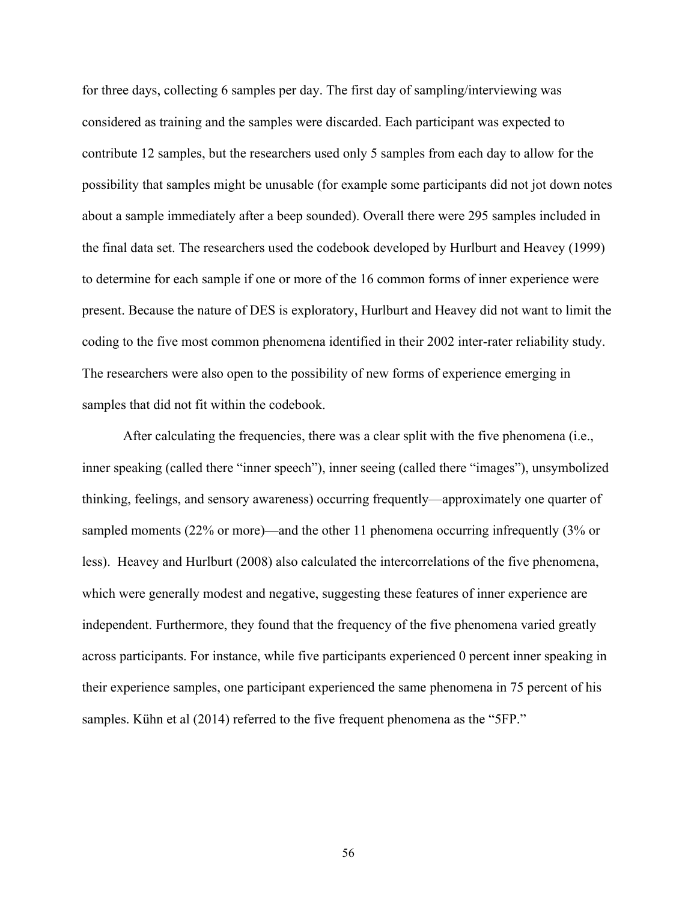for three days, collecting 6 samples per day. The first day of sampling/interviewing was considered as training and the samples were discarded. Each participant was expected to contribute 12 samples, but the researchers used only 5 samples from each day to allow for the possibility that samples might be unusable (for example some participants did not jot down notes about a sample immediately after a beep sounded). Overall there were 295 samples included in the final data set. The researchers used the codebook developed by Hurlburt and Heavey (1999) to determine for each sample if one or more of the 16 common forms of inner experience were present. Because the nature of DES is exploratory, Hurlburt and Heavey did not want to limit the coding to the five most common phenomena identified in their 2002 inter-rater reliability study. The researchers were also open to the possibility of new forms of experience emerging in samples that did not fit within the codebook.

After calculating the frequencies, there was a clear split with the five phenomena (i.e., inner speaking (called there "inner speech"), inner seeing (called there "images"), unsymbolized thinking, feelings, and sensory awareness) occurring frequently—approximately one quarter of sampled moments (22% or more)—and the other 11 phenomena occurring infrequently (3% or less). Heavey and Hurlburt (2008) also calculated the intercorrelations of the five phenomena, which were generally modest and negative, suggesting these features of inner experience are independent. Furthermore, they found that the frequency of the five phenomena varied greatly across participants. For instance, while five participants experienced 0 percent inner speaking in their experience samples, one participant experienced the same phenomena in 75 percent of his samples. Kühn et al (2014) referred to the five frequent phenomena as the "5FP."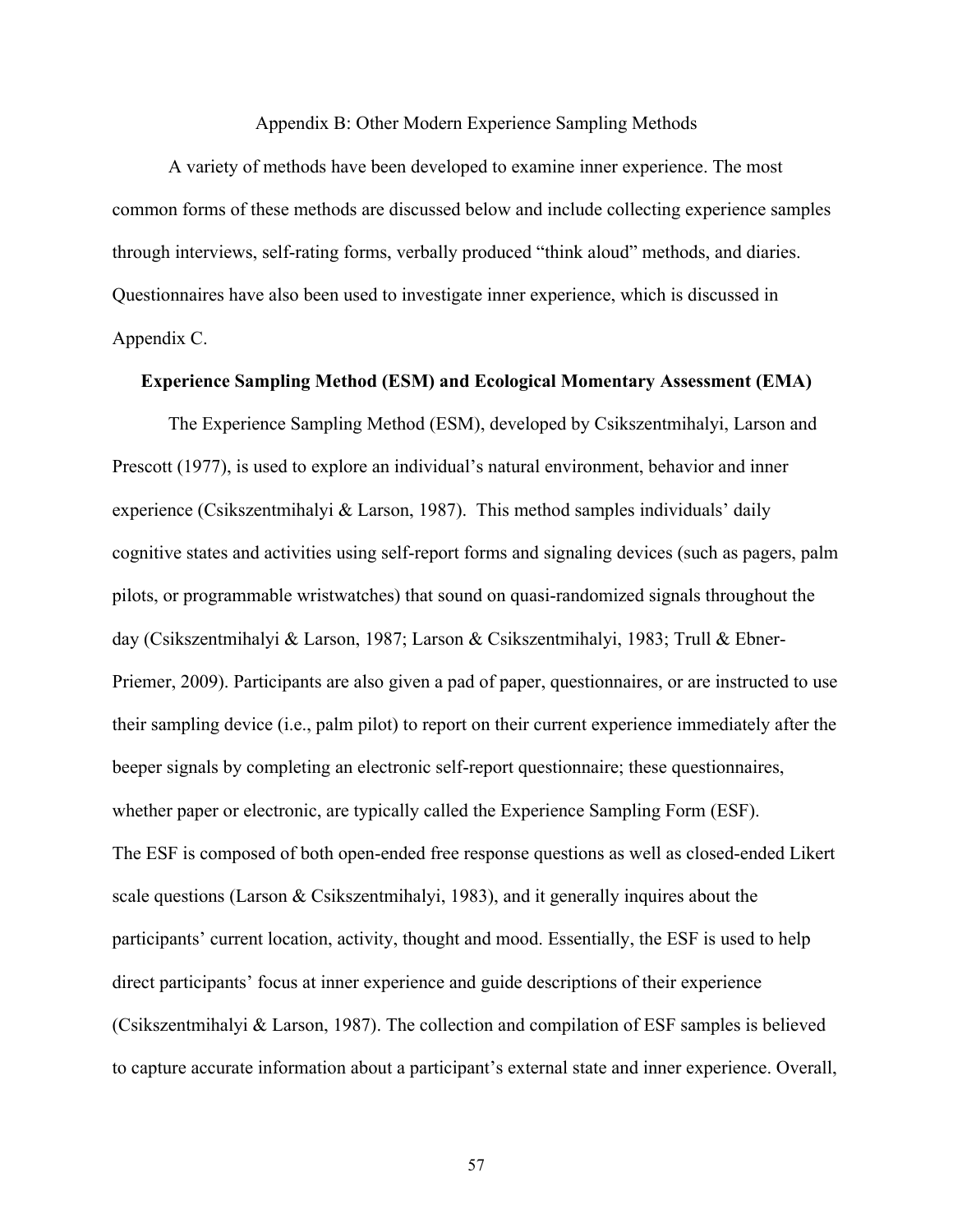# Appendix B: Other Modern Experience Sampling Methods

A variety of methods have been developed to examine inner experience. The most common forms of these methods are discussed below and include collecting experience samples through interviews, self-rating forms, verbally produced "think aloud" methods, and diaries. Questionnaires have also been used to investigate inner experience, which is discussed in Appendix C.

## Experience Sampling Method (ESM) and Ecological Momentary Assessment (EMA)

The Experience Sampling Method (ESM), developed by Csikszentmihalyi, Larson and Prescott (1977), is used to explore an individual's natural environment, behavior and inner experience (Csikszentmihalyi & Larson, 1987). This method samples individuals' daily cognitive states and activities using self-report forms and signaling devices (such as pagers, palm pilots, or programmable wristwatches) that sound on quasi-randomized signals throughout the day (Csikszentmihalyi & Larson, 1987; Larson & Csikszentmihalyi, 1983; Trull & Ebner-Priemer, 2009). Participants are also given a pad of paper, questionnaires, or are instructed to use their sampling device (i.e., palm pilot) to report on their current experience immediately after the beeper signals by completing an electronic self-report questionnaire; these questionnaires, whether paper or electronic, are typically called the Experience Sampling Form (ESF).

The ESF is composed of both open-ended free response questions as well as closed-ended Likert scale questions (Larson & Csikszentmihalyi, 1983), and it generally inquires about the participants' current location, activity, thought and mood. Essentially, the ESF is used to help direct participants' focus at inner experience and guide descriptions of their experience (Csikszentmihalyi & Larson, 1987). The collection and compilation of ESF samples is believed to capture accurate information about a participant's external state and inner experience. Overall,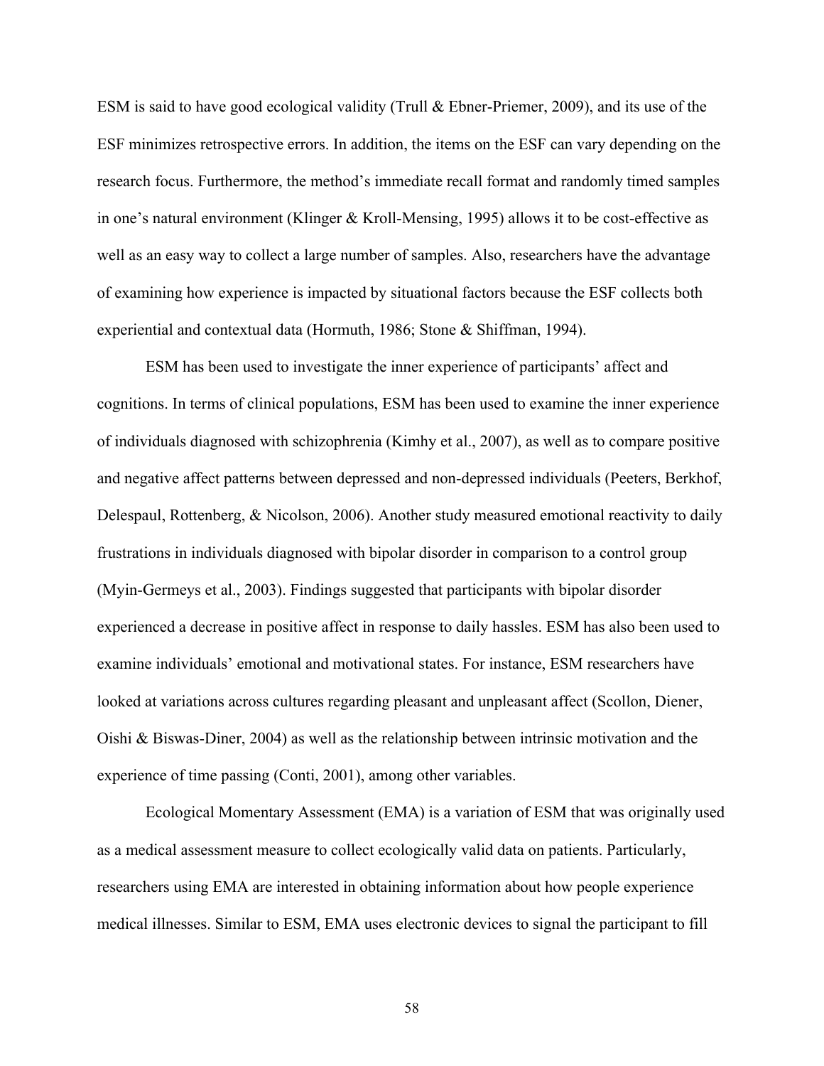ESM is said to have good ecological validity (Trull & Ebner-Priemer, 2009), and its use of the ESF minimizes retrospective errors. In addition, the items on the ESF can vary depending on the research focus. Furthermore, the method's immediate recall format and randomly timed samples in one's natural environment (Klinger & Kroll-Mensing, 1995) allows it to be cost-effective as well as an easy way to collect a large number of samples. Also, researchers have the advantage of examining how experience is impacted by situational factors because the ESF collects both experiential and contextual data (Hormuth, 1986; Stone & Shiffman, 1994).

ESM has been used to investigate the inner experience of participants' affect and cognitions. In terms of clinical populations, ESM has been used to examine the inner experience of individuals diagnosed with schizophrenia (Kimhy et al., 2007), as well as to compare positive and negative affect patterns between depressed and non-depressed individuals (Peeters, Berkhof, Delespaul, Rottenberg, & Nicolson, 2006). Another study measured emotional reactivity to daily frustrations in individuals diagnosed with bipolar disorder in comparison to a control group (Myin-Germeys et al., 2003). Findings suggested that participants with bipolar disorder experienced a decrease in positive affect in response to daily hassles. ESM has also been used to examine individuals' emotional and motivational states. For instance, ESM researchers have looked at variations across cultures regarding pleasant and unpleasant affect (Scollon, Diener, Oishi & Biswas-Diner, 2004) as well as the relationship between intrinsic motivation and the experience of time passing (Conti, 2001), among other variables.

Ecological Momentary Assessment (EMA) is a variation of ESM that was originally used as a medical assessment measure to collect ecologically valid data on patients. Particularly, researchers using EMA are interested in obtaining information about how people experience medical illnesses. Similar to ESM, EMA uses electronic devices to signal the participant to fill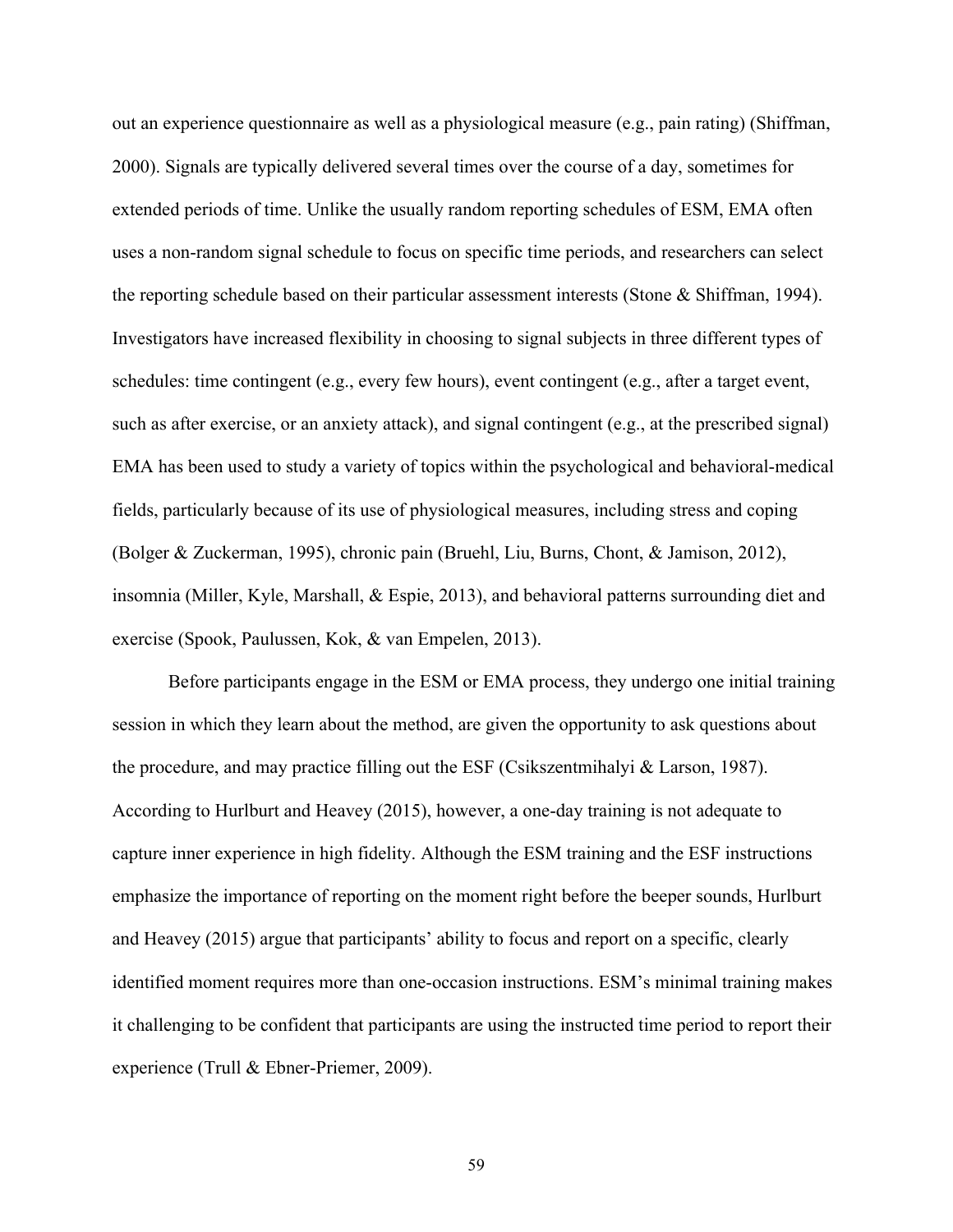out an experience questionnaire as well as a physiological measure (e.g., pain rating) (Shiffman, 2000). Signals are typically delivered several times over the course of a day, sometimes for extended periods of time. Unlike the usually random reporting schedules of ESM, EMA often uses a non-random signal schedule to focus on specific time periods, and researchers can select the reporting schedule based on their particular assessment interests (Stone & Shiffman, 1994). Investigators have increased flexibility in choosing to signal subjects in three different types of schedules: time contingent (e.g., every few hours), event contingent (e.g., after a target event, such as after exercise, or an anxiety attack), and signal contingent (e.g., at the prescribed signal) EMA has been used to study a variety of topics within the psychological and behavioral-medical fields, particularly because of its use of physiological measures, including stress and coping (Bolger & Zuckerman, 1995), chronic pain (Bruehl, Liu, Burns, Chont, & Jamison, 2012), insomnia (Miller, Kyle, Marshall, & Espie, 2013), and behavioral patterns surrounding diet and exercise (Spook, Paulussen, Kok, & van Empelen, 2013).

Before participants engage in the ESM or EMA process, they undergo one initial training session in which they learn about the method, are given the opportunity to ask questions about the procedure, and may practice filling out the ESF (Csikszentmihalyi & Larson, 1987). According to Hurlburt and Heavey (2015), however, a one-day training is not adequate to capture inner experience in high fidelity. Although the ESM training and the ESF instructions emphasize the importance of reporting on the moment right before the beeper sounds, Hurlburt and Heavey (2015) argue that participants' ability to focus and report on a specific, clearly identified moment requires more than one-occasion instructions. ESM's minimal training makes it challenging to be confident that participants are using the instructed time period to report their experience (Trull & Ebner-Priemer, 2009).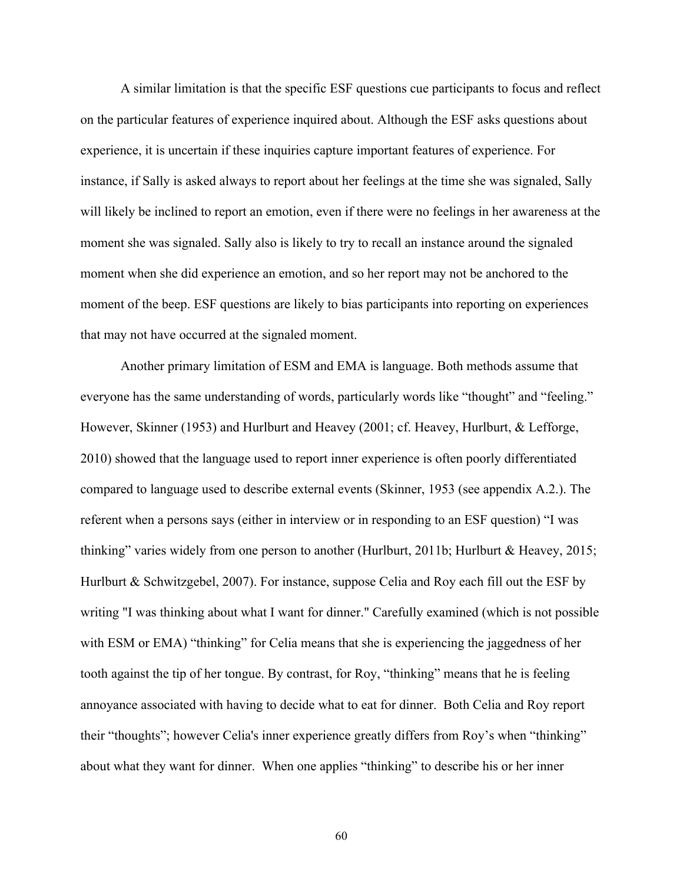A similar limitation is that the specific ESF questions cue participants to focus and reflect on the particular features of experience inquired about. Although the ESF asks questions about experience, it is uncertain if these inquiries capture important features of experience. For instance, if Sally is asked always to report about her feelings at the time she was signaled, Sally will likely be inclined to report an emotion, even if there were no feelings in her awareness at the moment she was signaled. Sally also is likely to try to recall an instance around the signaled moment when she did experience an emotion, and so her report may not be anchored to the moment of the beep. ESF questions are likely to bias participants into reporting on experiences that may not have occurred at the signaled moment.

Another primary limitation of ESM and EMA is language. Both methods assume that everyone has the same understanding of words, particularly words like “thought” and “feeling.” However, Skinner (1953) and Hurlburt and Heavey (2001; cf. Heavey, Hurlburt, & Lefforge, 2010) showed that the language used to report inner experience is often poorly differentiated compared to language used to describe external events (Skinner, 1953 (see appendix A.2.). The referent when a persons says (either in interview or in responding to an ESF question) “I was thinking” varies widely from one person to another (Hurlburt, 2011b; Hurlburt & Heavey, 2015; Hurlburt & Schwitzgebel, 2007). For instance, suppose Celia and Roy each fill out the ESF by writing "I was thinking about what I want for dinner." Carefully examined (which is not possible with ESM or EMA) “thinking” for Celia means that she is experiencing the jaggedness of her tooth against the tip of her tongue. By contrast, for Roy, “thinking” means that he is feeling annoyance associated with having to decide what to eat for dinner. Both Celia and Roy report their “thoughts”; however Celia's inner experience greatly differs from Roy’s when “thinking” about what they want for dinner. When one applies “thinking” to describe his or her inner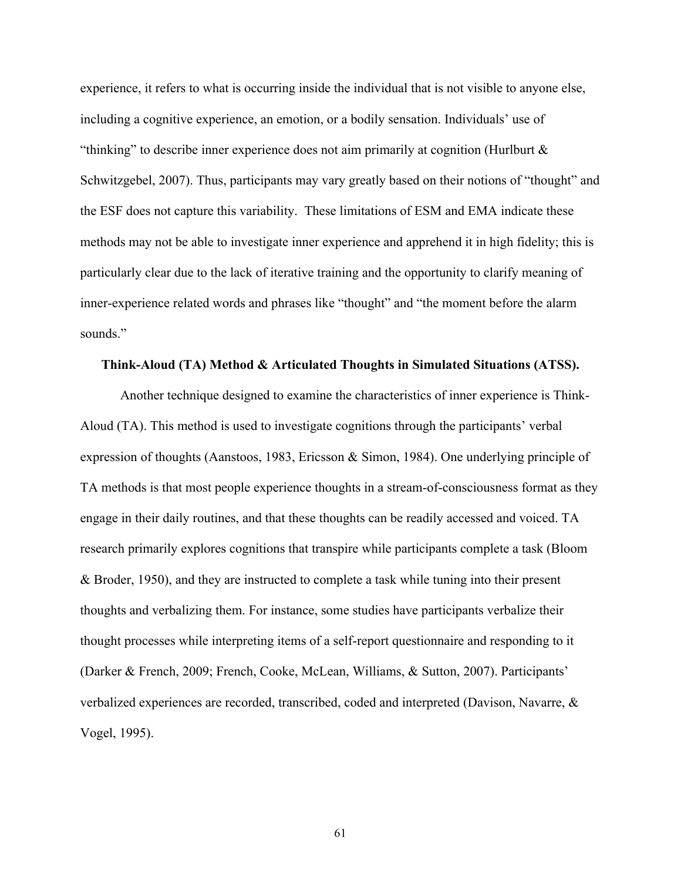experience, it refers to what is occurring inside the individual that is not visible to anyone else, including a cognitive experience, an emotion, or a bodily sensation. Individuals' use of "thinking" to describe inner experience does not aim primarily at cognition (Hurlburt & Schwitzgebel, 2007). Thus, participants may vary greatly based on their notions of "thought" and the ESF does not capture this variability. These limitations of ESM and EMA indicate these methods may not be able to investigate inner experience and apprehend it in high fidelity; this is particularly clear due to the lack of iterative training and the opportunity to clarify meaning of inner-experience related words and phrases like "thought" and "the moment before the alarm sounds."

**Think-Aloud (TA) Method & Articulated Thoughts in Simulated Situations (ATSS).**

Another technique designed to examine the characteristics of inner experience is Think-Aloud (TA). This method is used to investigate cognitions through the participants' verbal expression of thoughts (Aanstoos, 1983, Ericsson & Simon, 1984). One underlying principle of TA methods is that most people experience thoughts in a stream-of-consciousness format as they engage in their daily routines, and that these thoughts can be readily accessed and voiced. TA research primarily explores cognitions that transpire while participants complete a task (Bloom & Broder, 1950), and they are instructed to complete a task while tuning into their present thoughts and verbalizing them. For instance, some studies have participants verbalize their thought processes while interpreting items of a self-report questionnaire and responding to it (Darker & French, 2009; French, Cooke, McLean, Williams, & Sutton, 2007). Participants' verbalized experiences are recorded, transcribed, coded and interpreted (Davison, Navarre, & Vogel, 1995).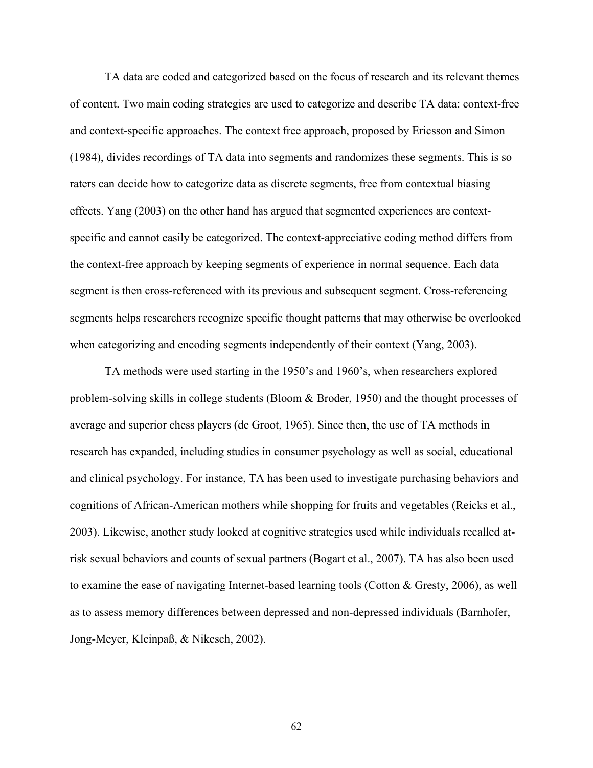TA data are coded and categorized based on the focus of research and its relevant themes of content. Two main coding strategies are used to categorize and describe TA data: context-free and context-specific approaches. The context free approach, proposed by Ericsson and Simon (1984), divides recordings of TA data into segments and randomizes these segments. This is so raters can decide how to categorize data as discrete segments, free from contextual biasing effects. Yang (2003) on the other hand has argued that segmented experiences are context-specific and cannot easily be categorized. The context-appreciative coding method differs from the context-free approach by keeping segments of experience in normal sequence. Each data segment is then cross-referenced with its previous and subsequent segment. Cross-referencing segments helps researchers recognize specific thought patterns that may otherwise be overlooked when categorizing and encoding segments independently of their context (Yang, 2003).

TA methods were used starting in the 1950's and 1960's, when researchers explored problem-solving skills in college students (Bloom & Broder, 1950) and the thought processes of average and superior chess players (de Groot, 1965). Since then, the use of TA methods in research has expanded, including studies in consumer psychology as well as social, educational and clinical psychology. For instance, TA has been used to investigate purchasing behaviors and cognitions of African-American mothers while shopping for fruits and vegetables (Reicks et al., 2003). Likewise, another study looked at cognitive strategies used while individuals recalled at-risk sexual behaviors and counts of sexual partners (Bogart et al., 2007). TA has also been used to examine the ease of navigating Internet-based learning tools (Cotton & Gresty, 2006), as well as to assess memory differences between depressed and non-depressed individuals (Barnhofer, Jong-Meyer, Kleinpaß, & Nikesch, 2002).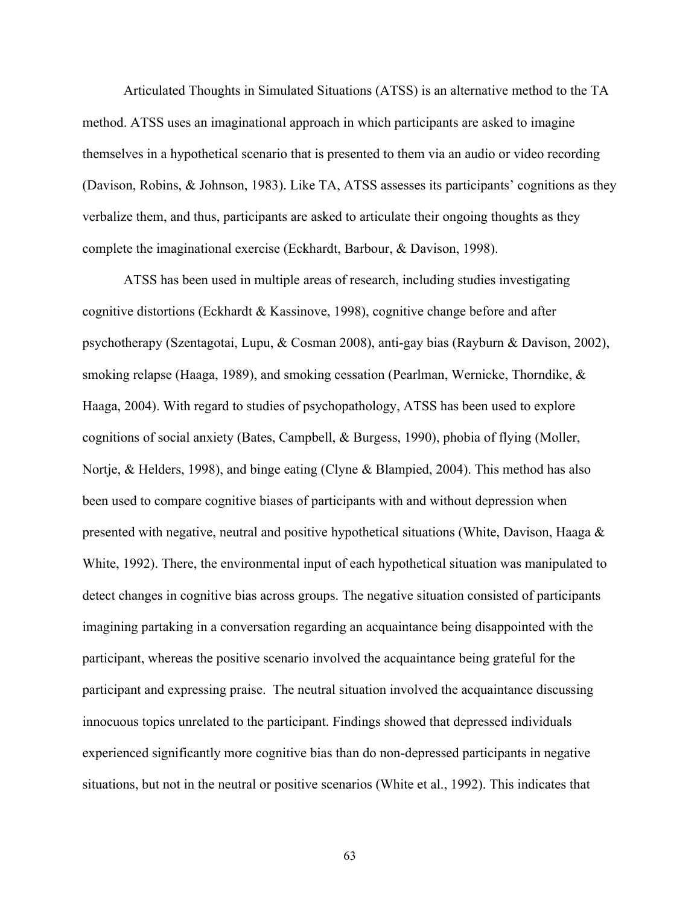Articulated Thoughts in Simulated Situations (ATSS) is an alternative method to the TA method. ATSS uses an imaginational approach in which participants are asked to imagine themselves in a hypothetical scenario that is presented to them via an audio or video recording (Davison, Robins, & Johnson, 1983). Like TA, ATSS assesses its participants' cognitions as they verbalize them, and thus, participants are asked to articulate their ongoing thoughts as they complete the imaginational exercise (Eckhardt, Barbour, & Davison, 1998).

ATSS has been used in multiple areas of research, including studies investigating cognitive distortions (Eckhardt & Kassinove, 1998), cognitive change before and after psychotherapy (Szentagotai, Lupu, & Cosman 2008), anti-gay bias (Rayburn & Davison, 2002), smoking relapse (Haaga, 1989), and smoking cessation (Pearlman, Wernicke, Thorndike, & Haaga, 2004). With regard to studies of psychopathology, ATSS has been used to explore cognitions of social anxiety (Bates, Campbell, & Burgess, 1990), phobia of flying (Moller, Nortje, & Helders, 1998), and binge eating (Clyne & Blampied, 2004). This method has also been used to compare cognitive biases of participants with and without depression when presented with negative, neutral and positive hypothetical situations (White, Davison, Haaga & White, 1992). There, the environmental input of each hypothetical situation was manipulated to detect changes in cognitive bias across groups. The negative situation consisted of participants imagining partaking in a conversation regarding an acquaintance being disappointed with the participant, whereas the positive scenario involved the acquaintance being grateful for the participant and expressing praise. The neutral situation involved the acquaintance discussing innocuous topics unrelated to the participant. Findings showed that depressed individuals experienced significantly more cognitive bias than do non-depressed participants in negative situations, but not in the neutral or positive scenarios (White et al., 1992). This indicates that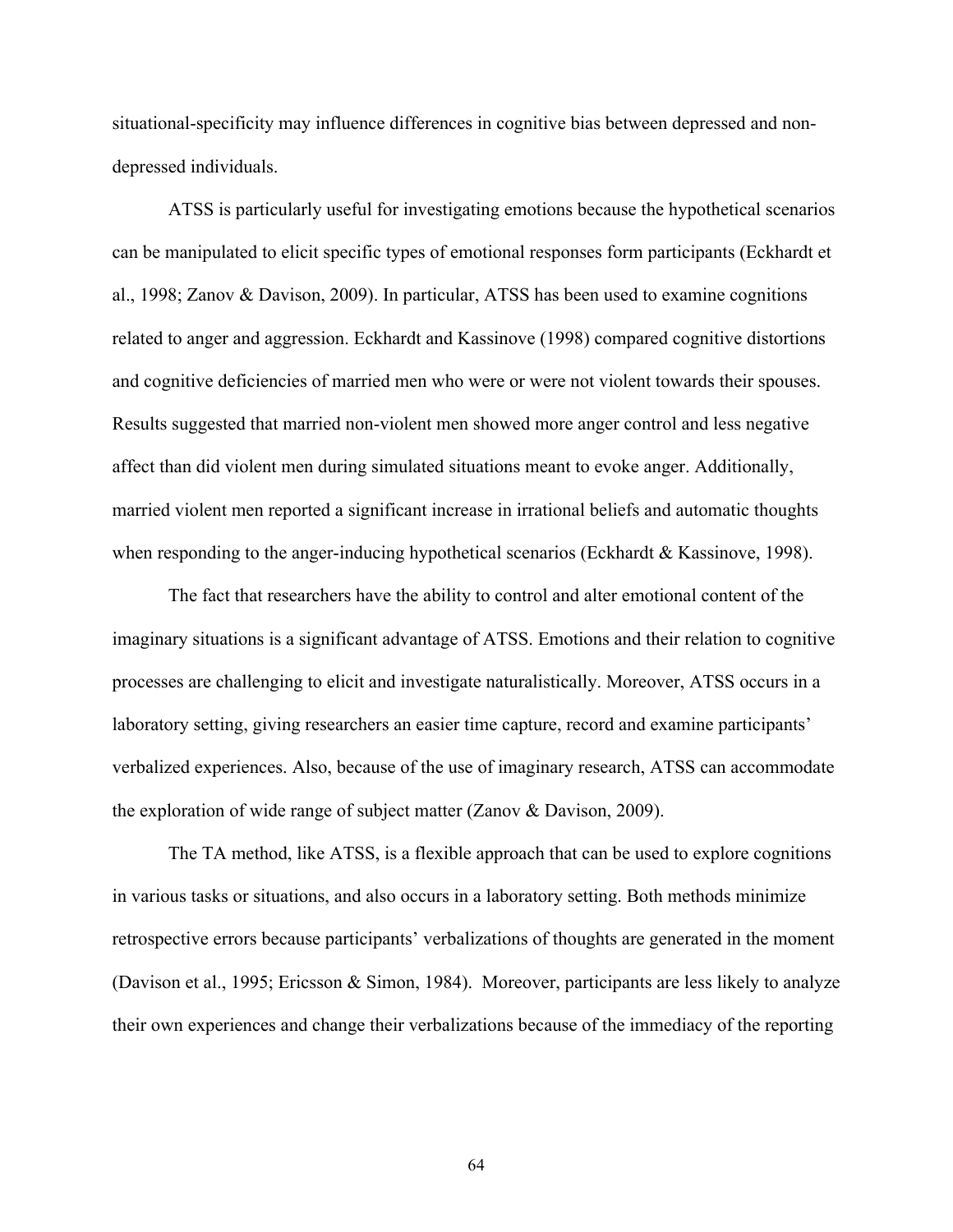situational-specificity may influence differences in cognitive bias between depressed and non-depressed individuals.

ATSS is particularly useful for investigating emotions because the hypothetical scenarios can be manipulated to elicit specific types of emotional responses form participants (Eckhardt et al., 1998; Zanov & Davison, 2009). In particular, ATSS has been used to examine cognitions related to anger and aggression. Eckhardt and Kassinove (1998) compared cognitive distortions and cognitive deficiencies of married men who were or were not violent towards their spouses. Results suggested that married non-violent men showed more anger control and less negative affect than did violent men during simulated situations meant to evoke anger. Additionally, married violent men reported a significant increase in irrational beliefs and automatic thoughts when responding to the anger-inducing hypothetical scenarios (Eckhardt & Kassinove, 1998).

The fact that researchers have the ability to control and alter emotional content of the imaginary situations is a significant advantage of ATSS. Emotions and their relation to cognitive processes are challenging to elicit and investigate naturalistically. Moreover, ATSS occurs in a laboratory setting, giving researchers an easier time capture, record and examine participants' verbalized experiences. Also, because of the use of imaginary research, ATSS can accommodate the exploration of wide range of subject matter (Zanov & Davison, 2009).

The TA method, like ATSS, is a flexible approach that can be used to explore cognitions in various tasks or situations, and also occurs in a laboratory setting. Both methods minimize retrospective errors because participants' verbalizations of thoughts are generated in the moment (Davison et al., 1995; Ericsson & Simon, 1984). Moreover, participants are less likely to analyze their own experiences and change their verbalizations because of the immediacy of the reporting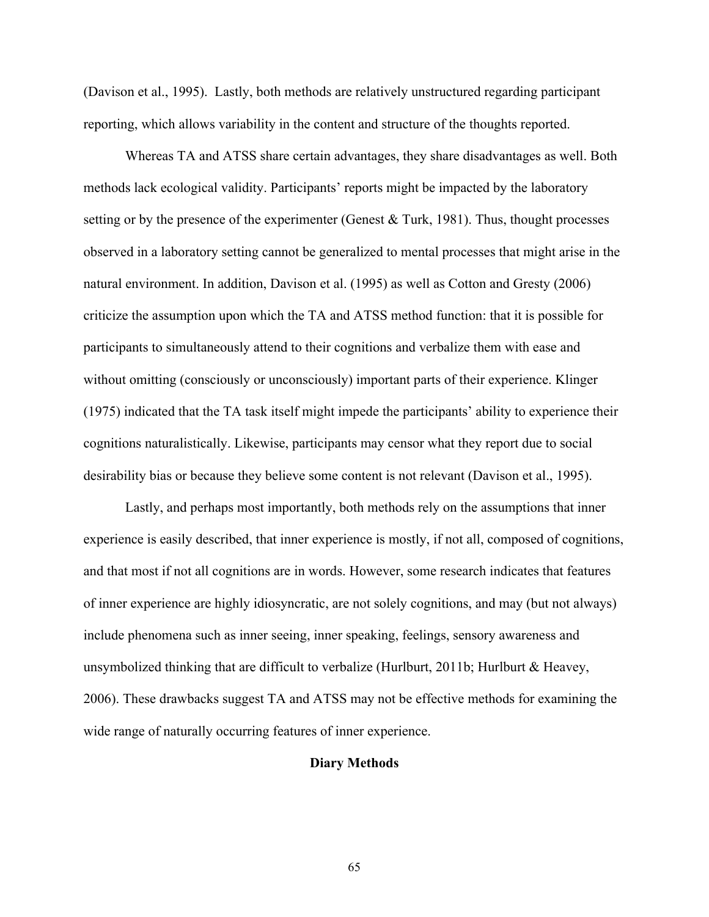(Davison et al., 1995). Lastly, both methods are relatively unstructured regarding participant reporting, which allows variability in the content and structure of the thoughts reported.

Whereas TA and ATSS share certain advantages, they share disadvantages as well. Both methods lack ecological validity. Participants' reports might be impacted by the laboratory setting or by the presence of the experimenter (Genest & Turk, 1981). Thus, thought processes observed in a laboratory setting cannot be generalized to mental processes that might arise in the natural environment. In addition, Davison et al. (1995) as well as Cotton and Gresty (2006) criticize the assumption upon which the TA and ATSS method function: that it is possible for participants to simultaneously attend to their cognitions and verbalize them with ease and without omitting (consciously or unconsciously) important parts of their experience. Klinger (1975) indicated that the TA task itself might impede the participants' ability to experience their cognitions naturalistically. Likewise, participants may censor what they report due to social desirability bias or because they believe some content is not relevant (Davison et al., 1995).

Lastly, and perhaps most importantly, both methods rely on the assumptions that inner experience is easily described, that inner experience is mostly, if not all, composed of cognitions, and that most if not all cognitions are in words. However, some research indicates that features of inner experience are highly idiosyncratic, are not solely cognitions, and may (but not always) include phenomena such as inner seeing, inner speaking, feelings, sensory awareness and unsymbolized thinking that are difficult to verbalize (Hurlburt, 2011b; Hurlburt & Heavey, 2006). These drawbacks suggest TA and ATSS may not be effective methods for examining the wide range of naturally occurring features of inner experience.

## Diary Methods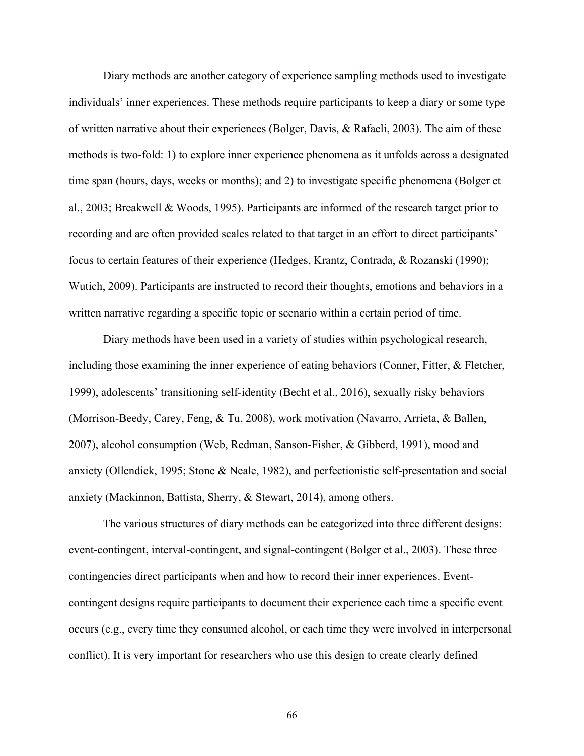Diary methods are another category of experience sampling methods used to investigate individuals' inner experiences. These methods require participants to keep a diary or some type of written narrative about their experiences (Bolger, Davis, & Rafaeli, 2003). The aim of these methods is two-fold: 1) to explore inner experience phenomena as it unfolds across a designated time span (hours, days, weeks or months); and 2) to investigate specific phenomena (Bolger et al., 2003; Breakwell & Woods, 1995). Participants are informed of the research target prior to recording and are often provided scales related to that target in an effort to direct participants' focus to certain features of their experience (Hedges, Krantz, Contrada, & Rozanski (1990); Wutich, 2009). Participants are instructed to record their thoughts, emotions and behaviors in a written narrative regarding a specific topic or scenario within a certain period of time.

Diary methods have been used in a variety of studies within psychological research, including those examining the inner experience of eating behaviors (Conner, Fitter, & Fletcher, 1999), adolescents' transitioning self-identity (Becht et al., 2016), sexually risky behaviors (Morrison-Beedy, Carey, Feng, & Tu, 2008), work motivation (Navarro, Arrieta, & Ballen, 2007), alcohol consumption (Web, Redman, Sanson-Fisher, & Gibberd, 1991), mood and anxiety (Ollendick, 1995; Stone & Neale, 1982), and perfectionistic self-presentation and social anxiety (Mackinnon, Battista, Sherry, & Stewart, 2014), among others.

The various structures of diary methods can be categorized into three different designs: event-contingent, interval-contingent, and signal-contingent (Bolger et al., 2003). These three contingencies direct participants when and how to record their inner experiences. Event-contingent designs require participants to document their experience each time a specific event occurs (e.g., every time they consumed alcohol, or each time they were involved in interpersonal conflict). It is very important for researchers who use this design to create clearly defined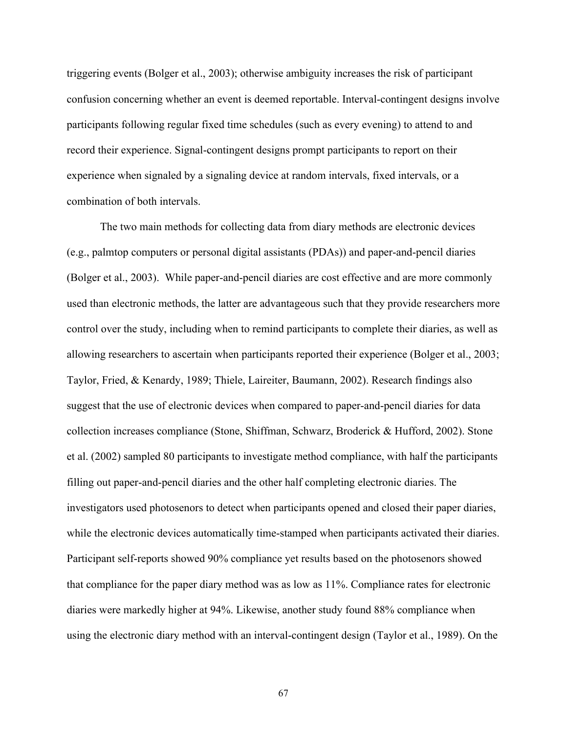triggering events (Bolger et al., 2003); otherwise ambiguity increases the risk of participant confusion concerning whether an event is deemed reportable. Interval-contingent designs involve participants following regular fixed time schedules (such as every evening) to attend to and record their experience. Signal-contingent designs prompt participants to report on their experience when signaled by a signaling device at random intervals, fixed intervals, or a combination of both intervals.

The two main methods for collecting data from diary methods are electronic devices (e.g., palmtop computers or personal digital assistants (PDAs)) and paper-and-pencil diaries (Bolger et al., 2003). While paper-and-pencil diaries are cost effective and are more commonly used than electronic methods, the latter are advantageous such that they provide researchers more control over the study, including when to remind participants to complete their diaries, as well as allowing researchers to ascertain when participants reported their experience (Bolger et al., 2003; Taylor, Fried, & Kenardy, 1989; Thiele, Laireiter, Baumann, 2002). Research findings also suggest that the use of electronic devices when compared to paper-and-pencil diaries for data collection increases compliance (Stone, Shiffman, Schwarz, Broderick & Hufford, 2002). Stone et al. (2002) sampled 80 participants to investigate method compliance, with half the participants filling out paper-and-pencil diaries and the other half completing electronic diaries. The investigators used photosenors to detect when participants opened and closed their paper diaries, while the electronic devices automatically time-stamped when participants activated their diaries. Participant self-reports showed 90% compliance yet results based on the photosenors showed that compliance for the paper diary method was as low as 11%. Compliance rates for electronic diaries were markedly higher at 94%. Likewise, another study found 88% compliance when using the electronic diary method with an interval-contingent design (Taylor et al., 1989). On the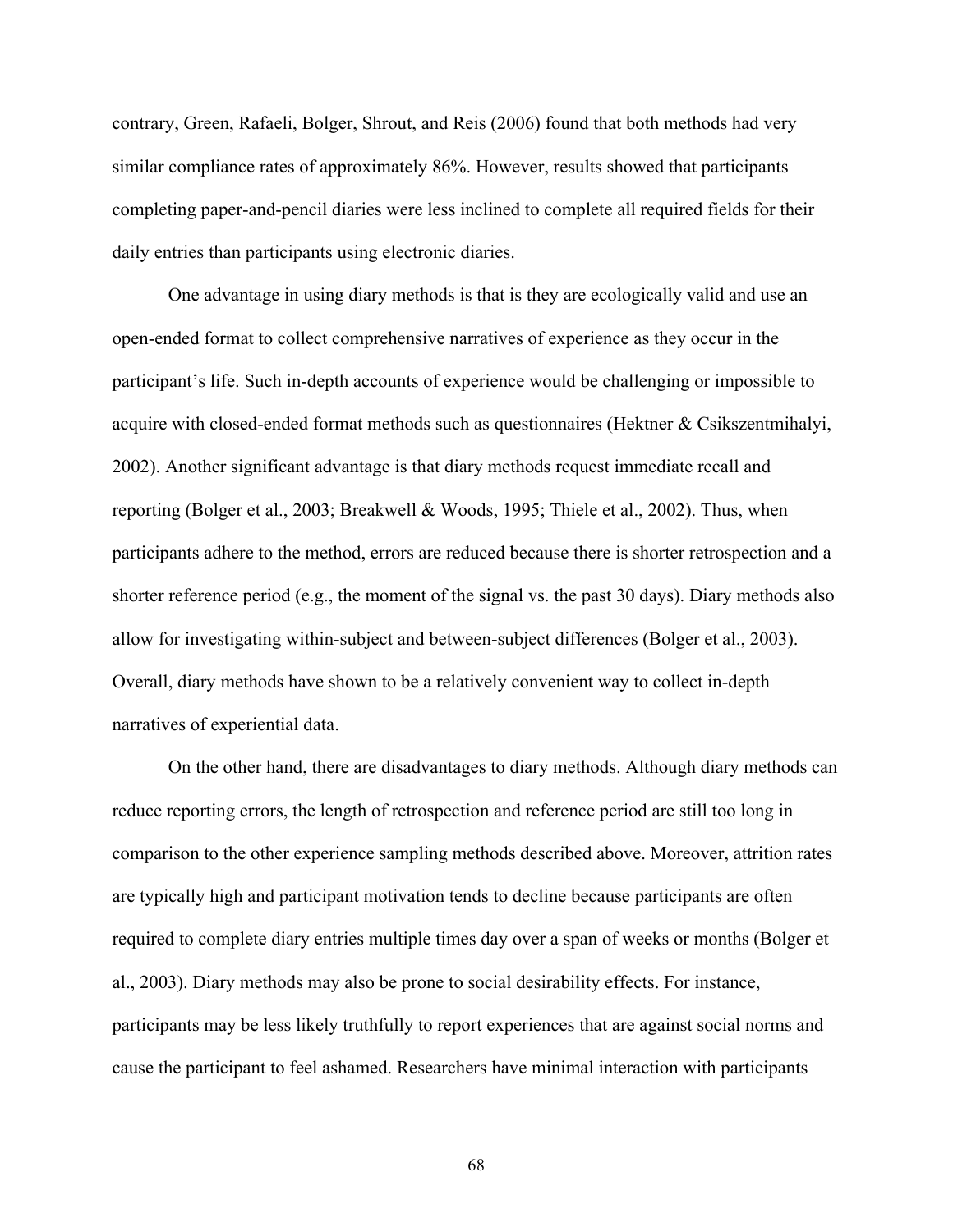contrary, Green, Rafaeli, Bolger, Shrout, and Reis (2006) found that both methods had very similar compliance rates of approximately 86%. However, results showed that participants completing paper-and-pencil diaries were less inclined to complete all required fields for their daily entries than participants using electronic diaries.

One advantage in using diary methods is that is they are ecologically valid and use an open-ended format to collect comprehensive narratives of experience as they occur in the participant's life. Such in-depth accounts of experience would be challenging or impossible to acquire with closed-ended format methods such as questionnaires (Hektner & Csikszentmihalyi, 2002). Another significant advantage is that diary methods request immediate recall and reporting (Bolger et al., 2003; Breakwell & Woods, 1995; Thiele et al., 2002). Thus, when participants adhere to the method, errors are reduced because there is shorter retrospection and a shorter reference period (e.g., the moment of the signal vs. the past 30 days). Diary methods also allow for investigating within-subject and between-subject differences (Bolger et al., 2003). Overall, diary methods have shown to be a relatively convenient way to collect in-depth narratives of experiential data.

On the other hand, there are disadvantages to diary methods. Although diary methods can reduce reporting errors, the length of retrospection and reference period are still too long in comparison to the other experience sampling methods described above. Moreover, attrition rates are typically high and participant motivation tends to decline because participants are often required to complete diary entries multiple times day over a span of weeks or months (Bolger et al., 2003). Diary methods may also be prone to social desirability effects. For instance, participants may be less likely truthfully to report experiences that are against social norms and cause the participant to feel ashamed. Researchers have minimal interaction with participants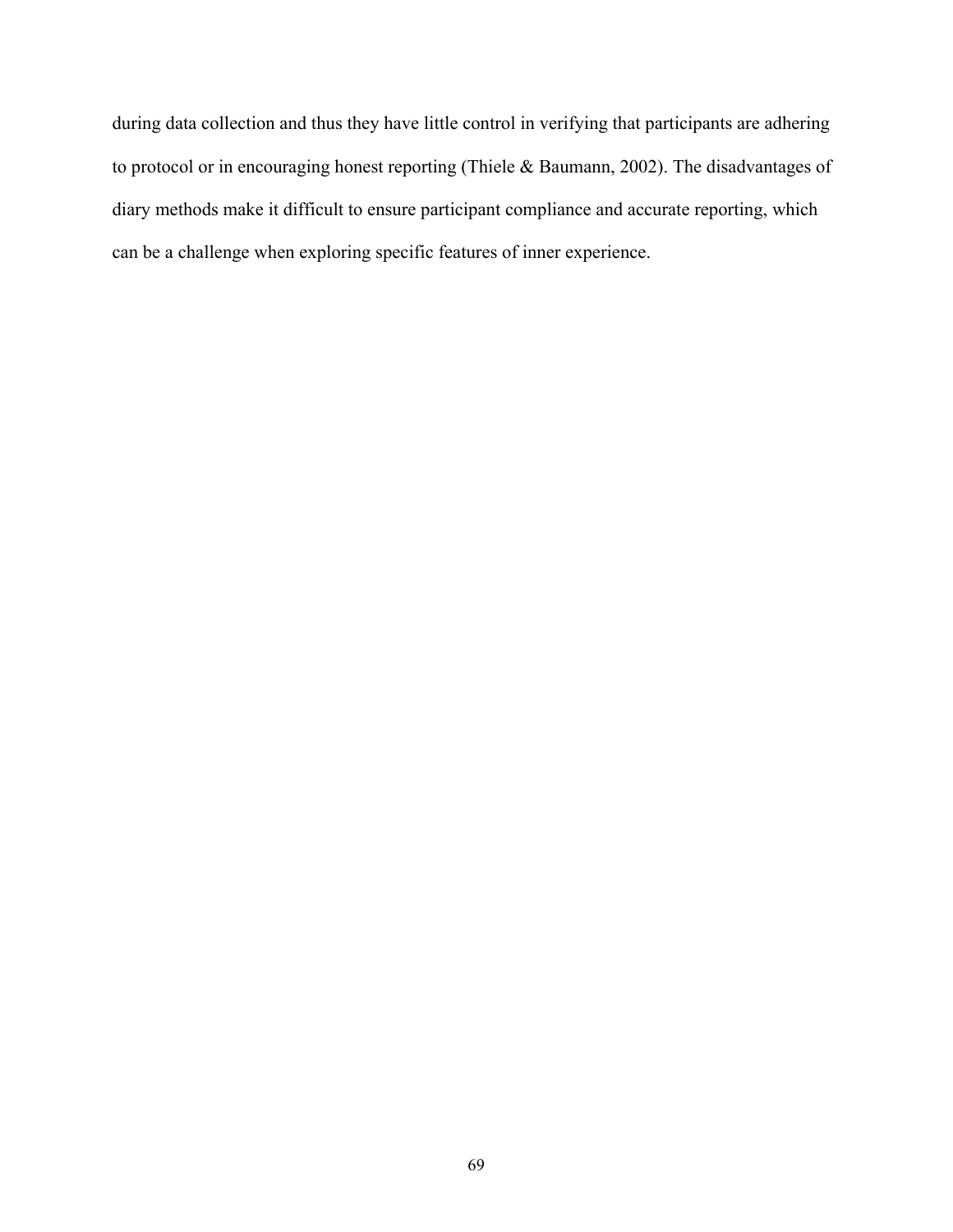during data collection and thus they have little control in verifying that participants are adhering to protocol or in encouraging honest reporting (Thiele & Baumann, 2002). The disadvantages of diary methods make it difficult to ensure participant compliance and accurate reporting, which can be a challenge when exploring specific features of inner experience.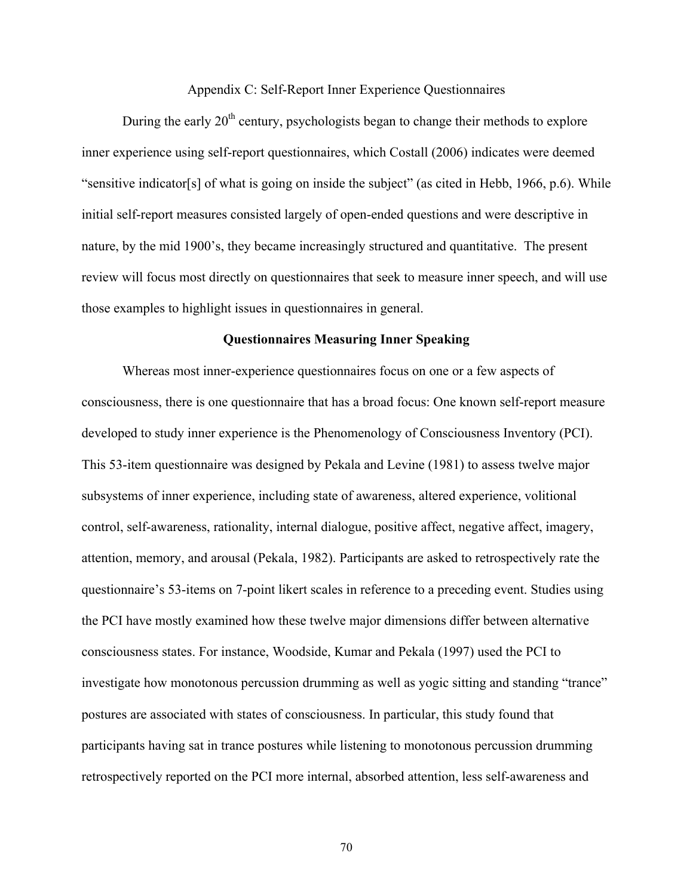# Appendix C: Self-Report Inner Experience Questionnaires

During the early 20th century, psychologists began to change their methods to explore inner experience using self-report questionnaires, which Costall (2006) indicates were deemed "sensitive indicator[s] of what is going on inside the subject" (as cited in Hebb, 1966, p.6). While initial self-report measures consisted largely of open-ended questions and were descriptive in nature, by the mid 1900's, they became increasingly structured and quantitative. The present review will focus most directly on questionnaires that seek to measure inner speech, and will use those examples to highlight issues in questionnaires in general.

## Questionnaires Measuring Inner Speaking

Whereas most inner-experience questionnaires focus on one or a few aspects of consciousness, there is one questionnaire that has a broad focus: One known self-report measure developed to study inner experience is the Phenomenology of Consciousness Inventory (PCI). This 53-item questionnaire was designed by Pekala and Levine (1981) to assess twelve major subsystems of inner experience, including state of awareness, altered experience, volitional control, self-awareness, rationality, internal dialogue, positive affect, negative affect, imagery, attention, memory, and arousal (Pekala, 1982). Participants are asked to retrospectively rate the questionnaire's 53-items on 7-point likert scales in reference to a preceding event. Studies using the PCI have mostly examined how these twelve major dimensions differ between alternative consciousness states. For instance, Woodside, Kumar and Pekala (1997) used the PCI to investigate how monotonous percussion drumming as well as yogic sitting and standing "trance" postures are associated with states of consciousness. In particular, this study found that participants having sat in trance postures while listening to monotonous percussion drumming retrospectively reported on the PCI more internal, absorbed attention, less self-awareness and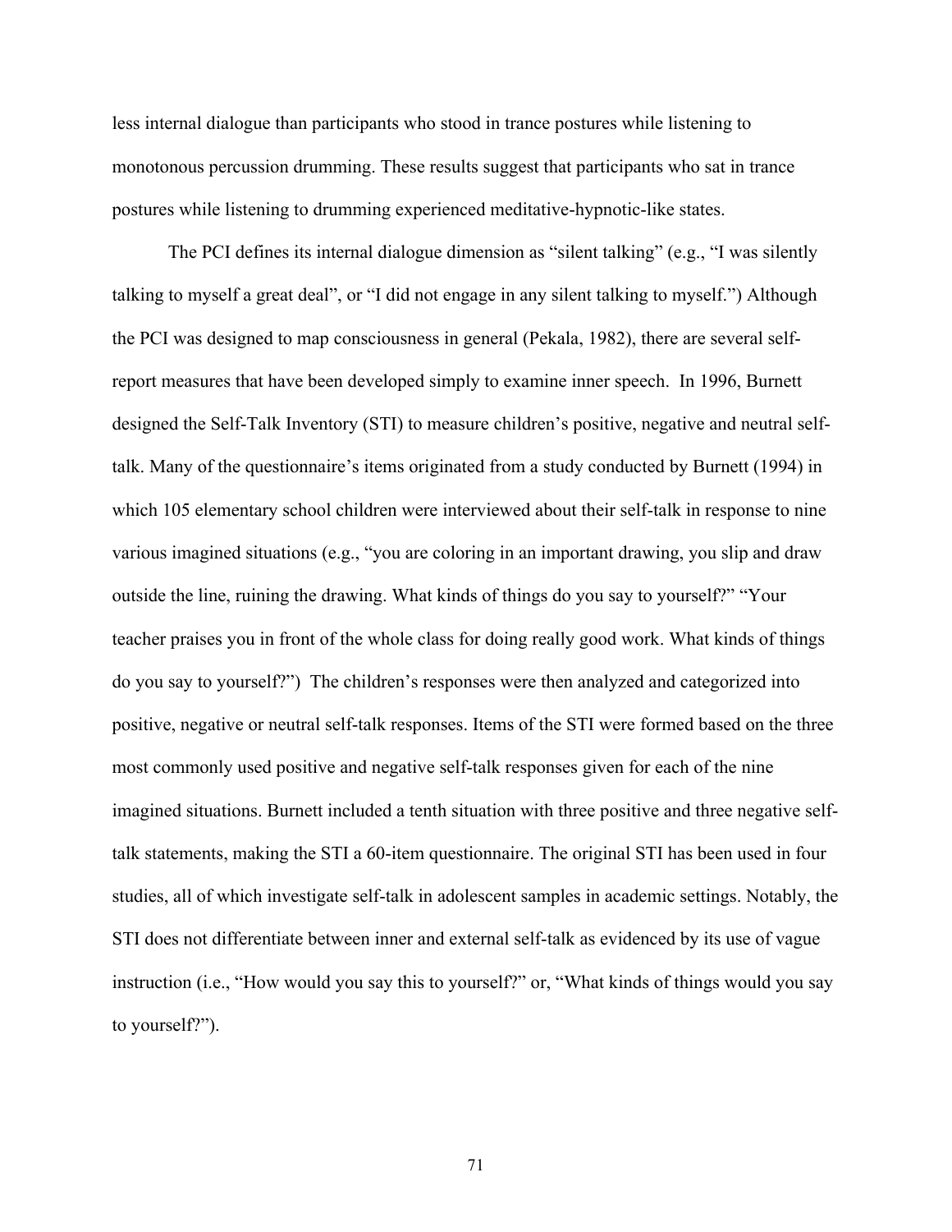less internal dialogue than participants who stood in trance postures while listening to monotonous percussion drumming. These results suggest that participants who sat in trance postures while listening to drumming experienced meditative-hypnotic-like states.

The PCI defines its internal dialogue dimension as "silent talking" (e.g., "I was silently talking to myself a great deal", or "I did not engage in any silent talking to myself.") Although the PCI was designed to map consciousness in general (Pekala, 1982), there are several self-report measures that have been developed simply to examine inner speech. In 1996, Burnett designed the Self-Talk Inventory (STI) to measure children's positive, negative and neutral self-talk. Many of the questionnaire's items originated from a study conducted by Burnett (1994) in which 105 elementary school children were interviewed about their self-talk in response to nine various imagined situations (e.g., "you are coloring in an important drawing, you slip and draw outside the line, ruining the drawing. What kinds of things do you say to yourself?" "Your teacher praises you in front of the whole class for doing really good work. What kinds of things do you say to yourself?") The children's responses were then analyzed and categorized into positive, negative or neutral self-talk responses. Items of the STI were formed based on the three most commonly used positive and negative self-talk responses given for each of the nine imagined situations. Burnett included a tenth situation with three positive and three negative self-talk statements, making the STI a 60-item questionnaire. The original STI has been used in four studies, all of which investigate self-talk in adolescent samples in academic settings. Notably, the STI does not differentiate between inner and external self-talk as evidenced by its use of vague instruction (i.e., "How would you say this to yourself?" or, "What kinds of things would you say to yourself?").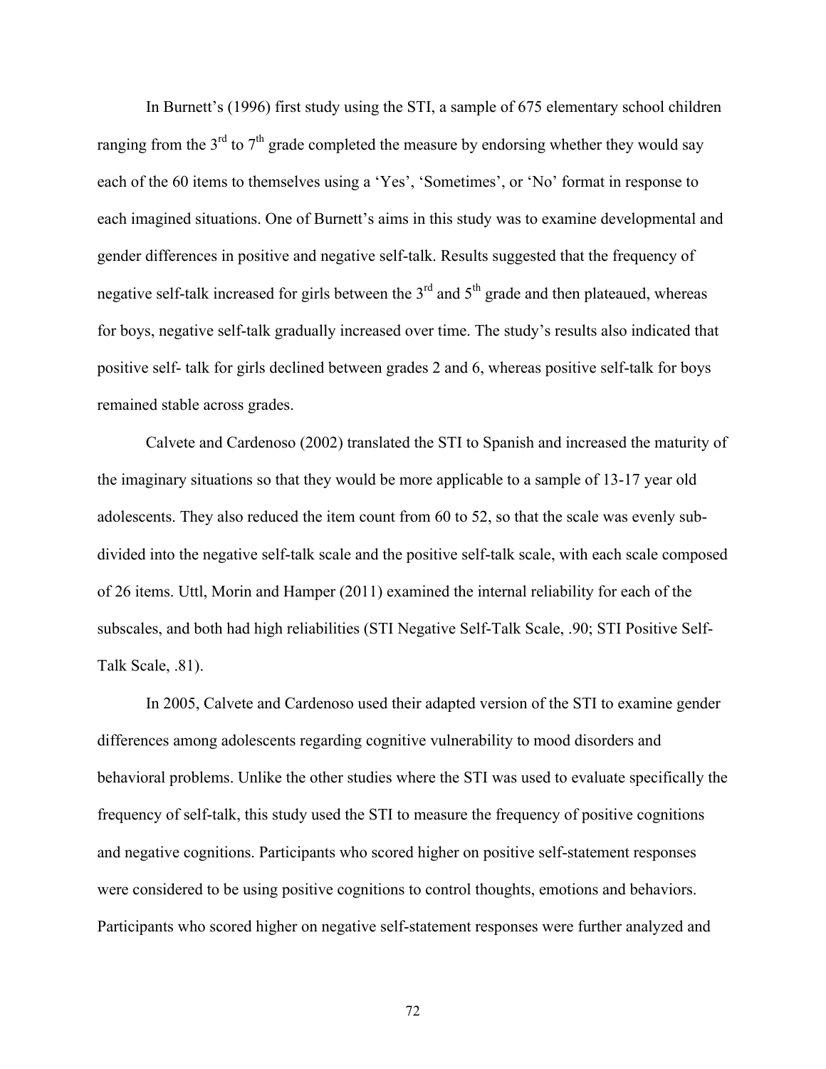In Burnett's (1996) first study using the STI, a sample of 675 elementary school children ranging from the 3rd to 7th grade completed the measure by endorsing whether they would say each of the 60 items to themselves using a 'Yes', 'Sometimes', or 'No' format in response to each imagined situations. One of Burnett's aims in this study was to examine developmental and gender differences in positive and negative self-talk. Results suggested that the frequency of negative self-talk increased for girls between the 3rd and 5th grade and then plateaued, whereas for boys, negative self-talk gradually increased over time. The study's results also indicated that positive self- talk for girls declined between grades 2 and 6, whereas positive self-talk for boys remained stable across grades.

Calvete and Cardenoso (2002) translated the STI to Spanish and increased the maturity of the imaginary situations so that they would be more applicable to a sample of 13-17 year old adolescents. They also reduced the item count from 60 to 52, so that the scale was evenly sub-divided into the negative self-talk scale and the positive self-talk scale, with each scale composed of 26 items. Uttl, Morin and Hamper (2011) examined the internal reliability for each of the subscales, and both had high reliabilities (STI Negative Self-Talk Scale, .90; STI Positive Self-Talk Scale, .81).

In 2005, Calvete and Cardenoso used their adapted version of the STI to examine gender differences among adolescents regarding cognitive vulnerability to mood disorders and behavioral problems. Unlike the other studies where the STI was used to evaluate specifically the frequency of self-talk, this study used the STI to measure the frequency of positive cognitions and negative cognitions. Participants who scored higher on positive self-statement responses were considered to be using positive cognitions to control thoughts, emotions and behaviors. Participants who scored higher on negative self-statement responses were further analyzed and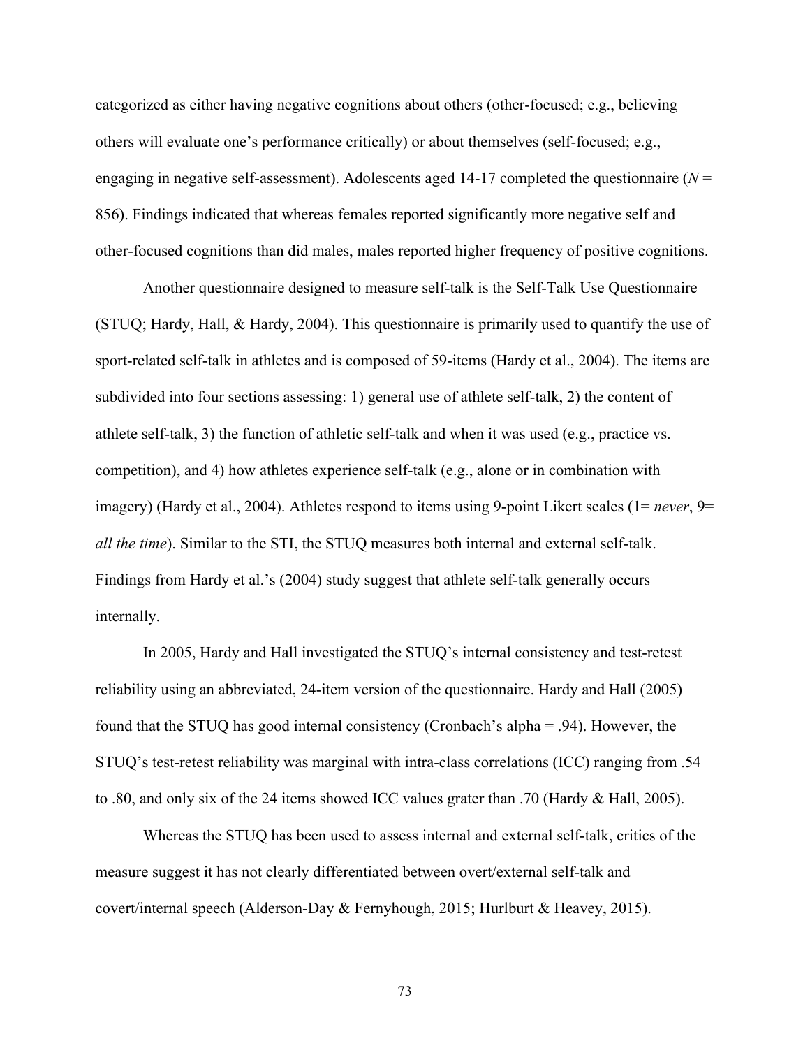categorized as either having negative cognitions about others (other-focused; e.g., believing others will evaluate one's performance critically) or about themselves (self-focused; e.g., engaging in negative self-assessment). Adolescents aged 14-17 completed the questionnaire (*N* = 856). Findings indicated that whereas females reported significantly more negative self and other-focused cognitions than did males, males reported higher frequency of positive cognitions.

Another questionnaire designed to measure self-talk is the Self-Talk Use Questionnaire (STUQ; Hardy, Hall, & Hardy, 2004). This questionnaire is primarily used to quantify the use of sport-related self-talk in athletes and is composed of 59-items (Hardy et al., 2004). The items are subdivided into four sections assessing: 1) general use of athlete self-talk, 2) the content of athlete self-talk, 3) the function of athletic self-talk and when it was used (e.g., practice vs. competition), and 4) how athletes experience self-talk (e.g., alone or in combination with imagery) (Hardy et al., 2004). Athletes respond to items using 9-point Likert scales (1= *never*, 9= *all the time*). Similar to the STI, the STUQ measures both internal and external self-talk. Findings from Hardy et al.'s (2004) study suggest that athlete self-talk generally occurs internally.

In 2005, Hardy and Hall investigated the STUQ's internal consistency and test-retest reliability using an abbreviated, 24-item version of the questionnaire. Hardy and Hall (2005) found that the STUQ has good internal consistency (Cronbach's alpha = .94). However, the STUQ's test-retest reliability was marginal with intra-class correlations (ICC) ranging from .54 to .80, and only six of the 24 items showed ICC values grater than .70 (Hardy & Hall, 2005).

Whereas the STUQ has been used to assess internal and external self-talk, critics of the measure suggest it has not clearly differentiated between overt/external self-talk and covert/internal speech (Alderson-Day & Fernyhough, 2015; Hurlburt & Heavey, 2015).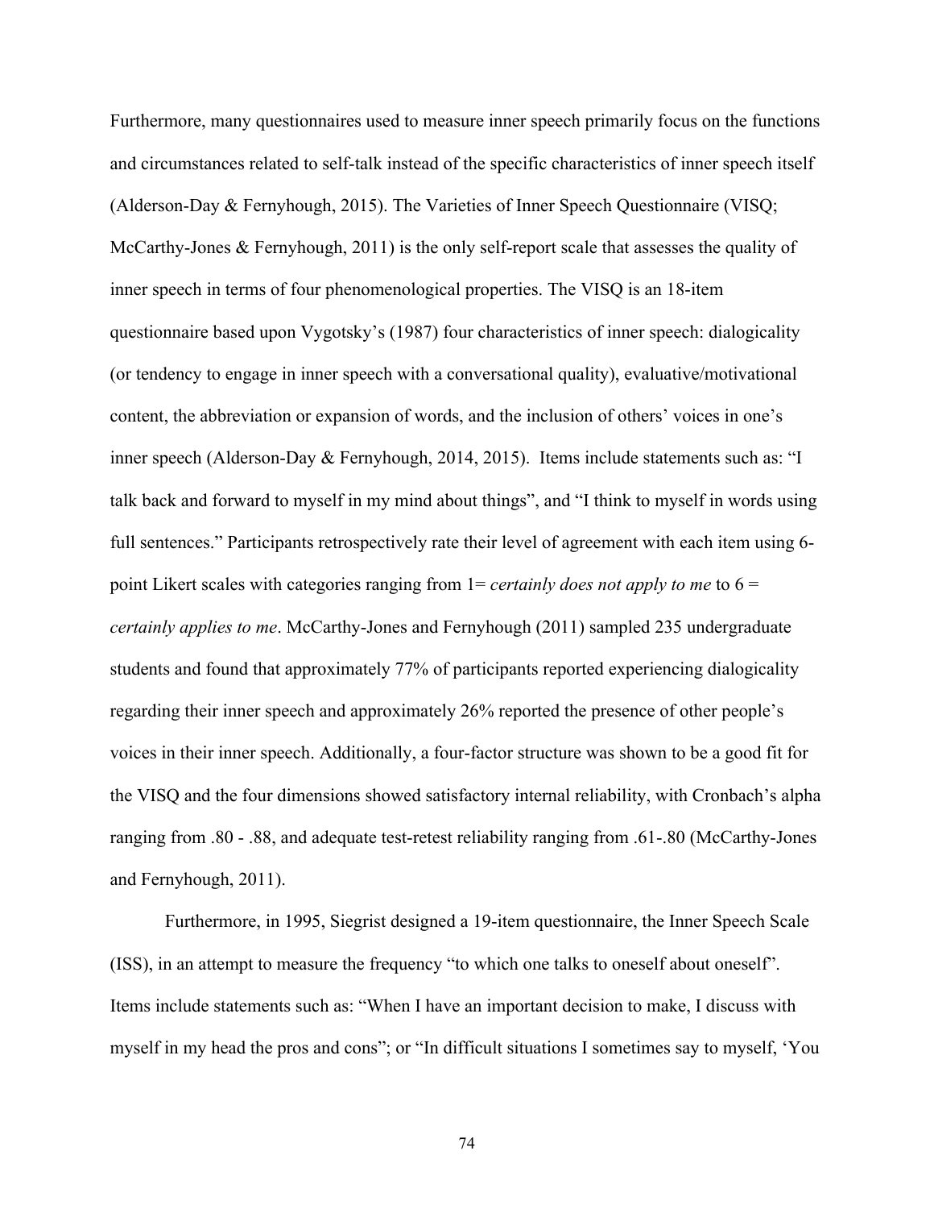Furthermore, many questionnaires used to measure inner speech primarily focus on the functions and circumstances related to self-talk instead of the specific characteristics of inner speech itself (Alderson-Day & Fernyhough, 2015). The Varieties of Inner Speech Questionnaire (VISQ; McCarthy-Jones & Fernyhough, 2011) is the only self-report scale that assesses the quality of inner speech in terms of four phenomenological properties. The VISQ is an 18-item questionnaire based upon Vygotsky's (1987) four characteristics of inner speech: dialogicality (or tendency to engage in inner speech with a conversational quality), evaluative/motivational content, the abbreviation or expansion of words, and the inclusion of others' voices in one's inner speech (Alderson-Day & Fernyhough, 2014, 2015). Items include statements such as: "I talk back and forward to myself in my mind about things", and "I think to myself in words using full sentences." Participants retrospectively rate their level of agreement with each item using 6-point Likert scales with categories ranging from 1= *certainly does not apply to me* to 6 = *certainly applies to me*. McCarthy-Jones and Fernyhough (2011) sampled 235 undergraduate students and found that approximately 77% of participants reported experiencing dialogicality regarding their inner speech and approximately 26% reported the presence of other people's voices in their inner speech. Additionally, a four-factor structure was shown to be a good fit for the VISQ and the four dimensions showed satisfactory internal reliability, with Cronbach's alpha ranging from .80 - .88, and adequate test-retest reliability ranging from .61-.80 (McCarthy-Jones and Fernyhough, 2011).

Furthermore, in 1995, Siegrist designed a 19-item questionnaire, the Inner Speech Scale (ISS), in an attempt to measure the frequency "to which one talks to oneself about oneself". Items include statements such as: "When I have an important decision to make, I discuss with myself in my head the pros and cons"; or "In difficult situations I sometimes say to myself, 'You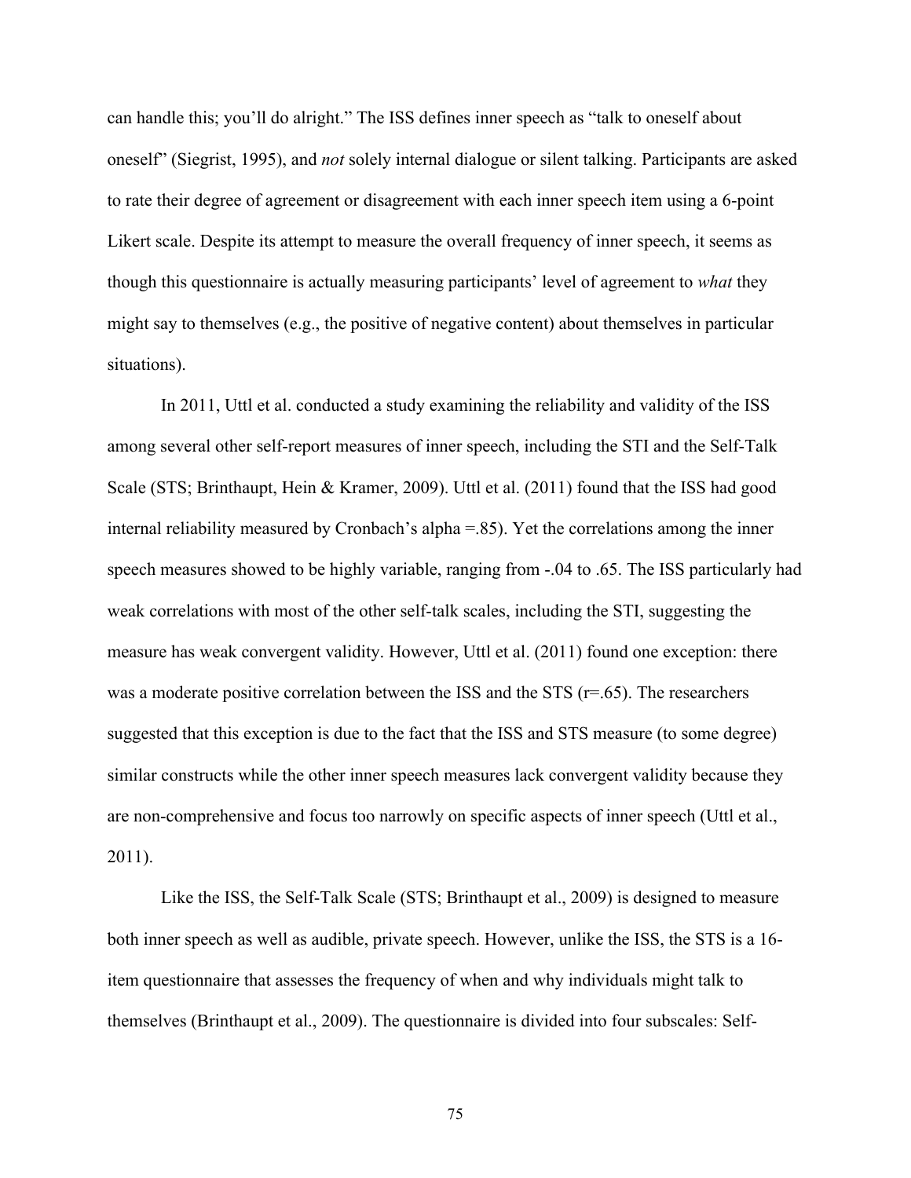can handle this; you'll do alright." The ISS defines inner speech as "talk to oneself about oneself" (Siegrist, 1995), and *not* solely internal dialogue or silent talking. Participants are asked to rate their degree of agreement or disagreement with each inner speech item using a 6-point Likert scale. Despite its attempt to measure the overall frequency of inner speech, it seems as though this questionnaire is actually measuring participants' level of agreement to *what* they might say to themselves (e.g., the positive of negative content) about themselves in particular situations).

In 2011, Uttl et al. conducted a study examining the reliability and validity of the ISS among several other self-report measures of inner speech, including the STI and the Self-Talk Scale (STS; Brinthaupt, Hein & Kramer, 2009). Uttl et al. (2011) found that the ISS had good internal reliability measured by Cronbach's alpha =.85). Yet the correlations among the inner speech measures showed to be highly variable, ranging from -.04 to .65. The ISS particularly had weak correlations with most of the other self-talk scales, including the STI, suggesting the measure has weak convergent validity. However, Uttl et al. (2011) found one exception: there was a moderate positive correlation between the ISS and the STS ($r$=.65). The researchers suggested that this exception is due to the fact that the ISS and STS measure (to some degree) similar constructs while the other inner speech measures lack convergent validity because they are non-comprehensive and focus too narrowly on specific aspects of inner speech (Uttl et al., 2011).

Like the ISS, the Self-Talk Scale (STS; Brinthaupt et al., 2009) is designed to measure both inner speech as well as audible, private speech. However, unlike the ISS, the STS is a 16-item questionnaire that assesses the frequency of when and why individuals might talk to themselves (Brinthaupt et al., 2009). The questionnaire is divided into four subscales: Self-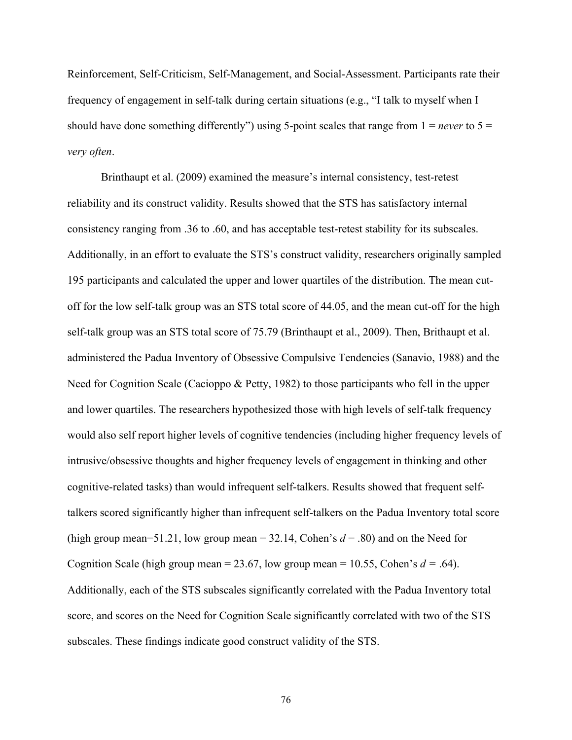Reinforcement, Self-Criticism, Self-Management, and Social-Assessment. Participants rate their frequency of engagement in self-talk during certain situations (e.g., "I talk to myself when I should have done something differently") using 5-point scales that range from 1 = *never* to 5 = *very often*.

Brinthaupt et al. (2009) examined the measure's internal consistency, test-retest reliability and its construct validity. Results showed that the STS has satisfactory internal consistency ranging from .36 to .60, and has acceptable test-retest stability for its subscales. Additionally, in an effort to evaluate the STS's construct validity, researchers originally sampled 195 participants and calculated the upper and lower quartiles of the distribution. The mean cut-off for the low self-talk group was an STS total score of 44.05, and the mean cut-off for the high self-talk group was an STS total score of 75.79 (Brinthaupt et al., 2009). Then, Brithaupt et al. administered the Padua Inventory of Obsessive Compulsive Tendencies (Sanavio, 1988) and the Need for Cognition Scale (Cacioppo & Petty, 1982) to those participants who fell in the upper and lower quartiles. The researchers hypothesized those with high levels of self-talk frequency would also self report higher levels of cognitive tendencies (including higher frequency levels of intrusive/obsessive thoughts and higher frequency levels of engagement in thinking and other cognitive-related tasks) than would infrequent self-talkers. Results showed that frequent self-talkers scored significantly higher than infrequent self-talkers on the Padua Inventory total score (high group mean=51.21, low group mean = 32.14, Cohen's $d = .80$) and on the Need for Cognition Scale (high group mean = 23.67, low group mean = 10.55, Cohen's $d = .64$). Additionally, each of the STS subscales significantly correlated with the Padua Inventory total score, and scores on the Need for Cognition Scale significantly correlated with two of the STS subscales. These findings indicate good construct validity of the STS.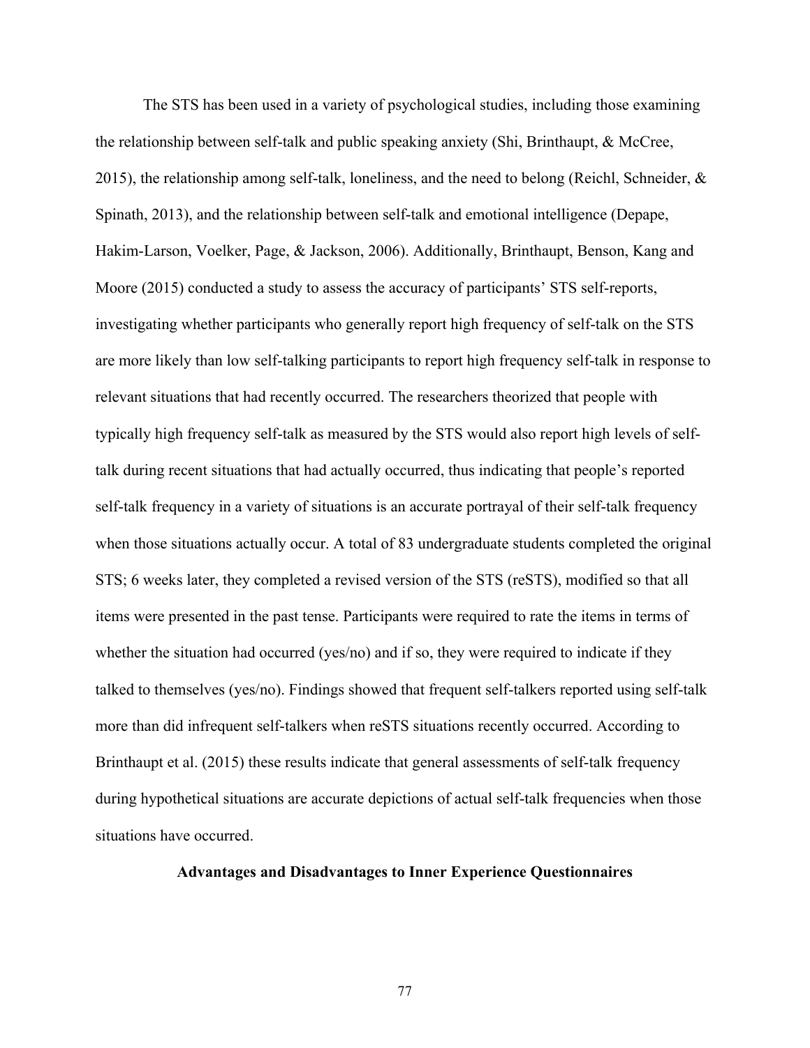The STS has been used in a variety of psychological studies, including those examining the relationship between self-talk and public speaking anxiety (Shi, Brinthaupt, & McCree, 2015), the relationship among self-talk, loneliness, and the need to belong (Reichl, Schneider, & Spinath, 2013), and the relationship between self-talk and emotional intelligence (Depape, Hakim-Larson, Voelker, Page, & Jackson, 2006). Additionally, Brinthaupt, Benson, Kang and Moore (2015) conducted a study to assess the accuracy of participants' STS self-reports, investigating whether participants who generally report high frequency of self-talk on the STS are more likely than low self-talking participants to report high frequency self-talk in response to relevant situations that had recently occurred. The researchers theorized that people with typically high frequency self-talk as measured by the STS would also report high levels of self-talk during recent situations that had actually occurred, thus indicating that people's reported self-talk frequency in a variety of situations is an accurate portrayal of their self-talk frequency when those situations actually occur. A total of 83 undergraduate students completed the original STS; 6 weeks later, they completed a revised version of the STS (reSTS), modified so that all items were presented in the past tense. Participants were required to rate the items in terms of whether the situation had occurred (yes/no) and if so, they were required to indicate if they talked to themselves (yes/no). Findings showed that frequent self-talkers reported using self-talk more than did infrequent self-talkers when reSTS situations recently occurred. According to Brinthaupt et al. (2015) these results indicate that general assessments of self-talk frequency during hypothetical situations are accurate depictions of actual self-talk frequencies when those situations have occurred.

## Advantages and Disadvantages to Inner Experience Questionnaires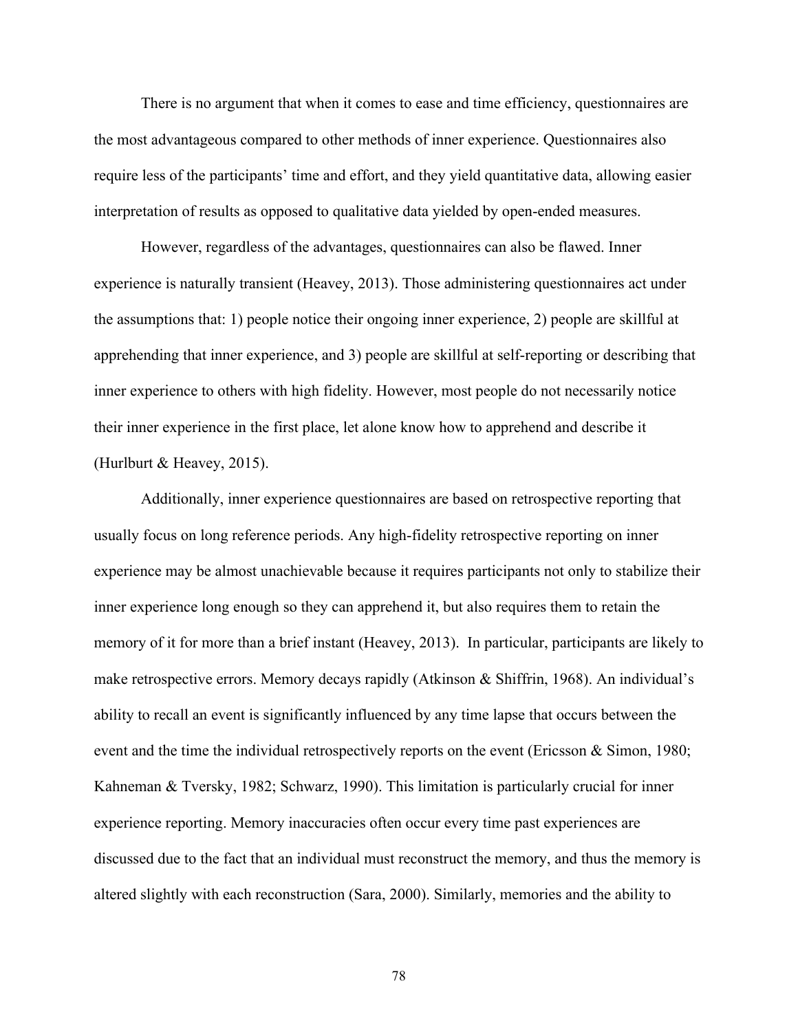There is no argument that when it comes to ease and time efficiency, questionnaires are the most advantageous compared to other methods of inner experience. Questionnaires also require less of the participants' time and effort, and they yield quantitative data, allowing easier interpretation of results as opposed to qualitative data yielded by open-ended measures.

However, regardless of the advantages, questionnaires can also be flawed. Inner experience is naturally transient (Heavey, 2013). Those administering questionnaires act under the assumptions that: 1) people notice their ongoing inner experience, 2) people are skillful at apprehending that inner experience, and 3) people are skillful at self-reporting or describing that inner experience to others with high fidelity. However, most people do not necessarily notice their inner experience in the first place, let alone know how to apprehend and describe it (Hurlburt & Heavey, 2015).

Additionally, inner experience questionnaires are based on retrospective reporting that usually focus on long reference periods. Any high-fidelity retrospective reporting on inner experience may be almost unachievable because it requires participants not only to stabilize their inner experience long enough so they can apprehend it, but also requires them to retain the memory of it for more than a brief instant (Heavey, 2013). In particular, participants are likely to make retrospective errors. Memory decays rapidly (Atkinson & Shiffrin, 1968). An individual's ability to recall an event is significantly influenced by any time lapse that occurs between the event and the time the individual retrospectively reports on the event (Ericsson & Simon, 1980; Kahneman & Tversky, 1982; Schwarz, 1990). This limitation is particularly crucial for inner experience reporting. Memory inaccuracies often occur every time past experiences are discussed due to the fact that an individual must reconstruct the memory, and thus the memory is altered slightly with each reconstruction (Sara, 2000). Similarly, memories and the ability to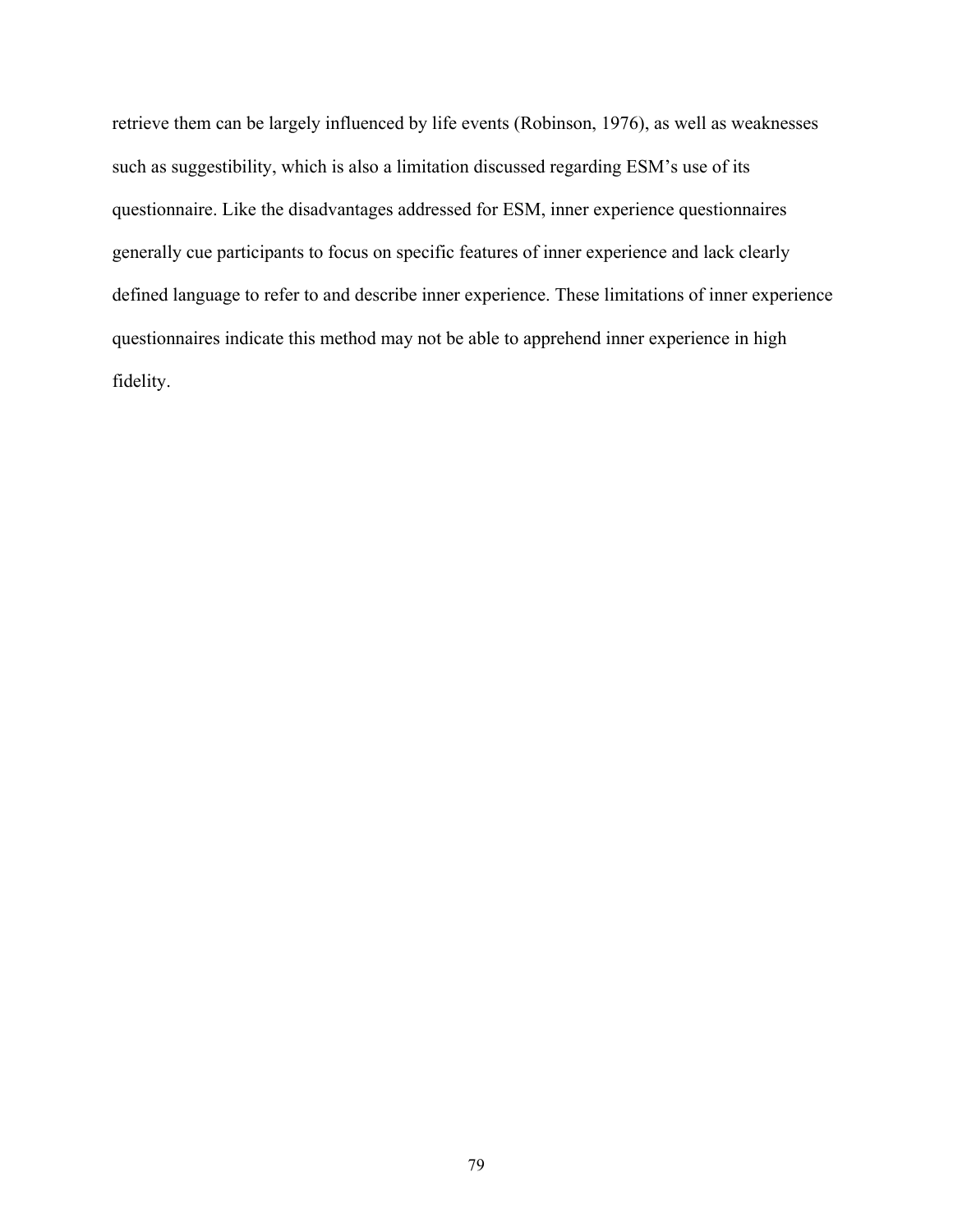retrieve them can be largely influenced by life events (Robinson, 1976), as well as weaknesses such as suggestibility, which is also a limitation discussed regarding ESM's use of its questionnaire. Like the disadvantages addressed for ESM, inner experience questionnaires generally cue participants to focus on specific features of inner experience and lack clearly defined language to refer to and describe inner experience. These limitations of inner experience questionnaires indicate this method may not be able to apprehend inner experience in high fidelity.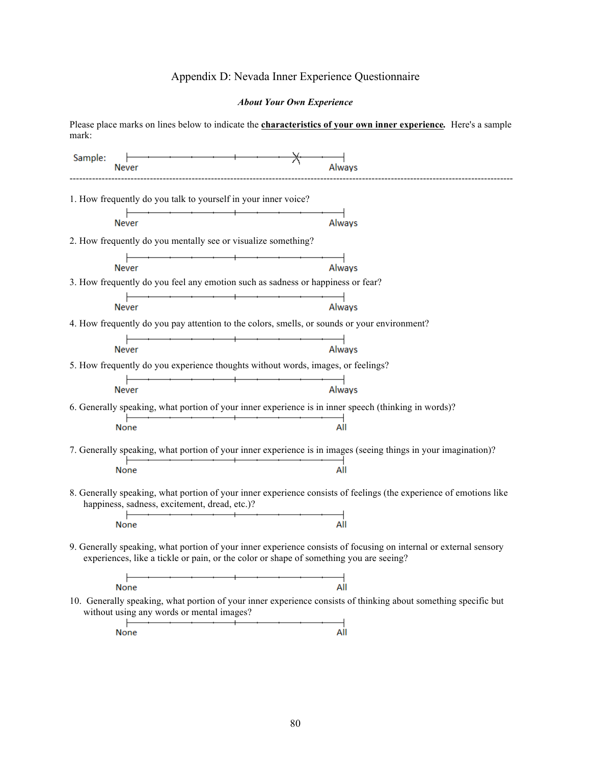# Appendix D: Nevada Inner Experience Questionnaire

***About Your Own Experience***

Please place marks on lines below to indicate the **characteristics of your own inner experience.** Here's a sample mark:

Sample: Never ——————————X—— Always

---

1. How frequently do you talk to yourself in your inner voice?

   Never —————————————— Always

2. How frequently do you mentally see or visualize something?

   Never —————————————— Always

3. How frequently do you feel any emotion such as sadness or happiness or fear?

   Never —————————————— Always

4. How frequently do you pay attention to the colors, smells, or sounds or your environment?

   Never —————————————— Always

5. How frequently do you experience thoughts without words, images, or feelings?

   Never —————————————— Always

6. Generally speaking, what portion of your inner experience is in inner speech (thinking in words)?

   None —————————————— All

7. Generally speaking, what portion of your inner experience is in images (seeing things in your imagination)?

   None —————————————— All

8. Generally speaking, what portion of your inner experience consists of feelings (the experience of emotions like happiness, sadness, excitement, dread, etc.)?

   None —————————————— All

9. Generally speaking, what portion of your inner experience consists of focusing on internal or external sensory experiences, like a tickle or pain, or the color or shape of something you are seeing?

   None —————————————— All

10. Generally speaking, what portion of your inner experience consists of thinking about something specific but without using any words or mental images?

    None —————————————— All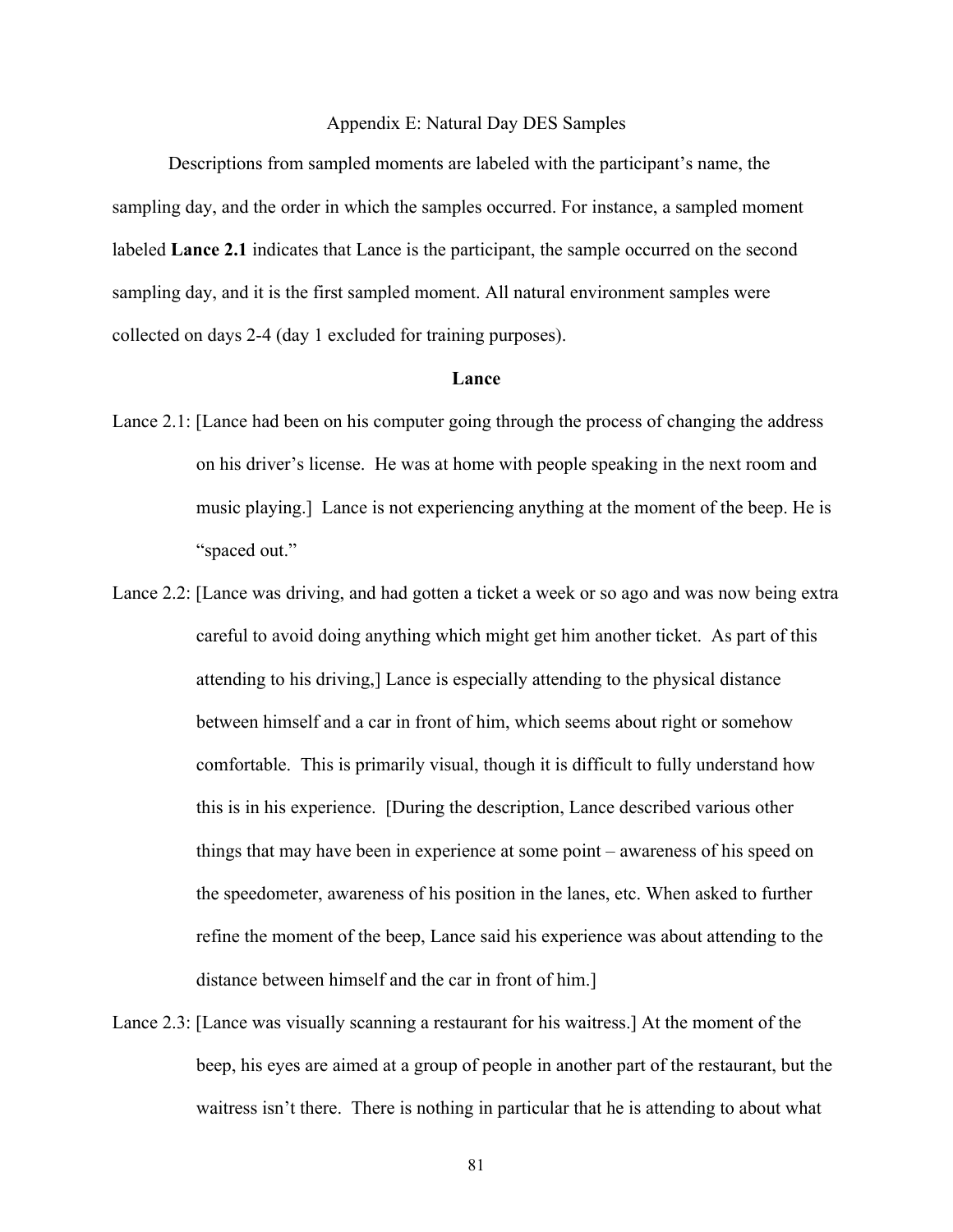# Appendix E: Natural Day DES Samples

Descriptions from sampled moments are labeled with the participant's name, the sampling day, and the order in which the samples occurred. For instance, a sampled moment labeled **Lance 2.1** indicates that Lance is the participant, the sample occurred on the second sampling day, and it is the first sampled moment. All natural environment samples were collected on days 2-4 (day 1 excluded for training purposes).

## Lance

Lance 2.1: [Lance had been on his computer going through the process of changing the address on his driver's license. He was at home with people speaking in the next room and music playing.] Lance is not experiencing anything at the moment of the beep. He is "spaced out."

Lance 2.2: [Lance was driving, and had gotten a ticket a week or so ago and was now being extra careful to avoid doing anything which might get him another ticket. As part of this attending to his driving,] Lance is especially attending to the physical distance between himself and a car in front of him, which seems about right or somehow comfortable. This is primarily visual, though it is difficult to fully understand how this is in his experience. [During the description, Lance described various other things that may have been in experience at some point – awareness of his speed on the speedometer, awareness of his position in the lanes, etc. When asked to further refine the moment of the beep, Lance said his experience was about attending to the distance between himself and the car in front of him.]

Lance 2.3: [Lance was visually scanning a restaurant for his waitress.] At the moment of the beep, his eyes are aimed at a group of people in another part of the restaurant, but the waitress isn't there. There is nothing in particular that he is attending to about what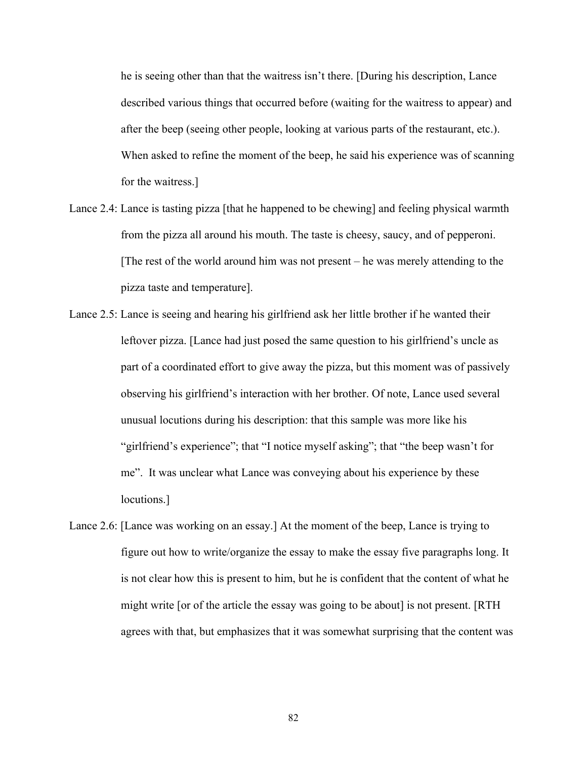he is seeing other than that the waitress isn't there. [During his description, Lance described various things that occurred before (waiting for the waitress to appear) and after the beep (seeing other people, looking at various parts of the restaurant, etc.). When asked to refine the moment of the beep, he said his experience was of scanning for the waitress.]

Lance 2.4: Lance is tasting pizza [that he happened to be chewing] and feeling physical warmth from the pizza all around his mouth. The taste is cheesy, saucy, and of pepperoni. [The rest of the world around him was not present – he was merely attending to the pizza taste and temperature].

Lance 2.5: Lance is seeing and hearing his girlfriend ask her little brother if he wanted their leftover pizza. [Lance had just posed the same question to his girlfriend's uncle as part of a coordinated effort to give away the pizza, but this moment was of passively observing his girlfriend's interaction with her brother. Of note, Lance used several unusual locutions during his description: that this sample was more like his "girlfriend's experience"; that "I notice myself asking"; that "the beep wasn't for me". It was unclear what Lance was conveying about his experience by these locutions.]

Lance 2.6: [Lance was working on an essay.] At the moment of the beep, Lance is trying to figure out how to write/organize the essay to make the essay five paragraphs long. It is not clear how this is present to him, but he is confident that the content of what he might write [or of the article the essay was going to be about] is not present. [RTH agrees with that, but emphasizes that it was somewhat surprising that the content was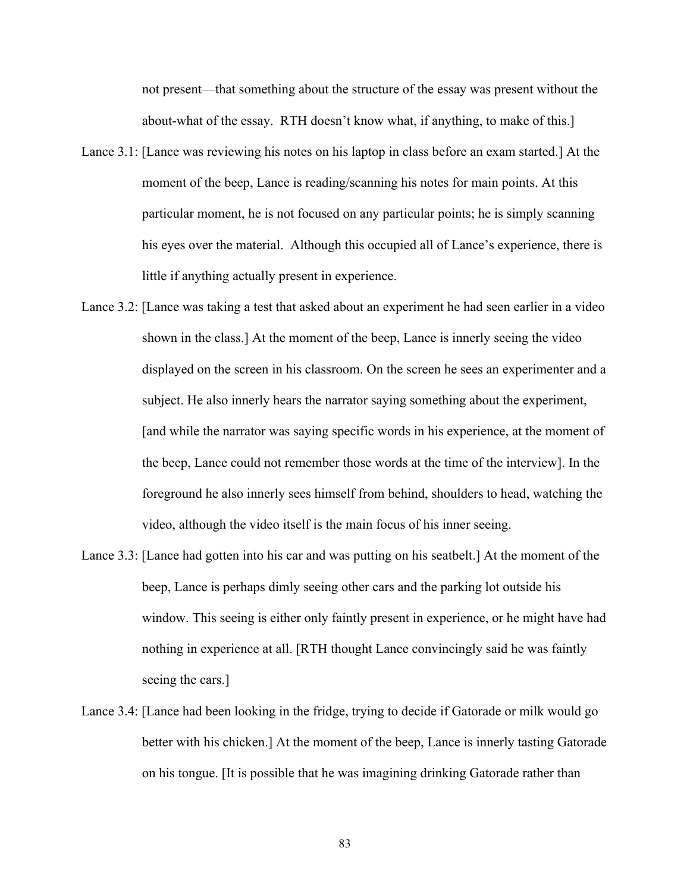not present—that something about the structure of the essay was present without the about-what of the essay. RTH doesn't know what, if anything, to make of this.]

Lance 3.1: [Lance was reviewing his notes on his laptop in class before an exam started.] At the moment of the beep, Lance is reading/scanning his notes for main points. At this particular moment, he is not focused on any particular points; he is simply scanning his eyes over the material. Although this occupied all of Lance's experience, there is little if anything actually present in experience.

Lance 3.2: [Lance was taking a test that asked about an experiment he had seen earlier in a video shown in the class.] At the moment of the beep, Lance is innerly seeing the video displayed on the screen in his classroom. On the screen he sees an experimenter and a subject. He also innerly hears the narrator saying something about the experiment, [and while the narrator was saying specific words in his experience, at the moment of the beep, Lance could not remember those words at the time of the interview]. In the foreground he also innerly sees himself from behind, shoulders to head, watching the video, although the video itself is the main focus of his inner seeing.

Lance 3.3: [Lance had gotten into his car and was putting on his seatbelt.] At the moment of the beep, Lance is perhaps dimly seeing other cars and the parking lot outside his window. This seeing is either only faintly present in experience, or he might have had nothing in experience at all. [RTH thought Lance convincingly said he was faintly seeing the cars.]

Lance 3.4: [Lance had been looking in the fridge, trying to decide if Gatorade or milk would go better with his chicken.] At the moment of the beep, Lance is innerly tasting Gatorade on his tongue. [It is possible that he was imagining drinking Gatorade rather than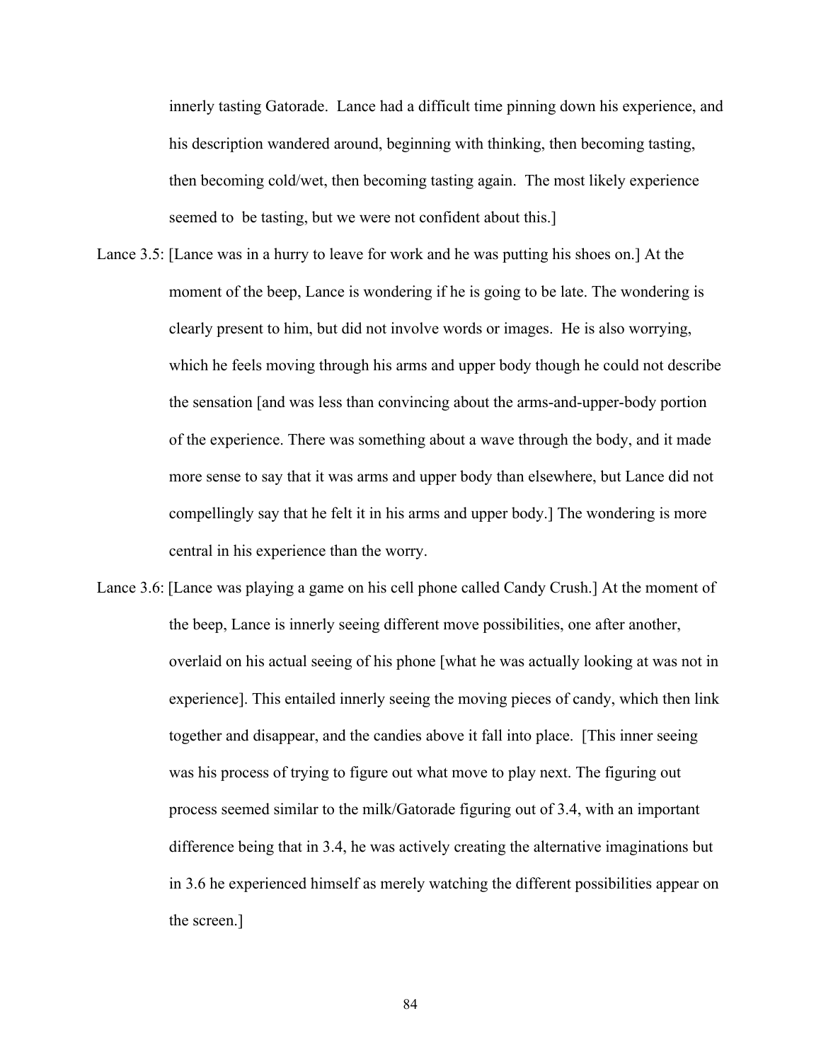innerly tasting Gatorade. Lance had a difficult time pinning down his experience, and his description wandered around, beginning with thinking, then becoming tasting, then becoming cold/wet, then becoming tasting again. The most likely experience seemed to be tasting, but we were not confident about this.]

Lance 3.5: [Lance was in a hurry to leave for work and he was putting his shoes on.] At the moment of the beep, Lance is wondering if he is going to be late. The wondering is clearly present to him, but did not involve words or images. He is also worrying, which he feels moving through his arms and upper body though he could not describe the sensation [and was less than convincing about the arms-and-upper-body portion of the experience. There was something about a wave through the body, and it made more sense to say that it was arms and upper body than elsewhere, but Lance did not compellingly say that he felt it in his arms and upper body.] The wondering is more central in his experience than the worry.

Lance 3.6: [Lance was playing a game on his cell phone called Candy Crush.] At the moment of the beep, Lance is innerly seeing different move possibilities, one after another, overlaid on his actual seeing of his phone [what he was actually looking at was not in experience]. This entailed innerly seeing the moving pieces of candy, which then link together and disappear, and the candies above it fall into place. [This inner seeing was his process of trying to figure out what move to play next. The figuring out process seemed similar to the milk/Gatorade figuring out of 3.4, with an important difference being that in 3.4, he was actively creating the alternative imaginations but in 3.6 he experienced himself as merely watching the different possibilities appear on the screen.]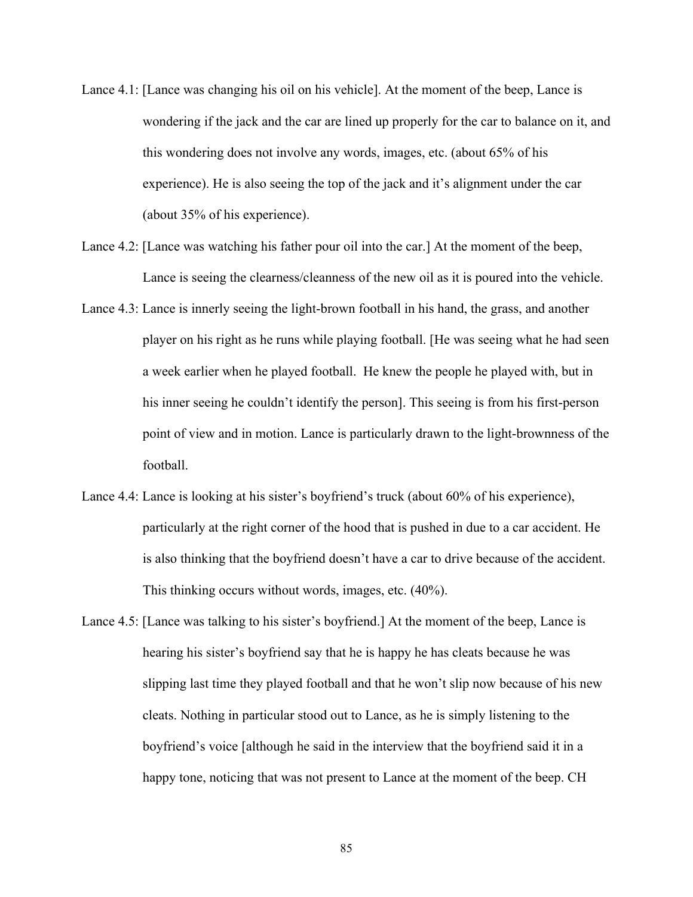Lance 4.1: [Lance was changing his oil on his vehicle]. At the moment of the beep, Lance is wondering if the jack and the car are lined up properly for the car to balance on it, and this wondering does not involve any words, images, etc. (about 65% of his experience). He is also seeing the top of the jack and it's alignment under the car (about 35% of his experience).

Lance 4.2: [Lance was watching his father pour oil into the car.] At the moment of the beep, Lance is seeing the clearness/cleanness of the new oil as it is poured into the vehicle.

Lance 4.3: Lance is innerly seeing the light-brown football in his hand, the grass, and another player on his right as he runs while playing football. [He was seeing what he had seen a week earlier when he played football. He knew the people he played with, but in his inner seeing he couldn't identify the person]. This seeing is from his first-person point of view and in motion. Lance is particularly drawn to the light-brownness of the football.

Lance 4.4: Lance is looking at his sister's boyfriend's truck (about 60% of his experience), particularly at the right corner of the hood that is pushed in due to a car accident. He is also thinking that the boyfriend doesn't have a car to drive because of the accident. This thinking occurs without words, images, etc. (40%).

Lance 4.5: [Lance was talking to his sister's boyfriend.] At the moment of the beep, Lance is hearing his sister's boyfriend say that he is happy he has cleats because he was slipping last time they played football and that he won't slip now because of his new cleats. Nothing in particular stood out to Lance, as he is simply listening to the boyfriend's voice [although he said in the interview that the boyfriend said it in a happy tone, noticing that was not present to Lance at the moment of the beep. CH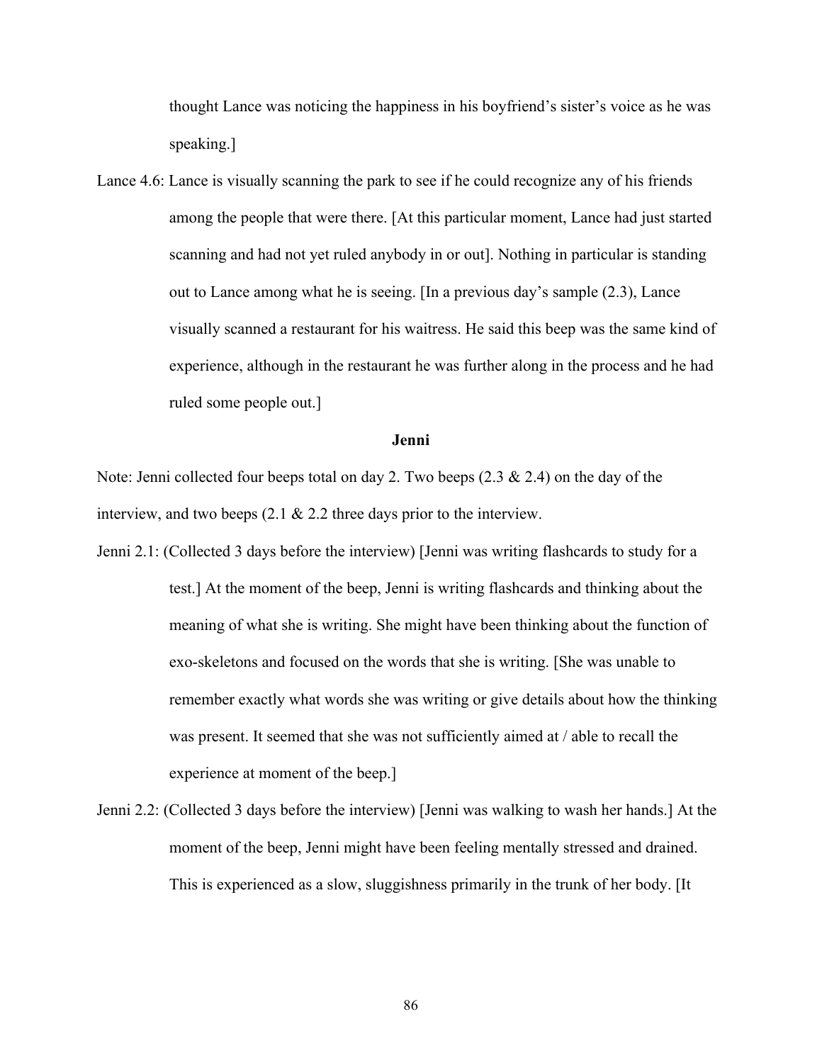thought Lance was noticing the happiness in his boyfriend's sister's voice as he was speaking.]

Lance 4.6: Lance is visually scanning the park to see if he could recognize any of his friends among the people that were there. [At this particular moment, Lance had just started scanning and had not yet ruled anybody in or out]. Nothing in particular is standing out to Lance among what he is seeing. [In a previous day's sample (2.3), Lance visually scanned a restaurant for his waitress. He said this beep was the same kind of experience, although in the restaurant he was further along in the process and he had ruled some people out.]

**Jenni**

Note: Jenni collected four beeps total on day 2. Two beeps (2.3 & 2.4) on the day of the interview, and two beeps (2.1 & 2.2 three days prior to the interview.

Jenni 2.1: (Collected 3 days before the interview) [Jenni was writing flashcards to study for a test.] At the moment of the beep, Jenni is writing flashcards and thinking about the meaning of what she is writing. She might have been thinking about the function of exo-skeletons and focused on the words that she is writing. [She was unable to remember exactly what words she was writing or give details about how the thinking was present. It seemed that she was not sufficiently aimed at / able to recall the experience at moment of the beep.]

Jenni 2.2: (Collected 3 days before the interview) [Jenni was walking to wash her hands.] At the moment of the beep, Jenni might have been feeling mentally stressed and drained. This is experienced as a slow, sluggishness primarily in the trunk of her body. [It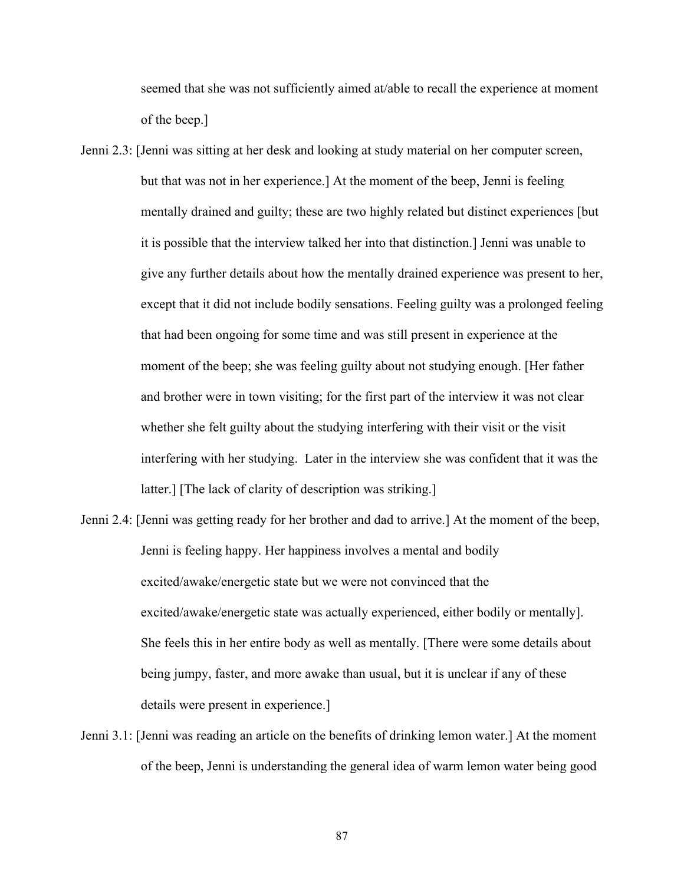seemed that she was not sufficiently aimed at/able to recall the experience at moment of the beep.]

Jenni 2.3: [Jenni was sitting at her desk and looking at study material on her computer screen, but that was not in her experience.] At the moment of the beep, Jenni is feeling mentally drained and guilty; these are two highly related but distinct experiences [but it is possible that the interview talked her into that distinction.] Jenni was unable to give any further details about how the mentally drained experience was present to her, except that it did not include bodily sensations. Feeling guilty was a prolonged feeling that had been ongoing for some time and was still present in experience at the moment of the beep; she was feeling guilty about not studying enough. [Her father and brother were in town visiting; for the first part of the interview it was not clear whether she felt guilty about the studying interfering with their visit or the visit interfering with her studying. Later in the interview she was confident that it was the latter.] [The lack of clarity of description was striking.]

Jenni 2.4: [Jenni was getting ready for her brother and dad to arrive.] At the moment of the beep, Jenni is feeling happy. Her happiness involves a mental and bodily excited/awake/energetic state but we were not convinced that the excited/awake/energetic state was actually experienced, either bodily or mentally]. She feels this in her entire body as well as mentally. [There were some details about being jumpy, faster, and more awake than usual, but it is unclear if any of these details were present in experience.]

Jenni 3.1: [Jenni was reading an article on the benefits of drinking lemon water.] At the moment of the beep, Jenni is understanding the general idea of warm lemon water being good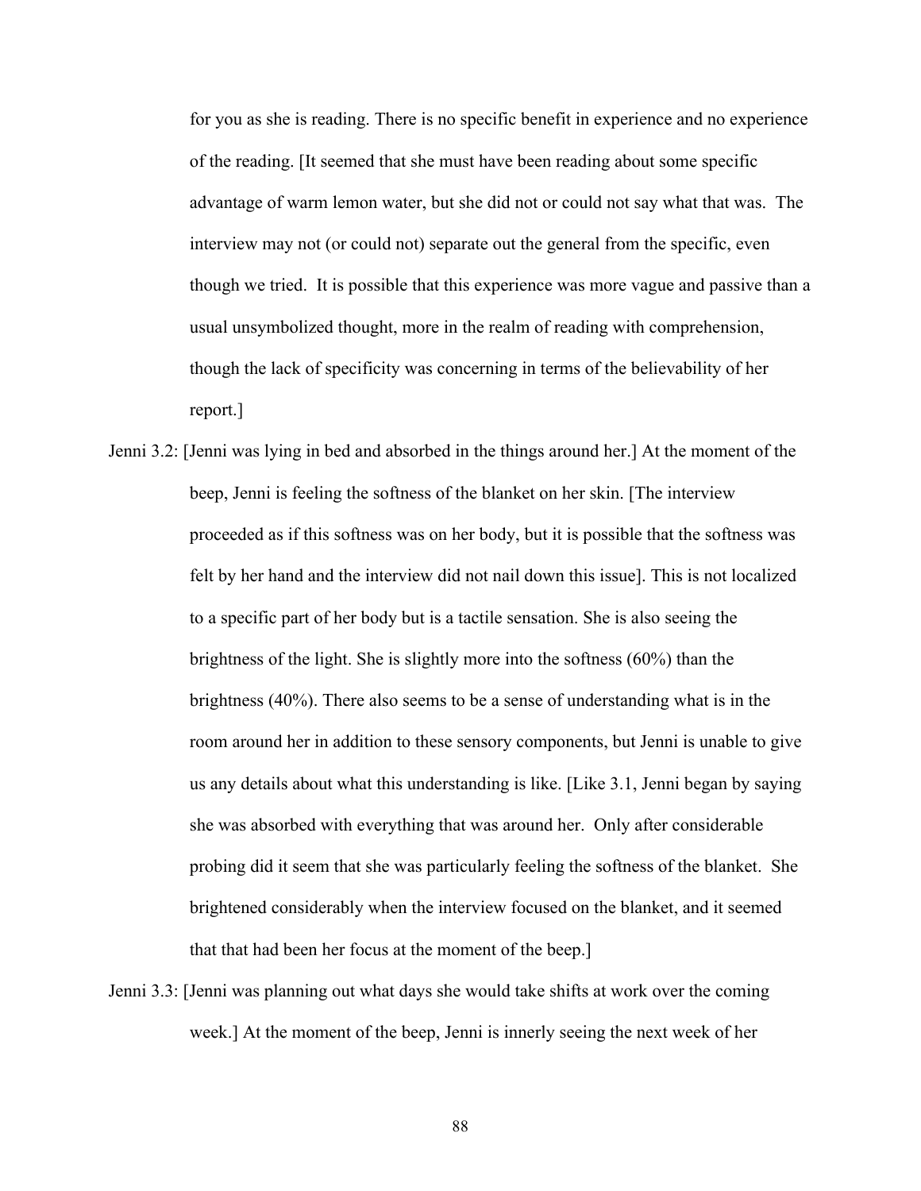for you as she is reading. There is no specific benefit in experience and no experience of the reading. [It seemed that she must have been reading about some specific advantage of warm lemon water, but she did not or could not say what that was. The interview may not (or could not) separate out the general from the specific, even though we tried. It is possible that this experience was more vague and passive than a usual unsymbolized thought, more in the realm of reading with comprehension, though the lack of specificity was concerning in terms of the believability of her report.]

Jenni 3.2: [Jenni was lying in bed and absorbed in the things around her.] At the moment of the beep, Jenni is feeling the softness of the blanket on her skin. [The interview proceeded as if this softness was on her body, but it is possible that the softness was felt by her hand and the interview did not nail down this issue]. This is not localized to a specific part of her body but is a tactile sensation. She is also seeing the brightness of the light. She is slightly more into the softness (60%) than the brightness (40%). There also seems to be a sense of understanding what is in the room around her in addition to these sensory components, but Jenni is unable to give us any details about what this understanding is like. [Like 3.1, Jenni began by saying she was absorbed with everything that was around her. Only after considerable probing did it seem that she was particularly feeling the softness of the blanket. She brightened considerably when the interview focused on the blanket, and it seemed that that had been her focus at the moment of the beep.]

Jenni 3.3: [Jenni was planning out what days she would take shifts at work over the coming week.] At the moment of the beep, Jenni is innerly seeing the next week of her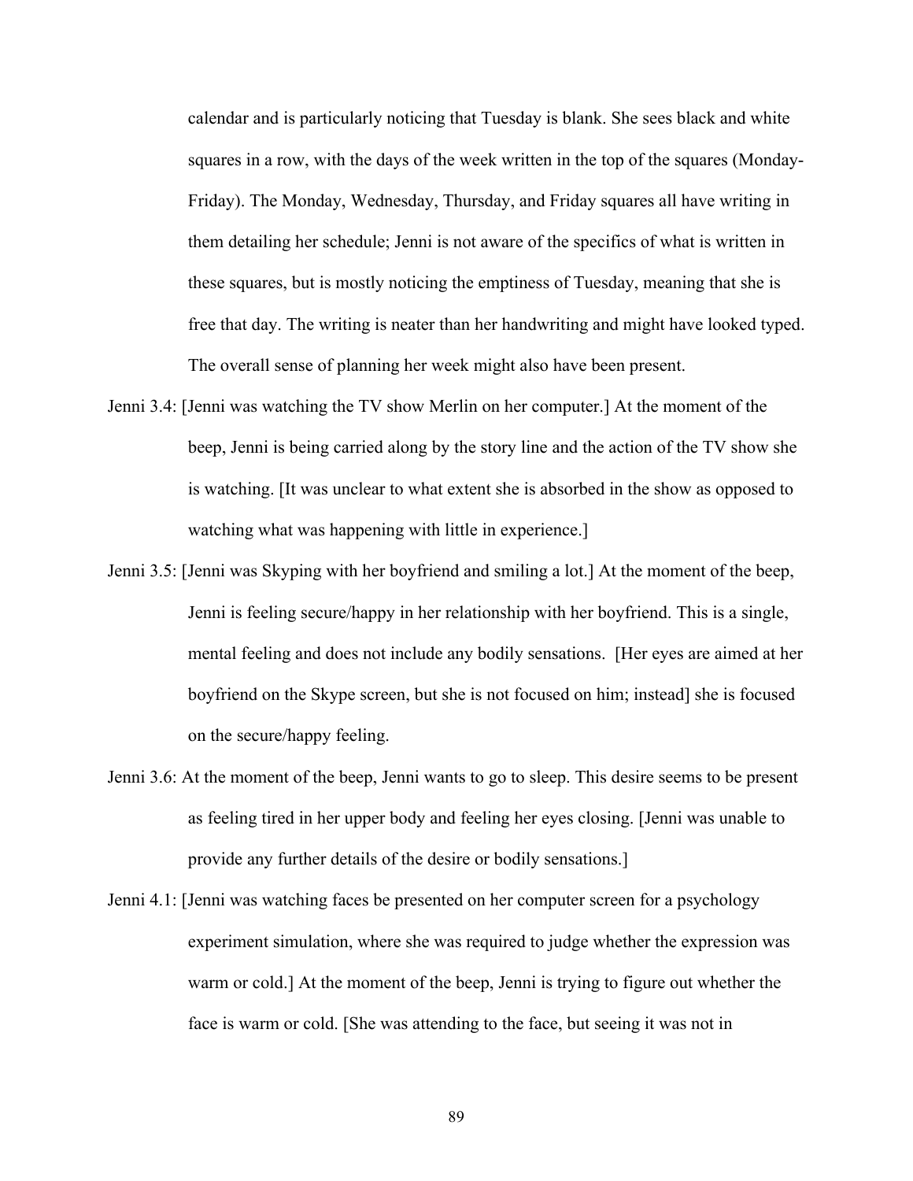calendar and is particularly noticing that Tuesday is blank. She sees black and white squares in a row, with the days of the week written in the top of the squares (Monday-Friday). The Monday, Wednesday, Thursday, and Friday squares all have writing in them detailing her schedule; Jenni is not aware of the specifics of what is written in these squares, but is mostly noticing the emptiness of Tuesday, meaning that she is free that day. The writing is neater than her handwriting and might have looked typed. The overall sense of planning her week might also have been present.

Jenni 3.4: [Jenni was watching the TV show Merlin on her computer.] At the moment of the beep, Jenni is being carried along by the story line and the action of the TV show she is watching. [It was unclear to what extent she is absorbed in the show as opposed to watching what was happening with little in experience.]

Jenni 3.5: [Jenni was Skyping with her boyfriend and smiling a lot.] At the moment of the beep, Jenni is feeling secure/happy in her relationship with her boyfriend. This is a single, mental feeling and does not include any bodily sensations. [Her eyes are aimed at her boyfriend on the Skype screen, but she is not focused on him; instead] she is focused on the secure/happy feeling.

Jenni 3.6: At the moment of the beep, Jenni wants to go to sleep. This desire seems to be present as feeling tired in her upper body and feeling her eyes closing. [Jenni was unable to provide any further details of the desire or bodily sensations.]

Jenni 4.1: [Jenni was watching faces be presented on her computer screen for a psychology experiment simulation, where she was required to judge whether the expression was warm or cold.] At the moment of the beep, Jenni is trying to figure out whether the face is warm or cold. [She was attending to the face, but seeing it was not in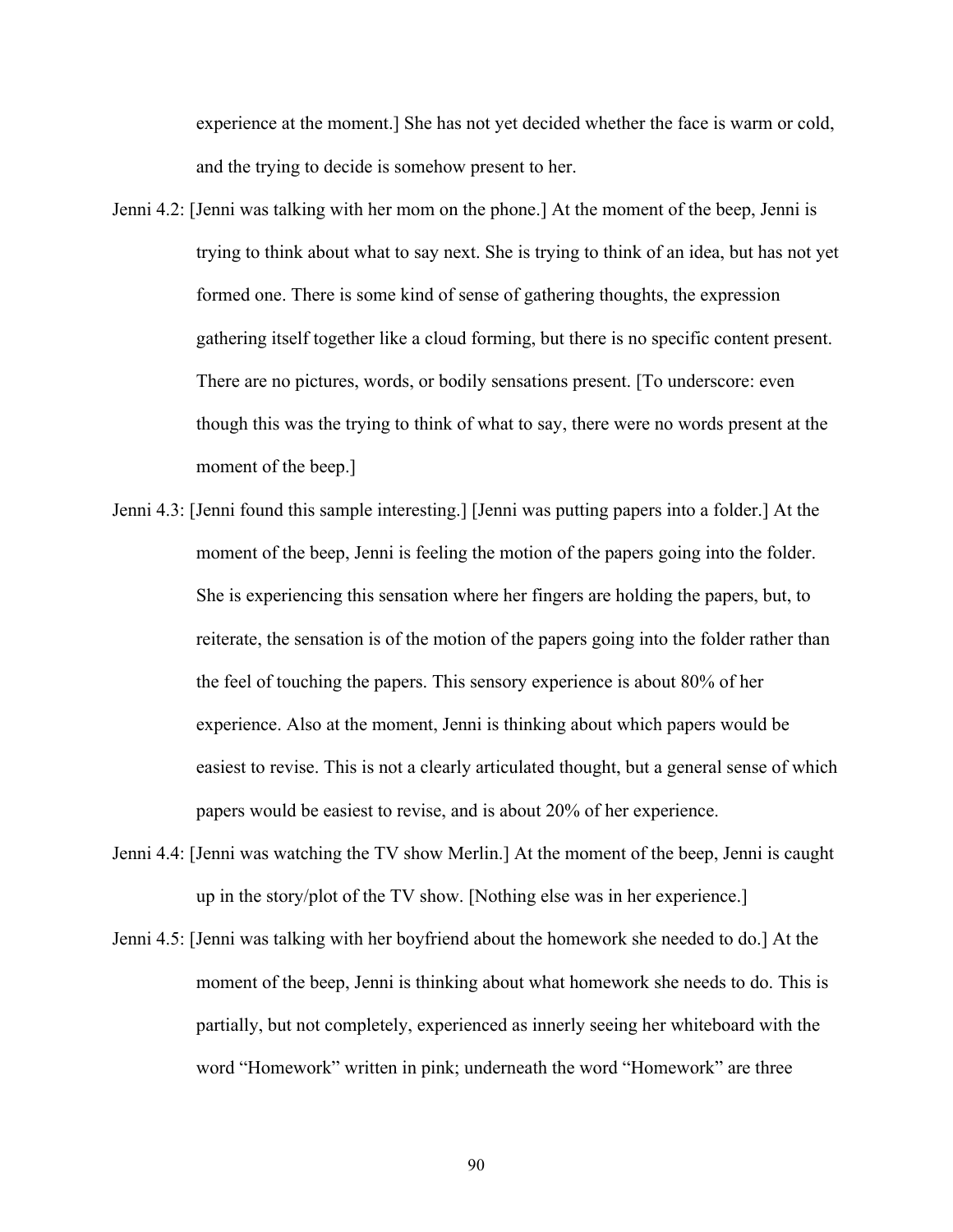experience at the moment.] She has not yet decided whether the face is warm or cold, and the trying to decide is somehow present to her.

Jenni 4.2: [Jenni was talking with her mom on the phone.] At the moment of the beep, Jenni is trying to think about what to say next. She is trying to think of an idea, but has not yet formed one. There is some kind of sense of gathering thoughts, the expression gathering itself together like a cloud forming, but there is no specific content present. There are no pictures, words, or bodily sensations present. [To underscore: even though this was the trying to think of what to say, there were no words present at the moment of the beep.]

Jenni 4.3: [Jenni found this sample interesting.] [Jenni was putting papers into a folder.] At the moment of the beep, Jenni is feeling the motion of the papers going into the folder. She is experiencing this sensation where her fingers are holding the papers, but, to reiterate, the sensation is of the motion of the papers going into the folder rather than the feel of touching the papers. This sensory experience is about 80% of her experience. Also at the moment, Jenni is thinking about which papers would be easiest to revise. This is not a clearly articulated thought, but a general sense of which papers would be easiest to revise, and is about 20% of her experience.

Jenni 4.4: [Jenni was watching the TV show Merlin.] At the moment of the beep, Jenni is caught up in the story/plot of the TV show. [Nothing else was in her experience.]

Jenni 4.5: [Jenni was talking with her boyfriend about the homework she needed to do.] At the moment of the beep, Jenni is thinking about what homework she needs to do. This is partially, but not completely, experienced as innerly seeing her whiteboard with the word "Homework" written in pink; underneath the word "Homework" are three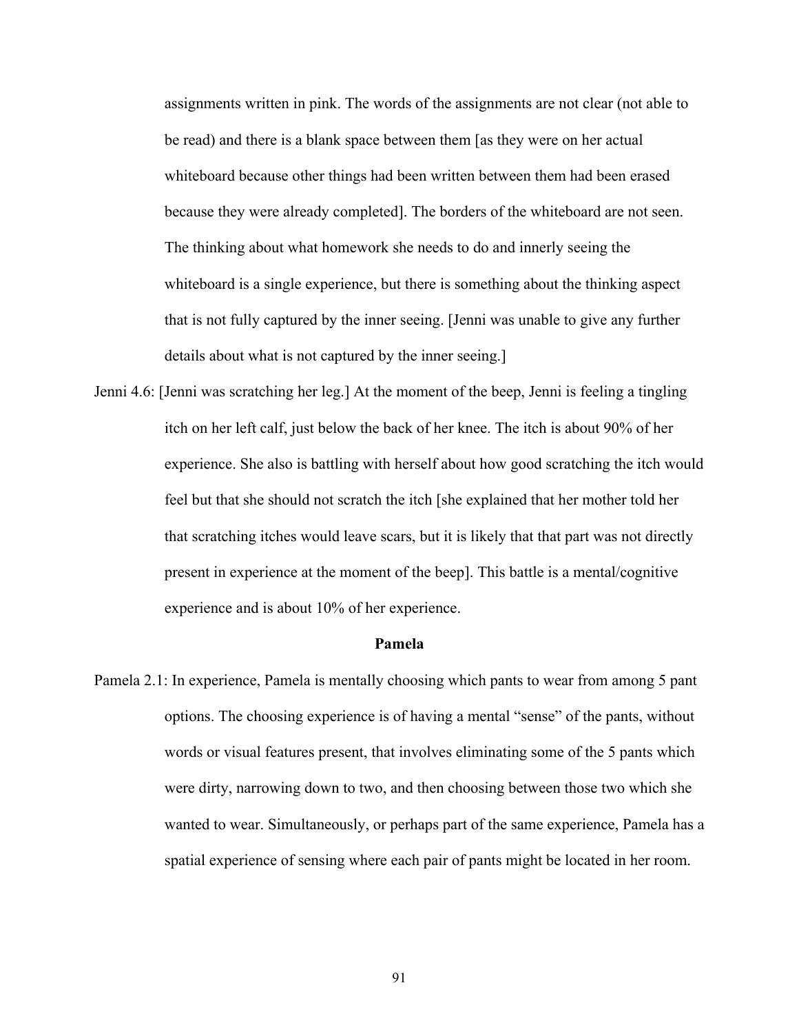assignments written in pink. The words of the assignments are not clear (not able to be read) and there is a blank space between them [as they were on her actual whiteboard because other things had been written between them had been erased because they were already completed]. The borders of the whiteboard are not seen. The thinking about what homework she needs to do and innerly seeing the whiteboard is a single experience, but there is something about the thinking aspect that is not fully captured by the inner seeing. [Jenni was unable to give any further details about what is not captured by the inner seeing.]

Jenni 4.6: [Jenni was scratching her leg.] At the moment of the beep, Jenni is feeling a tingling itch on her left calf, just below the back of her knee. The itch is about 90% of her experience. She also is battling with herself about how good scratching the itch would feel but that she should not scratch the itch [she explained that her mother told her that scratching itches would leave scars, but it is likely that that part was not directly present in experience at the moment of the beep]. This battle is a mental/cognitive experience and is about 10% of her experience.

**Pamela**

Pamela 2.1: In experience, Pamela is mentally choosing which pants to wear from among 5 pant options. The choosing experience is of having a mental "sense" of the pants, without words or visual features present, that involves eliminating some of the 5 pants which were dirty, narrowing down to two, and then choosing between those two which she wanted to wear. Simultaneously, or perhaps part of the same experience, Pamela has a spatial experience of sensing where each pair of pants might be located in her room.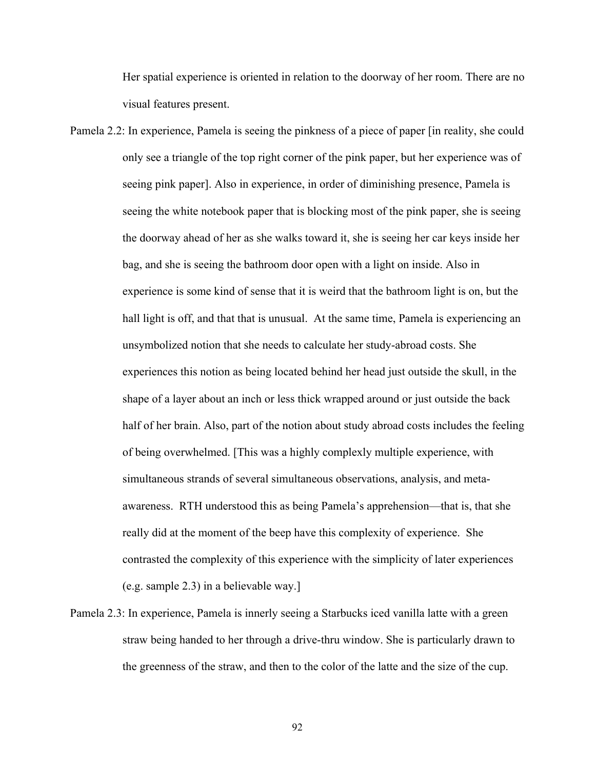Her spatial experience is oriented in relation to the doorway of her room. There are no visual features present.

Pamela 2.2: In experience, Pamela is seeing the pinkness of a piece of paper [in reality, she could only see a triangle of the top right corner of the pink paper, but her experience was of seeing pink paper]. Also in experience, in order of diminishing presence, Pamela is seeing the white notebook paper that is blocking most of the pink paper, she is seeing the doorway ahead of her as she walks toward it, she is seeing her car keys inside her bag, and she is seeing the bathroom door open with a light on inside. Also in experience is some kind of sense that it is weird that the bathroom light is on, but the hall light is off, and that that is unusual. At the same time, Pamela is experiencing an unsymbolized notion that she needs to calculate her study-abroad costs. She experiences this notion as being located behind her head just outside the skull, in the shape of a layer about an inch or less thick wrapped around or just outside the back half of her brain. Also, part of the notion about study abroad costs includes the feeling of being overwhelmed. [This was a highly complexly multiple experience, with simultaneous strands of several simultaneous observations, analysis, and meta-awareness. RTH understood this as being Pamela's apprehension—that is, that she really did at the moment of the beep have this complexity of experience. She contrasted the complexity of this experience with the simplicity of later experiences (e.g. sample 2.3) in a believable way.]

Pamela 2.3: In experience, Pamela is innerly seeing a Starbucks iced vanilla latte with a green straw being handed to her through a drive-thru window. She is particularly drawn to the greenness of the straw, and then to the color of the latte and the size of the cup.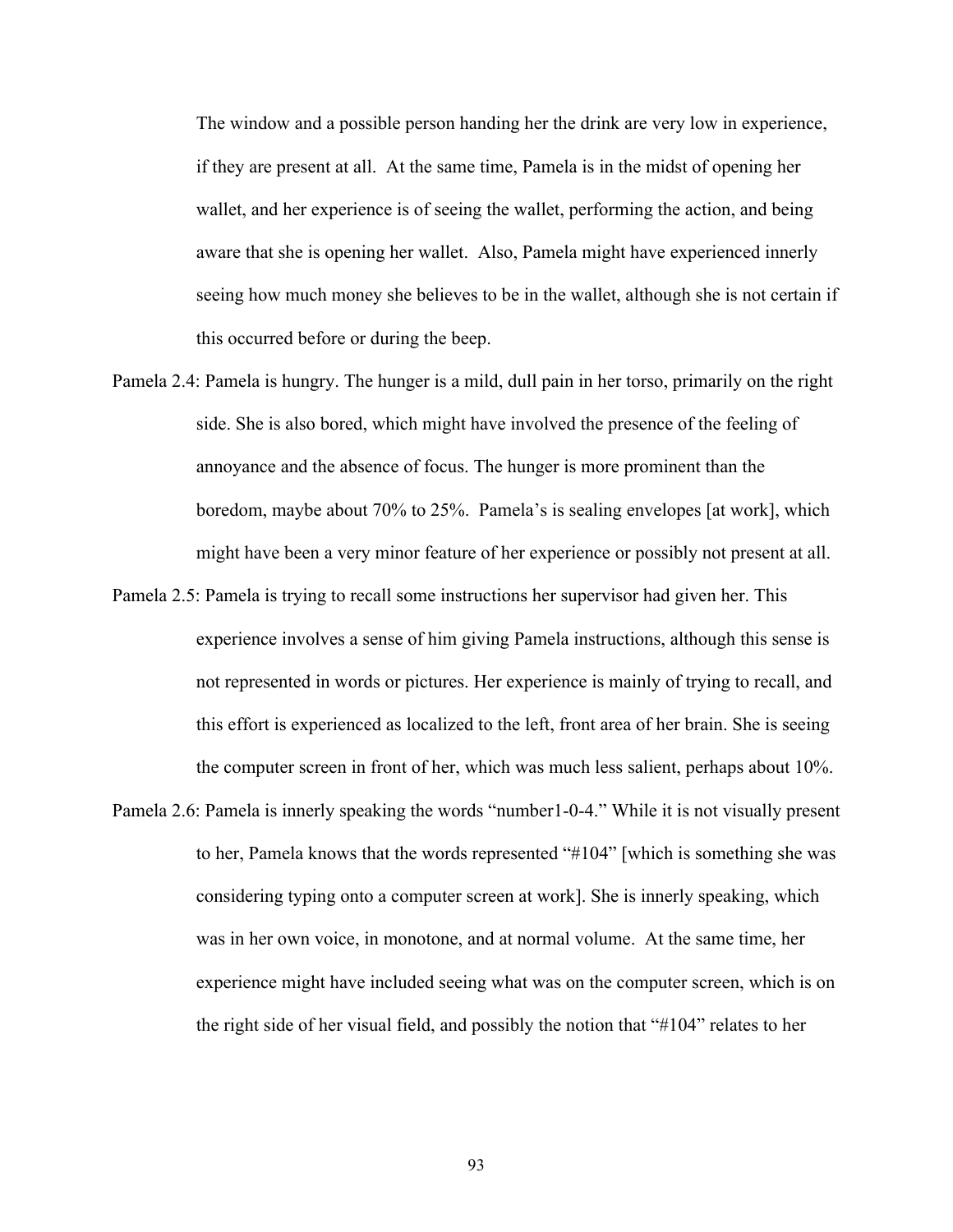The window and a possible person handing her the drink are very low in experience, if they are present at all. At the same time, Pamela is in the midst of opening her wallet, and her experience is of seeing the wallet, performing the action, and being aware that she is opening her wallet. Also, Pamela might have experienced innerly seeing how much money she believes to be in the wallet, although she is not certain if this occurred before or during the beep.

Pamela 2.4: Pamela is hungry. The hunger is a mild, dull pain in her torso, primarily on the right side. She is also bored, which might have involved the presence of the feeling of annoyance and the absence of focus. The hunger is more prominent than the boredom, maybe about 70% to 25%. Pamela's is sealing envelopes [at work], which might have been a very minor feature of her experience or possibly not present at all.

Pamela 2.5: Pamela is trying to recall some instructions her supervisor had given her. This experience involves a sense of him giving Pamela instructions, although this sense is not represented in words or pictures. Her experience is mainly of trying to recall, and this effort is experienced as localized to the left, front area of her brain. She is seeing the computer screen in front of her, which was much less salient, perhaps about 10%.

Pamela 2.6: Pamela is innerly speaking the words "number1-0-4." While it is not visually present to her, Pamela knows that the words represented "#104" [which is something she was considering typing onto a computer screen at work]. She is innerly speaking, which was in her own voice, in monotone, and at normal volume. At the same time, her experience might have included seeing what was on the computer screen, which is on the right side of her visual field, and possibly the notion that "#104" relates to her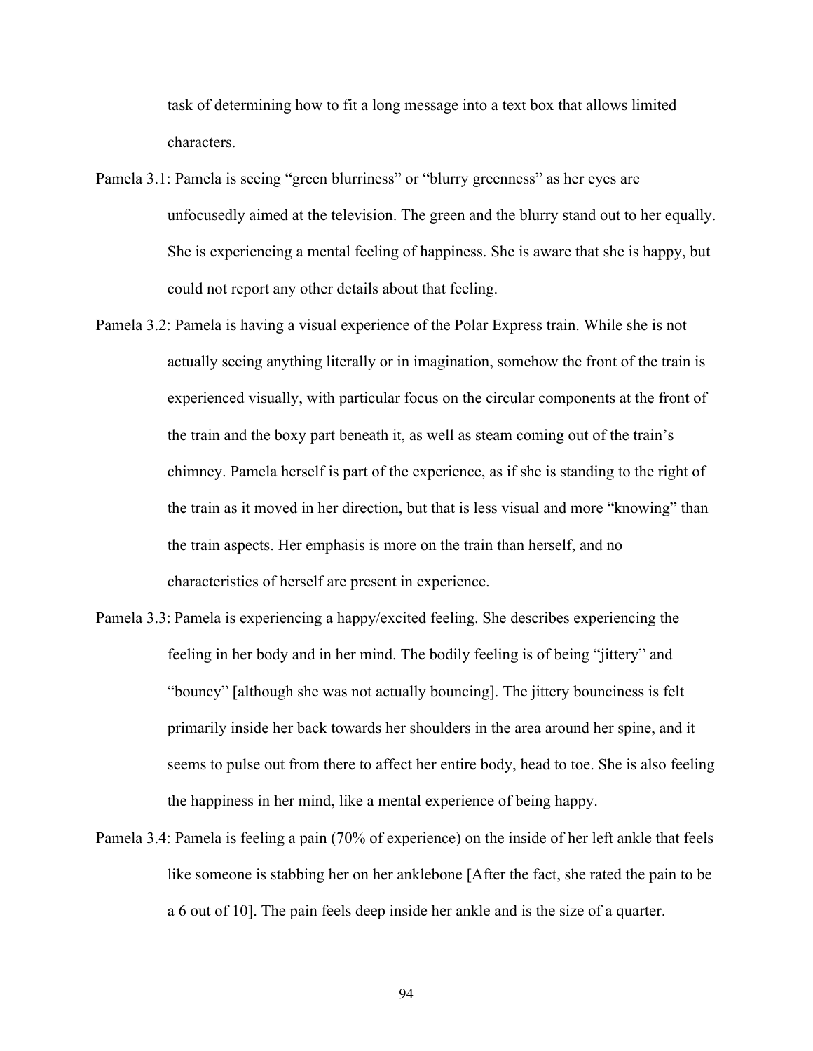task of determining how to fit a long message into a text box that allows limited characters.

Pamela 3.1: Pamela is seeing "green blurriness" or "blurry greenness" as her eyes are unfocusedly aimed at the television. The green and the blurry stand out to her equally. She is experiencing a mental feeling of happiness. She is aware that she is happy, but could not report any other details about that feeling.

Pamela 3.2: Pamela is having a visual experience of the Polar Express train. While she is not actually seeing anything literally or in imagination, somehow the front of the train is experienced visually, with particular focus on the circular components at the front of the train and the boxy part beneath it, as well as steam coming out of the train's chimney. Pamela herself is part of the experience, as if she is standing to the right of the train as it moved in her direction, but that is less visual and more "knowing" than the train aspects. Her emphasis is more on the train than herself, and no characteristics of herself are present in experience.

Pamela 3.3: Pamela is experiencing a happy/excited feeling. She describes experiencing the feeling in her body and in her mind. The bodily feeling is of being "jittery" and "bouncy" [although she was not actually bouncing]. The jittery bounciness is felt primarily inside her back towards her shoulders in the area around her spine, and it seems to pulse out from there to affect her entire body, head to toe. She is also feeling the happiness in her mind, like a mental experience of being happy.

Pamela 3.4: Pamela is feeling a pain (70% of experience) on the inside of her left ankle that feels like someone is stabbing her on her anklebone [After the fact, she rated the pain to be a 6 out of 10]. The pain feels deep inside her ankle and is the size of a quarter.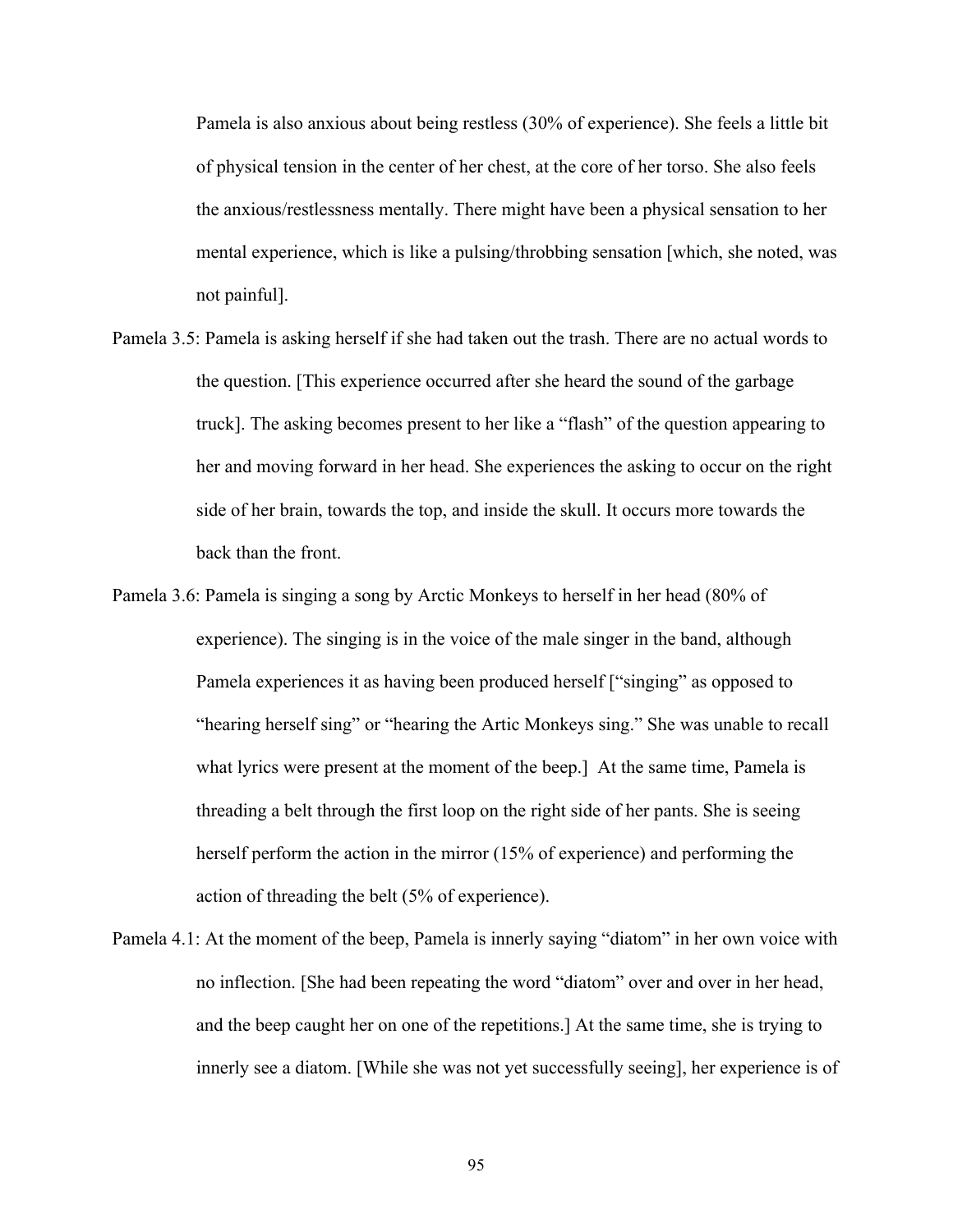Pamela is also anxious about being restless (30% of experience). She feels a little bit of physical tension in the center of her chest, at the core of her torso. She also feels the anxious/restlessness mentally. There might have been a physical sensation to her mental experience, which is like a pulsing/throbbing sensation [which, she noted, was not painful].

Pamela 3.5: Pamela is asking herself if she had taken out the trash. There are no actual words to the question. [This experience occurred after she heard the sound of the garbage truck]. The asking becomes present to her like a "flash" of the question appearing to her and moving forward in her head. She experiences the asking to occur on the right side of her brain, towards the top, and inside the skull. It occurs more towards the back than the front.

Pamela 3.6: Pamela is singing a song by Arctic Monkeys to herself in her head (80% of experience). The singing is in the voice of the male singer in the band, although Pamela experiences it as having been produced herself ["singing" as opposed to "hearing herself sing" or "hearing the Artic Monkeys sing." She was unable to recall what lyrics were present at the moment of the beep.] At the same time, Pamela is threading a belt through the first loop on the right side of her pants. She is seeing herself perform the action in the mirror (15% of experience) and performing the action of threading the belt (5% of experience).

Pamela 4.1: At the moment of the beep, Pamela is innerly saying "diatom" in her own voice with no inflection. [She had been repeating the word "diatom" over and over in her head, and the beep caught her on one of the repetitions.] At the same time, she is trying to innerly see a diatom. [While she was not yet successfully seeing], her experience is of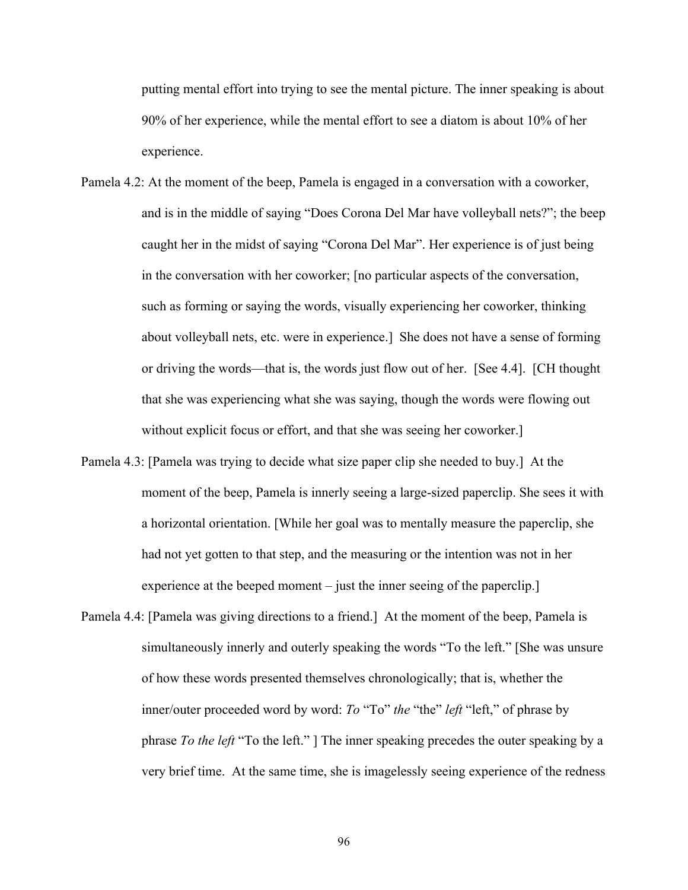putting mental effort into trying to see the mental picture. The inner speaking is about 90% of her experience, while the mental effort to see a diatom is about 10% of her experience.

Pamela 4.2: At the moment of the beep, Pamela is engaged in a conversation with a coworker, and is in the middle of saying "Does Corona Del Mar have volleyball nets?"; the beep caught her in the midst of saying "Corona Del Mar". Her experience is of just being in the conversation with her coworker; [no particular aspects of the conversation, such as forming or saying the words, visually experiencing her coworker, thinking about volleyball nets, etc. were in experience.] She does not have a sense of forming or driving the words—that is, the words just flow out of her. [See 4.4]. [CH thought that she was experiencing what she was saying, though the words were flowing out without explicit focus or effort, and that she was seeing her coworker.]

Pamela 4.3: [Pamela was trying to decide what size paper clip she needed to buy.] At the moment of the beep, Pamela is innerly seeing a large-sized paperclip. She sees it with a horizontal orientation. [While her goal was to mentally measure the paperclip, she had not yet gotten to that step, and the measuring or the intention was not in her experience at the beeped moment – just the inner seeing of the paperclip.]

Pamela 4.4: [Pamela was giving directions to a friend.] At the moment of the beep, Pamela is simultaneously innerly and outerly speaking the words "To the left." [She was unsure of how these words presented themselves chronologically; that is, whether the inner/outer proceeded word by word: *To* "To" *the* "the" *left* "left," of phrase by phrase *To the left* "To the left." ] The inner speaking precedes the outer speaking by a very brief time. At the same time, she is imagelessly seeing experience of the redness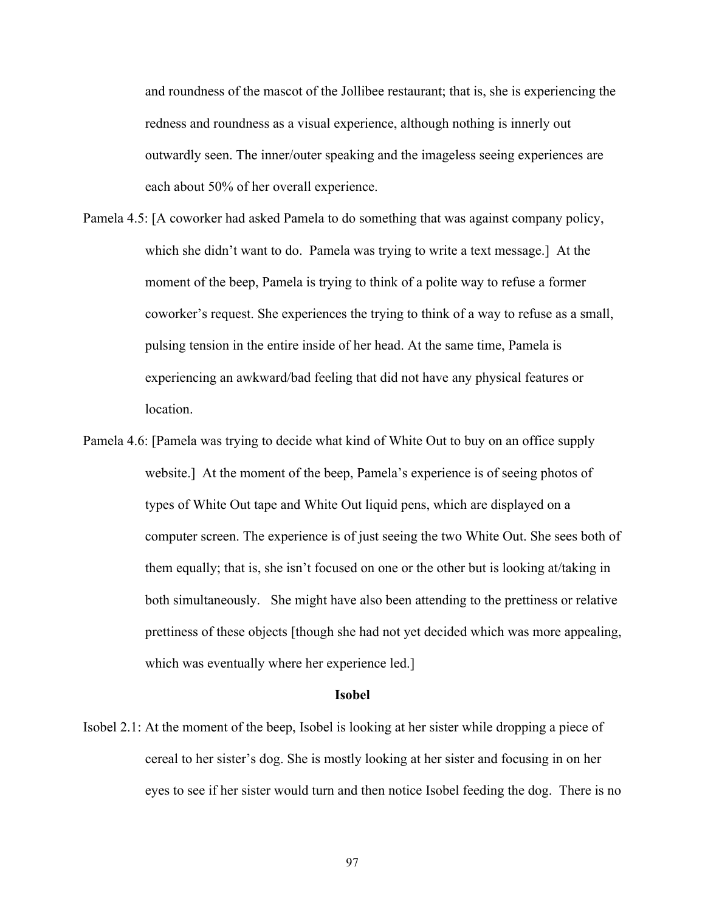and roundness of the mascot of the Jollibee restaurant; that is, she is experiencing the redness and roundness as a visual experience, although nothing is innerly out outwardly seen. The inner/outer speaking and the imageless seeing experiences are each about 50% of her overall experience.

Pamela 4.5: [A coworker had asked Pamela to do something that was against company policy, which she didn't want to do. Pamela was trying to write a text message.] At the moment of the beep, Pamela is trying to think of a polite way to refuse a former coworker's request. She experiences the trying to think of a way to refuse as a small, pulsing tension in the entire inside of her head. At the same time, Pamela is experiencing an awkward/bad feeling that did not have any physical features or location.

Pamela 4.6: [Pamela was trying to decide what kind of White Out to buy on an office supply website.] At the moment of the beep, Pamela's experience is of seeing photos of types of White Out tape and White Out liquid pens, which are displayed on a computer screen. The experience is of just seeing the two White Out. She sees both of them equally; that is, she isn't focused on one or the other but is looking at/taking in both simultaneously. She might have also been attending to the prettiness or relative prettiness of these objects [though she had not yet decided which was more appealing, which was eventually where her experience led.]

**Isobel**

Isobel 2.1: At the moment of the beep, Isobel is looking at her sister while dropping a piece of cereal to her sister's dog. She is mostly looking at her sister and focusing in on her eyes to see if her sister would turn and then notice Isobel feeding the dog. There is no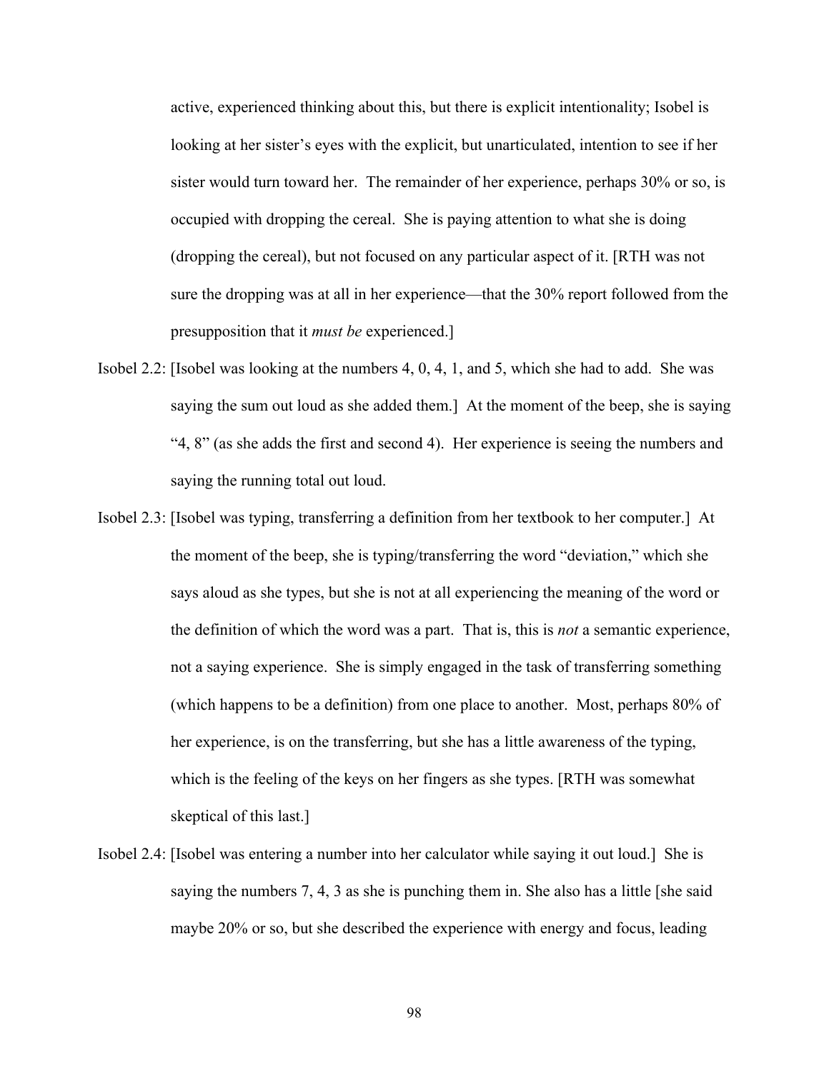active, experienced thinking about this, but there is explicit intentionality; Isobel is looking at her sister's eyes with the explicit, but unarticulated, intention to see if her sister would turn toward her. The remainder of her experience, perhaps 30% or so, is occupied with dropping the cereal. She is paying attention to what she is doing (dropping the cereal), but not focused on any particular aspect of it. [RTH was not sure the dropping was at all in her experience—that the 30% report followed from the presupposition that it *must be* experienced.]

Isobel 2.2: [Isobel was looking at the numbers 4, 0, 4, 1, and 5, which she had to add. She was saying the sum out loud as she added them.] At the moment of the beep, she is saying "4, 8" (as she adds the first and second 4). Her experience is seeing the numbers and saying the running total out loud.

Isobel 2.3: [Isobel was typing, transferring a definition from her textbook to her computer.] At the moment of the beep, she is typing/transferring the word "deviation," which she says aloud as she types, but she is not at all experiencing the meaning of the word or the definition of which the word was a part. That is, this is *not* a semantic experience, not a saying experience. She is simply engaged in the task of transferring something (which happens to be a definition) from one place to another. Most, perhaps 80% of her experience, is on the transferring, but she has a little awareness of the typing, which is the feeling of the keys on her fingers as she types. [RTH was somewhat skeptical of this last.]

Isobel 2.4: [Isobel was entering a number into her calculator while saying it out loud.] She is saying the numbers 7, 4, 3 as she is punching them in. She also has a little [she said maybe 20% or so, but she described the experience with energy and focus, leading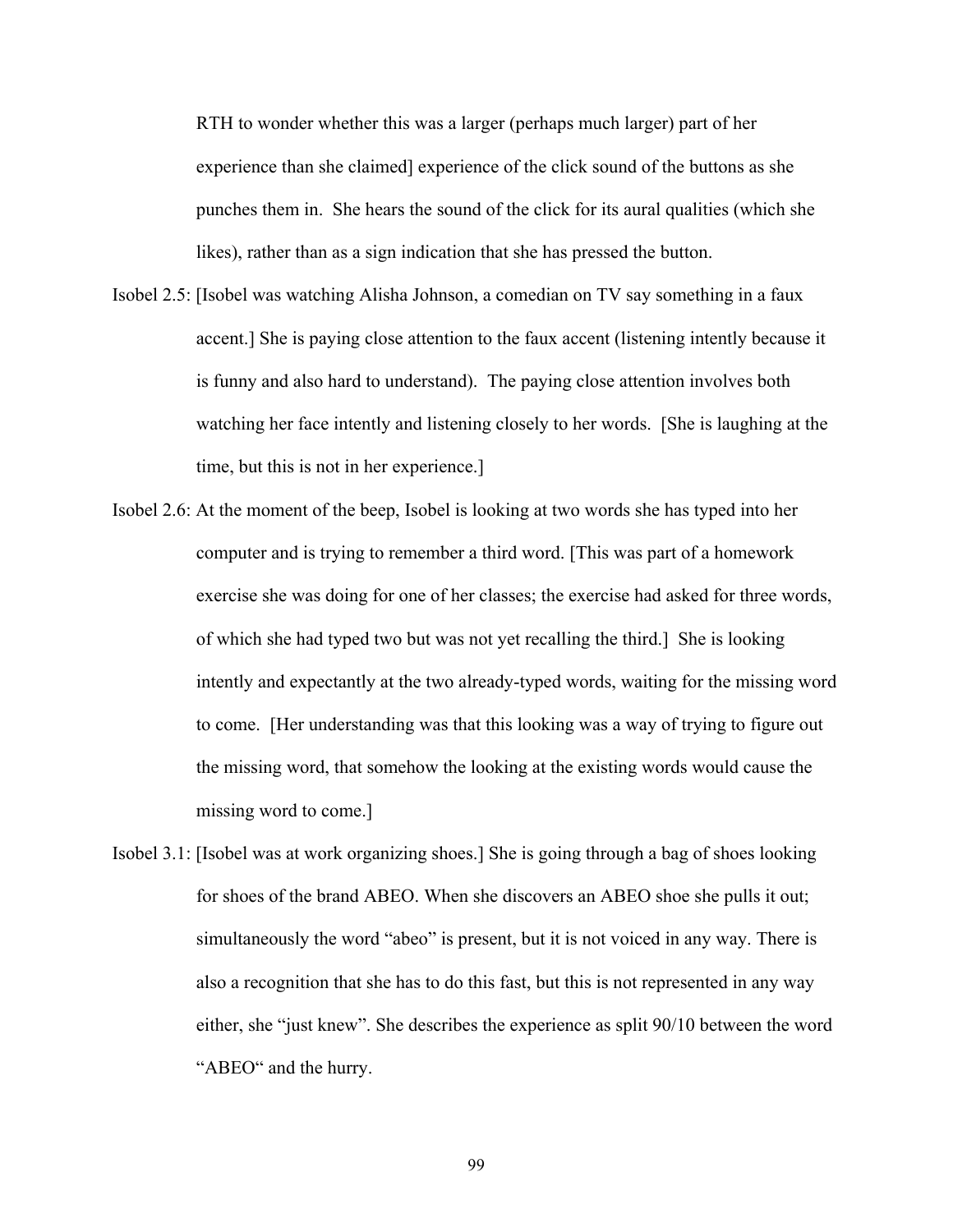RTH to wonder whether this was a larger (perhaps much larger) part of her experience than she claimed] experience of the click sound of the buttons as she punches them in. She hears the sound of the click for its aural qualities (which she likes), rather than as a sign indication that she has pressed the button.

Isobel 2.5: [Isobel was watching Alisha Johnson, a comedian on TV say something in a faux accent.] She is paying close attention to the faux accent (listening intently because it is funny and also hard to understand). The paying close attention involves both watching her face intently and listening closely to her words. [She is laughing at the time, but this is not in her experience.]

Isobel 2.6: At the moment of the beep, Isobel is looking at two words she has typed into her computer and is trying to remember a third word. [This was part of a homework exercise she was doing for one of her classes; the exercise had asked for three words, of which she had typed two but was not yet recalling the third.] She is looking intently and expectantly at the two already-typed words, waiting for the missing word to come. [Her understanding was that this looking was a way of trying to figure out the missing word, that somehow the looking at the existing words would cause the missing word to come.]

Isobel 3.1: [Isobel was at work organizing shoes.] She is going through a bag of shoes looking for shoes of the brand ABEO. When she discovers an ABEO shoe she pulls it out; simultaneously the word "abeo" is present, but it is not voiced in any way. There is also a recognition that she has to do this fast, but this is not represented in any way either, she "just knew". She describes the experience as split 90/10 between the word "ABEO" and the hurry.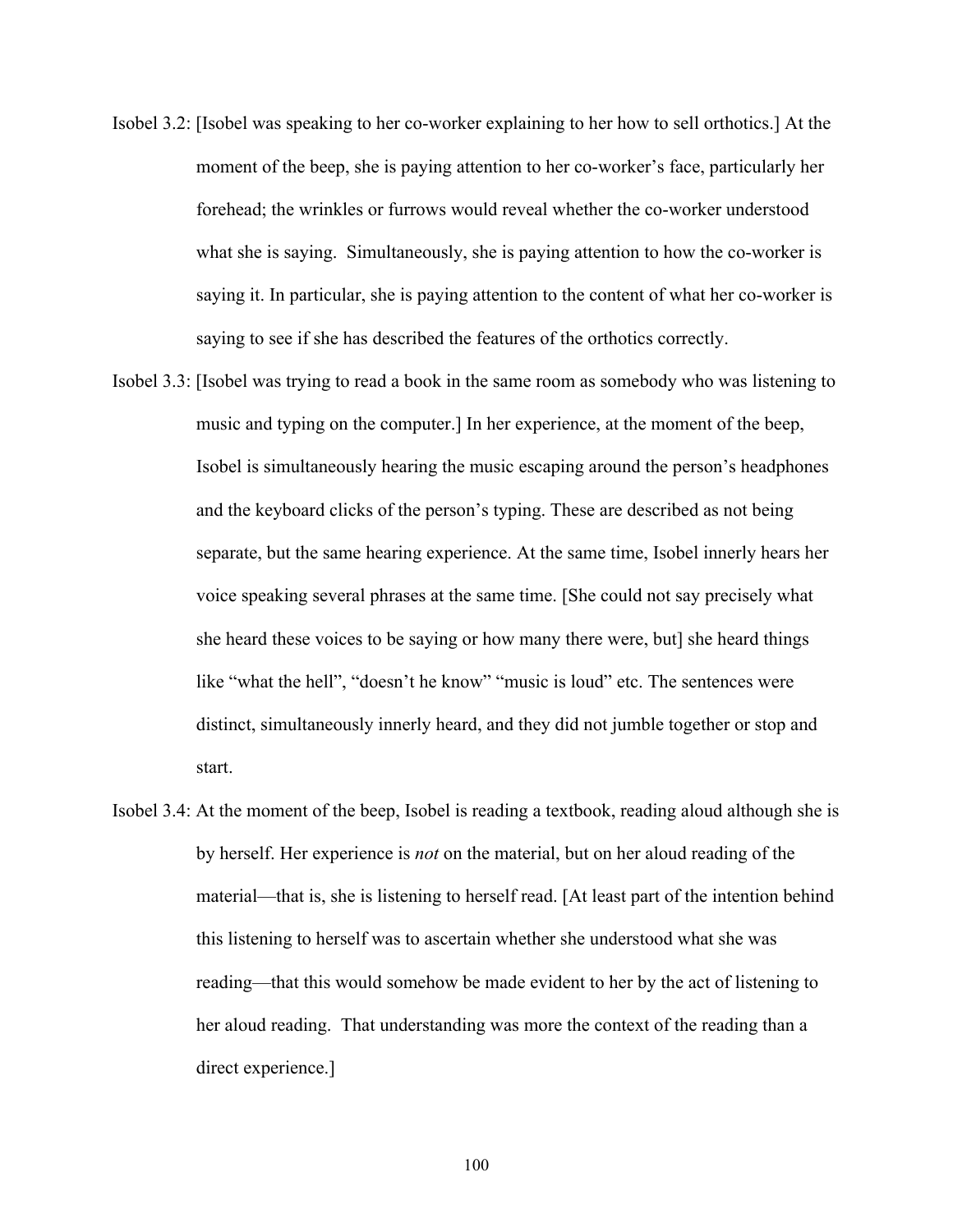Isobel 3.2: [Isobel was speaking to her co-worker explaining to her how to sell orthotics.] At the moment of the beep, she is paying attention to her co-worker's face, particularly her forehead; the wrinkles or furrows would reveal whether the co-worker understood what she is saying. Simultaneously, she is paying attention to how the co-worker is saying it. In particular, she is paying attention to the content of what her co-worker is saying to see if she has described the features of the orthotics correctly.

Isobel 3.3: [Isobel was trying to read a book in the same room as somebody who was listening to music and typing on the computer.] In her experience, at the moment of the beep, Isobel is simultaneously hearing the music escaping around the person's headphones and the keyboard clicks of the person's typing. These are described as not being separate, but the same hearing experience. At the same time, Isobel innerly hears her voice speaking several phrases at the same time. [She could not say precisely what she heard these voices to be saying or how many there were, but] she heard things like "what the hell", "doesn't he know" "music is loud" etc. The sentences were distinct, simultaneously innerly heard, and they did not jumble together or stop and start.

Isobel 3.4: At the moment of the beep, Isobel is reading a textbook, reading aloud although she is by herself. Her experience is *not* on the material, but on her aloud reading of the material—that is, she is listening to herself read. [At least part of the intention behind this listening to herself was to ascertain whether she understood what she was reading—that this would somehow be made evident to her by the act of listening to her aloud reading. That understanding was more the context of the reading than a direct experience.]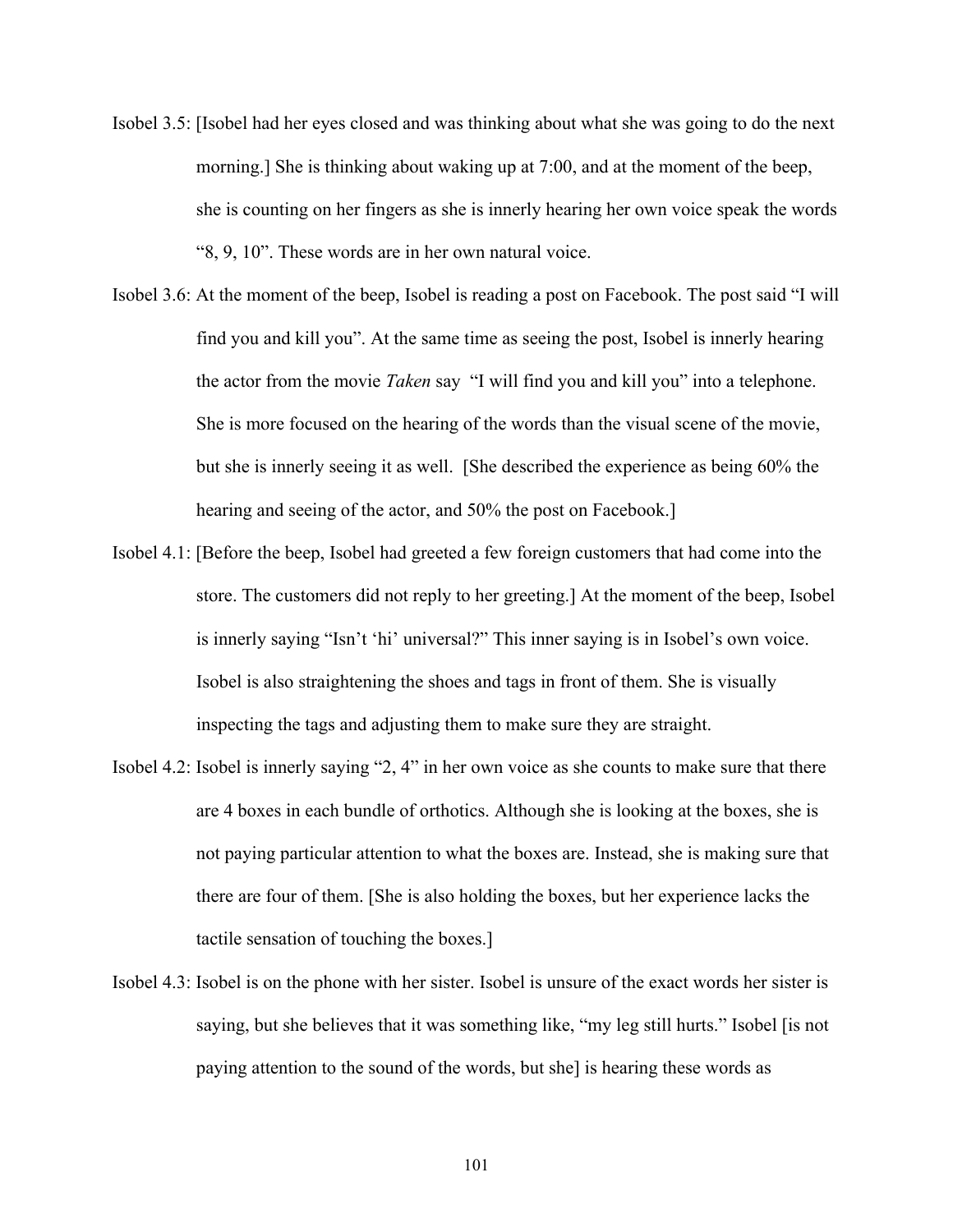Isobel 3.5: [Isobel had her eyes closed and was thinking about what she was going to do the next morning.] She is thinking about waking up at 7:00, and at the moment of the beep, she is counting on her fingers as she is innerly hearing her own voice speak the words "8, 9, 10". These words are in her own natural voice.

Isobel 3.6: At the moment of the beep, Isobel is reading a post on Facebook. The post said "I will find you and kill you". At the same time as seeing the post, Isobel is innerly hearing the actor from the movie *Taken* say "I will find you and kill you" into a telephone. She is more focused on the hearing of the words than the visual scene of the movie, but she is innerly seeing it as well. [She described the experience as being 60% the hearing and seeing of the actor, and 50% the post on Facebook.]

Isobel 4.1: [Before the beep, Isobel had greeted a few foreign customers that had come into the store. The customers did not reply to her greeting.] At the moment of the beep, Isobel is innerly saying "Isn't 'hi' universal?" This inner saying is in Isobel's own voice. Isobel is also straightening the shoes and tags in front of them. She is visually inspecting the tags and adjusting them to make sure they are straight.

Isobel 4.2: Isobel is innerly saying "2, 4" in her own voice as she counts to make sure that there are 4 boxes in each bundle of orthotics. Although she is looking at the boxes, she is not paying particular attention to what the boxes are. Instead, she is making sure that there are four of them. [She is also holding the boxes, but her experience lacks the tactile sensation of touching the boxes.]

Isobel 4.3: Isobel is on the phone with her sister. Isobel is unsure of the exact words her sister is saying, but she believes that it was something like, "my leg still hurts." Isobel [is not paying attention to the sound of the words, but she] is hearing these words as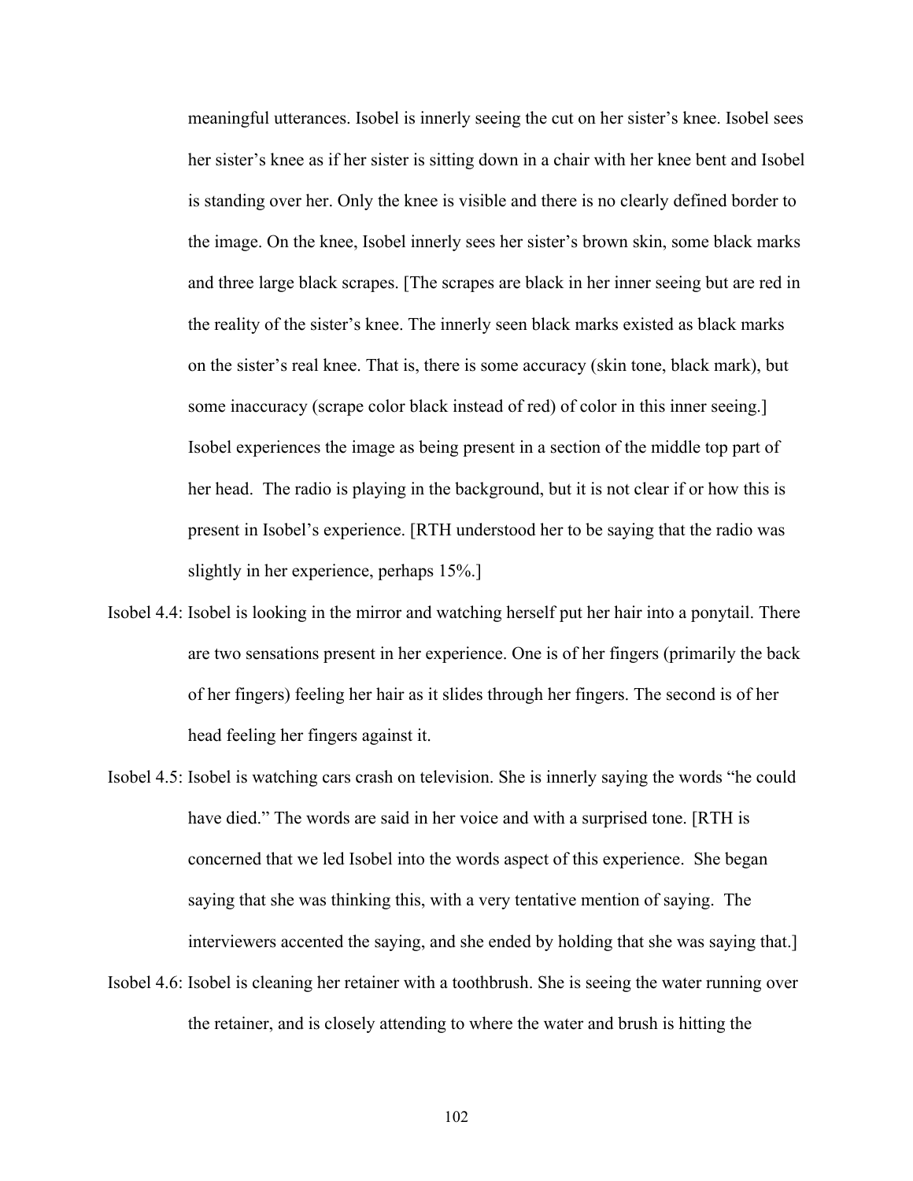meaningful utterances. Isobel is innerly seeing the cut on her sister's knee. Isobel sees her sister's knee as if her sister is sitting down in a chair with her knee bent and Isobel is standing over her. Only the knee is visible and there is no clearly defined border to the image. On the knee, Isobel innerly sees her sister's brown skin, some black marks and three large black scrapes. [The scrapes are black in her inner seeing but are red in the reality of the sister's knee. The innerly seen black marks existed as black marks on the sister's real knee. That is, there is some accuracy (skin tone, black mark), but some inaccuracy (scrape color black instead of red) of color in this inner seeing.] Isobel experiences the image as being present in a section of the middle top part of her head. The radio is playing in the background, but it is not clear if or how this is present in Isobel's experience. [RTH understood her to be saying that the radio was slightly in her experience, perhaps 15%.]

Isobel 4.4: Isobel is looking in the mirror and watching herself put her hair into a ponytail. There are two sensations present in her experience. One is of her fingers (primarily the back of her fingers) feeling her hair as it slides through her fingers. The second is of her head feeling her fingers against it.

Isobel 4.5: Isobel is watching cars crash on television. She is innerly saying the words "he could have died." The words are said in her voice and with a surprised tone. [RTH is concerned that we led Isobel into the words aspect of this experience. She began saying that she was thinking this, with a very tentative mention of saying. The interviewers accented the saying, and she ended by holding that she was saying that.]

Isobel 4.6: Isobel is cleaning her retainer with a toothbrush. She is seeing the water running over the retainer, and is closely attending to where the water and brush is hitting the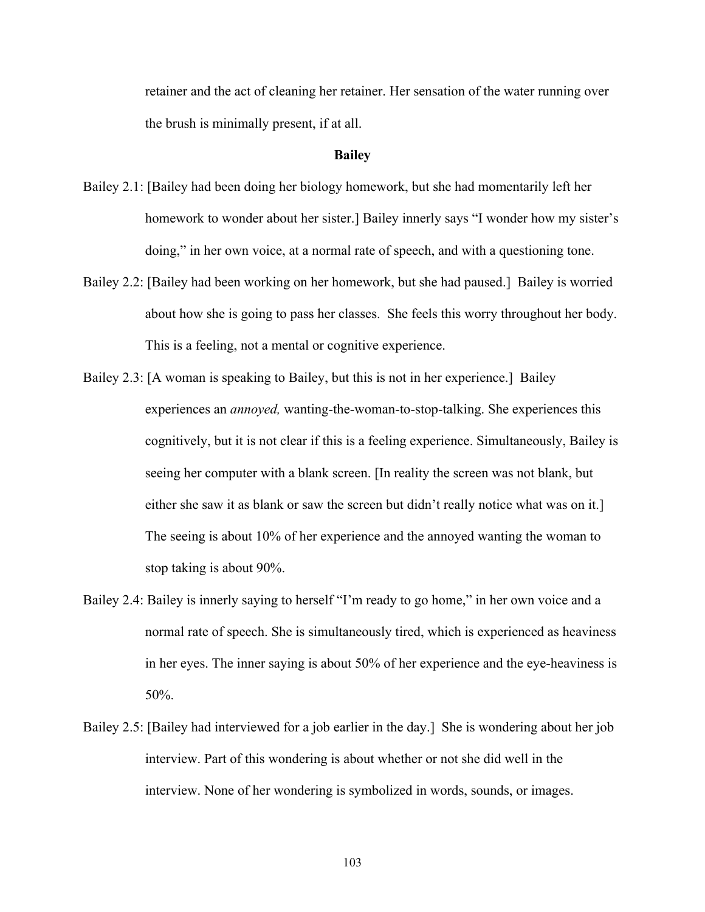retainer and the act of cleaning her retainer. Her sensation of the water running over the brush is minimally present, if at all.

**Bailey**

Bailey 2.1: [Bailey had been doing her biology homework, but she had momentarily left her homework to wonder about her sister.] Bailey innerly says "I wonder how my sister's doing," in her own voice, at a normal rate of speech, and with a questioning tone.

Bailey 2.2: [Bailey had been working on her homework, but she had paused.] Bailey is worried about how she is going to pass her classes. She feels this worry throughout her body. This is a feeling, not a mental or cognitive experience.

Bailey 2.3: [A woman is speaking to Bailey, but this is not in her experience.] Bailey experiences an *annoyed,* wanting-the-woman-to-stop-talking. She experiences this cognitively, but it is not clear if this is a feeling experience. Simultaneously, Bailey is seeing her computer with a blank screen. [In reality the screen was not blank, but either she saw it as blank or saw the screen but didn't really notice what was on it.] The seeing is about 10% of her experience and the annoyed wanting the woman to stop taking is about 90%.

Bailey 2.4: Bailey is innerly saying to herself "I'm ready to go home," in her own voice and a normal rate of speech. She is simultaneously tired, which is experienced as heaviness in her eyes. The inner saying is about 50% of her experience and the eye-heaviness is 50%.

Bailey 2.5: [Bailey had interviewed for a job earlier in the day.] She is wondering about her job interview. Part of this wondering is about whether or not she did well in the interview. None of her wondering is symbolized in words, sounds, or images.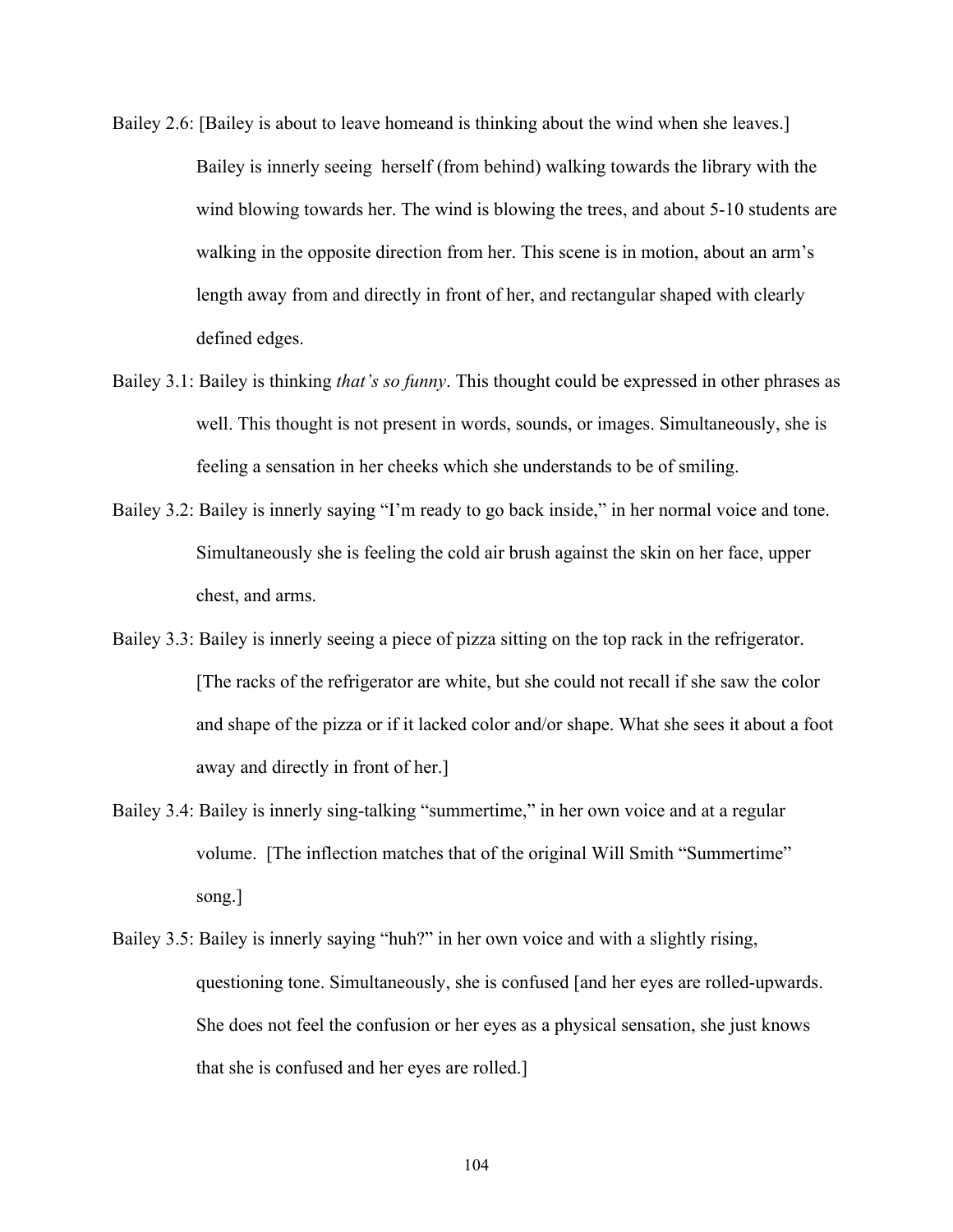Bailey 2.6: [Bailey is about to leave homeand is thinking about the wind when she leaves.] Bailey is innerly seeing herself (from behind) walking towards the library with the wind blowing towards her. The wind is blowing the trees, and about 5-10 students are walking in the opposite direction from her. This scene is in motion, about an arm's length away from and directly in front of her, and rectangular shaped with clearly defined edges.

Bailey 3.1: Bailey is thinking *that's so funny*. This thought could be expressed in other phrases as well. This thought is not present in words, sounds, or images. Simultaneously, she is feeling a sensation in her cheeks which she understands to be of smiling.

Bailey 3.2: Bailey is innerly saying "I'm ready to go back inside," in her normal voice and tone. Simultaneously she is feeling the cold air brush against the skin on her face, upper chest, and arms.

Bailey 3.3: Bailey is innerly seeing a piece of pizza sitting on the top rack in the refrigerator. [The racks of the refrigerator are white, but she could not recall if she saw the color and shape of the pizza or if it lacked color and/or shape. What she sees it about a foot away and directly in front of her.]

Bailey 3.4: Bailey is innerly sing-talking "summertime," in her own voice and at a regular volume. [The inflection matches that of the original Will Smith "Summertime" song.]

Bailey 3.5: Bailey is innerly saying "huh?" in her own voice and with a slightly rising, questioning tone. Simultaneously, she is confused [and her eyes are rolled-upwards. She does not feel the confusion or her eyes as a physical sensation, she just knows that she is confused and her eyes are rolled.]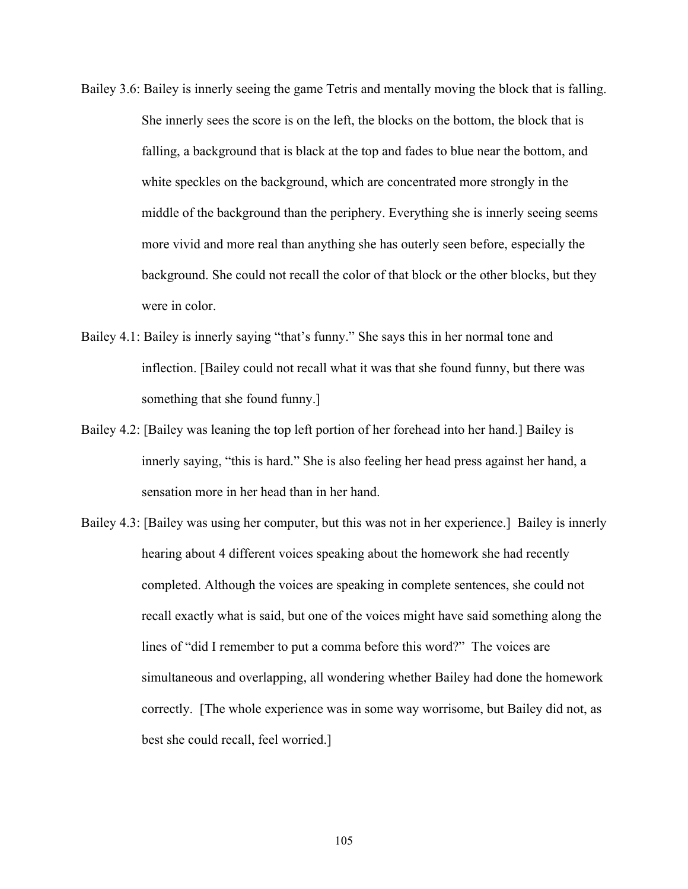Bailey 3.6: Bailey is innerly seeing the game Tetris and mentally moving the block that is falling. She innerly sees the score is on the left, the blocks on the bottom, the block that is falling, a background that is black at the top and fades to blue near the bottom, and white speckles on the background, which are concentrated more strongly in the middle of the background than the periphery. Everything she is innerly seeing seems more vivid and more real than anything she has outerly seen before, especially the background. She could not recall the color of that block or the other blocks, but they were in color.

Bailey 4.1: Bailey is innerly saying "that's funny." She says this in her normal tone and inflection. [Bailey could not recall what it was that she found funny, but there was something that she found funny.]

Bailey 4.2: [Bailey was leaning the top left portion of her forehead into her hand.] Bailey is innerly saying, "this is hard." She is also feeling her head press against her hand, a sensation more in her head than in her hand.

Bailey 4.3: [Bailey was using her computer, but this was not in her experience.] Bailey is innerly hearing about 4 different voices speaking about the homework she had recently completed. Although the voices are speaking in complete sentences, she could not recall exactly what is said, but one of the voices might have said something along the lines of "did I remember to put a comma before this word?" The voices are simultaneous and overlapping, all wondering whether Bailey had done the homework correctly. [The whole experience was in some way worrisome, but Bailey did not, as best she could recall, feel worried.]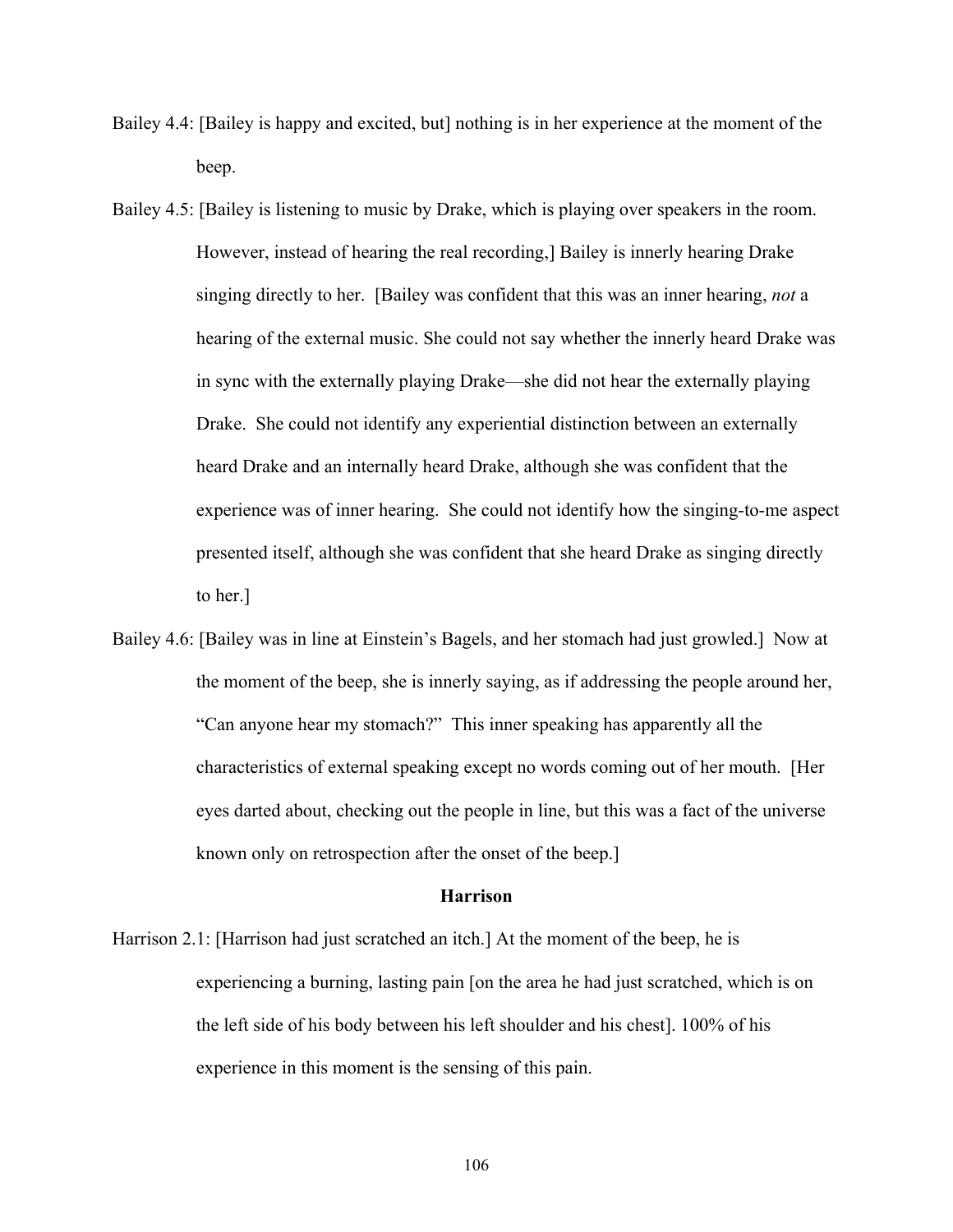Bailey 4.4: [Bailey is happy and excited, but] nothing is in her experience at the moment of the beep.

Bailey 4.5: [Bailey is listening to music by Drake, which is playing over speakers in the room. However, instead of hearing the real recording,] Bailey is innerly hearing Drake singing directly to her. [Bailey was confident that this was an inner hearing, *not* a hearing of the external music. She could not say whether the innerly heard Drake was in sync with the externally playing Drake—she did not hear the externally playing Drake. She could not identify any experiential distinction between an externally heard Drake and an internally heard Drake, although she was confident that the experience was of inner hearing. She could not identify how the singing-to-me aspect presented itself, although she was confident that she heard Drake as singing directly to her.]

Bailey 4.6: [Bailey was in line at Einstein's Bagels, and her stomach had just growled.] Now at the moment of the beep, she is innerly saying, as if addressing the people around her, "Can anyone hear my stomach?" This inner speaking has apparently all the characteristics of external speaking except no words coming out of her mouth. [Her eyes darted about, checking out the people in line, but this was a fact of the universe known only on retrospection after the onset of the beep.]

**Harrison**

Harrison 2.1: [Harrison had just scratched an itch.] At the moment of the beep, he is experiencing a burning, lasting pain [on the area he had just scratched, which is on the left side of his body between his left shoulder and his chest]. 100% of his experience in this moment is the sensing of this pain.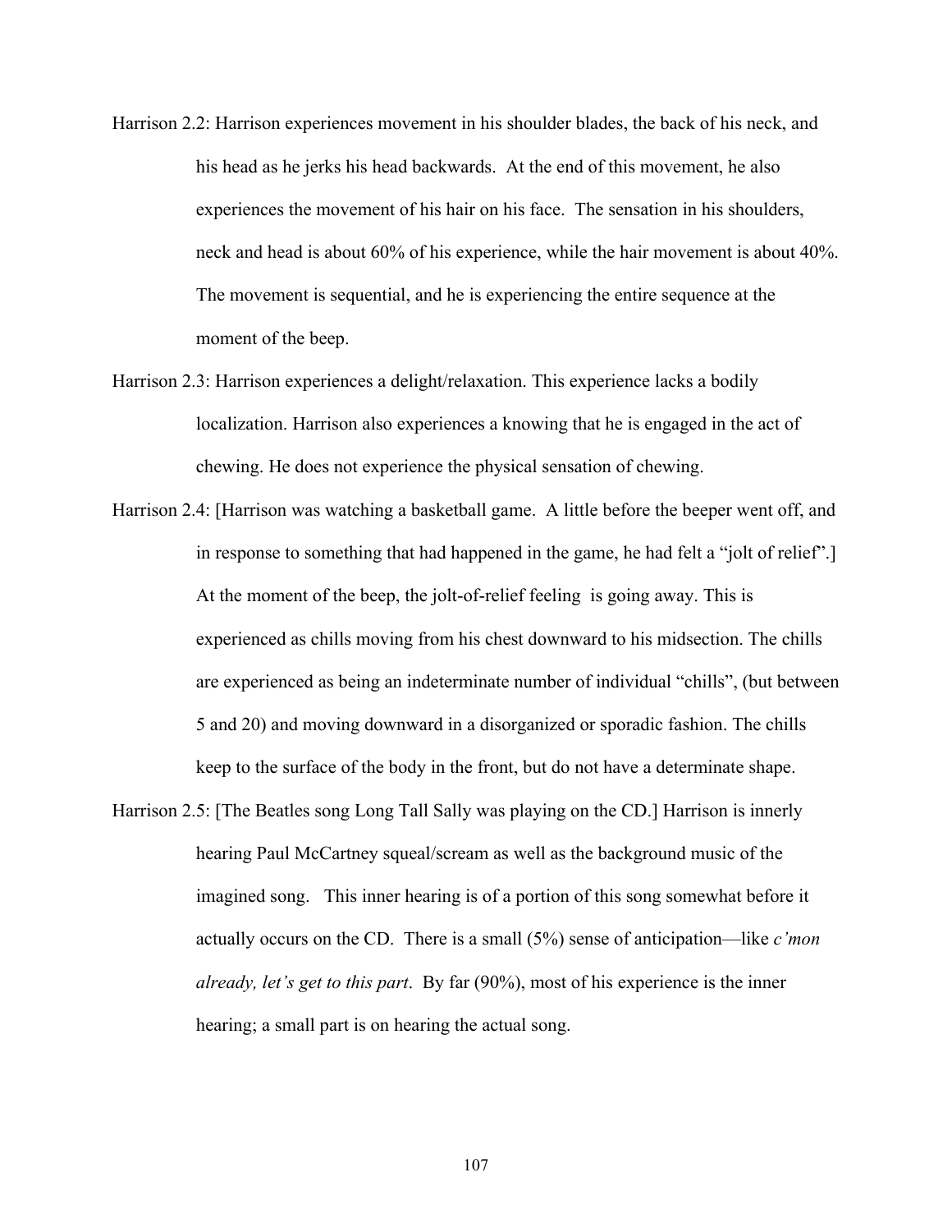Harrison 2.2: Harrison experiences movement in his shoulder blades, the back of his neck, and his head as he jerks his head backwards. At the end of this movement, he also experiences the movement of his hair on his face. The sensation in his shoulders, neck and head is about 60% of his experience, while the hair movement is about 40%. The movement is sequential, and he is experiencing the entire sequence at the moment of the beep.

Harrison 2.3: Harrison experiences a delight/relaxation. This experience lacks a bodily localization. Harrison also experiences a knowing that he is engaged in the act of chewing. He does not experience the physical sensation of chewing.

Harrison 2.4: [Harrison was watching a basketball game. A little before the beeper went off, and in response to something that had happened in the game, he had felt a "jolt of relief".] At the moment of the beep, the jolt-of-relief feeling is going away. This is experienced as chills moving from his chest downward to his midsection. The chills are experienced as being an indeterminate number of individual "chills", (but between 5 and 20) and moving downward in a disorganized or sporadic fashion. The chills keep to the surface of the body in the front, but do not have a determinate shape.

Harrison 2.5: [The Beatles song Long Tall Sally was playing on the CD.] Harrison is innerly hearing Paul McCartney squeal/scream as well as the background music of the imagined song. This inner hearing is of a portion of this song somewhat before it actually occurs on the CD. There is a small (5%) sense of anticipation—like *c'mon already, let's get to this part*. By far (90%), most of his experience is the inner hearing; a small part is on hearing the actual song.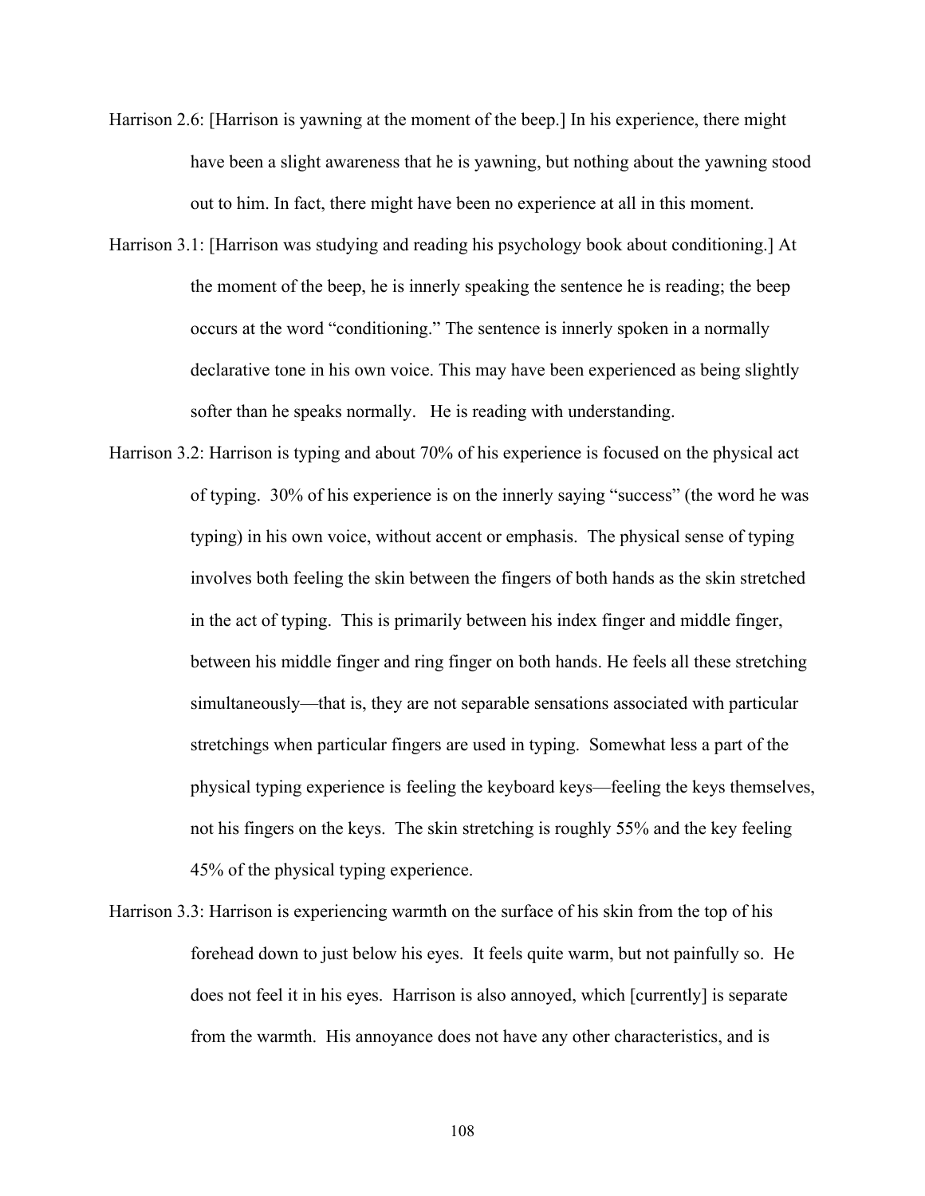Harrison 2.6: [Harrison is yawning at the moment of the beep.] In his experience, there might have been a slight awareness that he is yawning, but nothing about the yawning stood out to him. In fact, there might have been no experience at all in this moment.

Harrison 3.1: [Harrison was studying and reading his psychology book about conditioning.] At the moment of the beep, he is innerly speaking the sentence he is reading; the beep occurs at the word "conditioning." The sentence is innerly spoken in a normally declarative tone in his own voice. This may have been experienced as being slightly softer than he speaks normally. He is reading with understanding.

Harrison 3.2: Harrison is typing and about 70% of his experience is focused on the physical act of typing. 30% of his experience is on the innerly saying "success" (the word he was typing) in his own voice, without accent or emphasis. The physical sense of typing involves both feeling the skin between the fingers of both hands as the skin stretched in the act of typing. This is primarily between his index finger and middle finger, between his middle finger and ring finger on both hands. He feels all these stretching simultaneously—that is, they are not separable sensations associated with particular stretchings when particular fingers are used in typing. Somewhat less a part of the physical typing experience is feeling the keyboard keys—feeling the keys themselves, not his fingers on the keys. The skin stretching is roughly 55% and the key feeling 45% of the physical typing experience.

Harrison 3.3: Harrison is experiencing warmth on the surface of his skin from the top of his forehead down to just below his eyes. It feels quite warm, but not painfully so. He does not feel it in his eyes. Harrison is also annoyed, which [currently] is separate from the warmth. His annoyance does not have any other characteristics, and is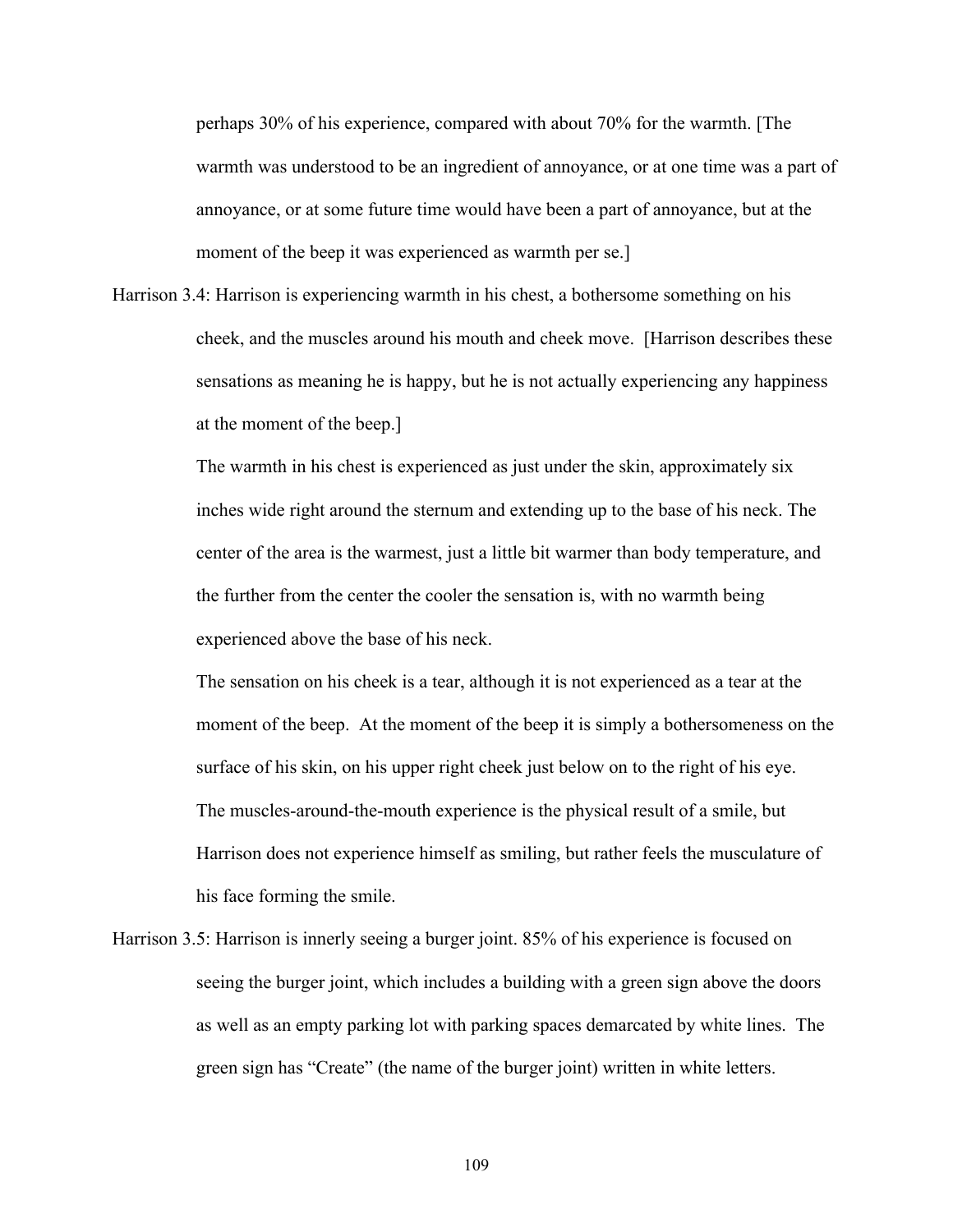perhaps 30% of his experience, compared with about 70% for the warmth. [The warmth was understood to be an ingredient of annoyance, or at one time was a part of annoyance, or at some future time would have been a part of annoyance, but at the moment of the beep it was experienced as warmth per se.]

Harrison 3.4: Harrison is experiencing warmth in his chest, a bothersome something on his cheek, and the muscles around his mouth and cheek move. [Harrison describes these sensations as meaning he is happy, but he is not actually experiencing any happiness at the moment of the beep.]

The warmth in his chest is experienced as just under the skin, approximately six inches wide right around the sternum and extending up to the base of his neck. The center of the area is the warmest, just a little bit warmer than body temperature, and the further from the center the cooler the sensation is, with no warmth being experienced above the base of his neck.

The sensation on his cheek is a tear, although it is not experienced as a tear at the moment of the beep. At the moment of the beep it is simply a bothersomeness on the surface of his skin, on his upper right cheek just below on to the right of his eye.

The muscles-around-the-mouth experience is the physical result of a smile, but Harrison does not experience himself as smiling, but rather feels the musculature of his face forming the smile.

Harrison 3.5: Harrison is innerly seeing a burger joint. 85% of his experience is focused on seeing the burger joint, which includes a building with a green sign above the doors as well as an empty parking lot with parking spaces demarcated by white lines. The green sign has “Create” (the name of the burger joint) written in white letters.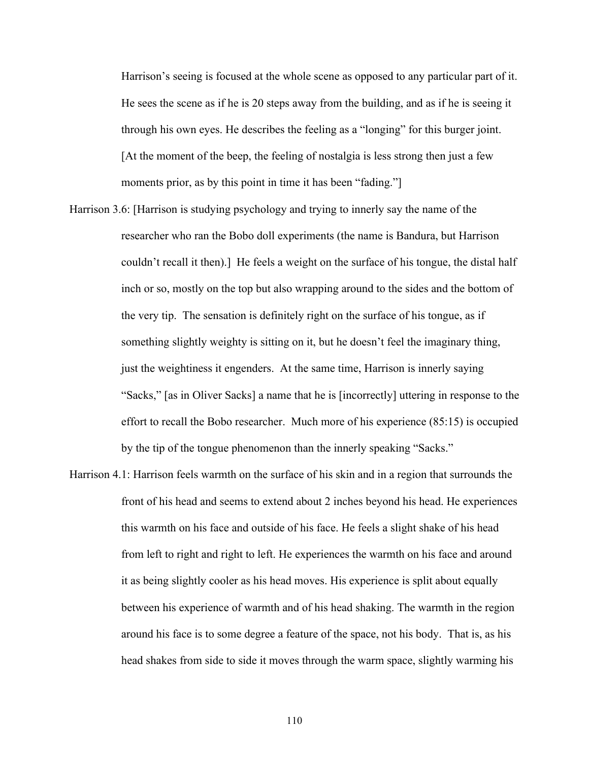Harrison's seeing is focused at the whole scene as opposed to any particular part of it. He sees the scene as if he is 20 steps away from the building, and as if he is seeing it through his own eyes. He describes the feeling as a "longing" for this burger joint. [At the moment of the beep, the feeling of nostalgia is less strong then just a few moments prior, as by this point in time it has been "fading."]

Harrison 3.6: [Harrison is studying psychology and trying to innerly say the name of the researcher who ran the Bobo doll experiments (the name is Bandura, but Harrison couldn't recall it then).] He feels a weight on the surface of his tongue, the distal half inch or so, mostly on the top but also wrapping around to the sides and the bottom of the very tip. The sensation is definitely right on the surface of his tongue, as if something slightly weighty is sitting on it, but he doesn't feel the imaginary thing, just the weightiness it engenders. At the same time, Harrison is innerly saying "Sacks," [as in Oliver Sacks] a name that he is [incorrectly] uttering in response to the effort to recall the Bobo researcher. Much more of his experience (85:15) is occupied by the tip of the tongue phenomenon than the innerly speaking "Sacks."

Harrison 4.1: Harrison feels warmth on the surface of his skin and in a region that surrounds the front of his head and seems to extend about 2 inches beyond his head. He experiences this warmth on his face and outside of his face. He feels a slight shake of his head from left to right and right to left. He experiences the warmth on his face and around it as being slightly cooler as his head moves. His experience is split about equally between his experience of warmth and of his head shaking. The warmth in the region around his face is to some degree a feature of the space, not his body. That is, as his head shakes from side to side it moves through the warm space, slightly warming his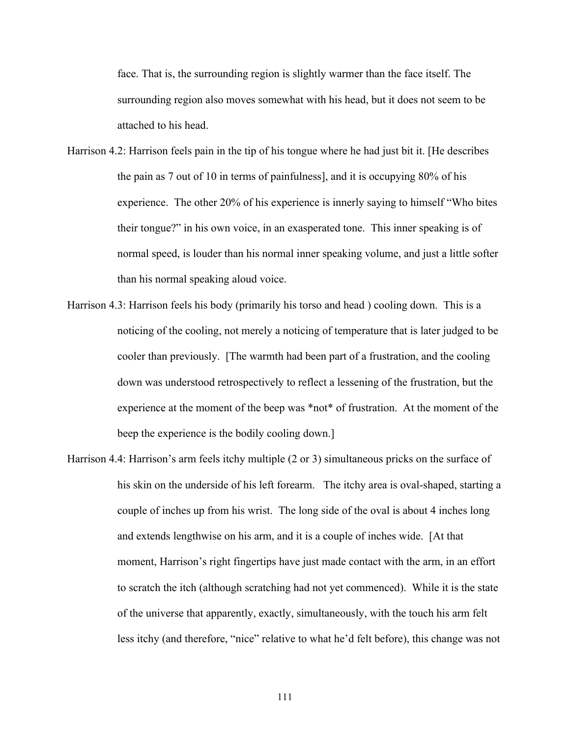face. That is, the surrounding region is slightly warmer than the face itself. The surrounding region also moves somewhat with his head, but it does not seem to be attached to his head.

Harrison 4.2: Harrison feels pain in the tip of his tongue where he had just bit it. [He describes the pain as 7 out of 10 in terms of painfulness], and it is occupying 80% of his experience. The other 20% of his experience is innerly saying to himself "Who bites their tongue?" in his own voice, in an exasperated tone. This inner speaking is of normal speed, is louder than his normal inner speaking volume, and just a little softer than his normal speaking aloud voice.

Harrison 4.3: Harrison feels his body (primarily his torso and head ) cooling down. This is a noticing of the cooling, not merely a noticing of temperature that is later judged to be cooler than previously. [The warmth had been part of a frustration, and the cooling down was understood retrospectively to reflect a lessening of the frustration, but the experience at the moment of the beep was *not* of frustration. At the moment of the beep the experience is the bodily cooling down.]

Harrison 4.4: Harrison's arm feels itchy multiple (2 or 3) simultaneous pricks on the surface of his skin on the underside of his left forearm. The itchy area is oval-shaped, starting a couple of inches up from his wrist. The long side of the oval is about 4 inches long and extends lengthwise on his arm, and it is a couple of inches wide. [At that moment, Harrison's right fingertips have just made contact with the arm, in an effort to scratch the itch (although scratching had not yet commenced). While it is the state of the universe that apparently, exactly, simultaneously, with the touch his arm felt less itchy (and therefore, "nice" relative to what he'd felt before), this change was not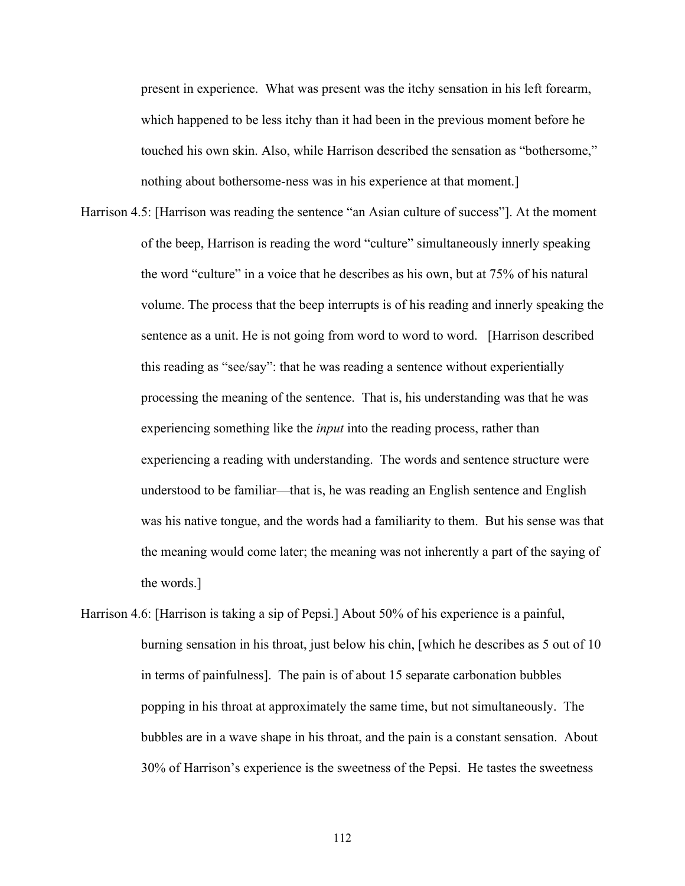present in experience. What was present was the itchy sensation in his left forearm, which happened to be less itchy than it had been in the previous moment before he touched his own skin. Also, while Harrison described the sensation as "bothersome," nothing about bothersome-ness was in his experience at that moment.]

Harrison 4.5: [Harrison was reading the sentence "an Asian culture of success"]. At the moment of the beep, Harrison is reading the word "culture" simultaneously innerly speaking the word "culture" in a voice that he describes as his own, but at 75% of his natural volume. The process that the beep interrupts is of his reading and innerly speaking the sentence as a unit. He is not going from word to word to word. [Harrison described this reading as "see/say": that he was reading a sentence without experientially processing the meaning of the sentence. That is, his understanding was that he was experiencing something like the *input* into the reading process, rather than experiencing a reading with understanding. The words and sentence structure were understood to be familiar—that is, he was reading an English sentence and English was his native tongue, and the words had a familiarity to them. But his sense was that the meaning would come later; the meaning was not inherently a part of the saying of the words.]

Harrison 4.6: [Harrison is taking a sip of Pepsi.] About 50% of his experience is a painful, burning sensation in his throat, just below his chin, [which he describes as 5 out of 10 in terms of painfulness]. The pain is of about 15 separate carbonation bubbles popping in his throat at approximately the same time, but not simultaneously. The bubbles are in a wave shape in his throat, and the pain is a constant sensation. About 30% of Harrison's experience is the sweetness of the Pepsi. He tastes the sweetness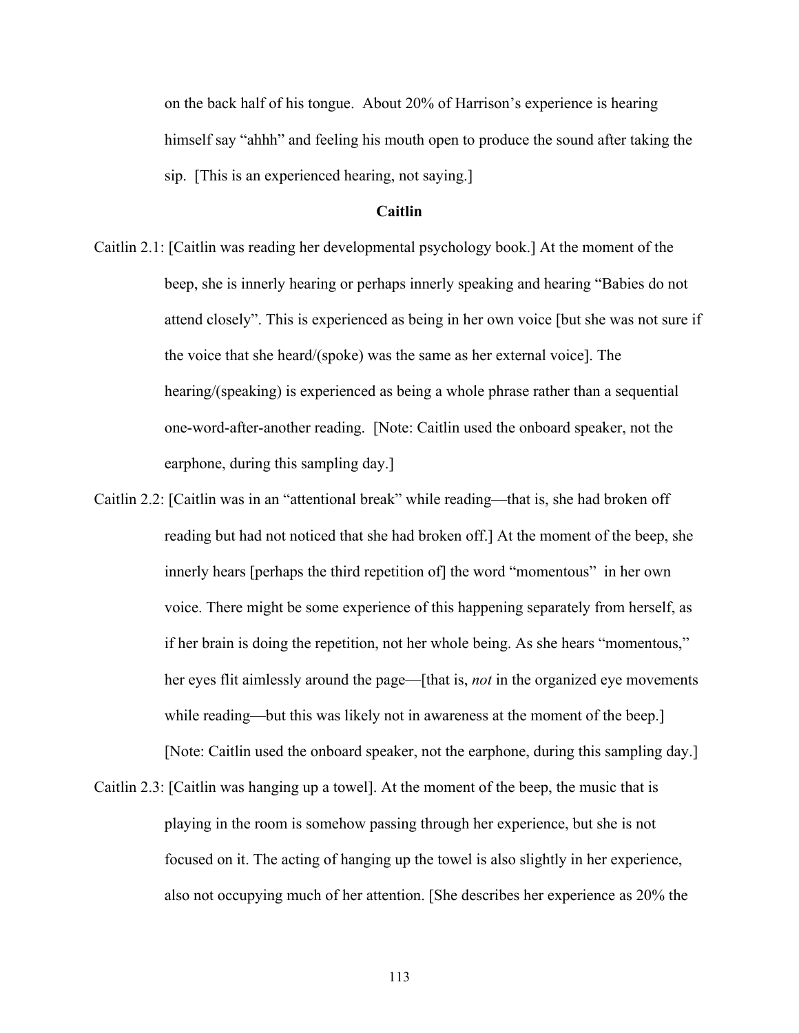on the back half of his tongue. About 20% of Harrison's experience is hearing himself say "ahhh" and feeling his mouth open to produce the sound after taking the sip. [This is an experienced hearing, not saying.]

**Caitlin**

Caitlin 2.1: [Caitlin was reading her developmental psychology book.] At the moment of the beep, she is innerly hearing or perhaps innerly speaking and hearing "Babies do not attend closely". This is experienced as being in her own voice [but she was not sure if the voice that she heard/(spoke) was the same as her external voice]. The hearing/(speaking) is experienced as being a whole phrase rather than a sequential one-word-after-another reading. [Note: Caitlin used the onboard speaker, not the earphone, during this sampling day.]

Caitlin 2.2: [Caitlin was in an "attentional break" while reading—that is, she had broken off reading but had not noticed that she had broken off.] At the moment of the beep, she innerly hears [perhaps the third repetition of] the word "momentous" in her own voice. There might be some experience of this happening separately from herself, as if her brain is doing the repetition, not her whole being. As she hears "momentous," her eyes flit aimlessly around the page—[that is, *not* in the organized eye movements while reading—but this was likely not in awareness at the moment of the beep.] [Note: Caitlin used the onboard speaker, not the earphone, during this sampling day.]

Caitlin 2.3: [Caitlin was hanging up a towel]. At the moment of the beep, the music that is playing in the room is somehow passing through her experience, but she is not focused on it. The acting of hanging up the towel is also slightly in her experience, also not occupying much of her attention. [She describes her experience as 20% the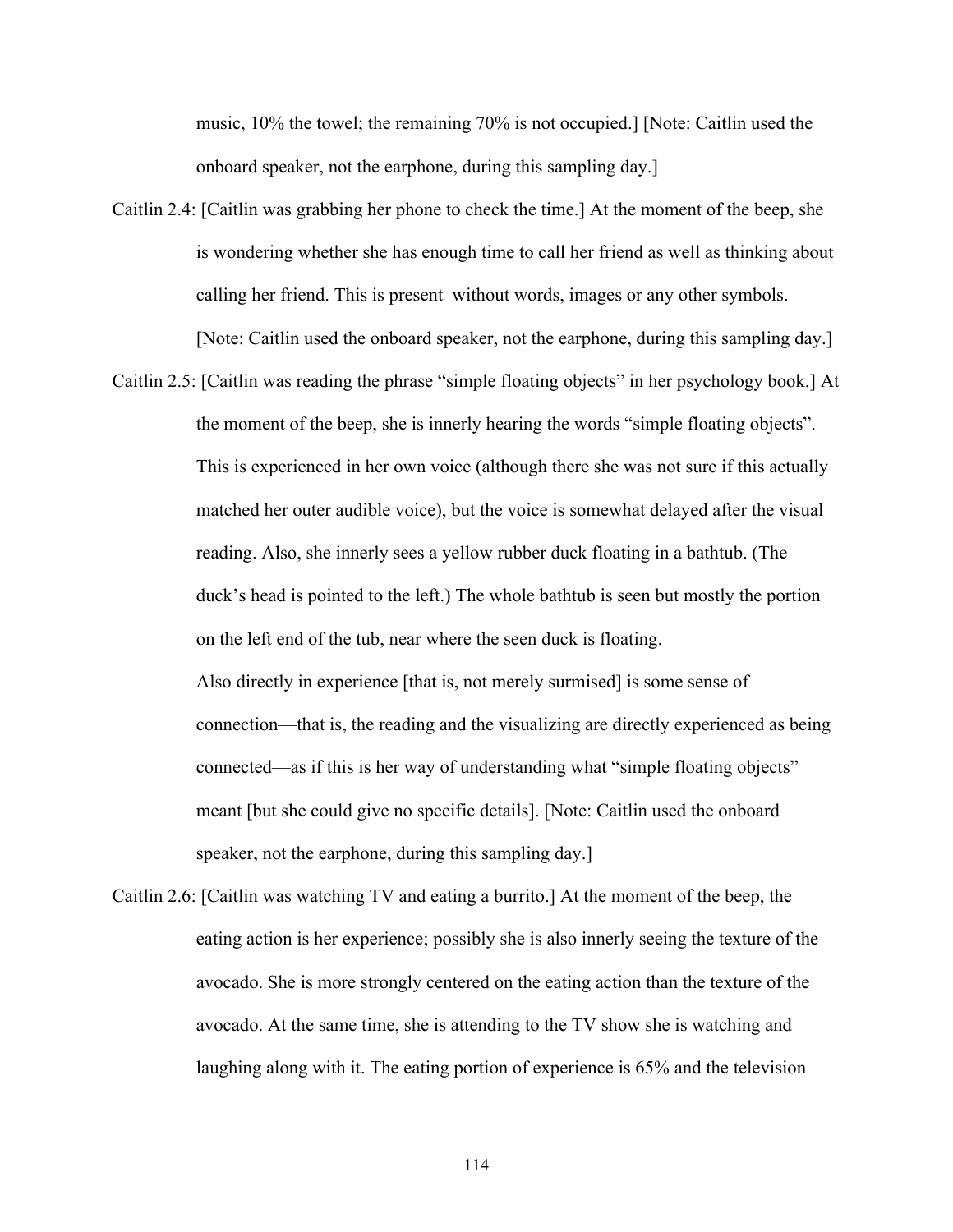music, 10% the towel; the remaining 70% is not occupied.] [Note: Caitlin used the onboard speaker, not the earphone, during this sampling day.]

Caitlin 2.4: [Caitlin was grabbing her phone to check the time.] At the moment of the beep, she is wondering whether she has enough time to call her friend as well as thinking about calling her friend. This is present without words, images or any other symbols. [Note: Caitlin used the onboard speaker, not the earphone, during this sampling day.]

Caitlin 2.5: [Caitlin was reading the phrase "simple floating objects" in her psychology book.] At the moment of the beep, she is innerly hearing the words "simple floating objects". This is experienced in her own voice (although there she was not sure if this actually matched her outer audible voice), but the voice is somewhat delayed after the visual reading. Also, she innerly sees a yellow rubber duck floating in a bathtub. (The duck's head is pointed to the left.) The whole bathtub is seen but mostly the portion on the left end of the tub, near where the seen duck is floating.

Also directly in experience [that is, not merely surmised] is some sense of connection—that is, the reading and the visualizing are directly experienced as being connected—as if this is her way of understanding what "simple floating objects" meant [but she could give no specific details]. [Note: Caitlin used the onboard speaker, not the earphone, during this sampling day.]

Caitlin 2.6: [Caitlin was watching TV and eating a burrito.] At the moment of the beep, the eating action is her experience; possibly she is also innerly seeing the texture of the avocado. She is more strongly centered on the eating action than the texture of the avocado. At the same time, she is attending to the TV show she is watching and laughing along with it. The eating portion of experience is 65% and the television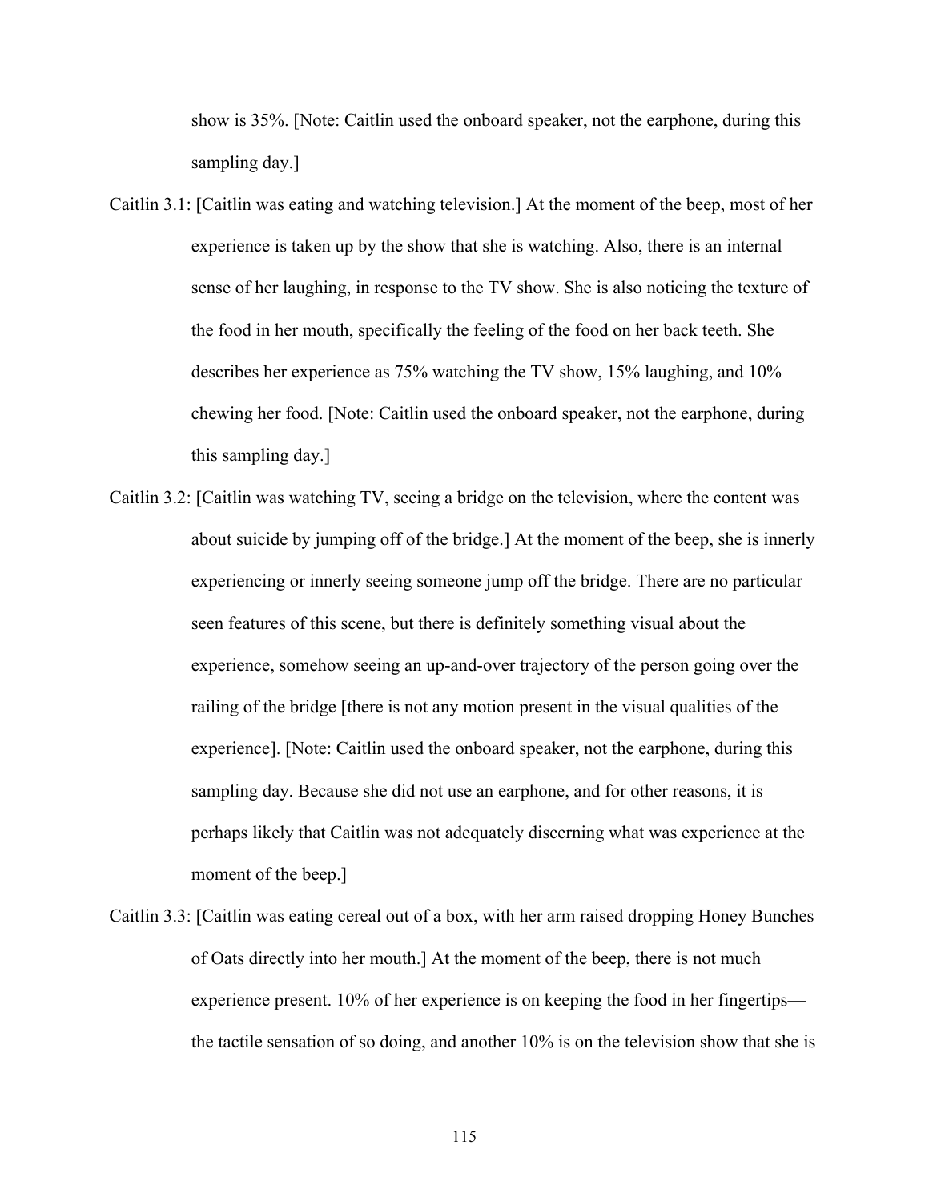show is 35%. [Note: Caitlin used the onboard speaker, not the earphone, during this sampling day.]

Caitlin 3.1: [Caitlin was eating and watching television.] At the moment of the beep, most of her experience is taken up by the show that she is watching. Also, there is an internal sense of her laughing, in response to the TV show. She is also noticing the texture of the food in her mouth, specifically the feeling of the food on her back teeth. She describes her experience as 75% watching the TV show, 15% laughing, and 10% chewing her food. [Note: Caitlin used the onboard speaker, not the earphone, during this sampling day.]

Caitlin 3.2: [Caitlin was watching TV, seeing a bridge on the television, where the content was about suicide by jumping off of the bridge.] At the moment of the beep, she is innerly experiencing or innerly seeing someone jump off the bridge. There are no particular seen features of this scene, but there is definitely something visual about the experience, somehow seeing an up-and-over trajectory of the person going over the railing of the bridge [there is not any motion present in the visual qualities of the experience]. [Note: Caitlin used the onboard speaker, not the earphone, during this sampling day. Because she did not use an earphone, and for other reasons, it is perhaps likely that Caitlin was not adequately discerning what was experience at the moment of the beep.]

Caitlin 3.3: [Caitlin was eating cereal out of a box, with her arm raised dropping Honey Bunches of Oats directly into her mouth.] At the moment of the beep, there is not much experience present. 10% of her experience is on keeping the food in her fingertips—the tactile sensation of so doing, and another 10% is on the television show that she is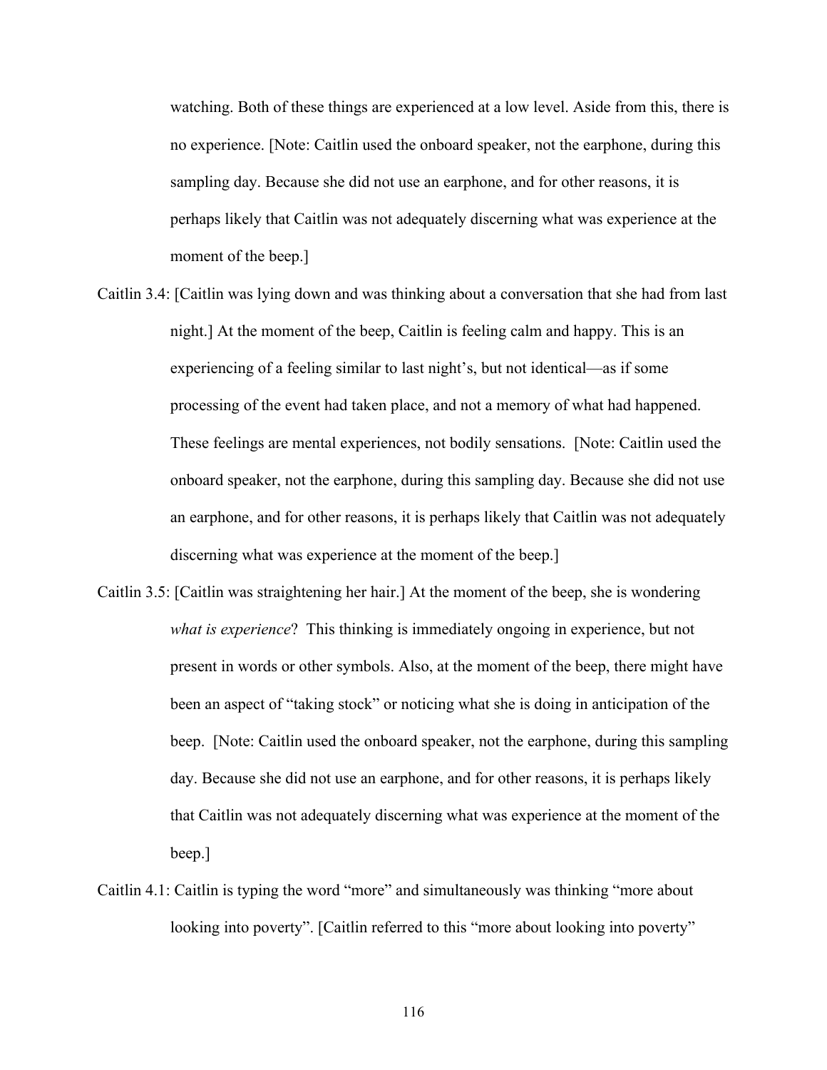watching. Both of these things are experienced at a low level. Aside from this, there is no experience. [Note: Caitlin used the onboard speaker, not the earphone, during this sampling day. Because she did not use an earphone, and for other reasons, it is perhaps likely that Caitlin was not adequately discerning what was experience at the moment of the beep.]

Caitlin 3.4: [Caitlin was lying down and was thinking about a conversation that she had from last night.] At the moment of the beep, Caitlin is feeling calm and happy. This is an experiencing of a feeling similar to last night's, but not identical—as if some processing of the event had taken place, and not a memory of what had happened. These feelings are mental experiences, not bodily sensations. [Note: Caitlin used the onboard speaker, not the earphone, during this sampling day. Because she did not use an earphone, and for other reasons, it is perhaps likely that Caitlin was not adequately discerning what was experience at the moment of the beep.]

Caitlin 3.5: [Caitlin was straightening her hair.] At the moment of the beep, she is wondering *what is experience*? This thinking is immediately ongoing in experience, but not present in words or other symbols. Also, at the moment of the beep, there might have been an aspect of "taking stock" or noticing what she is doing in anticipation of the beep. [Note: Caitlin used the onboard speaker, not the earphone, during this sampling day. Because she did not use an earphone, and for other reasons, it is perhaps likely that Caitlin was not adequately discerning what was experience at the moment of the beep.]

Caitlin 4.1: Caitlin is typing the word "more" and simultaneously was thinking "more about looking into poverty". [Caitlin referred to this "more about looking into poverty"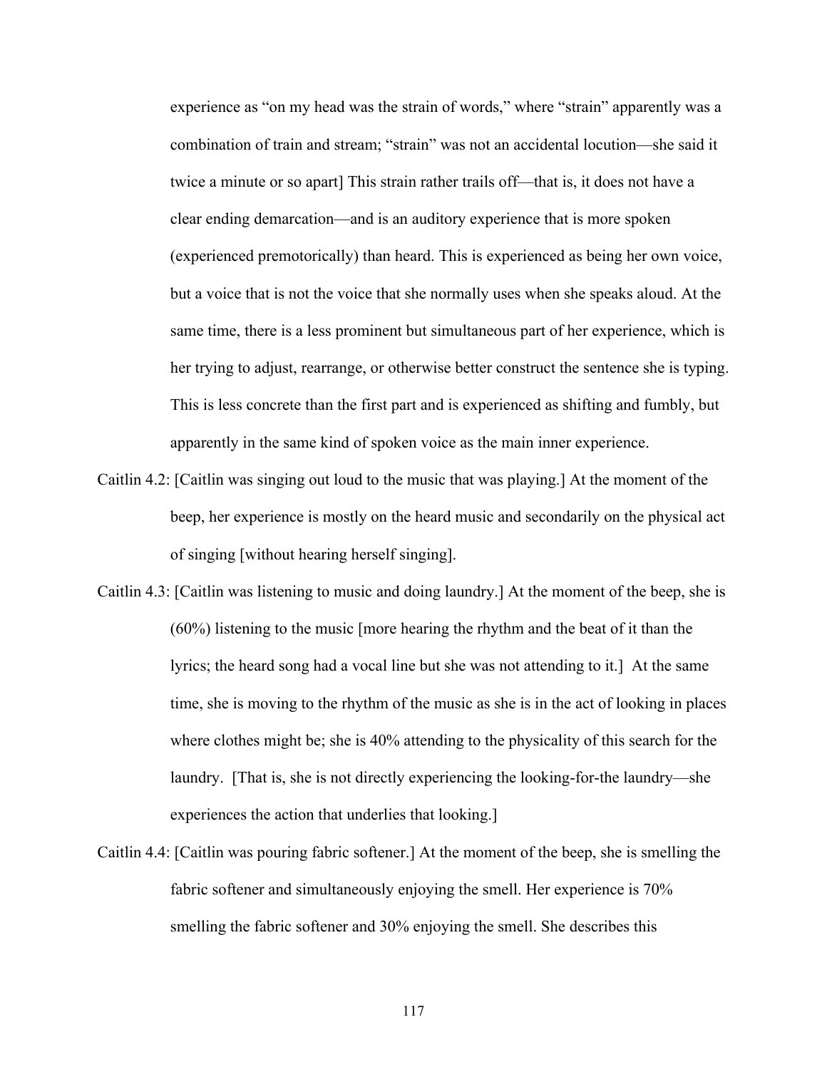experience as “on my head was the strain of words,” where “strain” apparently was a combination of train and stream; “strain” was not an accidental locution—she said it twice a minute or so apart] This strain rather trails off—that is, it does not have a clear ending demarcation—and is an auditory experience that is more spoken (experienced premotorically) than heard. This is experienced as being her own voice, but a voice that is not the voice that she normally uses when she speaks aloud. At the same time, there is a less prominent but simultaneous part of her experience, which is her trying to adjust, rearrange, or otherwise better construct the sentence she is typing. This is less concrete than the first part and is experienced as shifting and fumbly, but apparently in the same kind of spoken voice as the main inner experience.

Caitlin 4.2: [Caitlin was singing out loud to the music that was playing.] At the moment of the beep, her experience is mostly on the heard music and secondarily on the physical act of singing [without hearing herself singing].

Caitlin 4.3: [Caitlin was listening to music and doing laundry.] At the moment of the beep, she is (60%) listening to the music [more hearing the rhythm and the beat of it than the lyrics; the heard song had a vocal line but she was not attending to it.] At the same time, she is moving to the rhythm of the music as she is in the act of looking in places where clothes might be; she is 40% attending to the physicality of this search for the laundry. [That is, she is not directly experiencing the looking-for-the laundry—she experiences the action that underlies that looking.]

Caitlin 4.4: [Caitlin was pouring fabric softener.] At the moment of the beep, she is smelling the fabric softener and simultaneously enjoying the smell. Her experience is 70% smelling the fabric softener and 30% enjoying the smell. She describes this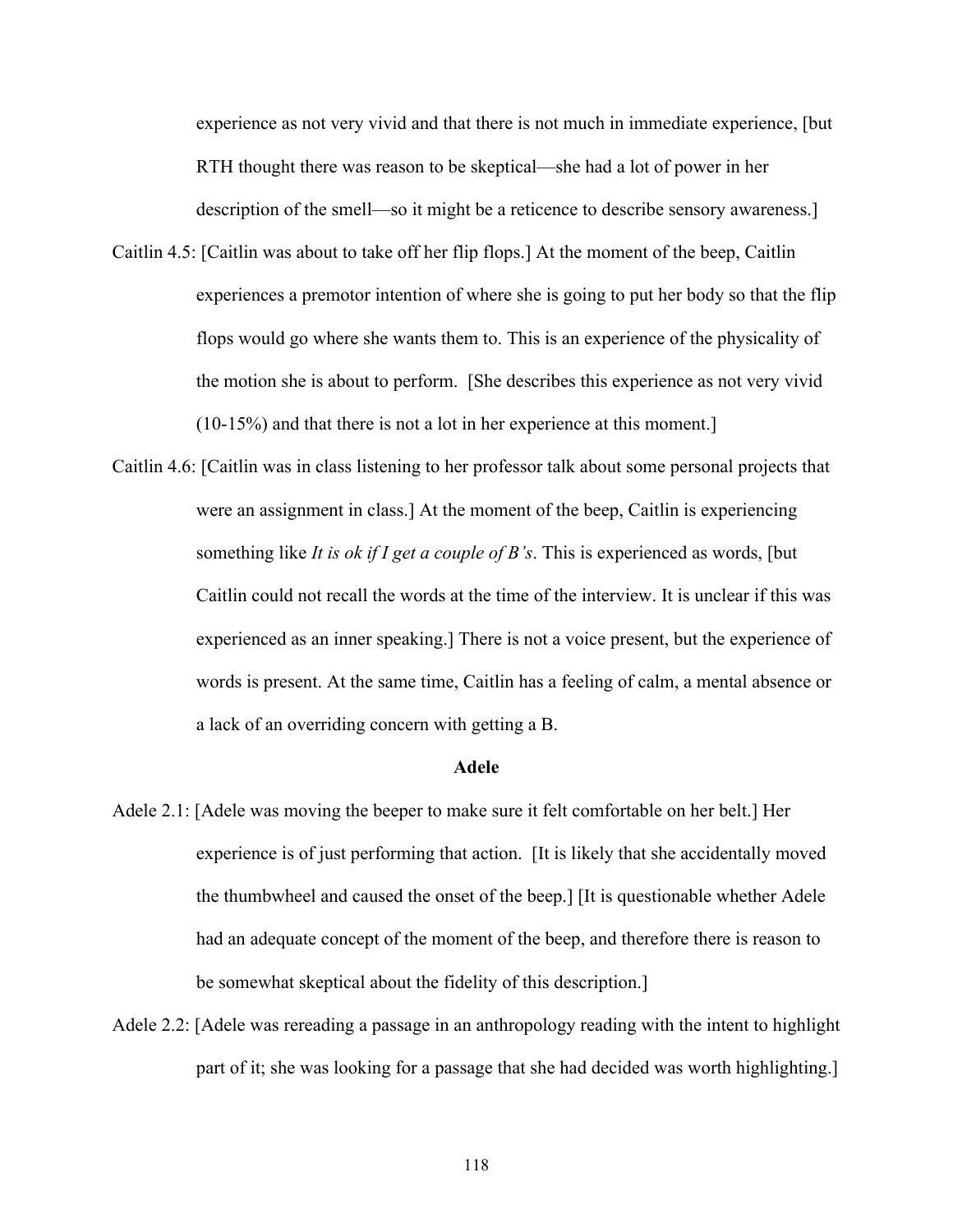experience as not very vivid and that there is not much in immediate experience, [but RTH thought there was reason to be skeptical—she had a lot of power in her description of the smell—so it might be a reticence to describe sensory awareness.]

Caitlin 4.5: [Caitlin was about to take off her flip flops.] At the moment of the beep, Caitlin experiences a premotor intention of where she is going to put her body so that the flip flops would go where she wants them to. This is an experience of the physicality of the motion she is about to perform. [She describes this experience as not very vivid (10-15%) and that there is not a lot in her experience at this moment.]

Caitlin 4.6: [Caitlin was in class listening to her professor talk about some personal projects that were an assignment in class.] At the moment of the beep, Caitlin is experiencing something like *It is ok if I get a couple of B's*. This is experienced as words, [but Caitlin could not recall the words at the time of the interview. It is unclear if this was experienced as an inner speaking.] There is not a voice present, but the experience of words is present. At the same time, Caitlin has a feeling of calm, a mental absence or a lack of an overriding concern with getting a B.

**Adele**

Adele 2.1: [Adele was moving the beeper to make sure it felt comfortable on her belt.] Her experience is of just performing that action. [It is likely that she accidentally moved the thumbwheel and caused the onset of the beep.] [It is questionable whether Adele had an adequate concept of the moment of the beep, and therefore there is reason to be somewhat skeptical about the fidelity of this description.]

Adele 2.2: [Adele was rereading a passage in an anthropology reading with the intent to highlight part of it; she was looking for a passage that she had decided was worth highlighting.]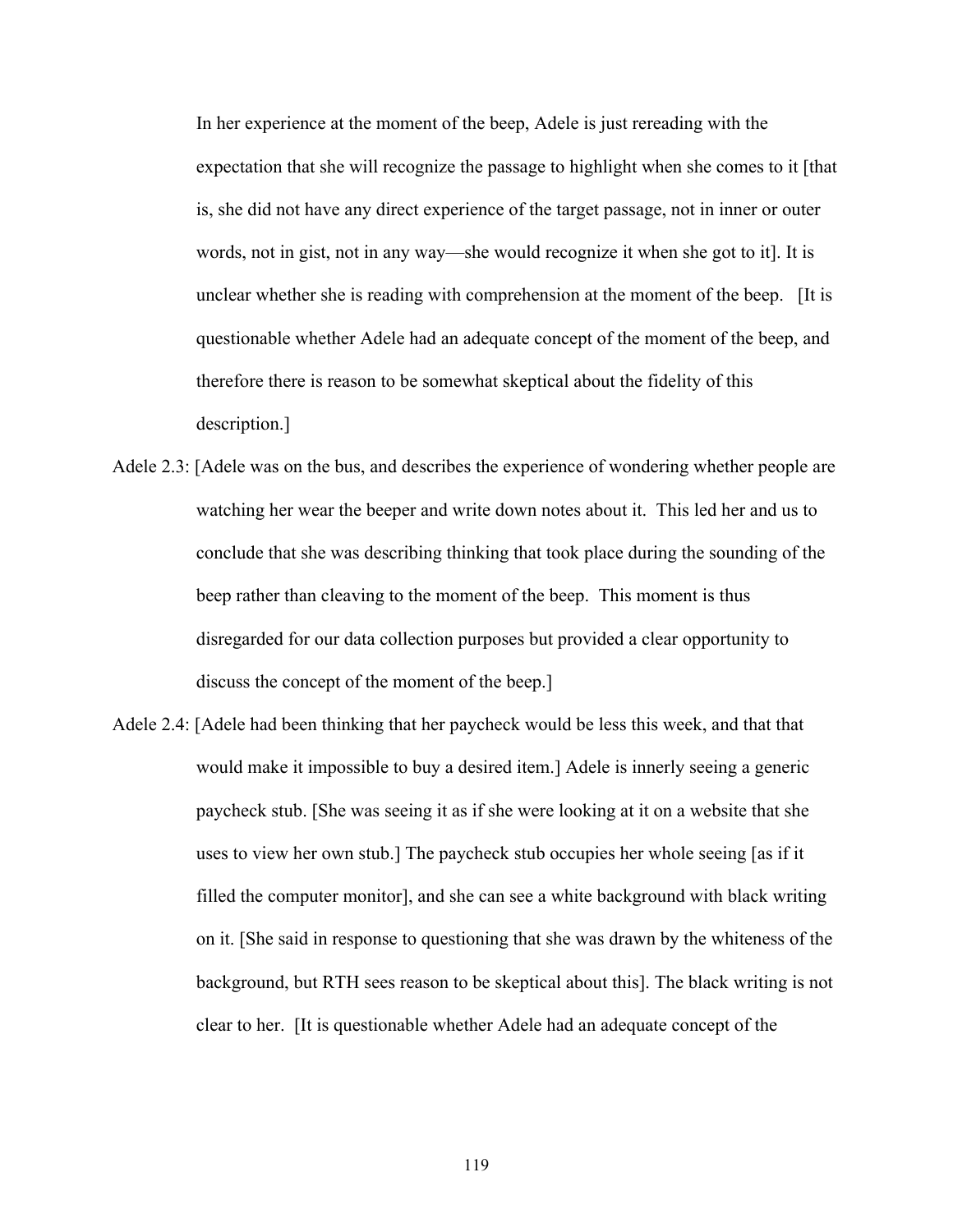In her experience at the moment of the beep, Adele is just rereading with the expectation that she will recognize the passage to highlight when she comes to it [that is, she did not have any direct experience of the target passage, not in inner or outer words, not in gist, not in any way—she would recognize it when she got to it]. It is unclear whether she is reading with comprehension at the moment of the beep. [It is questionable whether Adele had an adequate concept of the moment of the beep, and therefore there is reason to be somewhat skeptical about the fidelity of this description.]

Adele 2.3: [Adele was on the bus, and describes the experience of wondering whether people are watching her wear the beeper and write down notes about it. This led her and us to conclude that she was describing thinking that took place during the sounding of the beep rather than cleaving to the moment of the beep. This moment is thus disregarded for our data collection purposes but provided a clear opportunity to discuss the concept of the moment of the beep.]

Adele 2.4: [Adele had been thinking that her paycheck would be less this week, and that that would make it impossible to buy a desired item.] Adele is innerly seeing a generic paycheck stub. [She was seeing it as if she were looking at it on a website that she uses to view her own stub.] The paycheck stub occupies her whole seeing [as if it filled the computer monitor], and she can see a white background with black writing on it. [She said in response to questioning that she was drawn by the whiteness of the background, but RTH sees reason to be skeptical about this]. The black writing is not clear to her. [It is questionable whether Adele had an adequate concept of the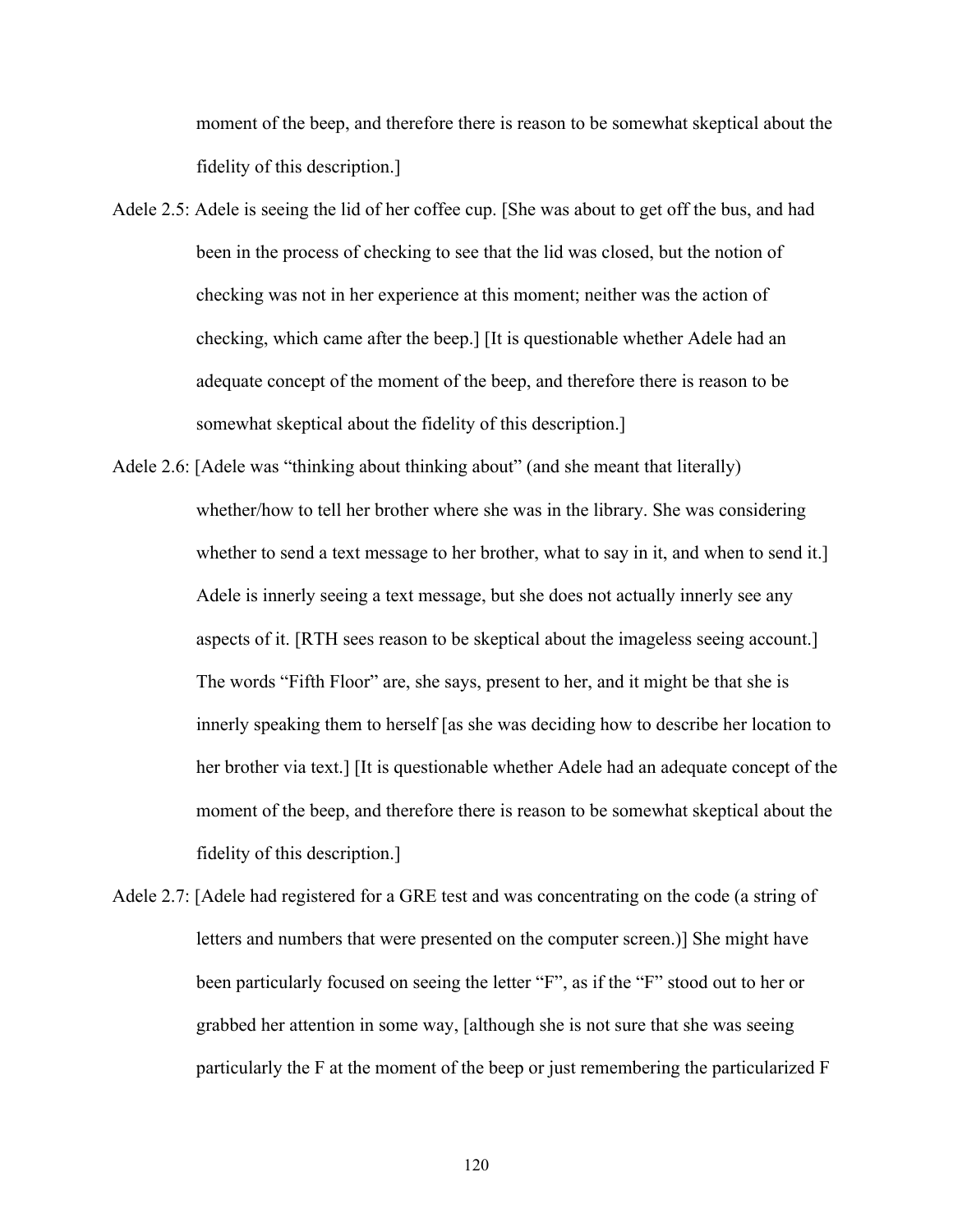moment of the beep, and therefore there is reason to be somewhat skeptical about the fidelity of this description.]

Adele 2.5: Adele is seeing the lid of her coffee cup. [She was about to get off the bus, and had been in the process of checking to see that the lid was closed, but the notion of checking was not in her experience at this moment; neither was the action of checking, which came after the beep.] [It is questionable whether Adele had an adequate concept of the moment of the beep, and therefore there is reason to be somewhat skeptical about the fidelity of this description.]

Adele 2.6: [Adele was "thinking about thinking about" (and she meant that literally) whether/how to tell her brother where she was in the library. She was considering whether to send a text message to her brother, what to say in it, and when to send it.] Adele is innerly seeing a text message, but she does not actually innerly see any aspects of it. [RTH sees reason to be skeptical about the imageless seeing account.] The words "Fifth Floor" are, she says, present to her, and it might be that she is innerly speaking them to herself [as she was deciding how to describe her location to her brother via text.] [It is questionable whether Adele had an adequate concept of the moment of the beep, and therefore there is reason to be somewhat skeptical about the fidelity of this description.]

Adele 2.7: [Adele had registered for a GRE test and was concentrating on the code (a string of letters and numbers that were presented on the computer screen.)] She might have been particularly focused on seeing the letter "F", as if the "F" stood out to her or grabbed her attention in some way, [although she is not sure that she was seeing particularly the F at the moment of the beep or just remembering the particularized F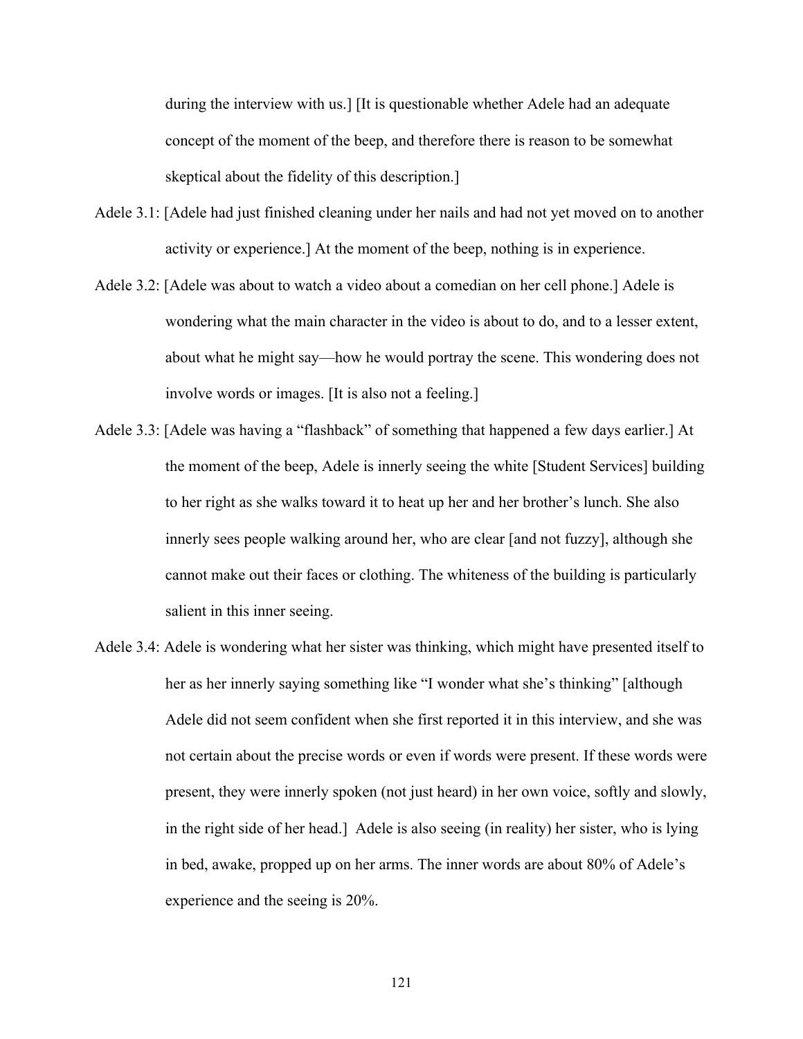during the interview with us.] [It is questionable whether Adele had an adequate concept of the moment of the beep, and therefore there is reason to be somewhat skeptical about the fidelity of this description.]

Adele 3.1: [Adele had just finished cleaning under her nails and had not yet moved on to another activity or experience.] At the moment of the beep, nothing is in experience.

Adele 3.2: [Adele was about to watch a video about a comedian on her cell phone.] Adele is wondering what the main character in the video is about to do, and to a lesser extent, about what he might say—how he would portray the scene. This wondering does not involve words or images. [It is also not a feeling.]

Adele 3.3: [Adele was having a "flashback" of something that happened a few days earlier.] At the moment of the beep, Adele is innerly seeing the white [Student Services] building to her right as she walks toward it to heat up her and her brother's lunch. She also innerly sees people walking around her, who are clear [and not fuzzy], although she cannot make out their faces or clothing. The whiteness of the building is particularly salient in this inner seeing.

Adele 3.4: Adele is wondering what her sister was thinking, which might have presented itself to her as her innerly saying something like "I wonder what she's thinking" [although Adele did not seem confident when she first reported it in this interview, and she was not certain about the precise words or even if words were present. If these words were present, they were innerly spoken (not just heard) in her own voice, softly and slowly, in the right side of her head.] Adele is also seeing (in reality) her sister, who is lying in bed, awake, propped up on her arms. The inner words are about 80% of Adele's experience and the seeing is 20%.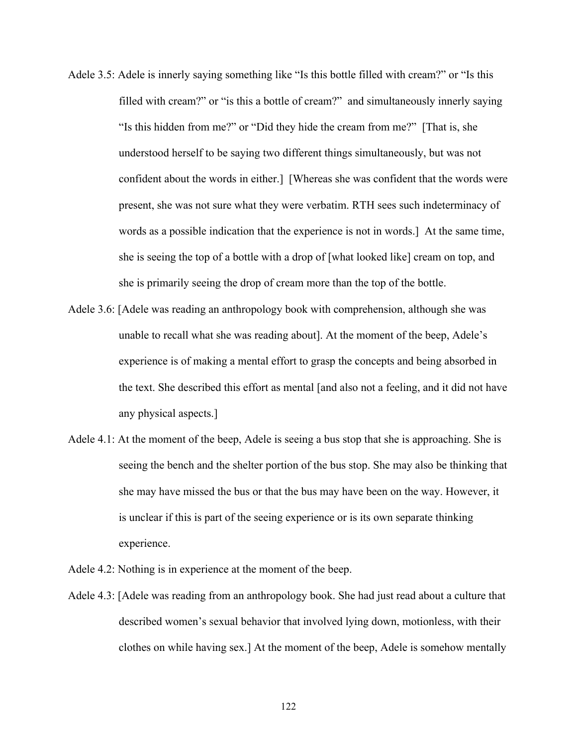Adele 3.5: Adele is innerly saying something like "Is this bottle filled with cream?" or "Is this filled with cream?" or "is this a bottle of cream?" and simultaneously innerly saying "Is this hidden from me?" or "Did they hide the cream from me?" [That is, she understood herself to be saying two different things simultaneously, but was not confident about the words in either.] [Whereas she was confident that the words were present, she was not sure what they were verbatim. RTH sees such indeterminacy of words as a possible indication that the experience is not in words.] At the same time, she is seeing the top of a bottle with a drop of [what looked like] cream on top, and she is primarily seeing the drop of cream more than the top of the bottle.

Adele 3.6: [Adele was reading an anthropology book with comprehension, although she was unable to recall what she was reading about]. At the moment of the beep, Adele's experience is of making a mental effort to grasp the concepts and being absorbed in the text. She described this effort as mental [and also not a feeling, and it did not have any physical aspects.]

Adele 4.1: At the moment of the beep, Adele is seeing a bus stop that she is approaching. She is seeing the bench and the shelter portion of the bus stop. She may also be thinking that she may have missed the bus or that the bus may have been on the way. However, it is unclear if this is part of the seeing experience or is its own separate thinking experience.

Adele 4.2: Nothing is in experience at the moment of the beep.

Adele 4.3: [Adele was reading from an anthropology book. She had just read about a culture that described women's sexual behavior that involved lying down, motionless, with their clothes on while having sex.] At the moment of the beep, Adele is somehow mentally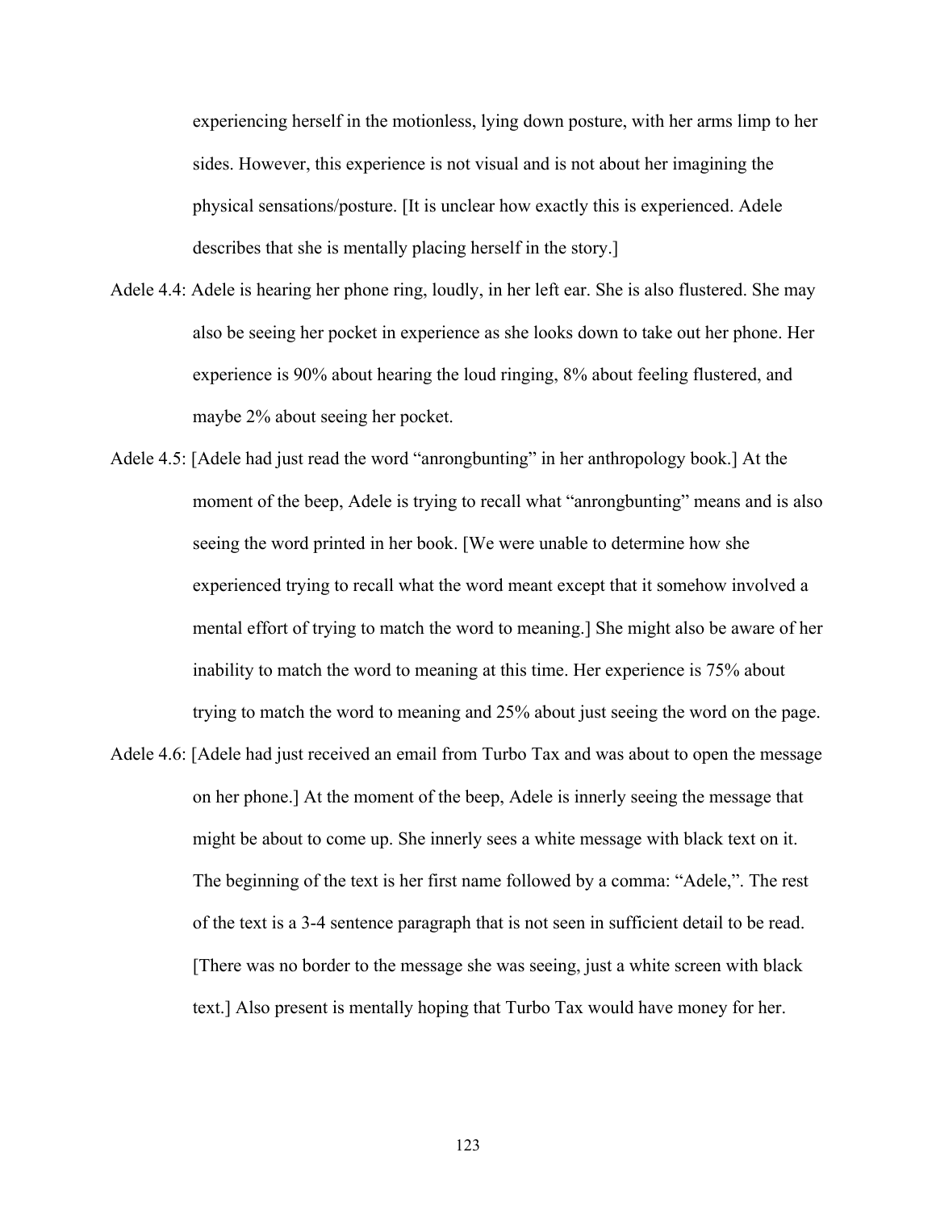experiencing herself in the motionless, lying down posture, with her arms limp to her sides. However, this experience is not visual and is not about her imagining the physical sensations/posture. [It is unclear how exactly this is experienced. Adele describes that she is mentally placing herself in the story.]

Adele 4.4: Adele is hearing her phone ring, loudly, in her left ear. She is also flustered. She may also be seeing her pocket in experience as she looks down to take out her phone. Her experience is 90% about hearing the loud ringing, 8% about feeling flustered, and maybe 2% about seeing her pocket.

Adele 4.5: [Adele had just read the word "anrongbunting" in her anthropology book.] At the moment of the beep, Adele is trying to recall what "anrongbunting" means and is also seeing the word printed in her book. [We were unable to determine how she experienced trying to recall what the word meant except that it somehow involved a mental effort of trying to match the word to meaning.] She might also be aware of her inability to match the word to meaning at this time. Her experience is 75% about trying to match the word to meaning and 25% about just seeing the word on the page.

Adele 4.6: [Adele had just received an email from Turbo Tax and was about to open the message on her phone.] At the moment of the beep, Adele is innerly seeing the message that might be about to come up. She innerly sees a white message with black text on it. The beginning of the text is her first name followed by a comma: "Adele,". The rest of the text is a 3-4 sentence paragraph that is not seen in sufficient detail to be read. [There was no border to the message she was seeing, just a white screen with black text.] Also present is mentally hoping that Turbo Tax would have money for her.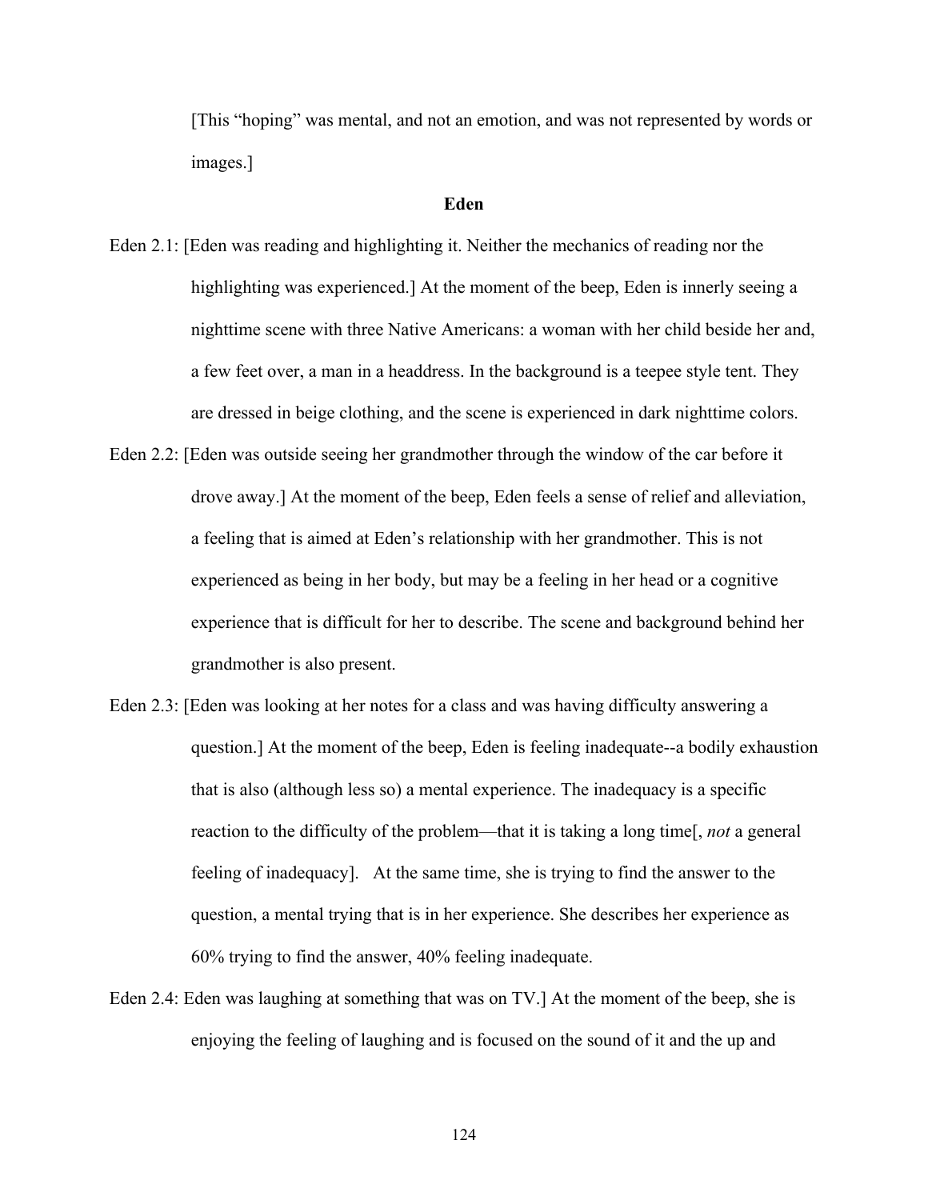[This "hoping" was mental, and not an emotion, and was not represented by words or images.]

**Eden**

Eden 2.1: [Eden was reading and highlighting it. Neither the mechanics of reading nor the highlighting was experienced.] At the moment of the beep, Eden is innerly seeing a nighttime scene with three Native Americans: a woman with her child beside her and, a few feet over, a man in a headdress. In the background is a teepee style tent. They are dressed in beige clothing, and the scene is experienced in dark nighttime colors.

Eden 2.2: [Eden was outside seeing her grandmother through the window of the car before it drove away.] At the moment of the beep, Eden feels a sense of relief and alleviation, a feeling that is aimed at Eden's relationship with her grandmother. This is not experienced as being in her body, but may be a feeling in her head or a cognitive experience that is difficult for her to describe. The scene and background behind her grandmother is also present.

Eden 2.3: [Eden was looking at her notes for a class and was having difficulty answering a question.] At the moment of the beep, Eden is feeling inadequate--a bodily exhaustion that is also (although less so) a mental experience. The inadequacy is a specific reaction to the difficulty of the problem—that it is taking a long time[, *not* a general feeling of inadequacy]. At the same time, she is trying to find the answer to the question, a mental trying that is in her experience. She describes her experience as 60% trying to find the answer, 40% feeling inadequate.

Eden 2.4: Eden was laughing at something that was on TV.] At the moment of the beep, she is enjoying the feeling of laughing and is focused on the sound of it and the up and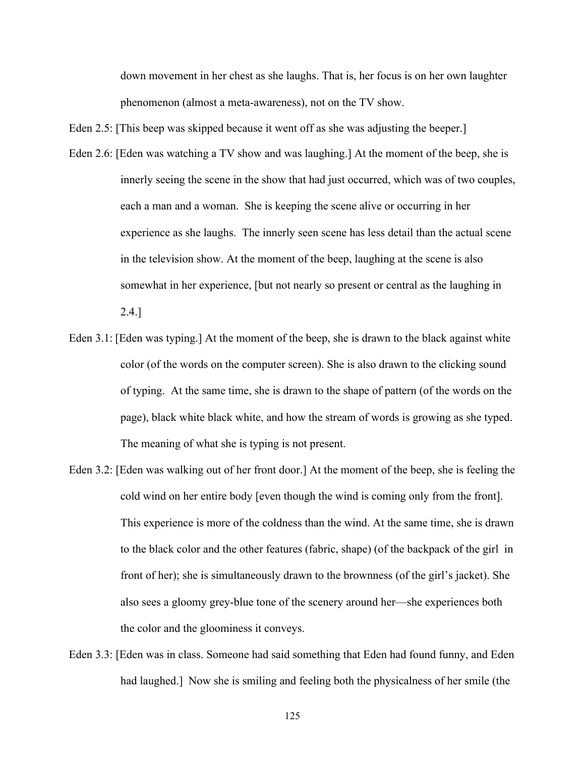down movement in her chest as she laughs. That is, her focus is on her own laughter phenomenon (almost a meta-awareness), not on the TV show.

Eden 2.5: [This beep was skipped because it went off as she was adjusting the beeper.]

Eden 2.6: [Eden was watching a TV show and was laughing.] At the moment of the beep, she is innerly seeing the scene in the show that had just occurred, which was of two couples, each a man and a woman. She is keeping the scene alive or occurring in her experience as she laughs. The innerly seen scene has less detail than the actual scene in the television show. At the moment of the beep, laughing at the scene is also somewhat in her experience, [but not nearly so present or central as the laughing in 2.4.]

Eden 3.1: [Eden was typing.] At the moment of the beep, she is drawn to the black against white color (of the words on the computer screen). She is also drawn to the clicking sound of typing. At the same time, she is drawn to the shape of pattern (of the words on the page), black white black white, and how the stream of words is growing as she typed. The meaning of what she is typing is not present.

Eden 3.2: [Eden was walking out of her front door.] At the moment of the beep, she is feeling the cold wind on her entire body [even though the wind is coming only from the front]. This experience is more of the coldness than the wind. At the same time, she is drawn to the black color and the other features (fabric, shape) (of the backpack of the girl in front of her); she is simultaneously drawn to the brownness (of the girl's jacket). She also sees a gloomy grey-blue tone of the scenery around her—she experiences both the color and the gloominess it conveys.

Eden 3.3: [Eden was in class. Someone had said something that Eden had found funny, and Eden had laughed.] Now she is smiling and feeling both the physicalness of her smile (the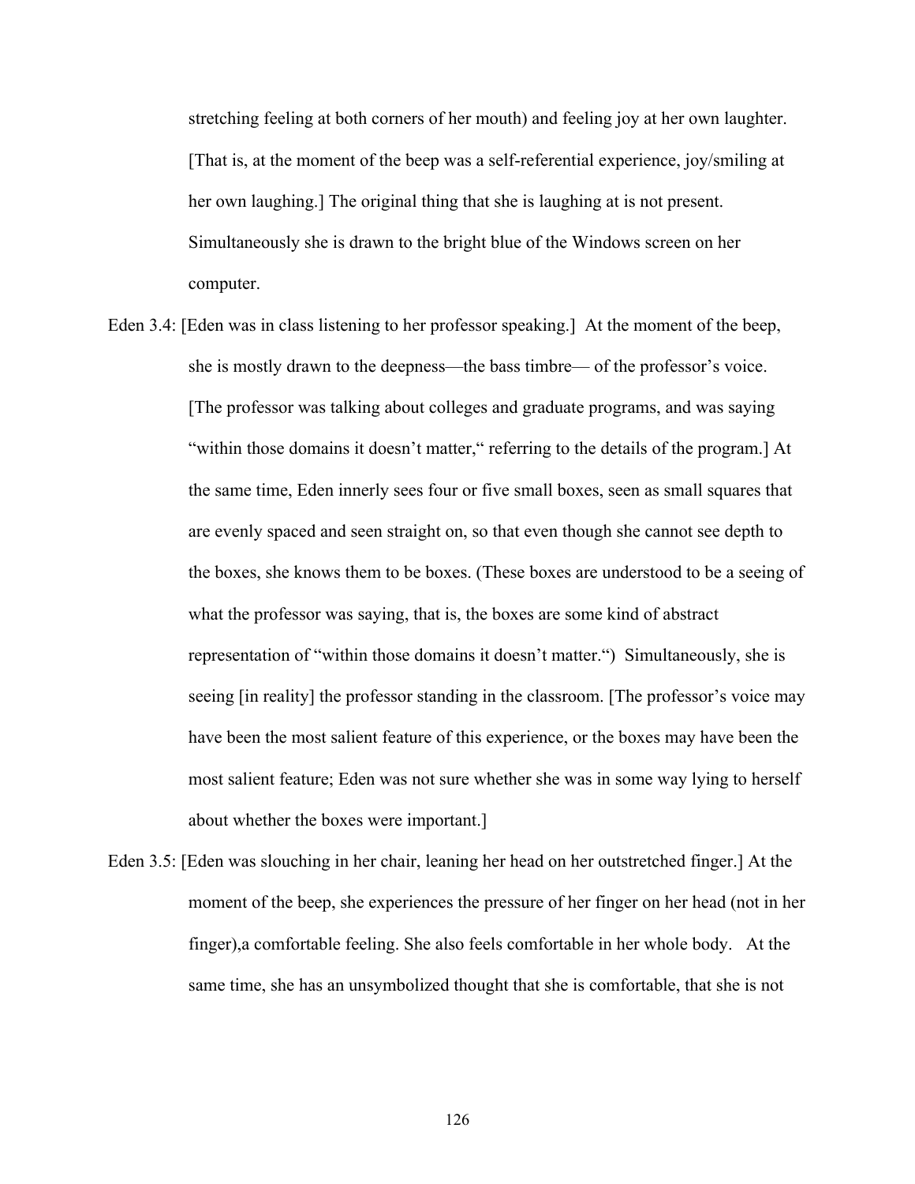stretching feeling at both corners of her mouth) and feeling joy at her own laughter. [That is, at the moment of the beep was a self-referential experience, joy/smiling at her own laughing.] The original thing that she is laughing at is not present. Simultaneously she is drawn to the bright blue of the Windows screen on her computer.

Eden 3.4: [Eden was in class listening to her professor speaking.] At the moment of the beep, she is mostly drawn to the deepness—the bass timbre— of the professor's voice. [The professor was talking about colleges and graduate programs, and was saying "within those domains it doesn't matter," referring to the details of the program.] At the same time, Eden innerly sees four or five small boxes, seen as small squares that are evenly spaced and seen straight on, so that even though she cannot see depth to the boxes, she knows them to be boxes. (These boxes are understood to be a seeing of what the professor was saying, that is, the boxes are some kind of abstract representation of "within those domains it doesn't matter.") Simultaneously, she is seeing [in reality] the professor standing in the classroom. [The professor's voice may have been the most salient feature of this experience, or the boxes may have been the most salient feature; Eden was not sure whether she was in some way lying to herself about whether the boxes were important.]

Eden 3.5: [Eden was slouching in her chair, leaning her head on her outstretched finger.] At the moment of the beep, she experiences the pressure of her finger on her head (not in her finger),a comfortable feeling. She also feels comfortable in her whole body. At the same time, she has an unsymbolized thought that she is comfortable, that she is not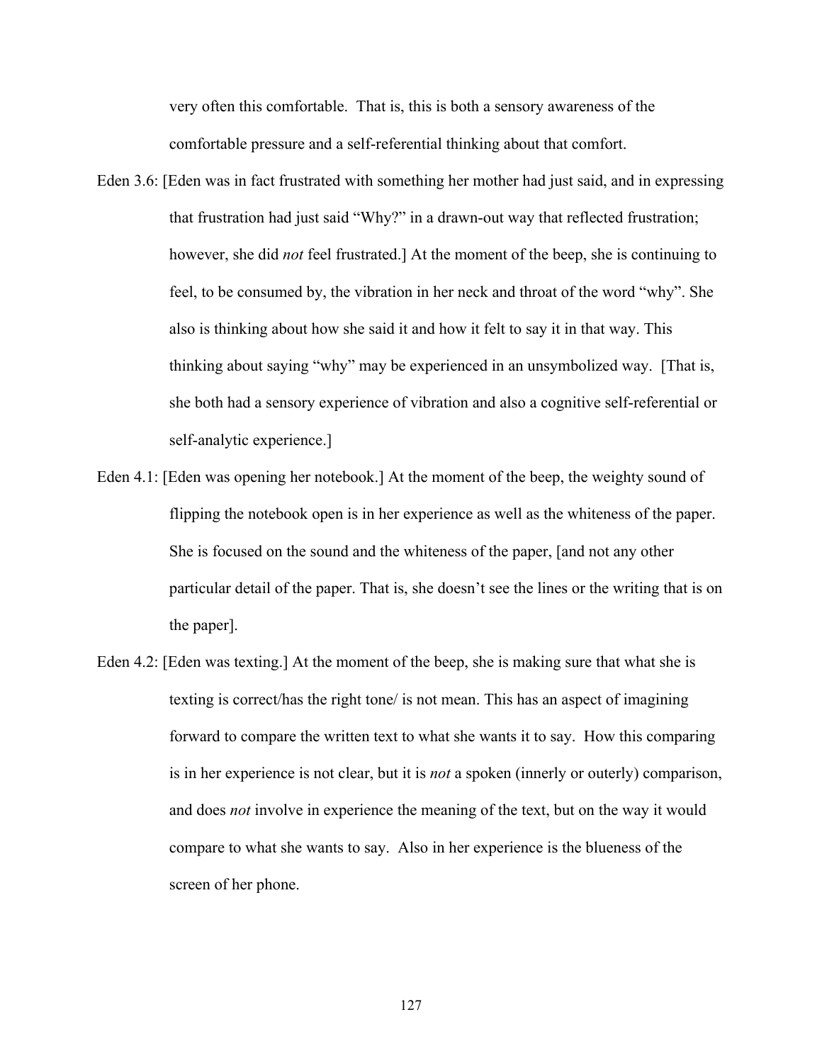very often this comfortable. That is, this is both a sensory awareness of the comfortable pressure and a self-referential thinking about that comfort.

Eden 3.6: [Eden was in fact frustrated with something her mother had just said, and in expressing that frustration had just said “Why?” in a drawn-out way that reflected frustration; however, she did *not* feel frustrated.] At the moment of the beep, she is continuing to feel, to be consumed by, the vibration in her neck and throat of the word “why”. She also is thinking about how she said it and how it felt to say it in that way. This thinking about saying “why” may be experienced in an unsymbolized way. [That is, she both had a sensory experience of vibration and also a cognitive self-referential or self-analytic experience.]

Eden 4.1: [Eden was opening her notebook.] At the moment of the beep, the weighty sound of flipping the notebook open is in her experience as well as the whiteness of the paper. She is focused on the sound and the whiteness of the paper, [and not any other particular detail of the paper. That is, she doesn’t see the lines or the writing that is on the paper].

Eden 4.2: [Eden was texting.] At the moment of the beep, she is making sure that what she is texting is correct/has the right tone/ is not mean. This has an aspect of imagining forward to compare the written text to what she wants it to say. How this comparing is in her experience is not clear, but it is *not* a spoken (innerly or outerly) comparison, and does *not* involve in experience the meaning of the text, but on the way it would compare to what she wants to say. Also in her experience is the blueness of the screen of her phone.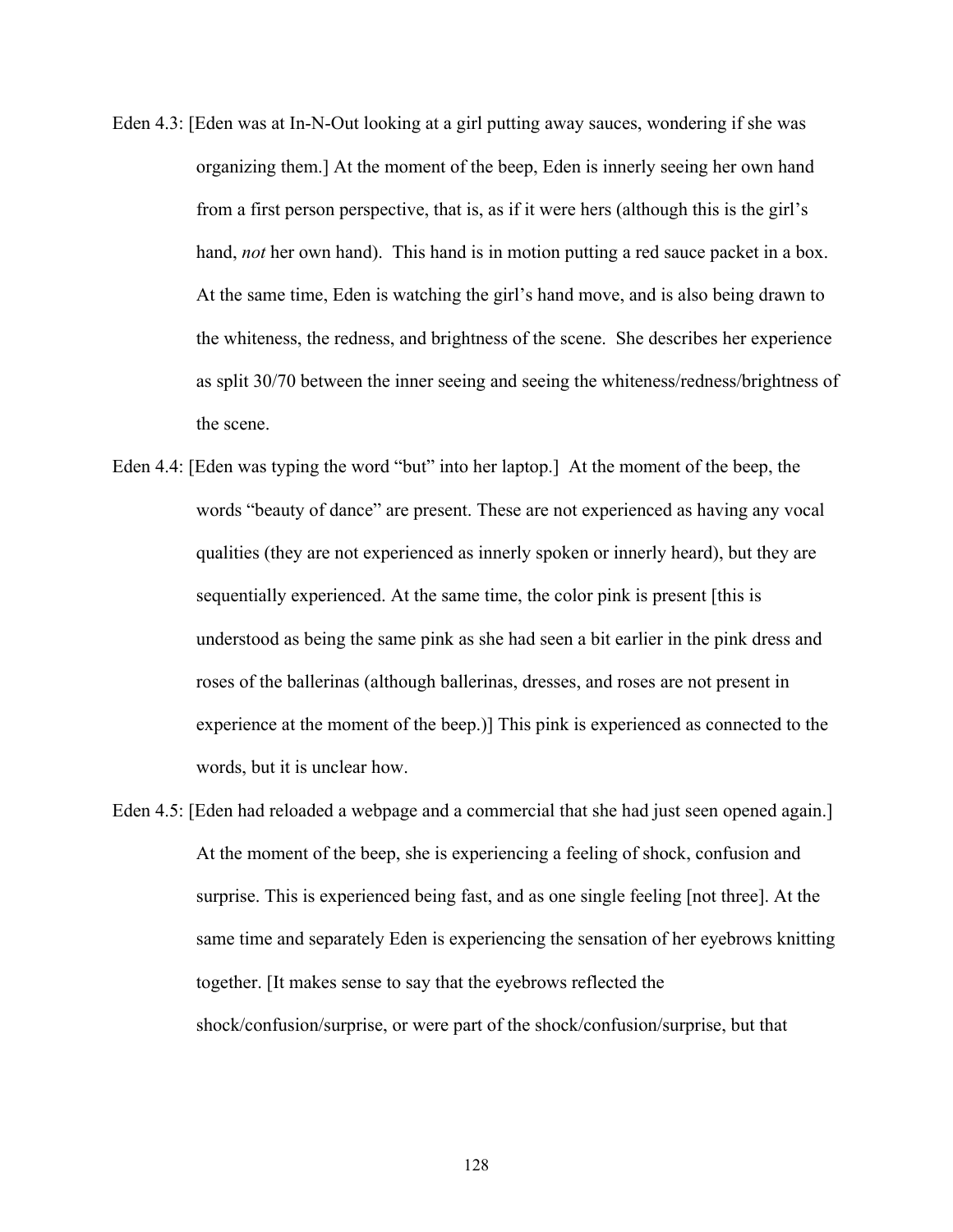Eden 4.3: [Eden was at In-N-Out looking at a girl putting away sauces, wondering if she was organizing them.] At the moment of the beep, Eden is innerly seeing her own hand from a first person perspective, that is, as if it were hers (although this is the girl's hand, *not* her own hand). This hand is in motion putting a red sauce packet in a box. At the same time, Eden is watching the girl's hand move, and is also being drawn to the whiteness, the redness, and brightness of the scene. She describes her experience as split 30/70 between the inner seeing and seeing the whiteness/redness/brightness of the scene.

Eden 4.4: [Eden was typing the word "but" into her laptop.] At the moment of the beep, the words "beauty of dance" are present. These are not experienced as having any vocal qualities (they are not experienced as innerly spoken or innerly heard), but they are sequentially experienced. At the same time, the color pink is present [this is understood as being the same pink as she had seen a bit earlier in the pink dress and roses of the ballerinas (although ballerinas, dresses, and roses are not present in experience at the moment of the beep.)] This pink is experienced as connected to the words, but it is unclear how.

Eden 4.5: [Eden had reloaded a webpage and a commercial that she had just seen opened again.] At the moment of the beep, she is experiencing a feeling of shock, confusion and surprise. This is experienced being fast, and as one single feeling [not three]. At the same time and separately Eden is experiencing the sensation of her eyebrows knitting together. [It makes sense to say that the eyebrows reflected the shock/confusion/surprise, or were part of the shock/confusion/surprise, but that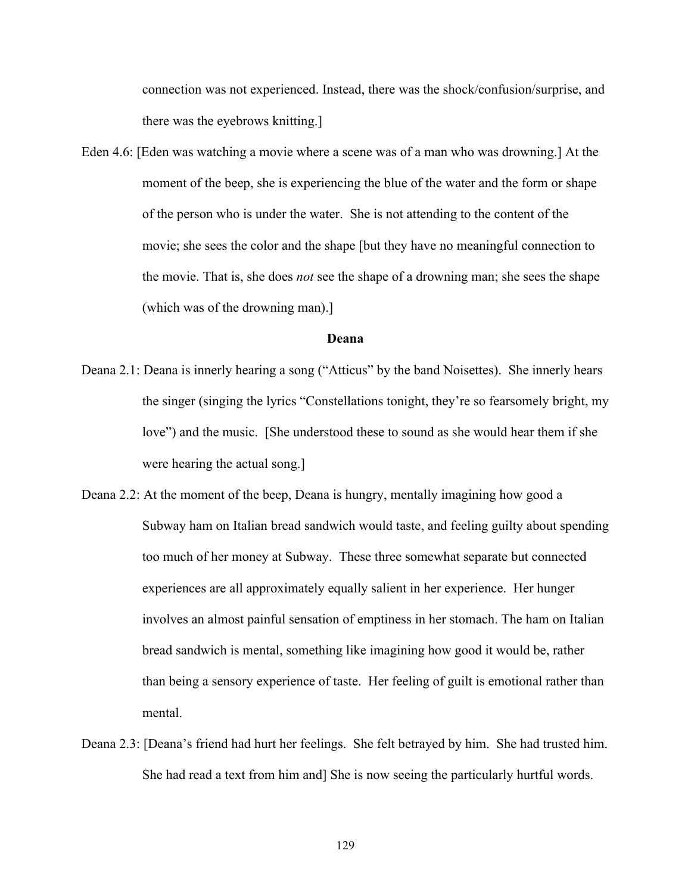connection was not experienced. Instead, there was the shock/confusion/surprise, and there was the eyebrows knitting.]

Eden 4.6: [Eden was watching a movie where a scene was of a man who was drowning.] At the moment of the beep, she is experiencing the blue of the water and the form or shape of the person who is under the water. She is not attending to the content of the movie; she sees the color and the shape [but they have no meaningful connection to the movie. That is, she does *not* see the shape of a drowning man; she sees the shape (which was of the drowning man).]

**Deana**

Deana 2.1: Deana is innerly hearing a song ("Atticus" by the band Noisettes). She innerly hears the singer (singing the lyrics "Constellations tonight, they're so fearsomely bright, my love") and the music. [She understood these to sound as she would hear them if she were hearing the actual song.]

Deana 2.2: At the moment of the beep, Deana is hungry, mentally imagining how good a Subway ham on Italian bread sandwich would taste, and feeling guilty about spending too much of her money at Subway. These three somewhat separate but connected experiences are all approximately equally salient in her experience. Her hunger involves an almost painful sensation of emptiness in her stomach. The ham on Italian bread sandwich is mental, something like imagining how good it would be, rather than being a sensory experience of taste. Her feeling of guilt is emotional rather than mental.

Deana 2.3: [Deana's friend had hurt her feelings. She felt betrayed by him. She had trusted him. She had read a text from him and] She is now seeing the particularly hurtful words.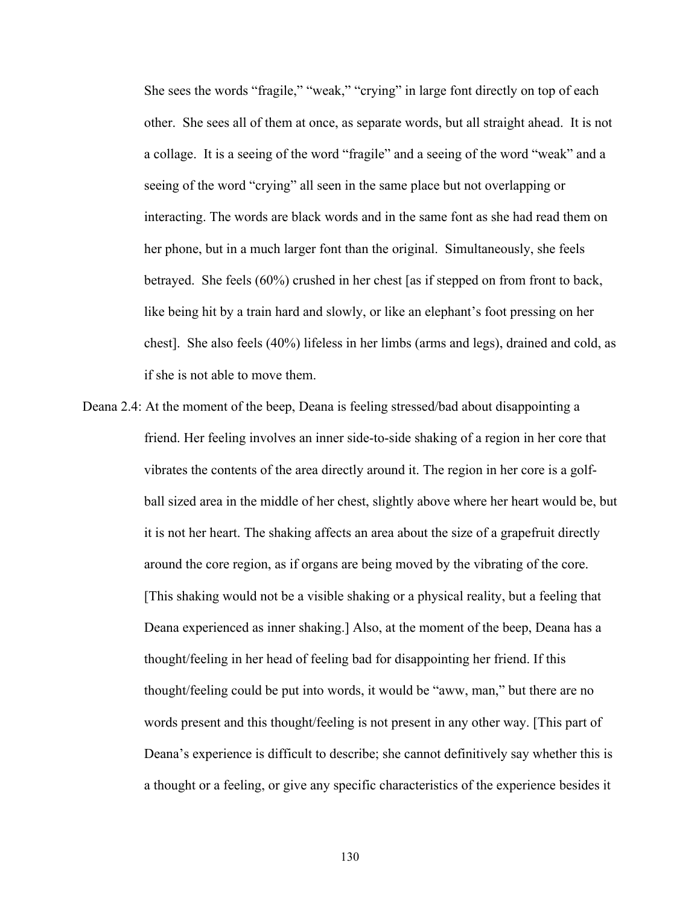She sees the words “fragile,” “weak,” “crying” in large font directly on top of each other. She sees all of them at once, as separate words, but all straight ahead. It is not a collage. It is a seeing of the word “fragile” and a seeing of the word “weak” and a seeing of the word “crying” all seen in the same place but not overlapping or interacting. The words are black words and in the same font as she had read them on her phone, but in a much larger font than the original. Simultaneously, she feels betrayed. She feels (60%) crushed in her chest [as if stepped on from front to back, like being hit by a train hard and slowly, or like an elephant’s foot pressing on her chest]. She also feels (40%) lifeless in her limbs (arms and legs), drained and cold, as if she is not able to move them.

Deana 2.4: At the moment of the beep, Deana is feeling stressed/bad about disappointing a friend. Her feeling involves an inner side-to-side shaking of a region in her core that vibrates the contents of the area directly around it. The region in her core is a golf-ball sized area in the middle of her chest, slightly above where her heart would be, but it is not her heart. The shaking affects an area about the size of a grapefruit directly around the core region, as if organs are being moved by the vibrating of the core. [This shaking would not be a visible shaking or a physical reality, but a feeling that Deana experienced as inner shaking.] Also, at the moment of the beep, Deana has a thought/feeling in her head of feeling bad for disappointing her friend. If this thought/feeling could be put into words, it would be “aww, man,” but there are no words present and this thought/feeling is not present in any other way. [This part of Deana’s experience is difficult to describe; she cannot definitively say whether this is a thought or a feeling, or give any specific characteristics of the experience besides it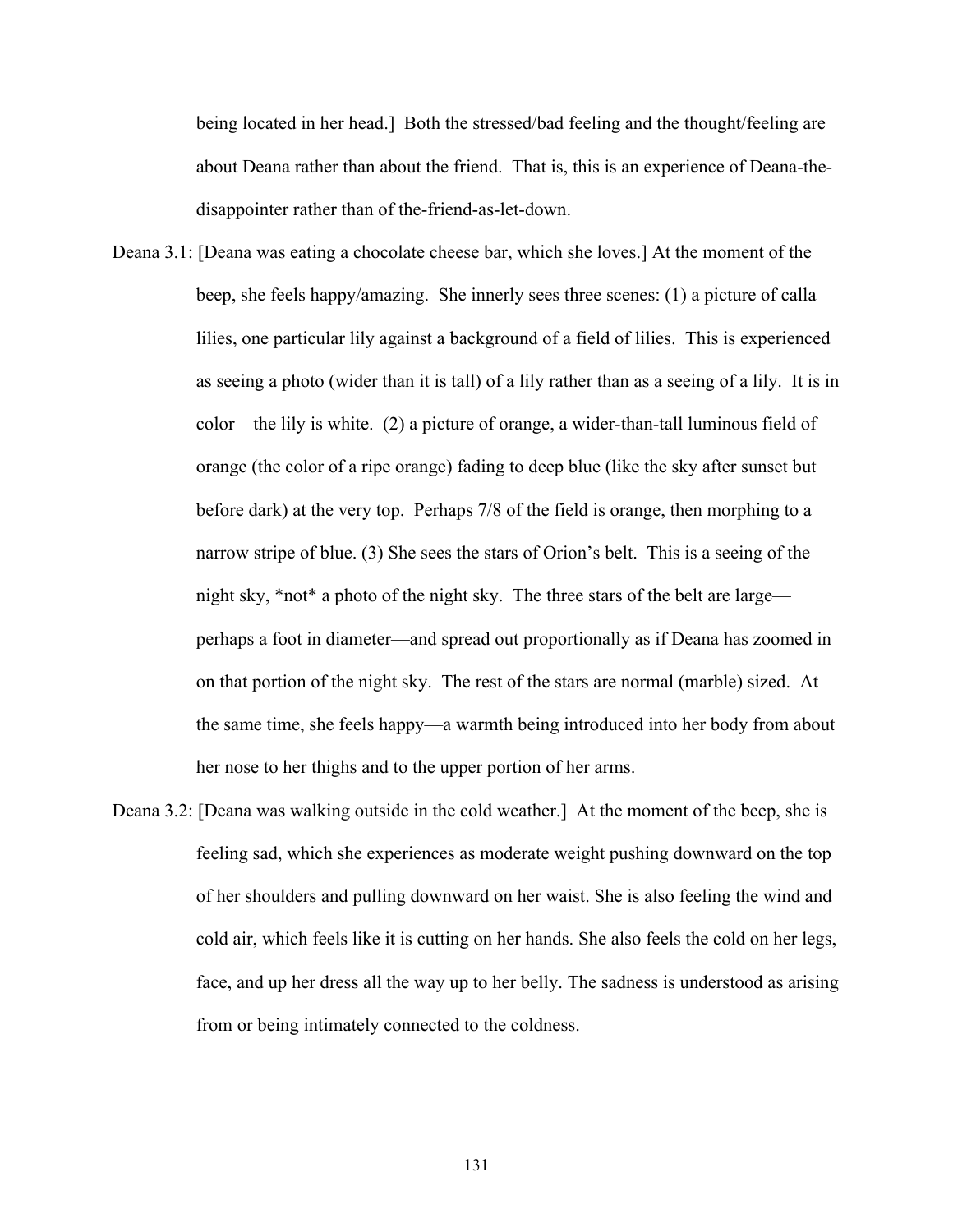being located in her head.] Both the stressed/bad feeling and the thought/feeling are about Deana rather than about the friend. That is, this is an experience of Deana-the-disappointer rather than of the-friend-as-let-down.

Deana 3.1: [Deana was eating a chocolate cheese bar, which she loves.] At the moment of the beep, she feels happy/amazing. She innerly sees three scenes: (1) a picture of calla lilies, one particular lily against a background of a field of lilies. This is experienced as seeing a photo (wider than it is tall) of a lily rather than as a seeing of a lily. It is in color—the lily is white. (2) a picture of orange, a wider-than-tall luminous field of orange (the color of a ripe orange) fading to deep blue (like the sky after sunset but before dark) at the very top. Perhaps 7/8 of the field is orange, then morphing to a narrow stripe of blue. (3) She sees the stars of Orion's belt. This is a seeing of the night sky, *not* a photo of the night sky. The three stars of the belt are large—perhaps a foot in diameter—and spread out proportionally as if Deana has zoomed in on that portion of the night sky. The rest of the stars are normal (marble) sized. At the same time, she feels happy—a warmth being introduced into her body from about her nose to her thighs and to the upper portion of her arms.

Deana 3.2: [Deana was walking outside in the cold weather.] At the moment of the beep, she is feeling sad, which she experiences as moderate weight pushing downward on the top of her shoulders and pulling downward on her waist. She is also feeling the wind and cold air, which feels like it is cutting on her hands. She also feels the cold on her legs, face, and up her dress all the way up to her belly. The sadness is understood as arising from or being intimately connected to the coldness.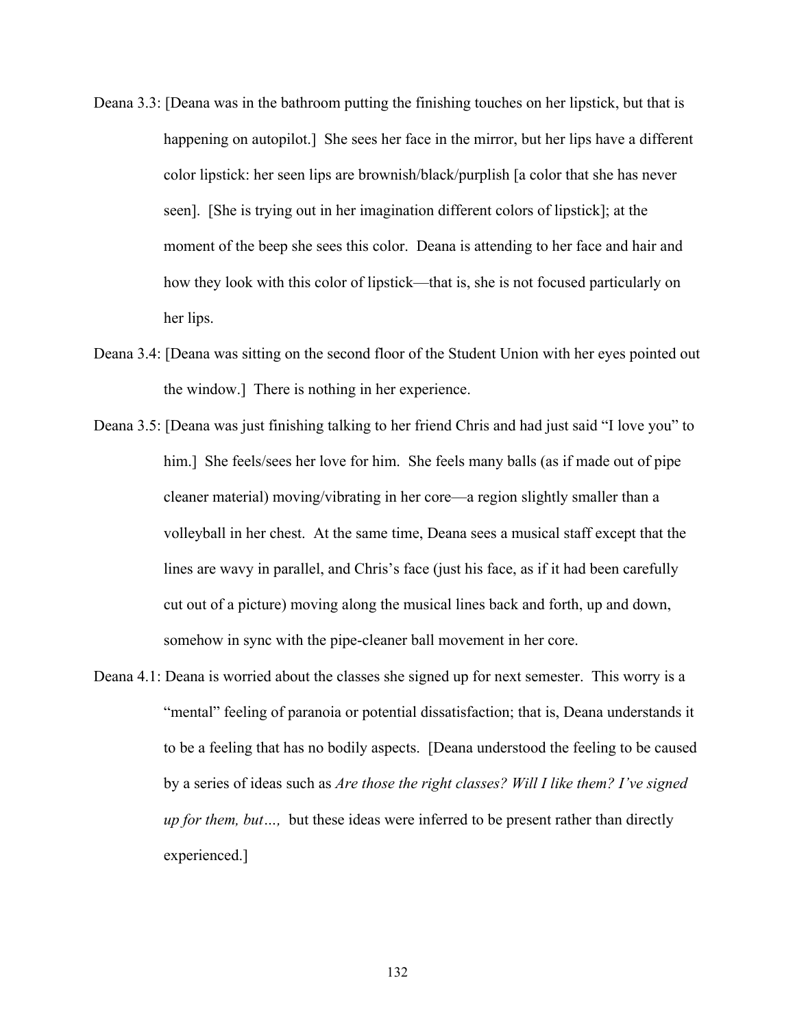Deana 3.3: [Deana was in the bathroom putting the finishing touches on her lipstick, but that is happening on autopilot.] She sees her face in the mirror, but her lips have a different color lipstick: her seen lips are brownish/black/purplish [a color that she has never seen]. [She is trying out in her imagination different colors of lipstick]; at the moment of the beep she sees this color. Deana is attending to her face and hair and how they look with this color of lipstick—that is, she is not focused particularly on her lips.

Deana 3.4: [Deana was sitting on the second floor of the Student Union with her eyes pointed out the window.] There is nothing in her experience.

Deana 3.5: [Deana was just finishing talking to her friend Chris and had just said "I love you" to him.] She feels/sees her love for him. She feels many balls (as if made out of pipe cleaner material) moving/vibrating in her core—a region slightly smaller than a volleyball in her chest. At the same time, Deana sees a musical staff except that the lines are wavy in parallel, and Chris's face (just his face, as if it had been carefully cut out of a picture) moving along the musical lines back and forth, up and down, somehow in sync with the pipe-cleaner ball movement in her core.

Deana 4.1: Deana is worried about the classes she signed up for next semester. This worry is a "mental" feeling of paranoia or potential dissatisfaction; that is, Deana understands it to be a feeling that has no bodily aspects. [Deana understood the feeling to be caused by a series of ideas such as *Are those the right classes? Will I like them? I've signed up for them, but…,* but these ideas were inferred to be present rather than directly experienced.]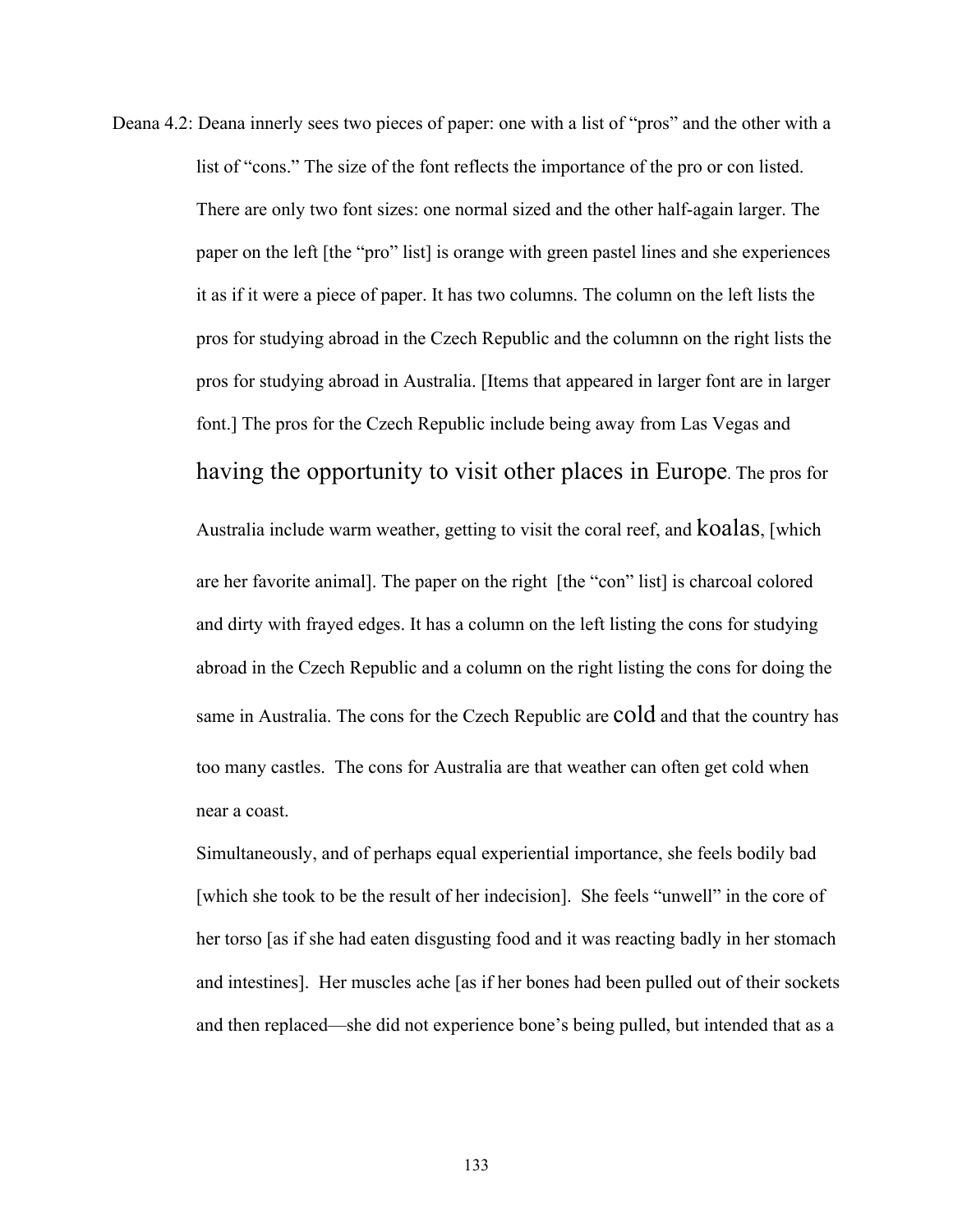Deana 4.2: Deana innerly sees two pieces of paper: one with a list of "pros" and the other with a list of "cons." The size of the font reflects the importance of the pro or con listed. There are only two font sizes: one normal sized and the other half-again larger. The paper on the left [the "pro" list] is orange with green pastel lines and she experiences it as if it were a piece of paper. It has two columns. The column on the left lists the pros for studying abroad in the Czech Republic and the columnn on the right lists the pros for studying abroad in Australia. [Items that appeared in larger font are in larger font.] The pros for the Czech Republic include being away from Las Vegas and **having the opportunity to visit other places in Europe**. The pros for Australia include warm weather, getting to visit the coral reef, and **koalas**, [which are her favorite animal]. The paper on the right [the "con" list] is charcoal colored and dirty with frayed edges. It has a column on the left listing the cons for studying abroad in the Czech Republic and a column on the right listing the cons for doing the same in Australia. The cons for the Czech Republic are **cold** and that the country has too many castles. The cons for Australia are that weather can often get cold when near a coast.

Simultaneously, and of perhaps equal experiential importance, she feels bodily bad [which she took to be the result of her indecision]. She feels "unwell" in the core of her torso [as if she had eaten disgusting food and it was reacting badly in her stomach and intestines]. Her muscles ache [as if her bones had been pulled out of their sockets and then replaced—she did not experience bone's being pulled, but intended that as a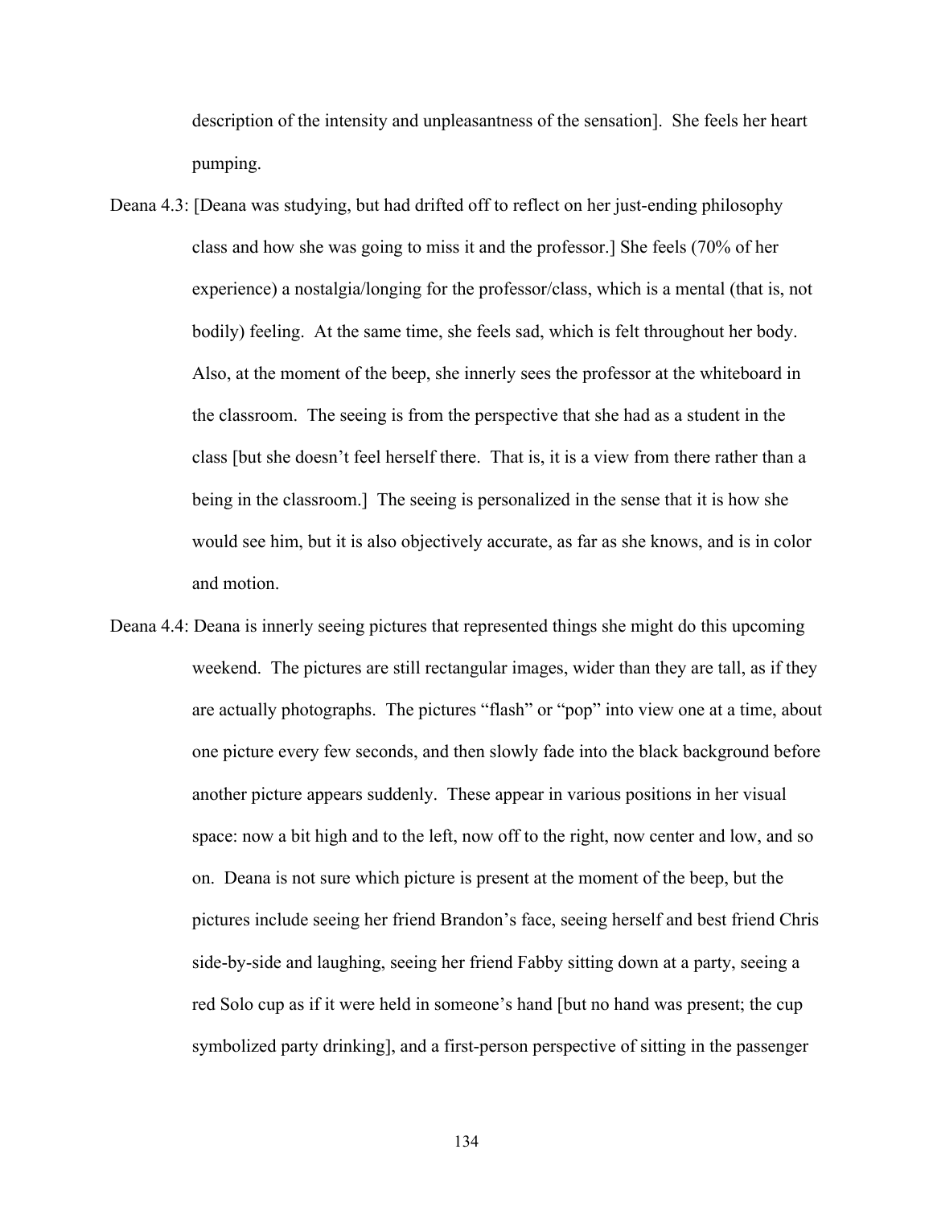description of the intensity and unpleasantness of the sensation]. She feels her heart pumping.

Deana 4.3: [Deana was studying, but had drifted off to reflect on her just-ending philosophy class and how she was going to miss it and the professor.] She feels (70% of her experience) a nostalgia/longing for the professor/class, which is a mental (that is, not bodily) feeling. At the same time, she feels sad, which is felt throughout her body. Also, at the moment of the beep, she innerly sees the professor at the whiteboard in the classroom. The seeing is from the perspective that she had as a student in the class [but she doesn't feel herself there. That is, it is a view from there rather than a being in the classroom.] The seeing is personalized in the sense that it is how she would see him, but it is also objectively accurate, as far as she knows, and is in color and motion.

Deana 4.4: Deana is innerly seeing pictures that represented things she might do this upcoming weekend. The pictures are still rectangular images, wider than they are tall, as if they are actually photographs. The pictures "flash" or "pop" into view one at a time, about one picture every few seconds, and then slowly fade into the black background before another picture appears suddenly. These appear in various positions in her visual space: now a bit high and to the left, now off to the right, now center and low, and so on. Deana is not sure which picture is present at the moment of the beep, but the pictures include seeing her friend Brandon's face, seeing herself and best friend Chris side-by-side and laughing, seeing her friend Fabby sitting down at a party, seeing a red Solo cup as if it were held in someone's hand [but no hand was present; the cup symbolized party drinking], and a first-person perspective of sitting in the passenger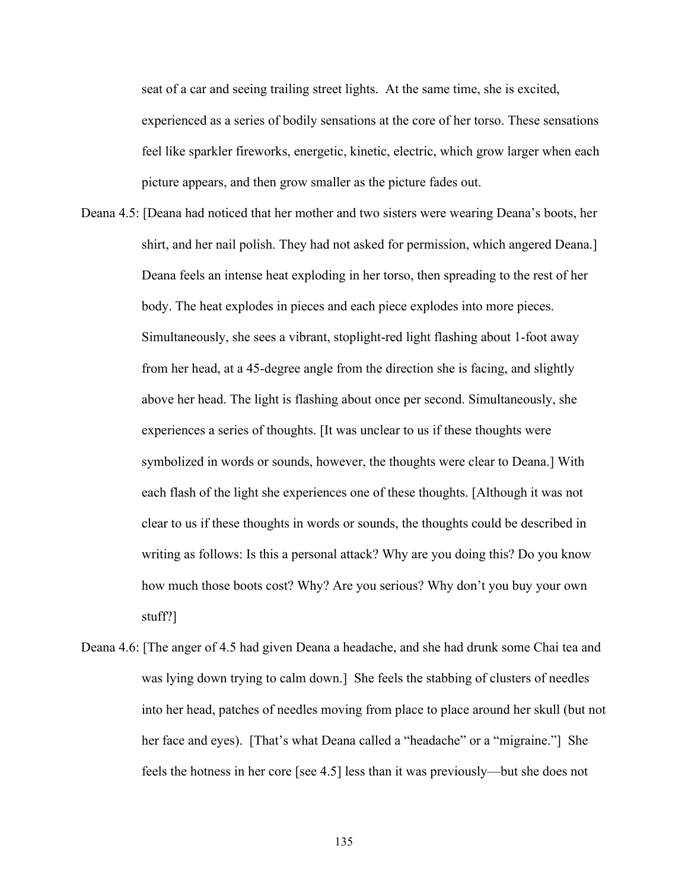seat of a car and seeing trailing street lights. At the same time, she is excited, experienced as a series of bodily sensations at the core of her torso. These sensations feel like sparkler fireworks, energetic, kinetic, electric, which grow larger when each picture appears, and then grow smaller as the picture fades out.

Deana 4.5: [Deana had noticed that her mother and two sisters were wearing Deana's boots, her shirt, and her nail polish. They had not asked for permission, which angered Deana.] Deana feels an intense heat exploding in her torso, then spreading to the rest of her body. The heat explodes in pieces and each piece explodes into more pieces. Simultaneously, she sees a vibrant, stoplight-red light flashing about 1-foot away from her head, at a 45-degree angle from the direction she is facing, and slightly above her head. The light is flashing about once per second. Simultaneously, she experiences a series of thoughts. [It was unclear to us if these thoughts were symbolized in words or sounds, however, the thoughts were clear to Deana.] With each flash of the light she experiences one of these thoughts. [Although it was not clear to us if these thoughts in words or sounds, the thoughts could be described in writing as follows: Is this a personal attack? Why are you doing this? Do you know how much those boots cost? Why? Are you serious? Why don't you buy your own stuff?]

Deana 4.6: [The anger of 4.5 had given Deana a headache, and she had drunk some Chai tea and was lying down trying to calm down.] She feels the stabbing of clusters of needles into her head, patches of needles moving from place to place around her skull (but not her face and eyes). [That's what Deana called a "headache" or a "migraine."] She feels the hotness in her core [see 4.5] less than it was previously—but she does not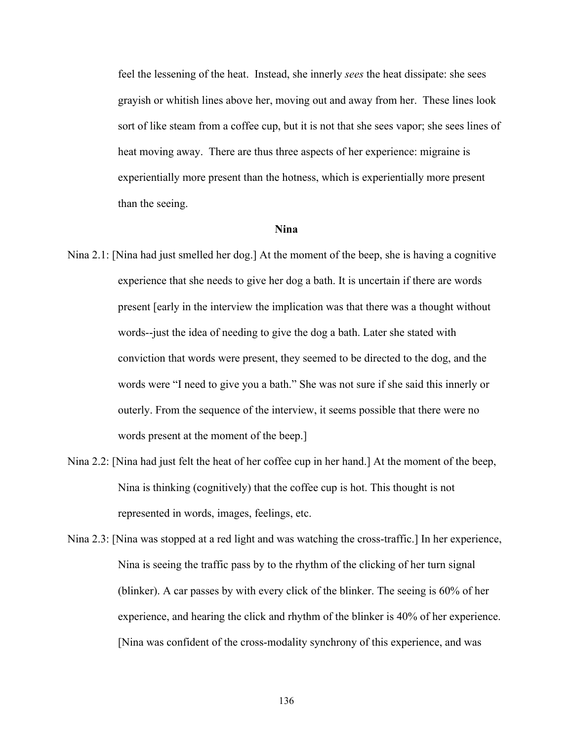feel the lessening of the heat. Instead, she innerly *sees* the heat dissipate: she sees grayish or whitish lines above her, moving out and away from her. These lines look sort of like steam from a coffee cup, but it is not that she sees vapor; she sees lines of heat moving away. There are thus three aspects of her experience: migraine is experientially more present than the hotness, which is experientially more present than the seeing.

**Nina**

Nina 2.1: [Nina had just smelled her dog.] At the moment of the beep, she is having a cognitive experience that she needs to give her dog a bath. It is uncertain if there are words present [early in the interview the implication was that there was a thought without words--just the idea of needing to give the dog a bath. Later she stated with conviction that words were present, they seemed to be directed to the dog, and the words were "I need to give you a bath." She was not sure if she said this innerly or outerly. From the sequence of the interview, it seems possible that there were no words present at the moment of the beep.]

Nina 2.2: [Nina had just felt the heat of her coffee cup in her hand.] At the moment of the beep, Nina is thinking (cognitively) that the coffee cup is hot. This thought is not represented in words, images, feelings, etc.

Nina 2.3: [Nina was stopped at a red light and was watching the cross-traffic.] In her experience, Nina is seeing the traffic pass by to the rhythm of the clicking of her turn signal (blinker). A car passes by with every click of the blinker. The seeing is 60% of her experience, and hearing the click and rhythm of the blinker is 40% of her experience. [Nina was confident of the cross-modality synchrony of this experience, and was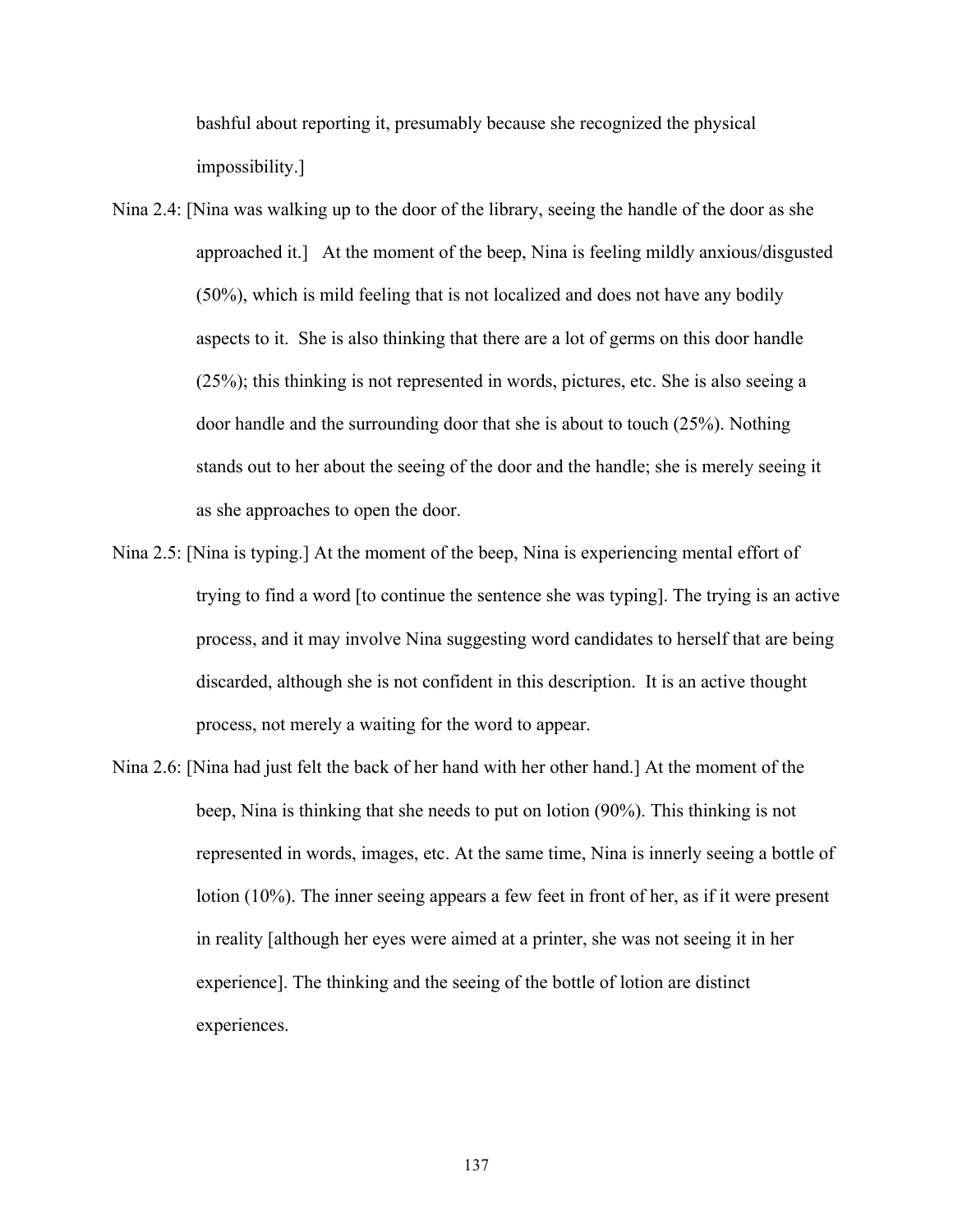bashful about reporting it, presumably because she recognized the physical impossibility.]

Nina 2.4: [Nina was walking up to the door of the library, seeing the handle of the door as she approached it.] At the moment of the beep, Nina is feeling mildly anxious/disgusted (50%), which is mild feeling that is not localized and does not have any bodily aspects to it. She is also thinking that there are a lot of germs on this door handle (25%); this thinking is not represented in words, pictures, etc. She is also seeing a door handle and the surrounding door that she is about to touch (25%). Nothing stands out to her about the seeing of the door and the handle; she is merely seeing it as she approaches to open the door.

Nina 2.5: [Nina is typing.] At the moment of the beep, Nina is experiencing mental effort of trying to find a word [to continue the sentence she was typing]. The trying is an active process, and it may involve Nina suggesting word candidates to herself that are being discarded, although she is not confident in this description. It is an active thought process, not merely a waiting for the word to appear.

Nina 2.6: [Nina had just felt the back of her hand with her other hand.] At the moment of the beep, Nina is thinking that she needs to put on lotion (90%). This thinking is not represented in words, images, etc. At the same time, Nina is innerly seeing a bottle of lotion (10%). The inner seeing appears a few feet in front of her, as if it were present in reality [although her eyes were aimed at a printer, she was not seeing it in her experience]. The thinking and the seeing of the bottle of lotion are distinct experiences.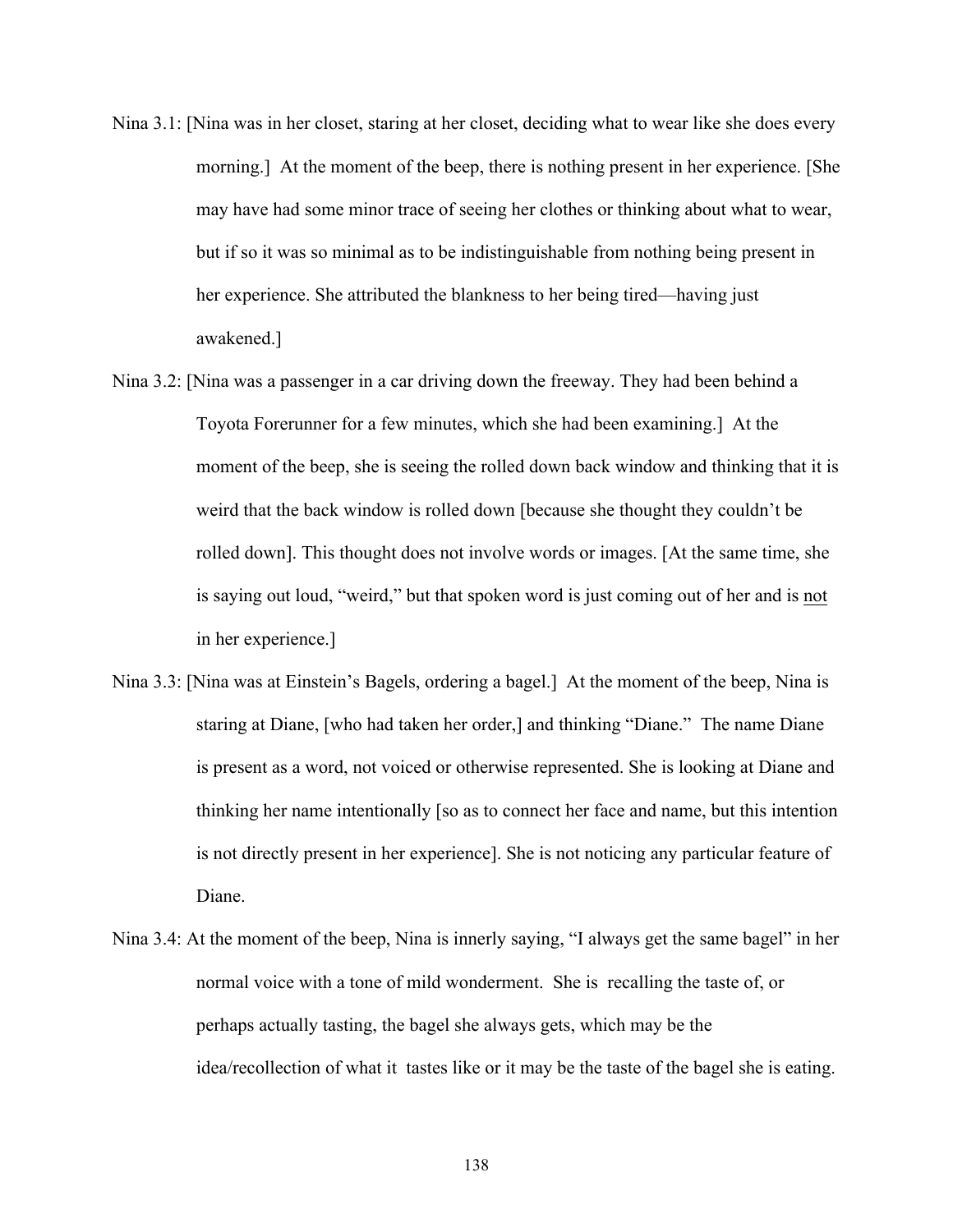Nina 3.1: [Nina was in her closet, staring at her closet, deciding what to wear like she does every morning.] At the moment of the beep, there is nothing present in her experience. [She may have had some minor trace of seeing her clothes or thinking about what to wear, but if so it was so minimal as to be indistinguishable from nothing being present in her experience. She attributed the blankness to her being tired—having just awakened.]

Nina 3.2: [Nina was a passenger in a car driving down the freeway. They had been behind a Toyota Forerunner for a few minutes, which she had been examining.] At the moment of the beep, she is seeing the rolled down back window and thinking that it is weird that the back window is rolled down [because she thought they couldn't be rolled down]. This thought does not involve words or images. [At the same time, she is saying out loud, "weird," but that spoken word is just coming out of her and is <u>not</u> in her experience.]

Nina 3.3: [Nina was at Einstein's Bagels, ordering a bagel.] At the moment of the beep, Nina is staring at Diane, [who had taken her order,] and thinking "Diane." The name Diane is present as a word, not voiced or otherwise represented. She is looking at Diane and thinking her name intentionally [so as to connect her face and name, but this intention is not directly present in her experience]. She is not noticing any particular feature of Diane.

Nina 3.4: At the moment of the beep, Nina is innerly saying, "I always get the same bagel" in her normal voice with a tone of mild wonderment. She is recalling the taste of, or perhaps actually tasting, the bagel she always gets, which may be the idea/recollection of what it tastes like or it may be the taste of the bagel she is eating.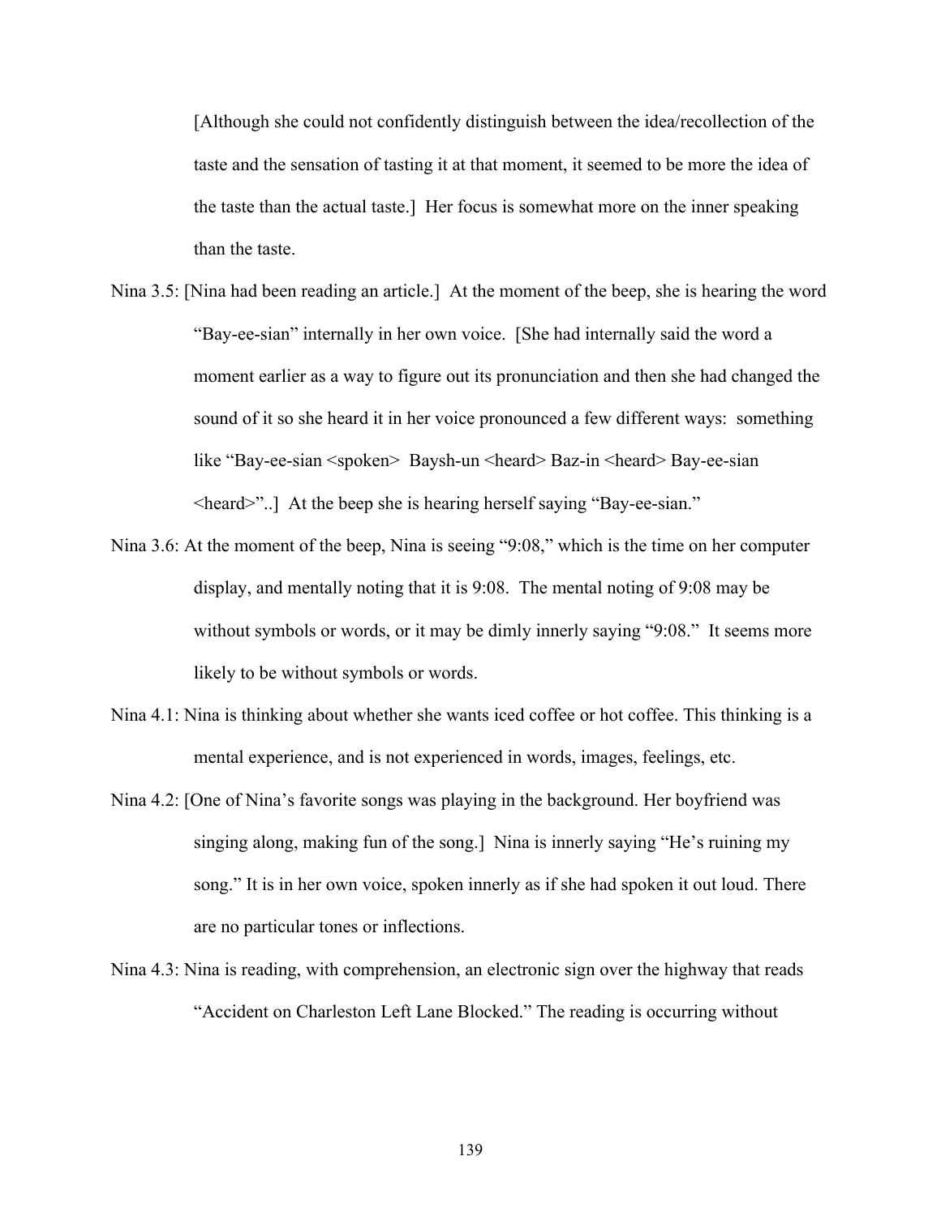[Although she could not confidently distinguish between the idea/recollection of the taste and the sensation of tasting it at that moment, it seemed to be more the idea of the taste than the actual taste.] Her focus is somewhat more on the inner speaking than the taste.

Nina 3.5: [Nina had been reading an article.] At the moment of the beep, she is hearing the word "Bay-ee-sian" internally in her own voice. [She had internally said the word a moment earlier as a way to figure out its pronunciation and then she had changed the sound of it so she heard it in her voice pronounced a few different ways: something like "Bay-ee-sian <spoken> Baysh-un <heard> Baz-in <heard> Bay-ee-sian <heard>"..] At the beep she is hearing herself saying "Bay-ee-sian."

Nina 3.6: At the moment of the beep, Nina is seeing "9:08," which is the time on her computer display, and mentally noting that it is 9:08. The mental noting of 9:08 may be without symbols or words, or it may be dimly innerly saying "9:08." It seems more likely to be without symbols or words.

Nina 4.1: Nina is thinking about whether she wants iced coffee or hot coffee. This thinking is a mental experience, and is not experienced in words, images, feelings, etc.

Nina 4.2: [One of Nina's favorite songs was playing in the background. Her boyfriend was singing along, making fun of the song.] Nina is innerly saying "He's ruining my song." It is in her own voice, spoken innerly as if she had spoken it out loud. There are no particular tones or inflections.

Nina 4.3: Nina is reading, with comprehension, an electronic sign over the highway that reads "Accident on Charleston Left Lane Blocked." The reading is occurring without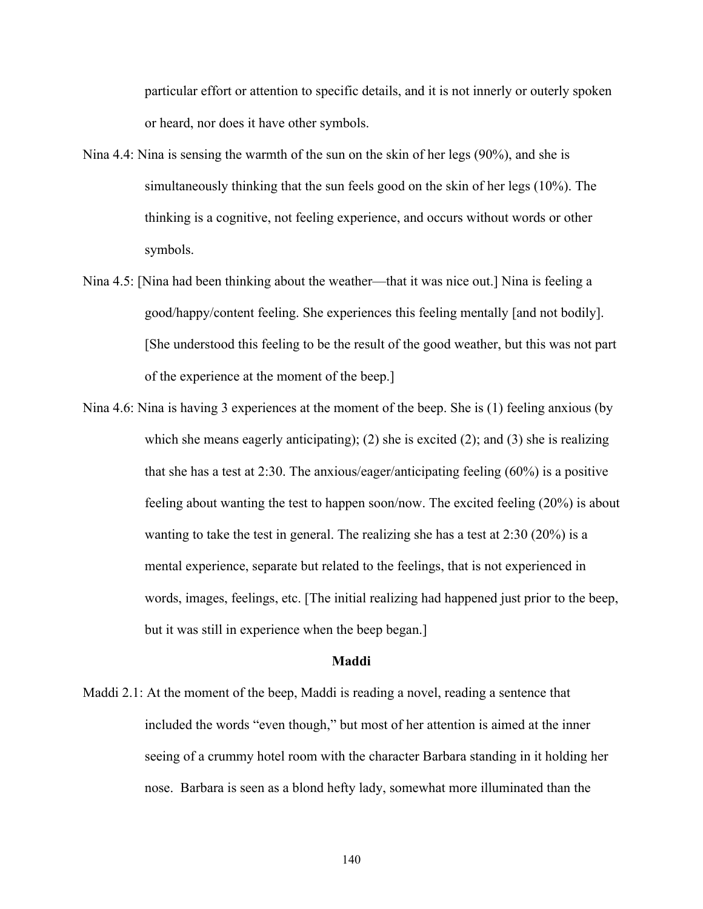particular effort or attention to specific details, and it is not innerly or outerly spoken or heard, nor does it have other symbols.

Nina 4.4: Nina is sensing the warmth of the sun on the skin of her legs (90%), and she is simultaneously thinking that the sun feels good on the skin of her legs (10%). The thinking is a cognitive, not feeling experience, and occurs without words or other symbols.

Nina 4.5: [Nina had been thinking about the weather—that it was nice out.] Nina is feeling a good/happy/content feeling. She experiences this feeling mentally [and not bodily]. [She understood this feeling to be the result of the good weather, but this was not part of the experience at the moment of the beep.]

Nina 4.6: Nina is having 3 experiences at the moment of the beep. She is (1) feeling anxious (by which she means eagerly anticipating); (2) she is excited (2); and (3) she is realizing that she has a test at 2:30. The anxious/eager/anticipating feeling (60%) is a positive feeling about wanting the test to happen soon/now. The excited feeling (20%) is about wanting to take the test in general. The realizing she has a test at 2:30 (20%) is a mental experience, separate but related to the feelings, that is not experienced in words, images, feelings, etc. [The initial realizing had happened just prior to the beep, but it was still in experience when the beep began.]

**Maddi**

Maddi 2.1: At the moment of the beep, Maddi is reading a novel, reading a sentence that included the words "even though," but most of her attention is aimed at the inner seeing of a crummy hotel room with the character Barbara standing in it holding her nose. Barbara is seen as a blond hefty lady, somewhat more illuminated than the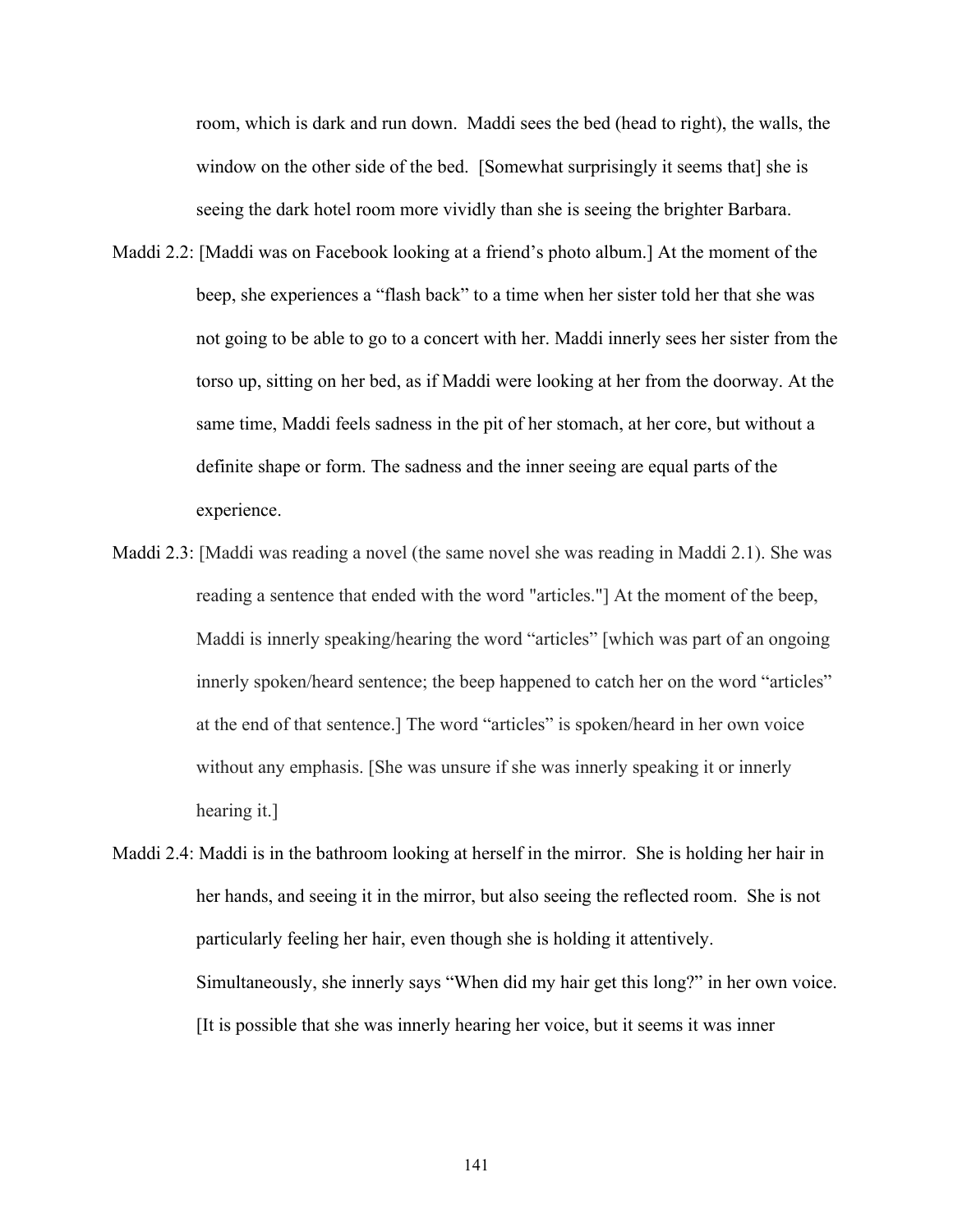room, which is dark and run down. Maddi sees the bed (head to right), the walls, the window on the other side of the bed. [Somewhat surprisingly it seems that] she is seeing the dark hotel room more vividly than she is seeing the brighter Barbara.

Maddi 2.2: [Maddi was on Facebook looking at a friend's photo album.] At the moment of the beep, she experiences a "flash back" to a time when her sister told her that she was not going to be able to go to a concert with her. Maddi innerly sees her sister from the torso up, sitting on her bed, as if Maddi were looking at her from the doorway. At the same time, Maddi feels sadness in the pit of her stomach, at her core, but without a definite shape or form. The sadness and the inner seeing are equal parts of the experience.

Maddi 2.3: [Maddi was reading a novel (the same novel she was reading in Maddi 2.1). She was reading a sentence that ended with the word "articles."] At the moment of the beep, Maddi is innerly speaking/hearing the word "articles" [which was part of an ongoing innerly spoken/heard sentence; the beep happened to catch her on the word "articles" at the end of that sentence.] The word "articles" is spoken/heard in her own voice without any emphasis. [She was unsure if she was innerly speaking it or innerly hearing it.]

Maddi 2.4: Maddi is in the bathroom looking at herself in the mirror. She is holding her hair in her hands, and seeing it in the mirror, but also seeing the reflected room. She is not particularly feeling her hair, even though she is holding it attentively. Simultaneously, she innerly says "When did my hair get this long?" in her own voice. [It is possible that she was innerly hearing her voice, but it seems it was inner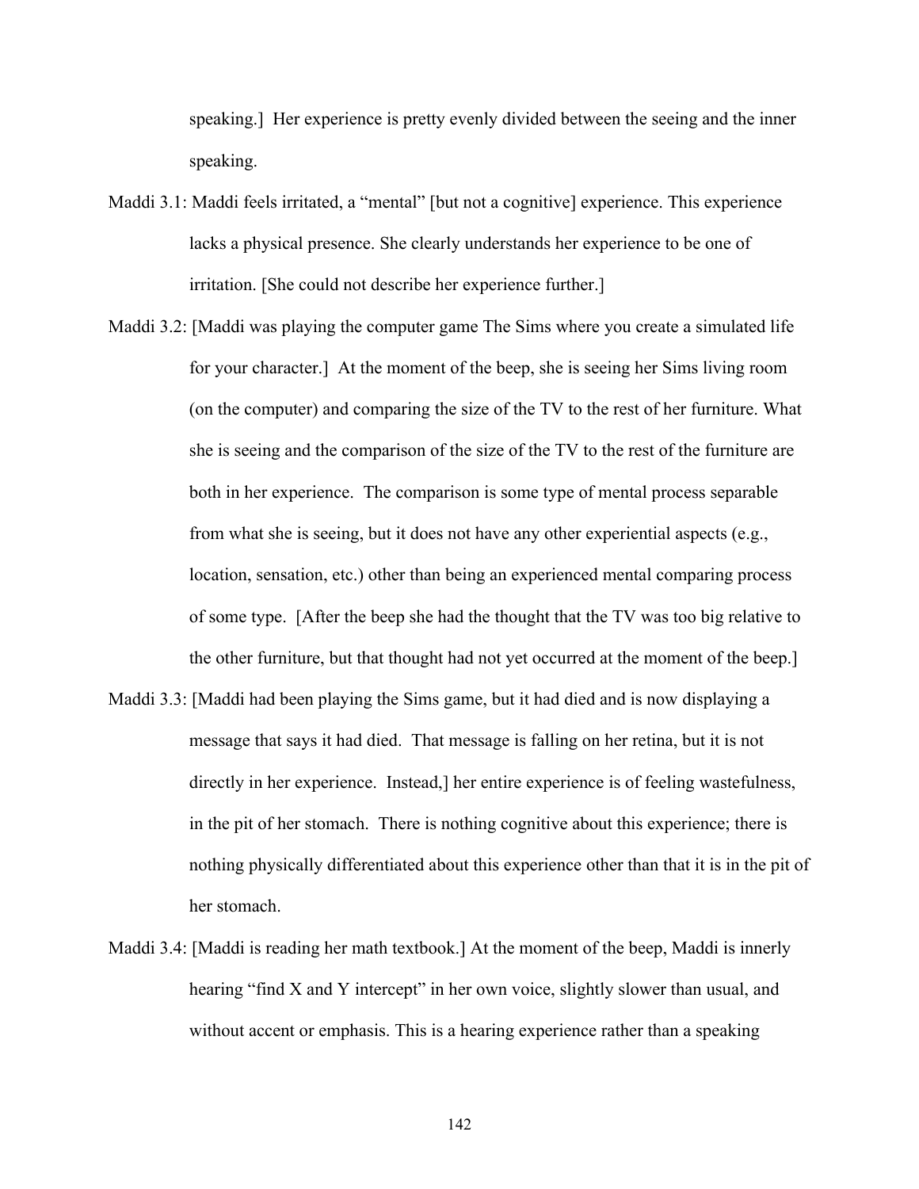speaking.] Her experience is pretty evenly divided between the seeing and the inner speaking.

Maddi 3.1: Maddi feels irritated, a "mental" [but not a cognitive] experience. This experience lacks a physical presence. She clearly understands her experience to be one of irritation. [She could not describe her experience further.]

Maddi 3.2: [Maddi was playing the computer game The Sims where you create a simulated life for your character.] At the moment of the beep, she is seeing her Sims living room (on the computer) and comparing the size of the TV to the rest of her furniture. What she is seeing and the comparison of the size of the TV to the rest of the furniture are both in her experience. The comparison is some type of mental process separable from what she is seeing, but it does not have any other experiential aspects (e.g., location, sensation, etc.) other than being an experienced mental comparing process of some type. [After the beep she had the thought that the TV was too big relative to the other furniture, but that thought had not yet occurred at the moment of the beep.]

Maddi 3.3: [Maddi had been playing the Sims game, but it had died and is now displaying a message that says it had died. That message is falling on her retina, but it is not directly in her experience. Instead,] her entire experience is of feeling wastefulness, in the pit of her stomach. There is nothing cognitive about this experience; there is nothing physically differentiated about this experience other than that it is in the pit of her stomach.

Maddi 3.4: [Maddi is reading her math textbook.] At the moment of the beep, Maddi is innerly hearing "find X and Y intercept" in her own voice, slightly slower than usual, and without accent or emphasis. This is a hearing experience rather than a speaking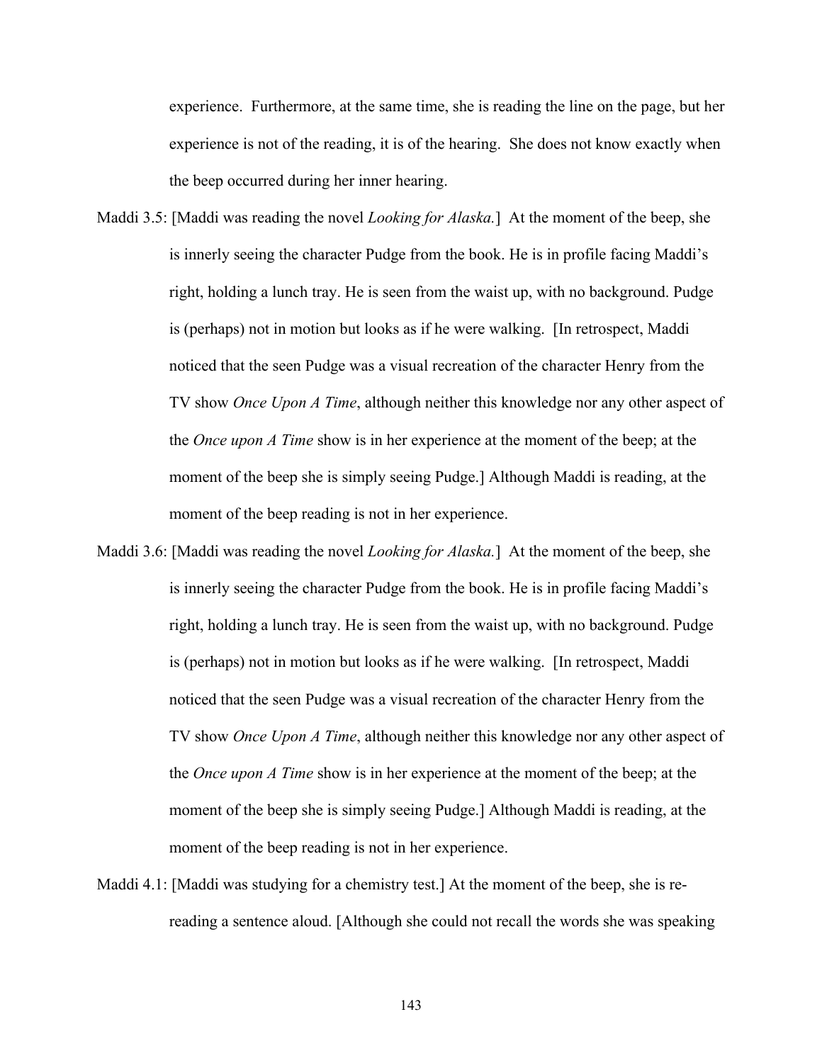experience. Furthermore, at the same time, she is reading the line on the page, but her experience is not of the reading, it is of the hearing. She does not know exactly when the beep occurred during her inner hearing.

Maddi 3.5: [Maddi was reading the novel *Looking for Alaska.*] At the moment of the beep, she is innerly seeing the character Pudge from the book. He is in profile facing Maddi's right, holding a lunch tray. He is seen from the waist up, with no background. Pudge is (perhaps) not in motion but looks as if he were walking. [In retrospect, Maddi noticed that the seen Pudge was a visual recreation of the character Henry from the TV show *Once Upon A Time*, although neither this knowledge nor any other aspect of the *Once upon A Time* show is in her experience at the moment of the beep; at the moment of the beep she is simply seeing Pudge.] Although Maddi is reading, at the moment of the beep reading is not in her experience.

Maddi 3.6: [Maddi was reading the novel *Looking for Alaska.*] At the moment of the beep, she is innerly seeing the character Pudge from the book. He is in profile facing Maddi's right, holding a lunch tray. He is seen from the waist up, with no background. Pudge is (perhaps) not in motion but looks as if he were walking. [In retrospect, Maddi noticed that the seen Pudge was a visual recreation of the character Henry from the TV show *Once Upon A Time*, although neither this knowledge nor any other aspect of the *Once upon A Time* show is in her experience at the moment of the beep; at the moment of the beep she is simply seeing Pudge.] Although Maddi is reading, at the moment of the beep reading is not in her experience.

Maddi 4.1: [Maddi was studying for a chemistry test.] At the moment of the beep, she is re-reading a sentence aloud. [Although she could not recall the words she was speaking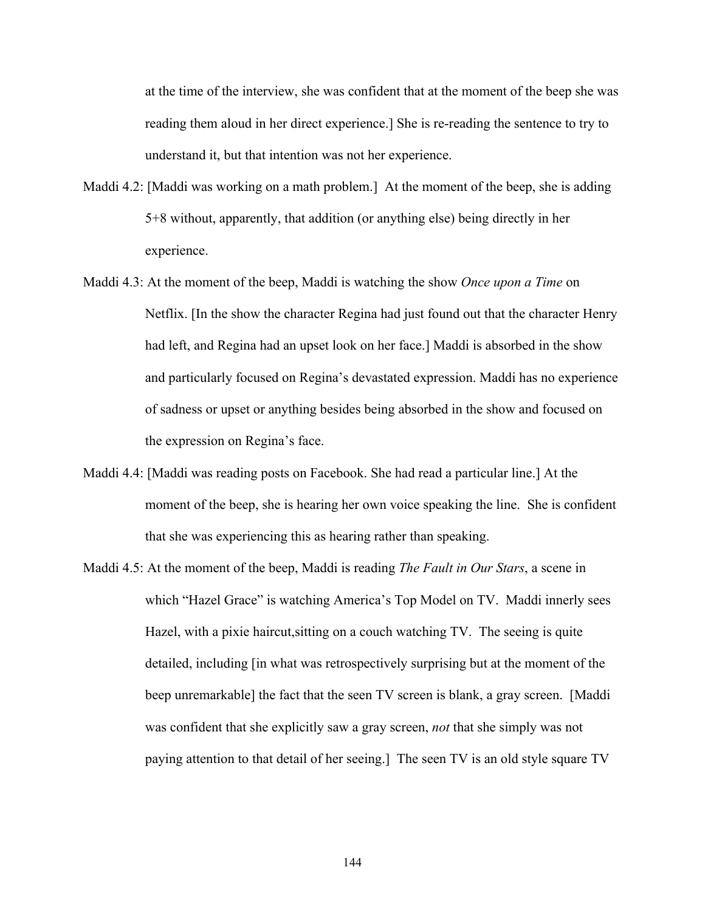at the time of the interview, she was confident that at the moment of the beep she was reading them aloud in her direct experience.] She is re-reading the sentence to try to understand it, but that intention was not her experience.

Maddi 4.2: [Maddi was working on a math problem.] At the moment of the beep, she is adding 5+8 without, apparently, that addition (or anything else) being directly in her experience.

Maddi 4.3: At the moment of the beep, Maddi is watching the show *Once upon a Time* on Netflix. [In the show the character Regina had just found out that the character Henry had left, and Regina had an upset look on her face.] Maddi is absorbed in the show and particularly focused on Regina's devastated expression. Maddi has no experience of sadness or upset or anything besides being absorbed in the show and focused on the expression on Regina's face.

Maddi 4.4: [Maddi was reading posts on Facebook. She had read a particular line.] At the moment of the beep, she is hearing her own voice speaking the line. She is confident that she was experiencing this as hearing rather than speaking.

Maddi 4.5: At the moment of the beep, Maddi is reading *The Fault in Our Stars*, a scene in which "Hazel Grace" is watching America's Top Model on TV. Maddi innerly sees Hazel, with a pixie haircut,sitting on a couch watching TV. The seeing is quite detailed, including [in what was retrospectively surprising but at the moment of the beep unremarkable] the fact that the seen TV screen is blank, a gray screen. [Maddi was confident that she explicitly saw a gray screen, *not* that she simply was not paying attention to that detail of her seeing.] The seen TV is an old style square TV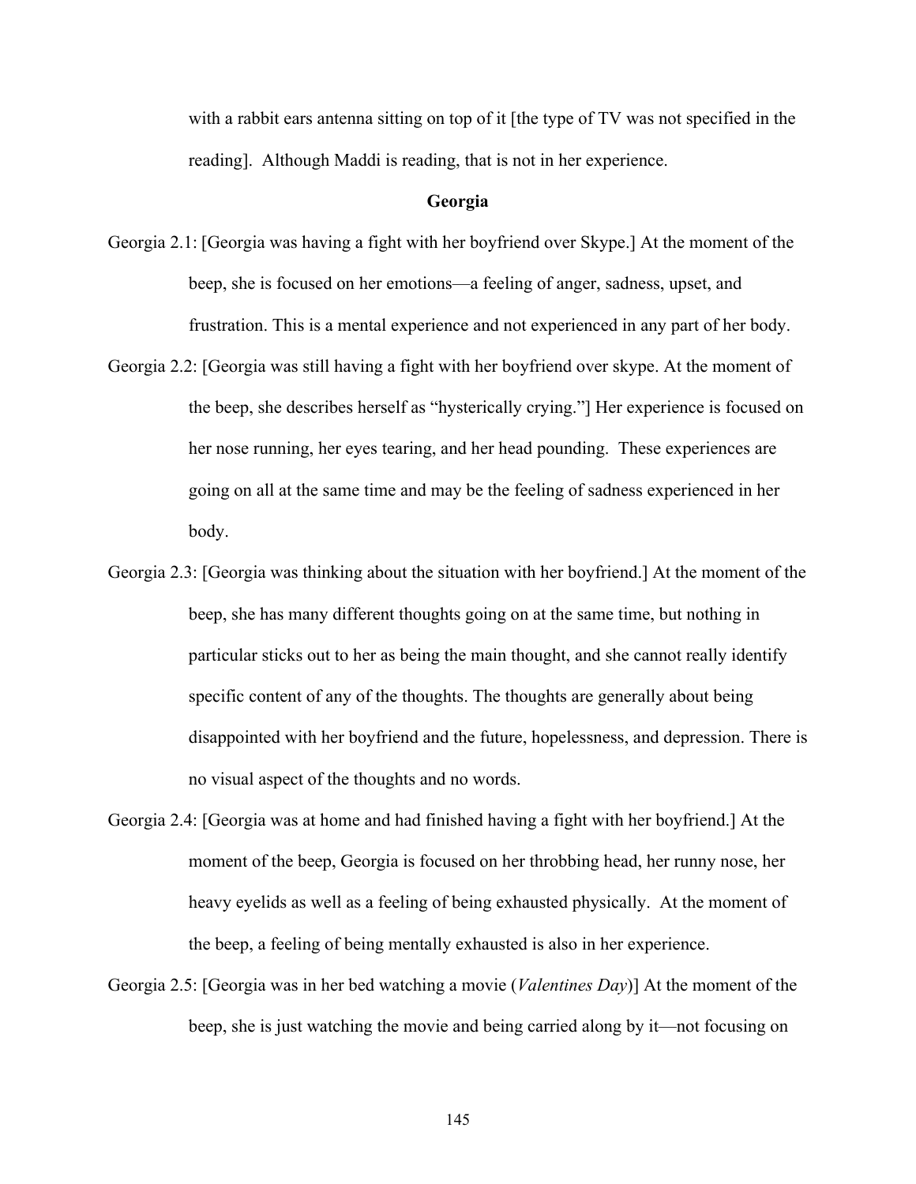with a rabbit ears antenna sitting on top of it [the type of TV was not specified in the reading]. Although Maddi is reading, that is not in her experience.

**Georgia**

Georgia 2.1: [Georgia was having a fight with her boyfriend over Skype.] At the moment of the beep, she is focused on her emotions—a feeling of anger, sadness, upset, and frustration. This is a mental experience and not experienced in any part of her body.

Georgia 2.2: [Georgia was still having a fight with her boyfriend over skype. At the moment of the beep, she describes herself as "hysterically crying."] Her experience is focused on her nose running, her eyes tearing, and her head pounding. These experiences are going on all at the same time and may be the feeling of sadness experienced in her body.

Georgia 2.3: [Georgia was thinking about the situation with her boyfriend.] At the moment of the beep, she has many different thoughts going on at the same time, but nothing in particular sticks out to her as being the main thought, and she cannot really identify specific content of any of the thoughts. The thoughts are generally about being disappointed with her boyfriend and the future, hopelessness, and depression. There is no visual aspect of the thoughts and no words.

Georgia 2.4: [Georgia was at home and had finished having a fight with her boyfriend.] At the moment of the beep, Georgia is focused on her throbbing head, her runny nose, her heavy eyelids as well as a feeling of being exhausted physically. At the moment of the beep, a feeling of being mentally exhausted is also in her experience.

Georgia 2.5: [Georgia was in her bed watching a movie (*Valentines Day*)] At the moment of the beep, she is just watching the movie and being carried along by it—not focusing on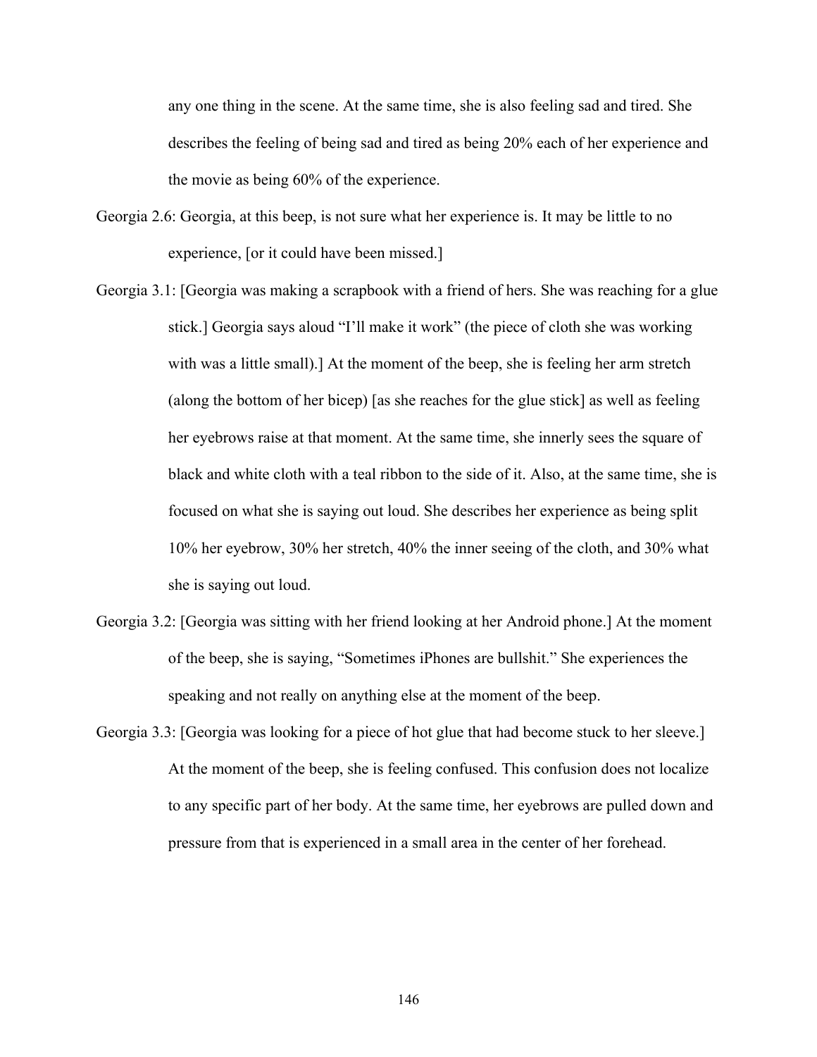any one thing in the scene. At the same time, she is also feeling sad and tired. She describes the feeling of being sad and tired as being 20% each of her experience and the movie as being 60% of the experience.

Georgia 2.6: Georgia, at this beep, is not sure what her experience is. It may be little to no experience, [or it could have been missed.]

Georgia 3.1: [Georgia was making a scrapbook with a friend of hers. She was reaching for a glue stick.] Georgia says aloud "I'll make it work" (the piece of cloth she was working with was a little small).] At the moment of the beep, she is feeling her arm stretch (along the bottom of her bicep) [as she reaches for the glue stick] as well as feeling her eyebrows raise at that moment. At the same time, she innerly sees the square of black and white cloth with a teal ribbon to the side of it. Also, at the same time, she is focused on what she is saying out loud. She describes her experience as being split 10% her eyebrow, 30% her stretch, 40% the inner seeing of the cloth, and 30% what she is saying out loud.

Georgia 3.2: [Georgia was sitting with her friend looking at her Android phone.] At the moment of the beep, she is saying, "Sometimes iPhones are bullshit." She experiences the speaking and not really on anything else at the moment of the beep.

Georgia 3.3: [Georgia was looking for a piece of hot glue that had become stuck to her sleeve.] At the moment of the beep, she is feeling confused. This confusion does not localize to any specific part of her body. At the same time, her eyebrows are pulled down and pressure from that is experienced in a small area in the center of her forehead.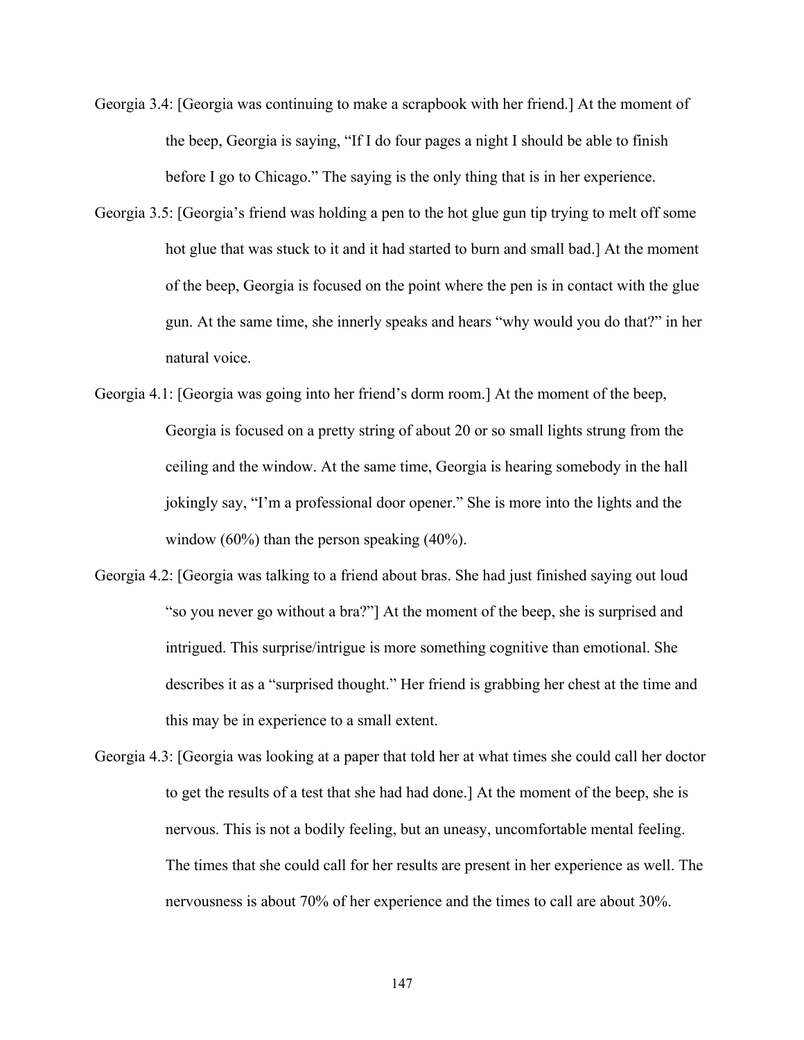Georgia 3.4: [Georgia was continuing to make a scrapbook with her friend.] At the moment of the beep, Georgia is saying, "If I do four pages a night I should be able to finish before I go to Chicago." The saying is the only thing that is in her experience.

Georgia 3.5: [Georgia's friend was holding a pen to the hot glue gun tip trying to melt off some hot glue that was stuck to it and it had started to burn and small bad.] At the moment of the beep, Georgia is focused on the point where the pen is in contact with the glue gun. At the same time, she innerly speaks and hears "why would you do that?" in her natural voice.

Georgia 4.1: [Georgia was going into her friend's dorm room.] At the moment of the beep, Georgia is focused on a pretty string of about 20 or so small lights strung from the ceiling and the window. At the same time, Georgia is hearing somebody in the hall jokingly say, "I'm a professional door opener." She is more into the lights and the window (60%) than the person speaking (40%).

Georgia 4.2: [Georgia was talking to a friend about bras. She had just finished saying out loud "so you never go without a bra?"] At the moment of the beep, she is surprised and intrigued. This surprise/intrigue is more something cognitive than emotional. She describes it as a "surprised thought." Her friend is grabbing her chest at the time and this may be in experience to a small extent.

Georgia 4.3: [Georgia was looking at a paper that told her at what times she could call her doctor to get the results of a test that she had had done.] At the moment of the beep, she is nervous. This is not a bodily feeling, but an uneasy, uncomfortable mental feeling. The times that she could call for her results are present in her experience as well. The nervousness is about 70% of her experience and the times to call are about 30%.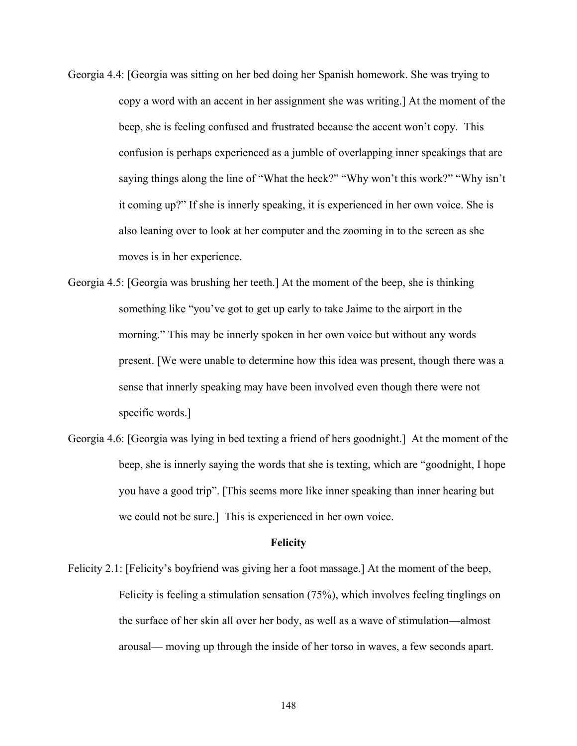Georgia 4.4: [Georgia was sitting on her bed doing her Spanish homework. She was trying to copy a word with an accent in her assignment she was writing.] At the moment of the beep, she is feeling confused and frustrated because the accent won't copy. This confusion is perhaps experienced as a jumble of overlapping inner speakings that are saying things along the line of "What the heck?" "Why won't this work?" "Why isn't it coming up?" If she is innerly speaking, it is experienced in her own voice. She is also leaning over to look at her computer and the zooming in to the screen as she moves is in her experience.

Georgia 4.5: [Georgia was brushing her teeth.] At the moment of the beep, she is thinking something like "you've got to get up early to take Jaime to the airport in the morning." This may be innerly spoken in her own voice but without any words present. [We were unable to determine how this idea was present, though there was a sense that innerly speaking may have been involved even though there were not specific words.]

Georgia 4.6: [Georgia was lying in bed texting a friend of hers goodnight.] At the moment of the beep, she is innerly saying the words that she is texting, which are "goodnight, I hope you have a good trip". [This seems more like inner speaking than inner hearing but we could not be sure.] This is experienced in her own voice.

**Felicity**

Felicity 2.1: [Felicity's boyfriend was giving her a foot massage.] At the moment of the beep, Felicity is feeling a stimulation sensation (75%), which involves feeling tinglings on the surface of her skin all over her body, as well as a wave of stimulation—almost arousal— moving up through the inside of her torso in waves, a few seconds apart.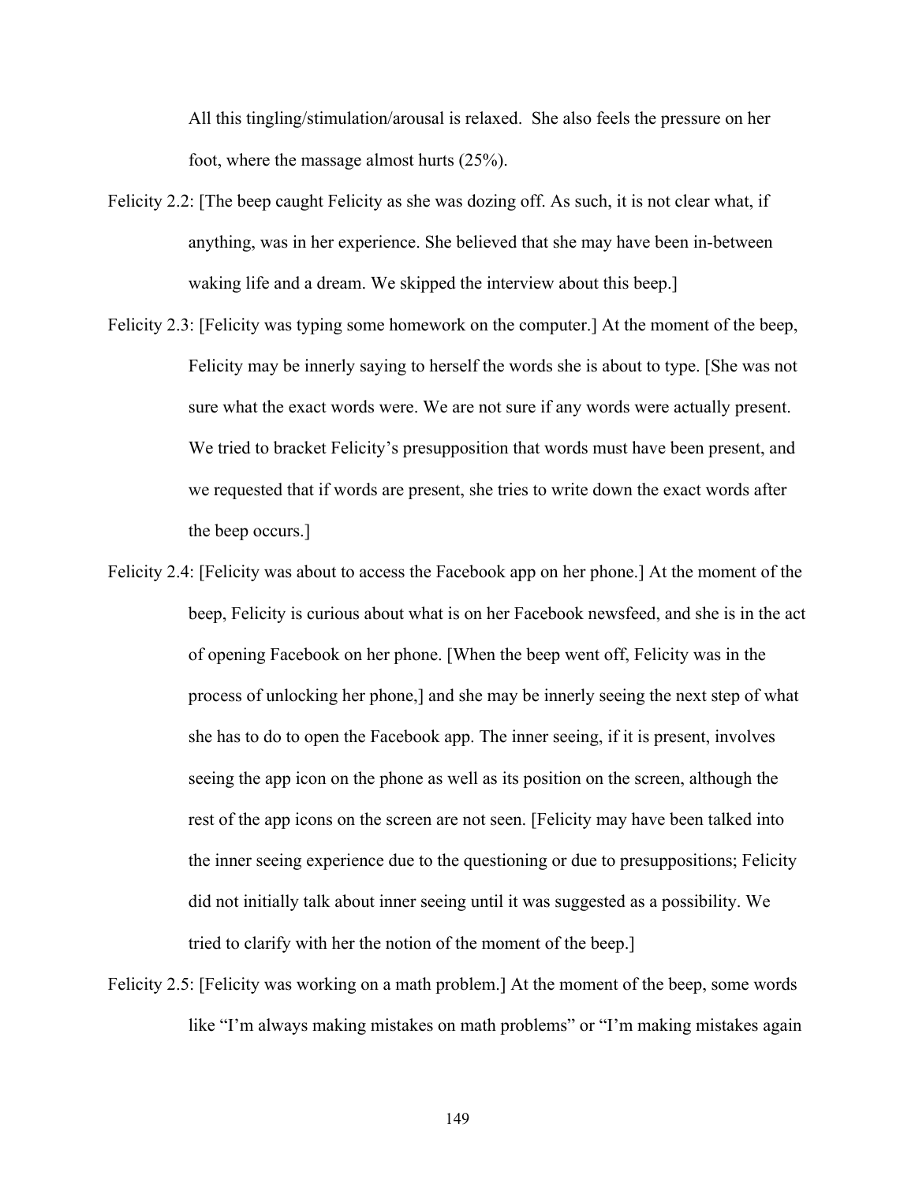All this tingling/stimulation/arousal is relaxed. She also feels the pressure on her foot, where the massage almost hurts (25%).

Felicity 2.2: [The beep caught Felicity as she was dozing off. As such, it is not clear what, if anything, was in her experience. She believed that she may have been in-between waking life and a dream. We skipped the interview about this beep.]

Felicity 2.3: [Felicity was typing some homework on the computer.] At the moment of the beep, Felicity may be innerly saying to herself the words she is about to type. [She was not sure what the exact words were. We are not sure if any words were actually present. We tried to bracket Felicity's presupposition that words must have been present, and we requested that if words are present, she tries to write down the exact words after the beep occurs.]

Felicity 2.4: [Felicity was about to access the Facebook app on her phone.] At the moment of the beep, Felicity is curious about what is on her Facebook newsfeed, and she is in the act of opening Facebook on her phone. [When the beep went off, Felicity was in the process of unlocking her phone,] and she may be innerly seeing the next step of what she has to do to open the Facebook app. The inner seeing, if it is present, involves seeing the app icon on the phone as well as its position on the screen, although the rest of the app icons on the screen are not seen. [Felicity may have been talked into the inner seeing experience due to the questioning or due to presuppositions; Felicity did not initially talk about inner seeing until it was suggested as a possibility. We tried to clarify with her the notion of the moment of the beep.]

Felicity 2.5: [Felicity was working on a math problem.] At the moment of the beep, some words like "I'm always making mistakes on math problems" or "I'm making mistakes again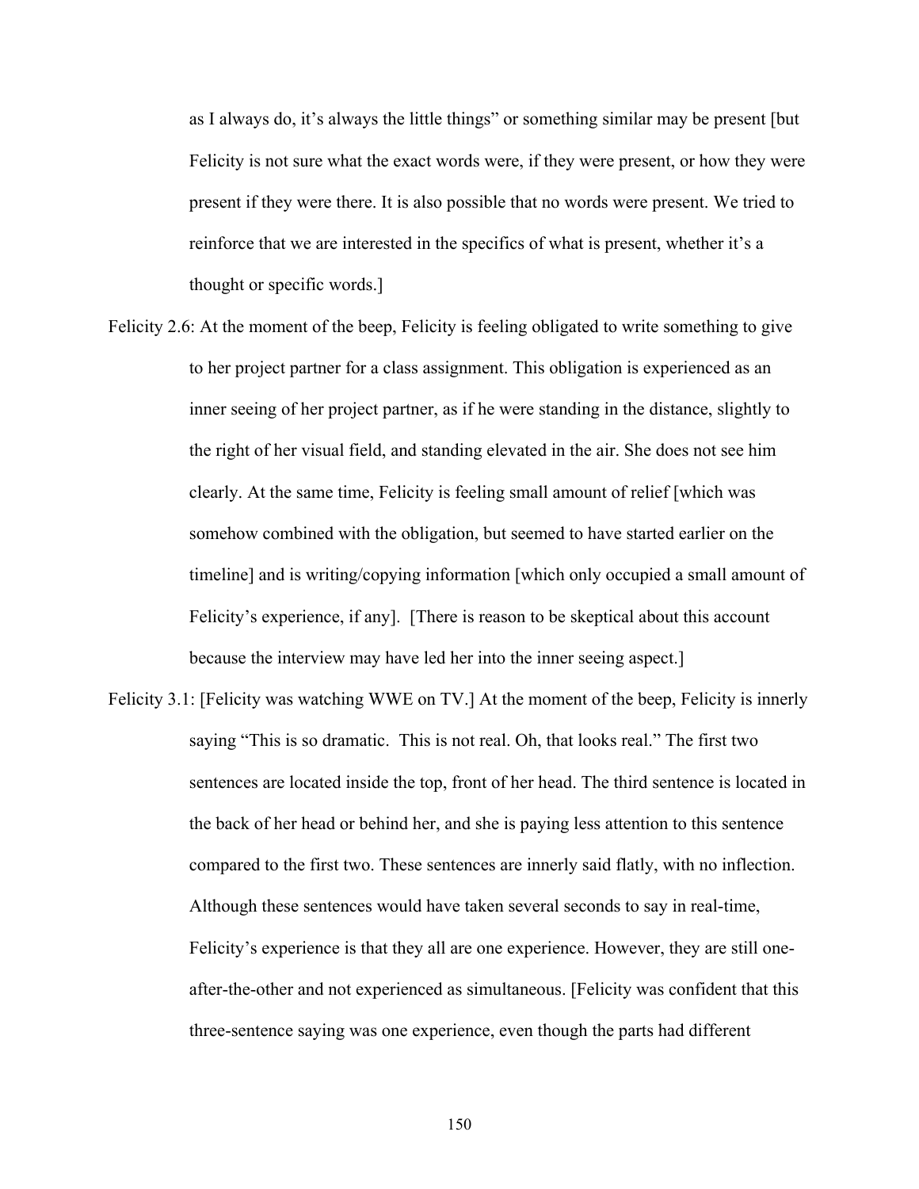as I always do, it's always the little things" or something similar may be present [but Felicity is not sure what the exact words were, if they were present, or how they were present if they were there. It is also possible that no words were present. We tried to reinforce that we are interested in the specifics of what is present, whether it's a thought or specific words.]

Felicity 2.6: At the moment of the beep, Felicity is feeling obligated to write something to give to her project partner for a class assignment. This obligation is experienced as an inner seeing of her project partner, as if he were standing in the distance, slightly to the right of her visual field, and standing elevated in the air. She does not see him clearly. At the same time, Felicity is feeling small amount of relief [which was somehow combined with the obligation, but seemed to have started earlier on the timeline] and is writing/copying information [which only occupied a small amount of Felicity's experience, if any]. [There is reason to be skeptical about this account because the interview may have led her into the inner seeing aspect.]

Felicity 3.1: [Felicity was watching WWE on TV.] At the moment of the beep, Felicity is innerly saying "This is so dramatic. This is not real. Oh, that looks real." The first two sentences are located inside the top, front of her head. The third sentence is located in the back of her head or behind her, and she is paying less attention to this sentence compared to the first two. These sentences are innerly said flatly, with no inflection. Although these sentences would have taken several seconds to say in real-time, Felicity's experience is that they all are one experience. However, they are still one-after-the-other and not experienced as simultaneous. [Felicity was confident that this three-sentence saying was one experience, even though the parts had different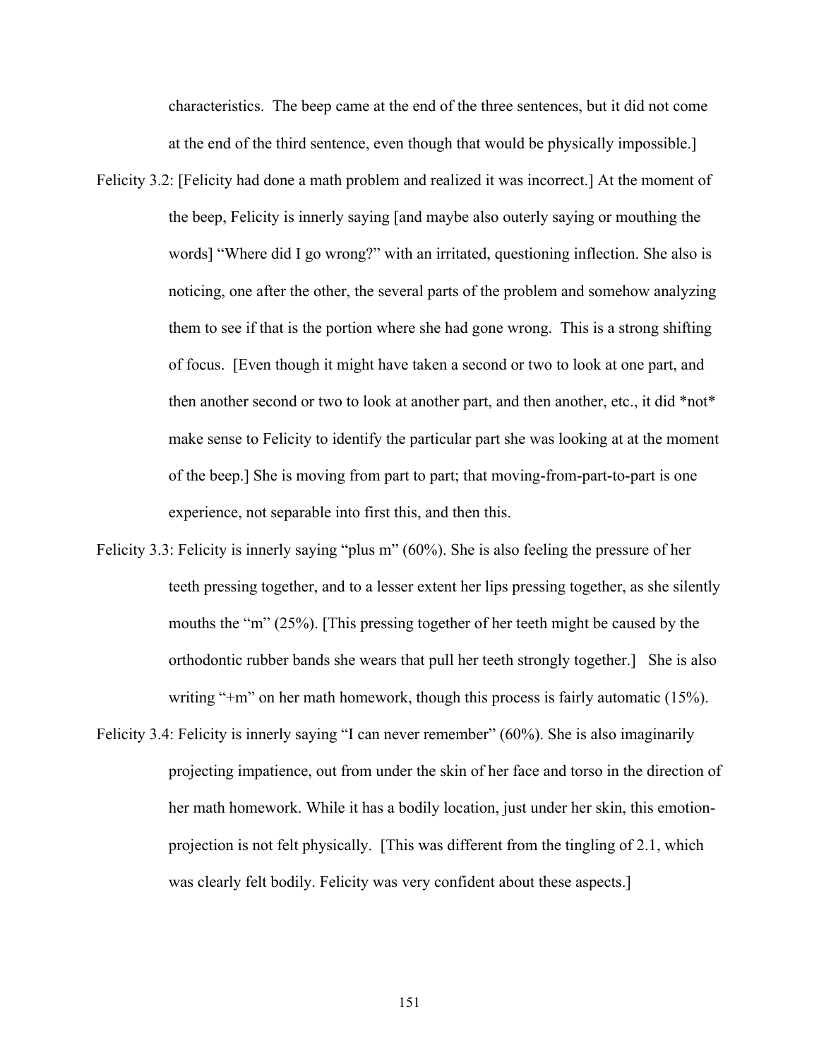characteristics. The beep came at the end of the three sentences, but it did not come at the end of the third sentence, even though that would be physically impossible.]

Felicity 3.2: [Felicity had done a math problem and realized it was incorrect.] At the moment of the beep, Felicity is innerly saying [and maybe also outerly saying or mouthing the words] "Where did I go wrong?" with an irritated, questioning inflection. She also is noticing, one after the other, the several parts of the problem and somehow analyzing them to see if that is the portion where she had gone wrong. This is a strong shifting of focus. [Even though it might have taken a second or two to look at one part, and then another second or two to look at another part, and then another, etc., it did *not* make sense to Felicity to identify the particular part she was looking at at the moment of the beep.] She is moving from part to part; that moving-from-part-to-part is one experience, not separable into first this, and then this.

Felicity 3.3: Felicity is innerly saying "plus m" (60%). She is also feeling the pressure of her teeth pressing together, and to a lesser extent her lips pressing together, as she silently mouths the "m" (25%). [This pressing together of her teeth might be caused by the orthodontic rubber bands she wears that pull her teeth strongly together.] She is also writing "+m" on her math homework, though this process is fairly automatic (15%).

Felicity 3.4: Felicity is innerly saying "I can never remember" (60%). She is also imaginarily projecting impatience, out from under the skin of her face and torso in the direction of her math homework. While it has a bodily location, just under her skin, this emotion-projection is not felt physically. [This was different from the tingling of 2.1, which was clearly felt bodily. Felicity was very confident about these aspects.]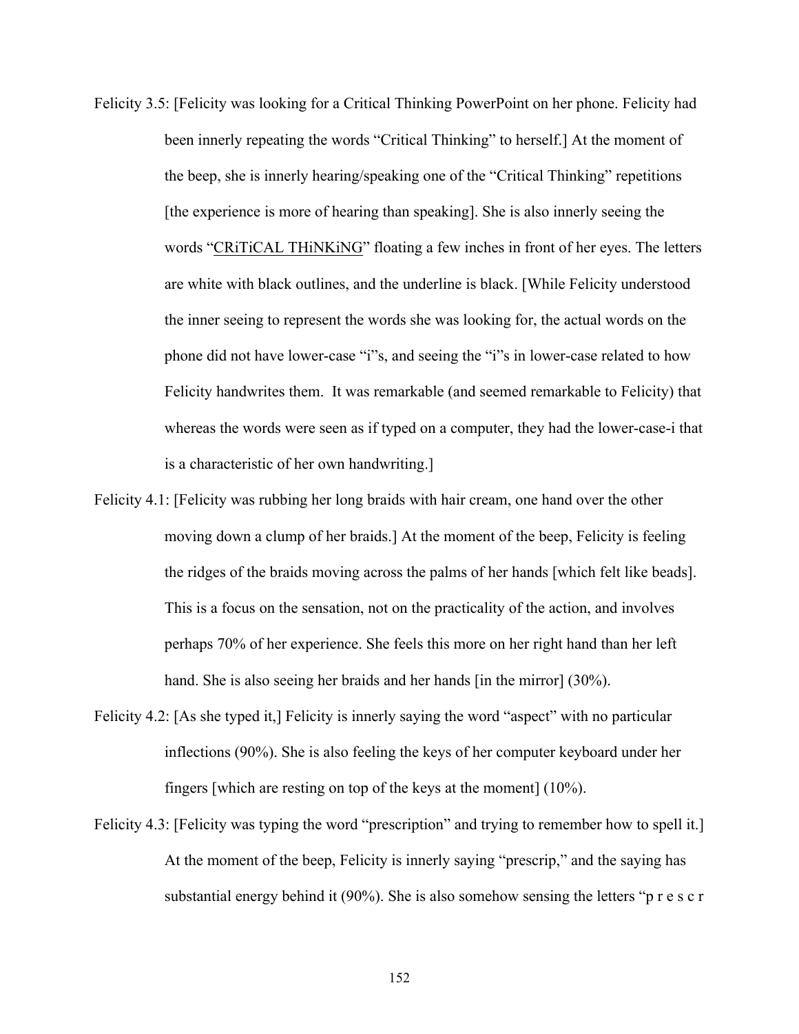Felicity 3.5: [Felicity was looking for a Critical Thinking PowerPoint on her phone. Felicity had been innerly repeating the words "Critical Thinking" to herself.] At the moment of the beep, she is innerly hearing/speaking one of the "Critical Thinking" repetitions [the experience is more of hearing than speaking]. She is also innerly seeing the words "<u>CRiTiCAL THiNKiNG</u>" floating a few inches in front of her eyes. The letters are white with black outlines, and the underline is black. [While Felicity understood the inner seeing to represent the words she was looking for, the actual words on the phone did not have lower-case "i"s, and seeing the "i"s in lower-case related to how Felicity handwrites them. It was remarkable (and seemed remarkable to Felicity) that whereas the words were seen as if typed on a computer, they had the lower-case-i that is a characteristic of her own handwriting.]

Felicity 4.1: [Felicity was rubbing her long braids with hair cream, one hand over the other moving down a clump of her braids.] At the moment of the beep, Felicity is feeling the ridges of the braids moving across the palms of her hands [which felt like beads]. This is a focus on the sensation, not on the practicality of the action, and involves perhaps 70% of her experience. She feels this more on her right hand than her left hand. She is also seeing her braids and her hands [in the mirror] (30%).

Felicity 4.2: [As she typed it,] Felicity is innerly saying the word "aspect" with no particular inflections (90%). She is also feeling the keys of her computer keyboard under her fingers [which are resting on top of the keys at the moment] (10%).

Felicity 4.3: [Felicity was typing the word "prescription" and trying to remember how to spell it.] At the moment of the beep, Felicity is innerly saying "prescrip," and the saying has substantial energy behind it (90%). She is also somehow sensing the letters "p r e s c r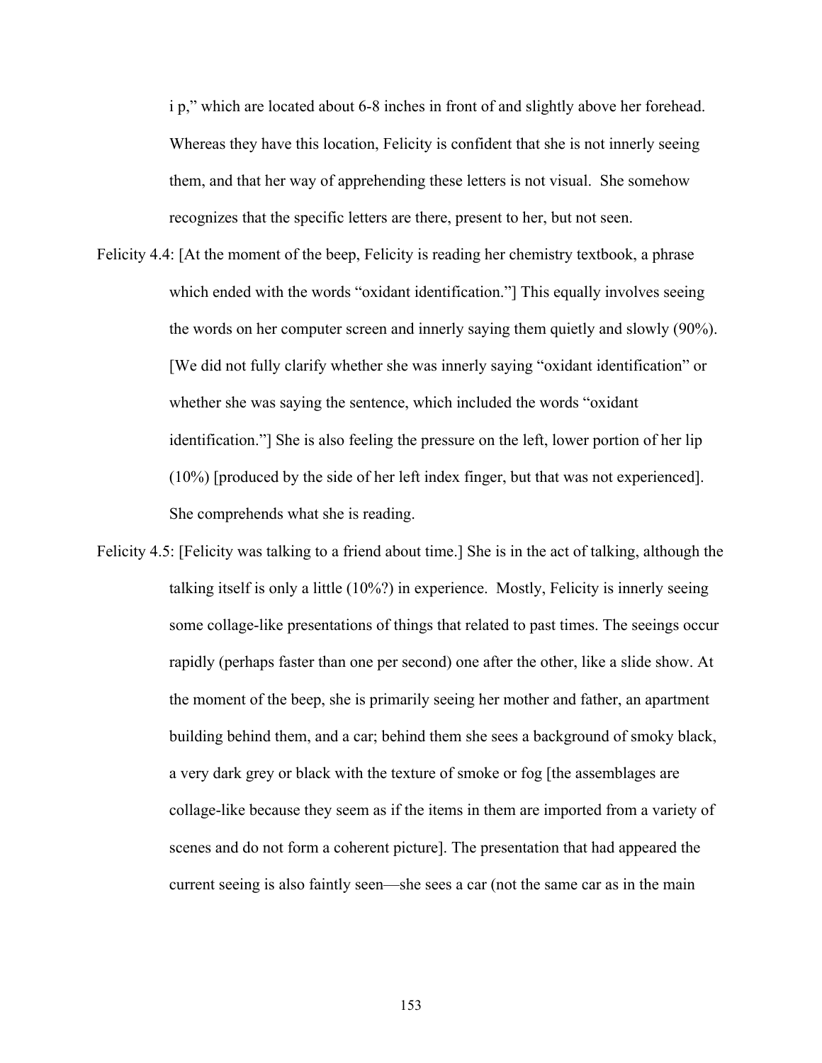i p," which are located about 6-8 inches in front of and slightly above her forehead. Whereas they have this location, Felicity is confident that she is not innerly seeing them, and that her way of apprehending these letters is not visual. She somehow recognizes that the specific letters are there, present to her, but not seen.

Felicity 4.4: [At the moment of the beep, Felicity is reading her chemistry textbook, a phrase which ended with the words "oxidant identification."] This equally involves seeing the words on her computer screen and innerly saying them quietly and slowly (90%). [We did not fully clarify whether she was innerly saying "oxidant identification" or whether she was saying the sentence, which included the words "oxidant identification."] She is also feeling the pressure on the left, lower portion of her lip (10%) [produced by the side of her left index finger, but that was not experienced]. She comprehends what she is reading.

Felicity 4.5: [Felicity was talking to a friend about time.] She is in the act of talking, although the talking itself is only a little (10%?) in experience. Mostly, Felicity is innerly seeing some collage-like presentations of things that related to past times. The seeings occur rapidly (perhaps faster than one per second) one after the other, like a slide show. At the moment of the beep, she is primarily seeing her mother and father, an apartment building behind them, and a car; behind them she sees a background of smoky black, a very dark grey or black with the texture of smoke or fog [the assemblages are collage-like because they seem as if the items in them are imported from a variety of scenes and do not form a coherent picture]. The presentation that had appeared the current seeing is also faintly seen—she sees a car (not the same car as in the main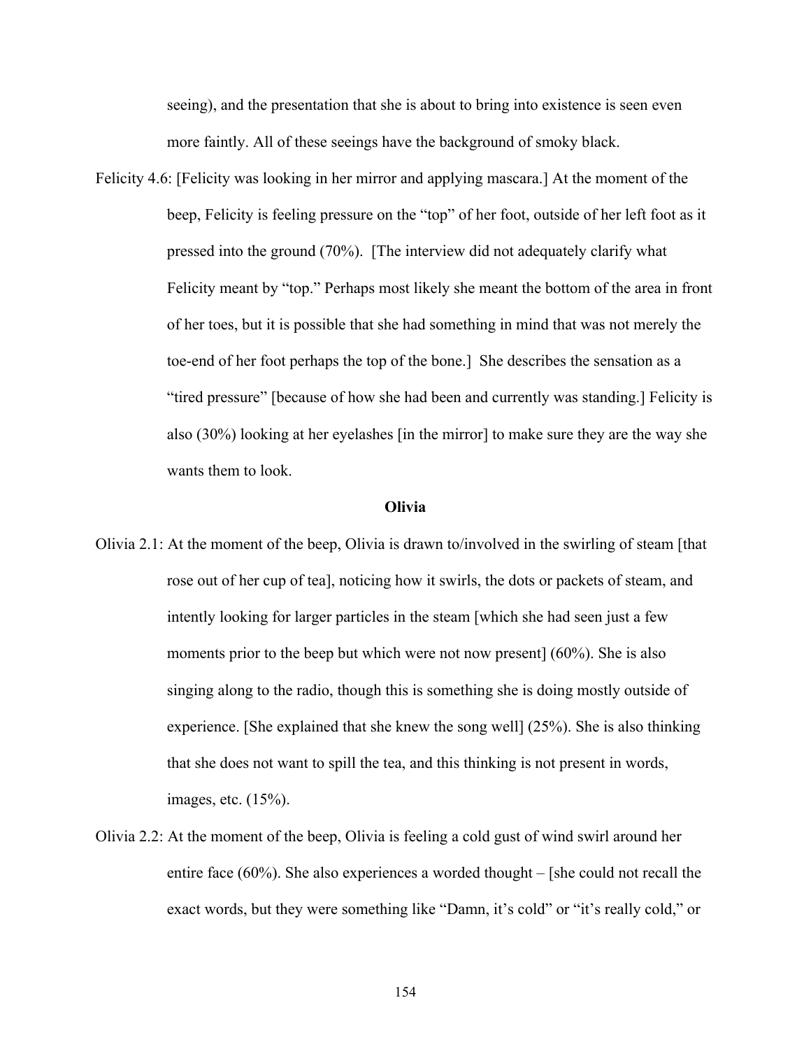seeing), and the presentation that she is about to bring into existence is seen even more faintly. All of these seeings have the background of smoky black.

Felicity 4.6: [Felicity was looking in her mirror and applying mascara.] At the moment of the beep, Felicity is feeling pressure on the "top" of her foot, outside of her left foot as it pressed into the ground (70%). [The interview did not adequately clarify what Felicity meant by "top." Perhaps most likely she meant the bottom of the area in front of her toes, but it is possible that she had something in mind that was not merely the toe-end of her foot perhaps the top of the bone.] She describes the sensation as a "tired pressure" [because of how she had been and currently was standing.] Felicity is also (30%) looking at her eyelashes [in the mirror] to make sure they are the way she wants them to look.

**Olivia**

Olivia 2.1: At the moment of the beep, Olivia is drawn to/involved in the swirling of steam [that rose out of her cup of tea], noticing how it swirls, the dots or packets of steam, and intently looking for larger particles in the steam [which she had seen just a few moments prior to the beep but which were not now present] (60%). She is also singing along to the radio, though this is something she is doing mostly outside of experience. [She explained that she knew the song well] (25%). She is also thinking that she does not want to spill the tea, and this thinking is not present in words, images, etc. (15%).

Olivia 2.2: At the moment of the beep, Olivia is feeling a cold gust of wind swirl around her entire face (60%). She also experiences a worded thought – [she could not recall the exact words, but they were something like "Damn, it's cold" or "it's really cold," or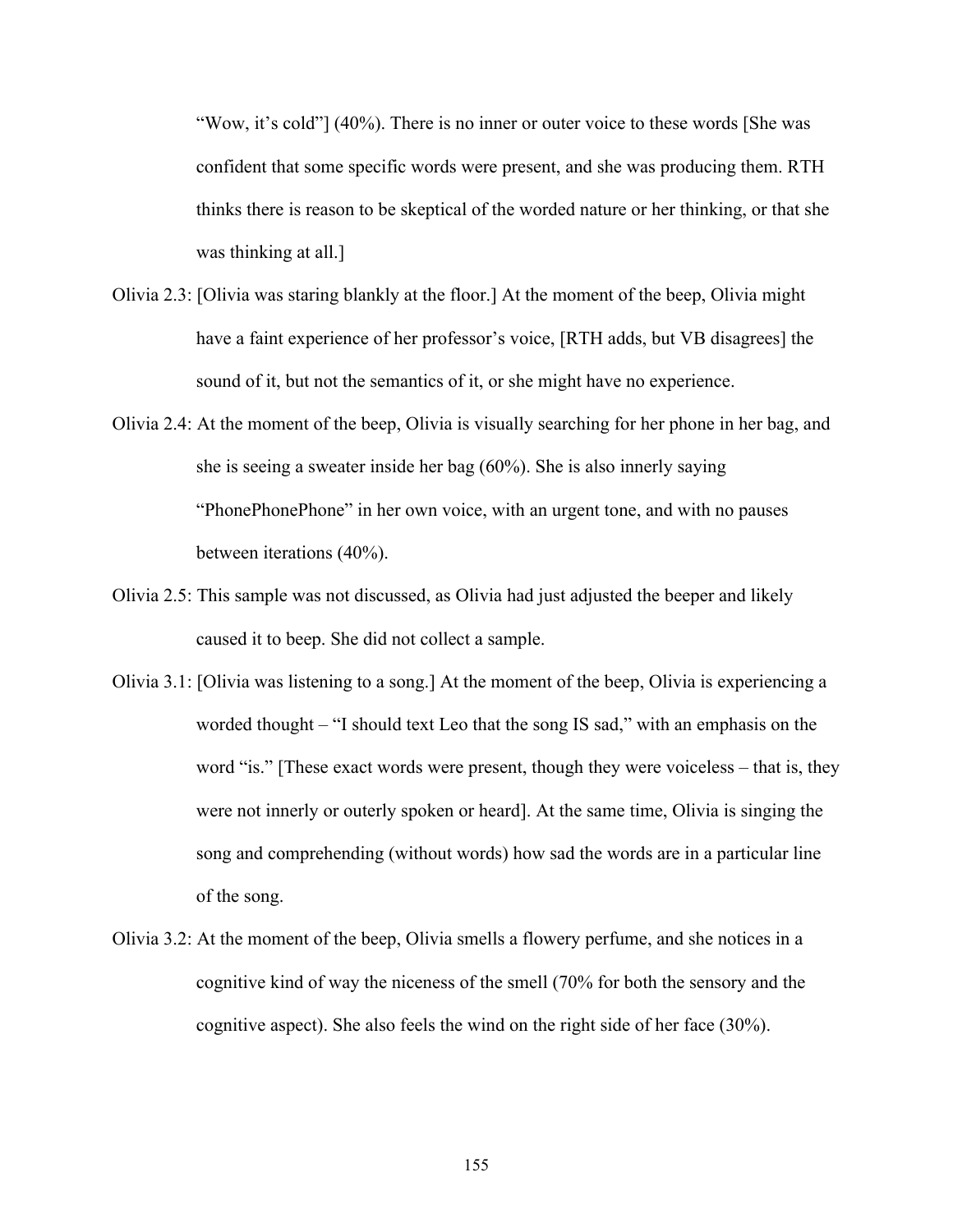"Wow, it's cold"] (40%). There is no inner or outer voice to these words [She was confident that some specific words were present, and she was producing them. RTH thinks there is reason to be skeptical of the worded nature or her thinking, or that she was thinking at all.]

Olivia 2.3: [Olivia was staring blankly at the floor.] At the moment of the beep, Olivia might have a faint experience of her professor's voice, [RTH adds, but VB disagrees] the sound of it, but not the semantics of it, or she might have no experience.

Olivia 2.4: At the moment of the beep, Olivia is visually searching for her phone in her bag, and she is seeing a sweater inside her bag (60%). She is also innerly saying "PhonePhonePhone" in her own voice, with an urgent tone, and with no pauses between iterations (40%).

Olivia 2.5: This sample was not discussed, as Olivia had just adjusted the beeper and likely caused it to beep. She did not collect a sample.

Olivia 3.1: [Olivia was listening to a song.] At the moment of the beep, Olivia is experiencing a worded thought – "I should text Leo that the song IS sad," with an emphasis on the word "is." [These exact words were present, though they were voiceless – that is, they were not innerly or outerly spoken or heard]. At the same time, Olivia is singing the song and comprehending (without words) how sad the words are in a particular line of the song.

Olivia 3.2: At the moment of the beep, Olivia smells a flowery perfume, and she notices in a cognitive kind of way the niceness of the smell (70% for both the sensory and the cognitive aspect). She also feels the wind on the right side of her face (30%).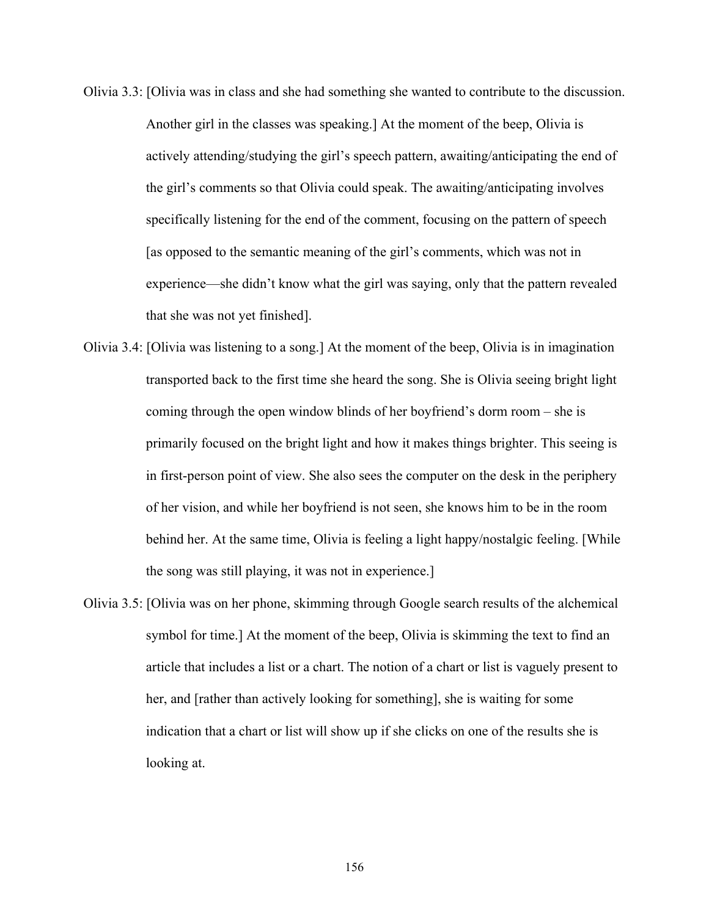Olivia 3.3: [Olivia was in class and she had something she wanted to contribute to the discussion. Another girl in the classes was speaking.] At the moment of the beep, Olivia is actively attending/studying the girl's speech pattern, awaiting/anticipating the end of the girl's comments so that Olivia could speak. The awaiting/anticipating involves specifically listening for the end of the comment, focusing on the pattern of speech [as opposed to the semantic meaning of the girl's comments, which was not in experience—she didn't know what the girl was saying, only that the pattern revealed that she was not yet finished].

Olivia 3.4: [Olivia was listening to a song.] At the moment of the beep, Olivia is in imagination transported back to the first time she heard the song. She is Olivia seeing bright light coming through the open window blinds of her boyfriend's dorm room – she is primarily focused on the bright light and how it makes things brighter. This seeing is in first-person point of view. She also sees the computer on the desk in the periphery of her vision, and while her boyfriend is not seen, she knows him to be in the room behind her. At the same time, Olivia is feeling a light happy/nostalgic feeling. [While the song was still playing, it was not in experience.]

Olivia 3.5: [Olivia was on her phone, skimming through Google search results of the alchemical symbol for time.] At the moment of the beep, Olivia is skimming the text to find an article that includes a list or a chart. The notion of a chart or list is vaguely present to her, and [rather than actively looking for something], she is waiting for some indication that a chart or list will show up if she clicks on one of the results she is looking at.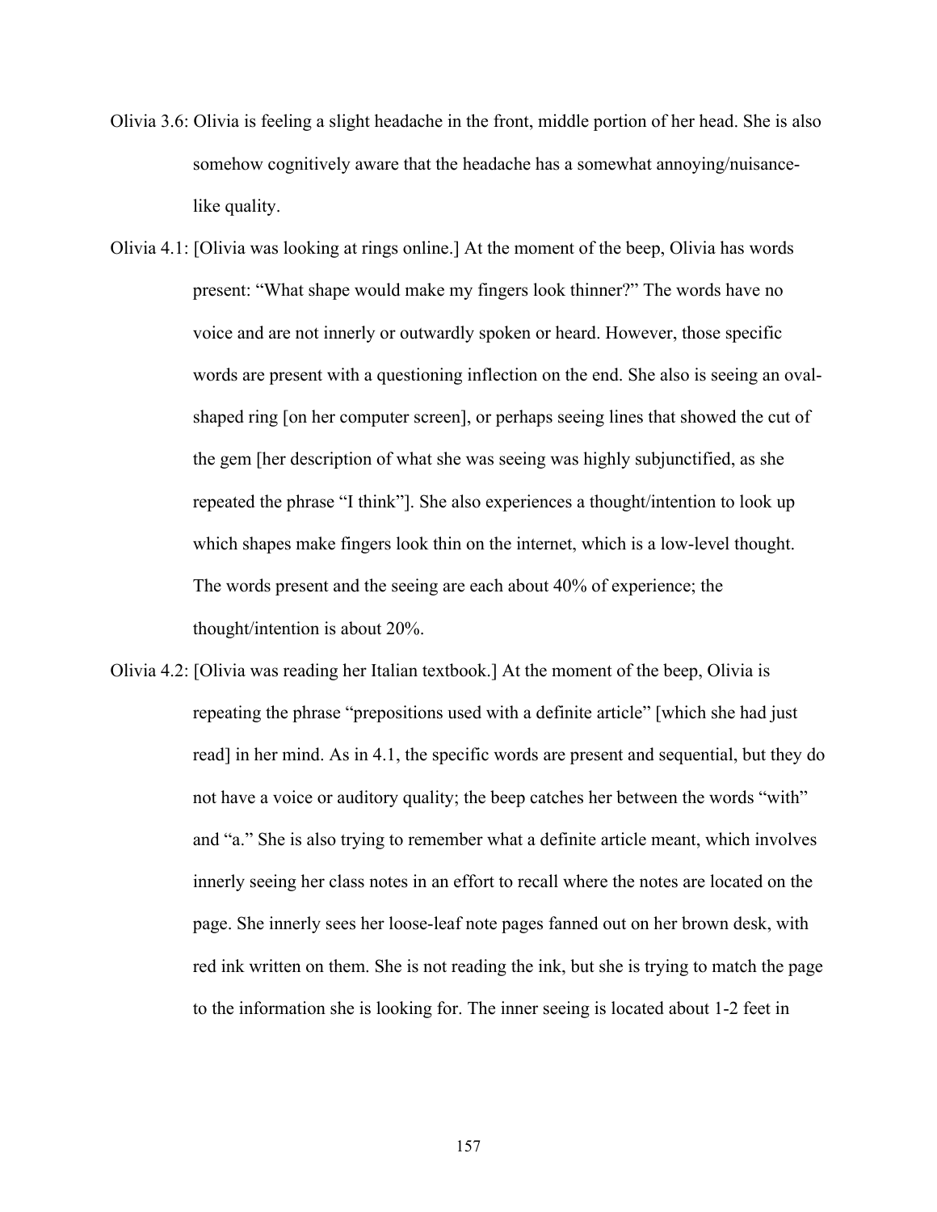Olivia 3.6: Olivia is feeling a slight headache in the front, middle portion of her head. She is also somehow cognitively aware that the headache has a somewhat annoying/nuisance-like quality.

Olivia 4.1: [Olivia was looking at rings online.] At the moment of the beep, Olivia has words present: "What shape would make my fingers look thinner?" The words have no voice and are not innerly or outwardly spoken or heard. However, those specific words are present with a questioning inflection on the end. She also is seeing an oval-shaped ring [on her computer screen], or perhaps seeing lines that showed the cut of the gem [her description of what she was seeing was highly subjunctified, as she repeated the phrase "I think"]. She also experiences a thought/intention to look up which shapes make fingers look thin on the internet, which is a low-level thought. The words present and the seeing are each about 40% of experience; the thought/intention is about 20%.

Olivia 4.2: [Olivia was reading her Italian textbook.] At the moment of the beep, Olivia is repeating the phrase "prepositions used with a definite article" [which she had just read] in her mind. As in 4.1, the specific words are present and sequential, but they do not have a voice or auditory quality; the beep catches her between the words "with" and "a." She is also trying to remember what a definite article meant, which involves innerly seeing her class notes in an effort to recall where the notes are located on the page. She innerly sees her loose-leaf note pages fanned out on her brown desk, with red ink written on them. She is not reading the ink, but she is trying to match the page to the information she is looking for. The inner seeing is located about 1-2 feet in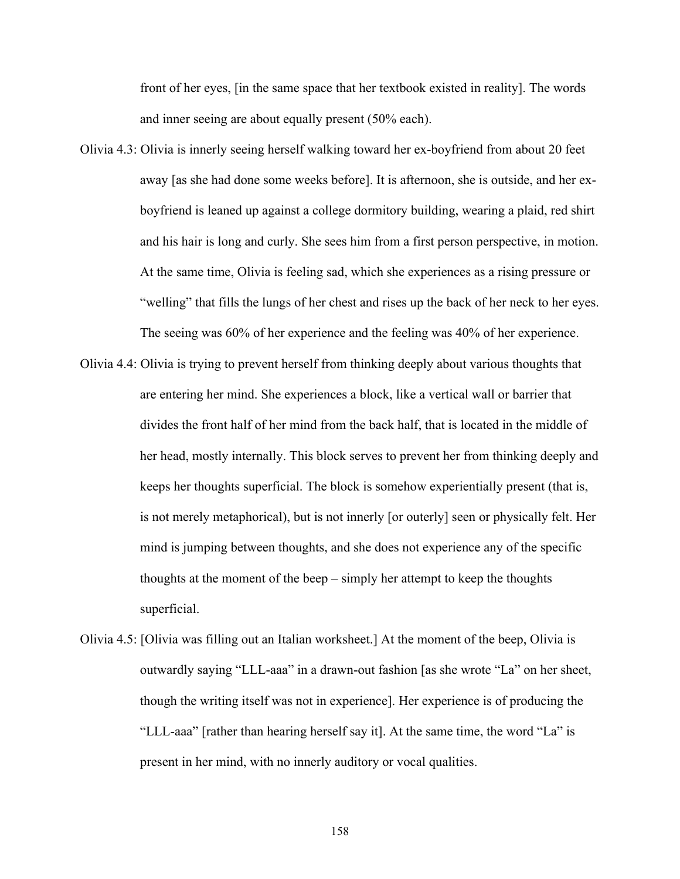front of her eyes, [in the same space that her textbook existed in reality]. The words and inner seeing are about equally present (50% each).

Olivia 4.3: Olivia is innerly seeing herself walking toward her ex-boyfriend from about 20 feet away [as she had done some weeks before]. It is afternoon, she is outside, and her ex-boyfriend is leaned up against a college dormitory building, wearing a plaid, red shirt and his hair is long and curly. She sees him from a first person perspective, in motion. At the same time, Olivia is feeling sad, which she experiences as a rising pressure or "welling" that fills the lungs of her chest and rises up the back of her neck to her eyes. The seeing was 60% of her experience and the feeling was 40% of her experience.

Olivia 4.4: Olivia is trying to prevent herself from thinking deeply about various thoughts that are entering her mind. She experiences a block, like a vertical wall or barrier that divides the front half of her mind from the back half, that is located in the middle of her head, mostly internally. This block serves to prevent her from thinking deeply and keeps her thoughts superficial. The block is somehow experientially present (that is, is not merely metaphorical), but is not innerly [or outerly] seen or physically felt. Her mind is jumping between thoughts, and she does not experience any of the specific thoughts at the moment of the beep – simply her attempt to keep the thoughts superficial.

Olivia 4.5: [Olivia was filling out an Italian worksheet.] At the moment of the beep, Olivia is outwardly saying "LLL-aaa" in a drawn-out fashion [as she wrote "La" on her sheet, though the writing itself was not in experience]. Her experience is of producing the "LLL-aaa" [rather than hearing herself say it]. At the same time, the word "La" is present in her mind, with no innerly auditory or vocal qualities.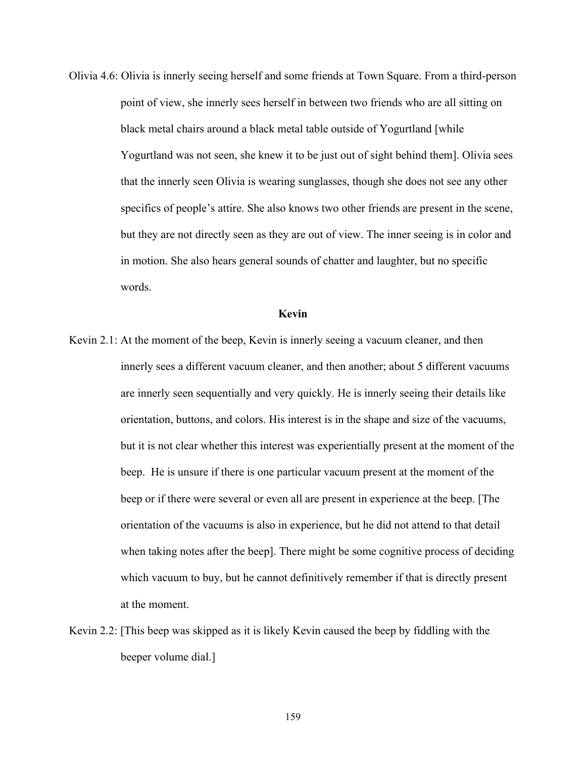Olivia 4.6: Olivia is innerly seeing herself and some friends at Town Square. From a third-person point of view, she innerly sees herself in between two friends who are all sitting on black metal chairs around a black metal table outside of Yogurtland [while Yogurtland was not seen, she knew it to be just out of sight behind them]. Olivia sees that the innerly seen Olivia is wearing sunglasses, though she does not see any other specifics of people's attire. She also knows two other friends are present in the scene, but they are not directly seen as they are out of view. The inner seeing is in color and in motion. She also hears general sounds of chatter and laughter, but no specific words.

### Kevin

Kevin 2.1: At the moment of the beep, Kevin is innerly seeing a vacuum cleaner, and then innerly sees a different vacuum cleaner, and then another; about 5 different vacuums are innerly seen sequentially and very quickly. He is innerly seeing their details like orientation, buttons, and colors. His interest is in the shape and size of the vacuums, but it is not clear whether this interest was experientially present at the moment of the beep. He is unsure if there is one particular vacuum present at the moment of the beep or if there were several or even all are present in experience at the beep. [The orientation of the vacuums is also in experience, but he did not attend to that detail when taking notes after the beep]. There might be some cognitive process of deciding which vacuum to buy, but he cannot definitively remember if that is directly present at the moment.

Kevin 2.2: [This beep was skipped as it is likely Kevin caused the beep by fiddling with the beeper volume dial.]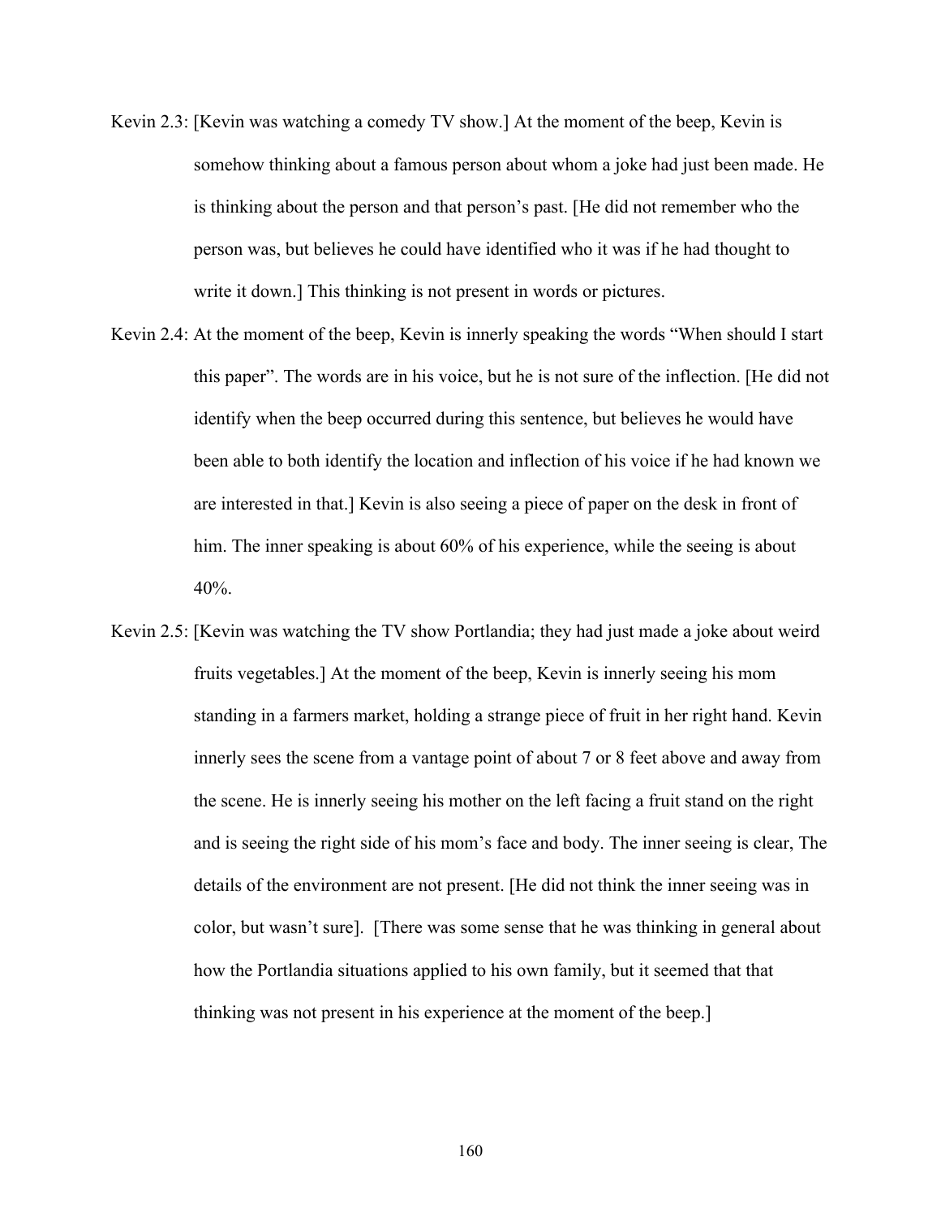Kevin 2.3: [Kevin was watching a comedy TV show.] At the moment of the beep, Kevin is somehow thinking about a famous person about whom a joke had just been made. He is thinking about the person and that person's past. [He did not remember who the person was, but believes he could have identified who it was if he had thought to write it down.] This thinking is not present in words or pictures.

Kevin 2.4: At the moment of the beep, Kevin is innerly speaking the words "When should I start this paper". The words are in his voice, but he is not sure of the inflection. [He did not identify when the beep occurred during this sentence, but believes he would have been able to both identify the location and inflection of his voice if he had known we are interested in that.] Kevin is also seeing a piece of paper on the desk in front of him. The inner speaking is about 60% of his experience, while the seeing is about 40%.

Kevin 2.5: [Kevin was watching the TV show Portlandia; they had just made a joke about weird fruits vegetables.] At the moment of the beep, Kevin is innerly seeing his mom standing in a farmers market, holding a strange piece of fruit in her right hand. Kevin innerly sees the scene from a vantage point of about 7 or 8 feet above and away from the scene. He is innerly seeing his mother on the left facing a fruit stand on the right and is seeing the right side of his mom's face and body. The inner seeing is clear, The details of the environment are not present. [He did not think the inner seeing was in color, but wasn't sure]. [There was some sense that he was thinking in general about how the Portlandia situations applied to his own family, but it seemed that that thinking was not present in his experience at the moment of the beep.]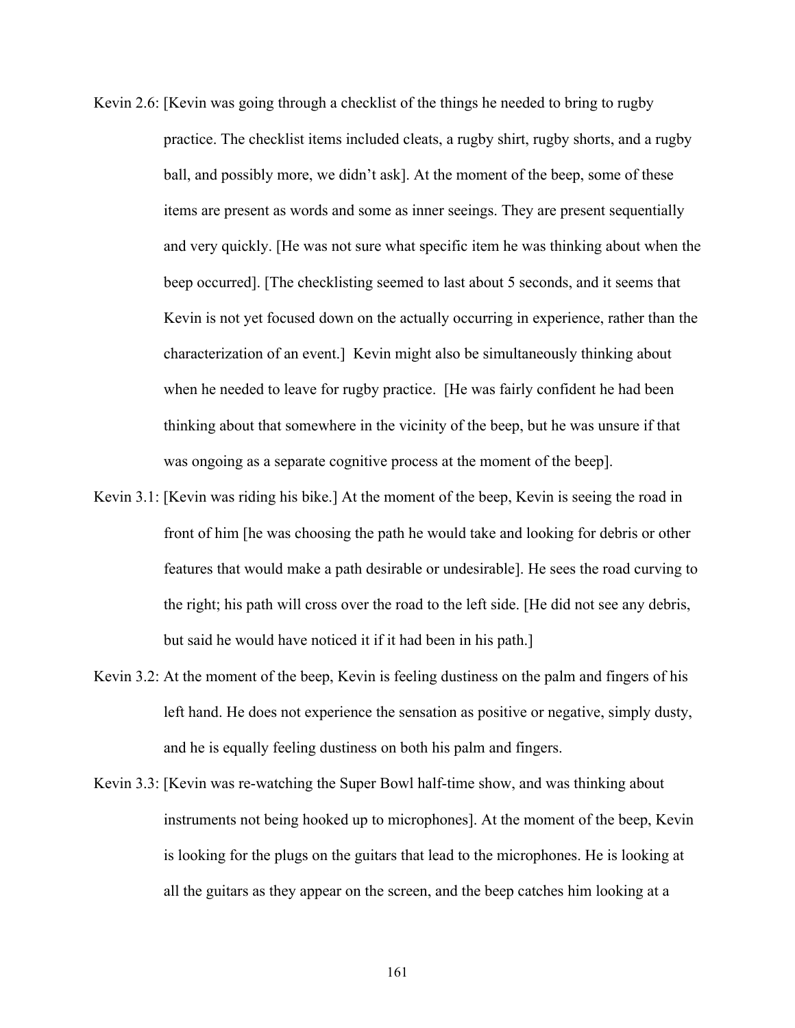Kevin 2.6: [Kevin was going through a checklist of the things he needed to bring to rugby practice. The checklist items included cleats, a rugby shirt, rugby shorts, and a rugby ball, and possibly more, we didn't ask]. At the moment of the beep, some of these items are present as words and some as inner seeings. They are present sequentially and very quickly. [He was not sure what specific item he was thinking about when the beep occurred]. [The checklisting seemed to last about 5 seconds, and it seems that Kevin is not yet focused down on the actually occurring in experience, rather than the characterization of an event.] Kevin might also be simultaneously thinking about when he needed to leave for rugby practice. [He was fairly confident he had been thinking about that somewhere in the vicinity of the beep, but he was unsure if that was ongoing as a separate cognitive process at the moment of the beep].

Kevin 3.1: [Kevin was riding his bike.] At the moment of the beep, Kevin is seeing the road in front of him [he was choosing the path he would take and looking for debris or other features that would make a path desirable or undesirable]. He sees the road curving to the right; his path will cross over the road to the left side. [He did not see any debris, but said he would have noticed it if it had been in his path.]

Kevin 3.2: At the moment of the beep, Kevin is feeling dustiness on the palm and fingers of his left hand. He does not experience the sensation as positive or negative, simply dusty, and he is equally feeling dustiness on both his palm and fingers.

Kevin 3.3: [Kevin was re-watching the Super Bowl half-time show, and was thinking about instruments not being hooked up to microphones]. At the moment of the beep, Kevin is looking for the plugs on the guitars that lead to the microphones. He is looking at all the guitars as they appear on the screen, and the beep catches him looking at a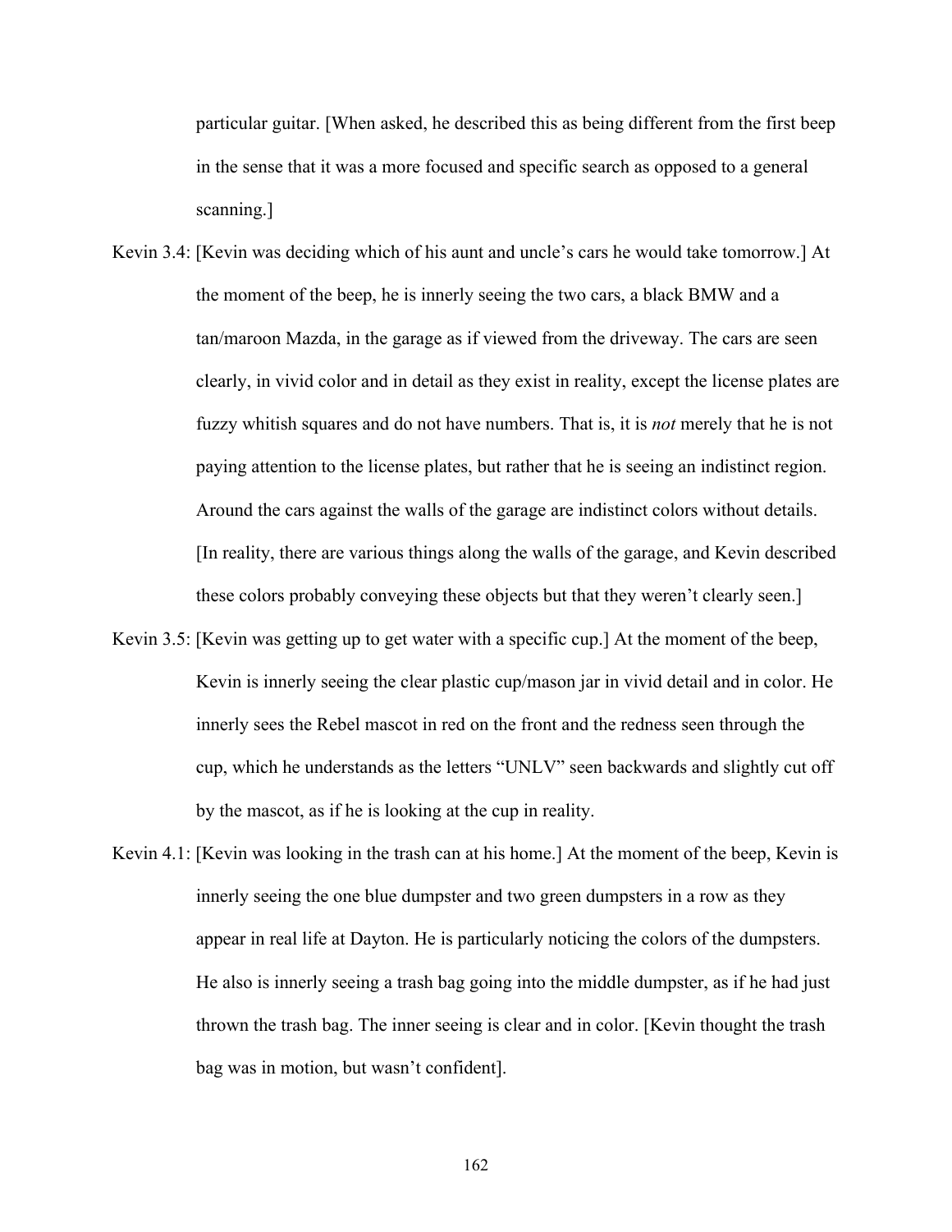particular guitar. [When asked, he described this as being different from the first beep in the sense that it was a more focused and specific search as opposed to a general scanning.]

Kevin 3.4: [Kevin was deciding which of his aunt and uncle's cars he would take tomorrow.] At the moment of the beep, he is innerly seeing the two cars, a black BMW and a tan/maroon Mazda, in the garage as if viewed from the driveway. The cars are seen clearly, in vivid color and in detail as they exist in reality, except the license plates are fuzzy whitish squares and do not have numbers. That is, it is *not* merely that he is not paying attention to the license plates, but rather that he is seeing an indistinct region. Around the cars against the walls of the garage are indistinct colors without details. [In reality, there are various things along the walls of the garage, and Kevin described these colors probably conveying these objects but that they weren't clearly seen.]

Kevin 3.5: [Kevin was getting up to get water with a specific cup.] At the moment of the beep, Kevin is innerly seeing the clear plastic cup/mason jar in vivid detail and in color. He innerly sees the Rebel mascot in red on the front and the redness seen through the cup, which he understands as the letters "UNLV" seen backwards and slightly cut off by the mascot, as if he is looking at the cup in reality.

Kevin 4.1: [Kevin was looking in the trash can at his home.] At the moment of the beep, Kevin is innerly seeing the one blue dumpster and two green dumpsters in a row as they appear in real life at Dayton. He is particularly noticing the colors of the dumpsters. He also is innerly seeing a trash bag going into the middle dumpster, as if he had just thrown the trash bag. The inner seeing is clear and in color. [Kevin thought the trash bag was in motion, but wasn't confident].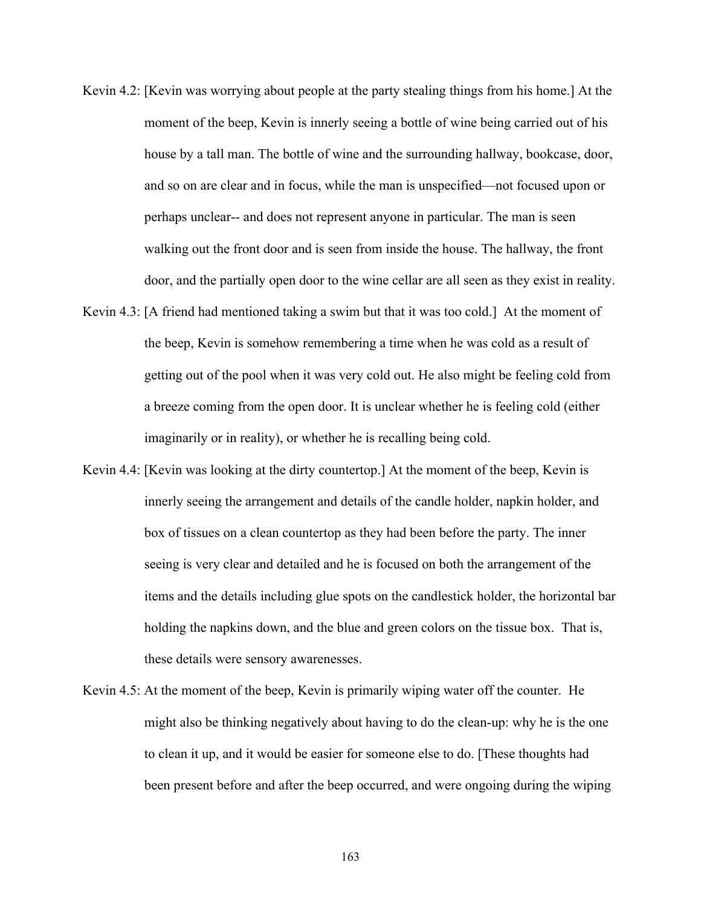Kevin 4.2: [Kevin was worrying about people at the party stealing things from his home.] At the moment of the beep, Kevin is innerly seeing a bottle of wine being carried out of his house by a tall man. The bottle of wine and the surrounding hallway, bookcase, door, and so on are clear and in focus, while the man is unspecified—not focused upon or perhaps unclear-- and does not represent anyone in particular. The man is seen walking out the front door and is seen from inside the house. The hallway, the front door, and the partially open door to the wine cellar are all seen as they exist in reality.

Kevin 4.3: [A friend had mentioned taking a swim but that it was too cold.] At the moment of the beep, Kevin is somehow remembering a time when he was cold as a result of getting out of the pool when it was very cold out. He also might be feeling cold from a breeze coming from the open door. It is unclear whether he is feeling cold (either imaginarily or in reality), or whether he is recalling being cold.

Kevin 4.4: [Kevin was looking at the dirty countertop.] At the moment of the beep, Kevin is innerly seeing the arrangement and details of the candle holder, napkin holder, and box of tissues on a clean countertop as they had been before the party. The inner seeing is very clear and detailed and he is focused on both the arrangement of the items and the details including glue spots on the candlestick holder, the horizontal bar holding the napkins down, and the blue and green colors on the tissue box. That is, these details were sensory awarenesses.

Kevin 4.5: At the moment of the beep, Kevin is primarily wiping water off the counter. He might also be thinking negatively about having to do the clean-up: why he is the one to clean it up, and it would be easier for someone else to do. [These thoughts had been present before and after the beep occurred, and were ongoing during the wiping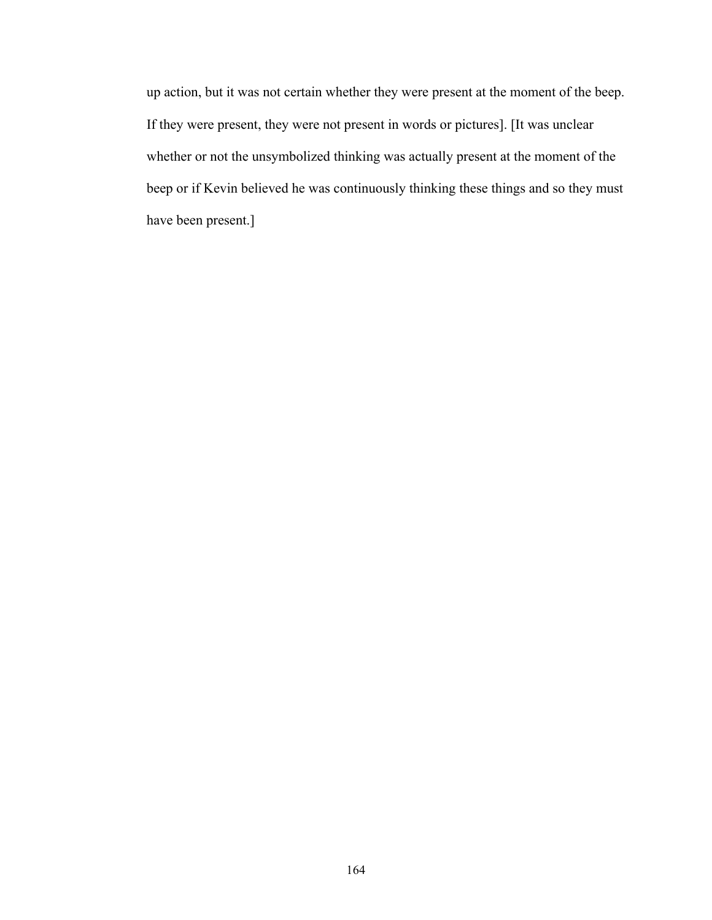up action, but it was not certain whether they were present at the moment of the beep. If they were present, they were not present in words or pictures]. [It was unclear whether or not the unsymbolized thinking was actually present at the moment of the beep or if Kevin believed he was continuously thinking these things and so they must have been present.]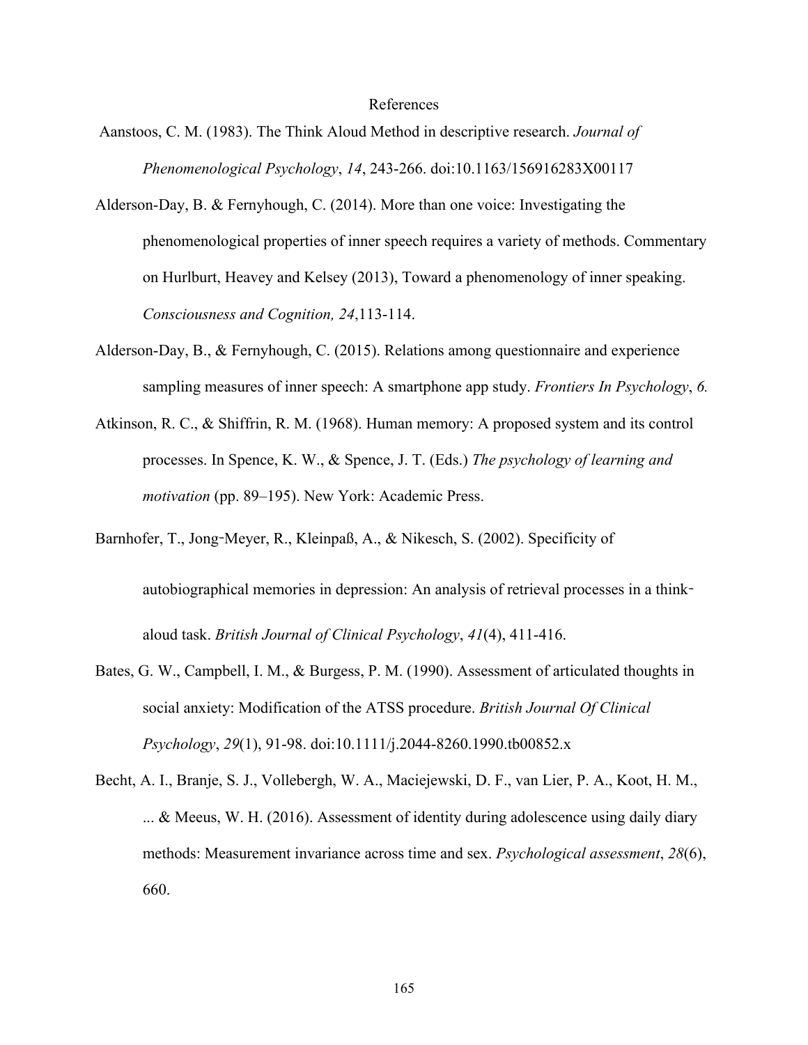# References

Aanstoos, C. M. (1983). The Think Aloud Method in descriptive research. *Journal of Phenomenological Psychology*, *14*, 243-266. doi:10.1163/156916283X00117

Alderson-Day, B. & Fernyhough, C. (2014). More than one voice: Investigating the phenomenological properties of inner speech requires a variety of methods. Commentary on Hurlburt, Heavey and Kelsey (2013), Toward a phenomenology of inner speaking. *Consciousness and Cognition, 24*,113-114.

Alderson-Day, B., & Fernyhough, C. (2015). Relations among questionnaire and experience sampling measures of inner speech: A smartphone app study. *Frontiers In Psychology*, *6.*

Atkinson, R. C., & Shiffrin, R. M. (1968). Human memory: A proposed system and its control processes. In Spence, K. W., & Spence, J. T. (Eds.) *The psychology of learning and motivation* (pp. 89–195). New York: Academic Press.

Barnhofer, T., Jong‐Meyer, R., Kleinpaß, A., & Nikesch, S. (2002). Specificity of autobiographical memories in depression: An analysis of retrieval processes in a think‐aloud task. *British Journal of Clinical Psychology*, *41*(4), 411-416.

Bates, G. W., Campbell, I. M., & Burgess, P. M. (1990). Assessment of articulated thoughts in social anxiety: Modification of the ATSS procedure. *British Journal Of Clinical Psychology*, *29*(1), 91-98. doi:10.1111/j.2044-8260.1990.tb00852.x

Becht, A. I., Branje, S. J., Vollebergh, W. A., Maciejewski, D. F., van Lier, P. A., Koot, H. M., ... & Meeus, W. H. (2016). Assessment of identity during adolescence using daily diary methods: Measurement invariance across time and sex. *Psychological assessment*, *28*(6), 660.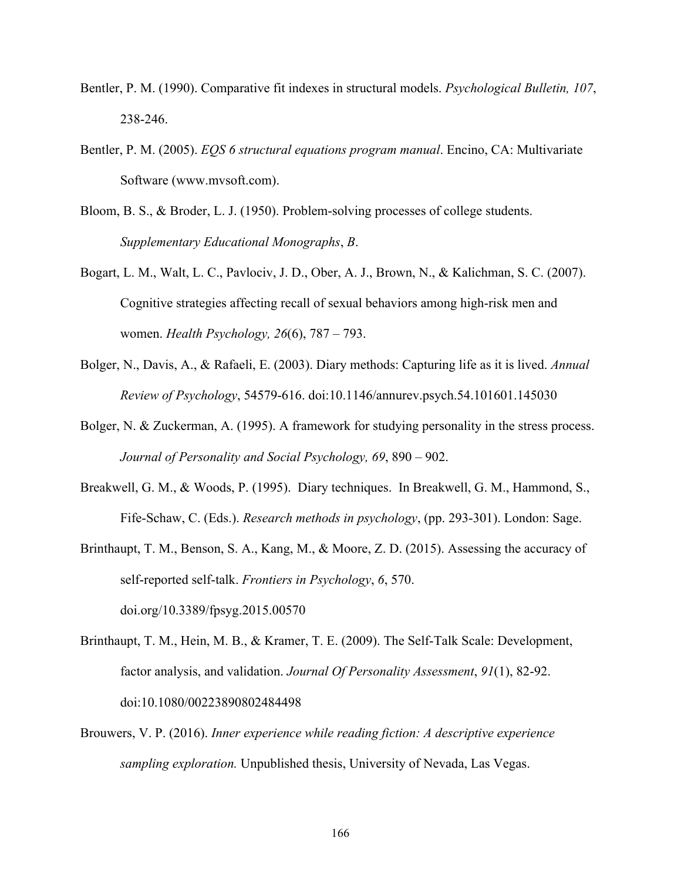Bentler, P. M. (1990). Comparative fit indexes in structural models. *Psychological Bulletin, 107*, 238-246.

Bentler, P. M. (2005). *EQS 6 structural equations program manual*. Encino, CA: Multivariate Software (www.mvsoft.com).

Bloom, B. S., & Broder, L. J. (1950). Problem-solving processes of college students. *Supplementary Educational Monographs*, *B*.

Bogart, L. M., Walt, L. C., Pavlociv, J. D., Ober, A. J., Brown, N., & Kalichman, S. C. (2007). Cognitive strategies affecting recall of sexual behaviors among high-risk men and women. *Health Psychology, 26*(6), 787 – 793.

Bolger, N., Davis, A., & Rafaeli, E. (2003). Diary methods: Capturing life as it is lived. *Annual Review of Psychology*, 54579-616. doi:10.1146/annurev.psych.54.101601.145030

Bolger, N. & Zuckerman, A. (1995). A framework for studying personality in the stress process. *Journal of Personality and Social Psychology, 69*, 890 – 902.

Breakwell, G. M., & Woods, P. (1995). Diary techniques. In Breakwell, G. M., Hammond, S., Fife-Schaw, C. (Eds.). *Research methods in psychology*, (pp. 293-301). London: Sage.

Brinthaupt, T. M., Benson, S. A., Kang, M., & Moore, Z. D. (2015). Assessing the accuracy of self-reported self-talk. *Frontiers in Psychology*, *6*, 570. doi.org/10.3389/fpsyg.2015.00570

Brinthaupt, T. M., Hein, M. B., & Kramer, T. E. (2009). The Self-Talk Scale: Development, factor analysis, and validation. *Journal Of Personality Assessment*, *91*(1), 82-92. doi:10.1080/00223890802484498

Brouwers, V. P. (2016). *Inner experience while reading fiction: A descriptive experience sampling exploration.* Unpublished thesis, University of Nevada, Las Vegas.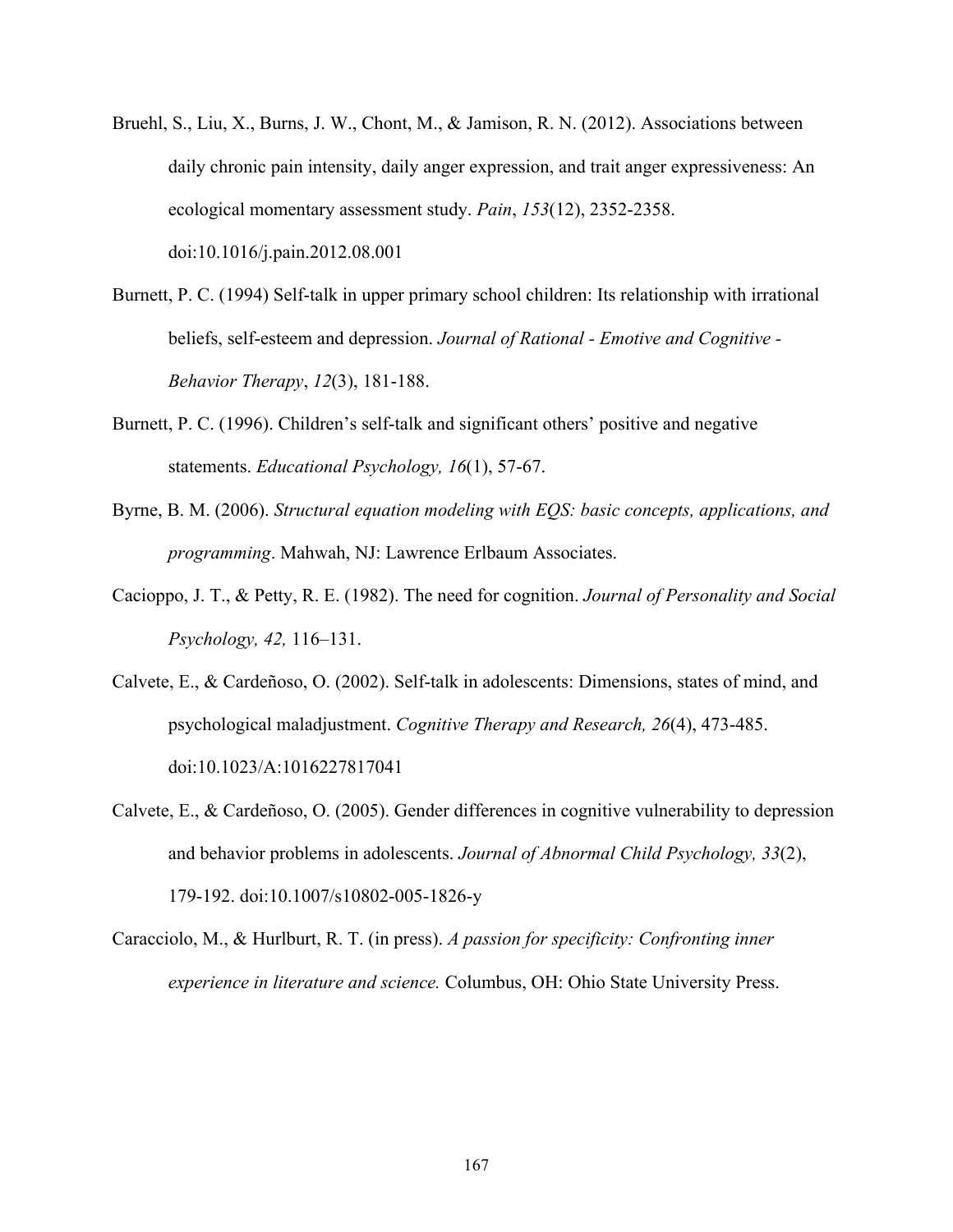Bruehl, S., Liu, X., Burns, J. W., Chont, M., & Jamison, R. N. (2012). Associations between daily chronic pain intensity, daily anger expression, and trait anger expressiveness: An ecological momentary assessment study. *Pain*, *153*(12), 2352-2358. doi:10.1016/j.pain.2012.08.001

Burnett, P. C. (1994) Self-talk in upper primary school children: Its relationship with irrational beliefs, self-esteem and depression. *Journal of Rational - Emotive and Cognitive - Behavior Therapy*, *12*(3), 181-188.

Burnett, P. C. (1996). Children's self-talk and significant others' positive and negative statements. *Educational Psychology, 16*(1), 57-67.

Byrne, B. M. (2006). *Structural equation modeling with EQS: basic concepts, applications, and programming*. Mahwah, NJ: Lawrence Erlbaum Associates.

Cacioppo, J. T., & Petty, R. E. (1982). The need for cognition. *Journal of Personality and Social Psychology, 42,* 116–131.

Calvete, E., & Cardeñoso, O. (2002). Self-talk in adolescents: Dimensions, states of mind, and psychological maladjustment. *Cognitive Therapy and Research, 26*(4), 473-485. doi:10.1023/A:1016227817041

Calvete, E., & Cardeñoso, O. (2005). Gender differences in cognitive vulnerability to depression and behavior problems in adolescents. *Journal of Abnormal Child Psychology, 33*(2), 179-192. doi:10.1007/s10802-005-1826-y

Caracciolo, M., & Hurlburt, R. T. (in press). *A passion for specificity: Confronting inner experience in literature and science.* Columbus, OH: Ohio State University Press.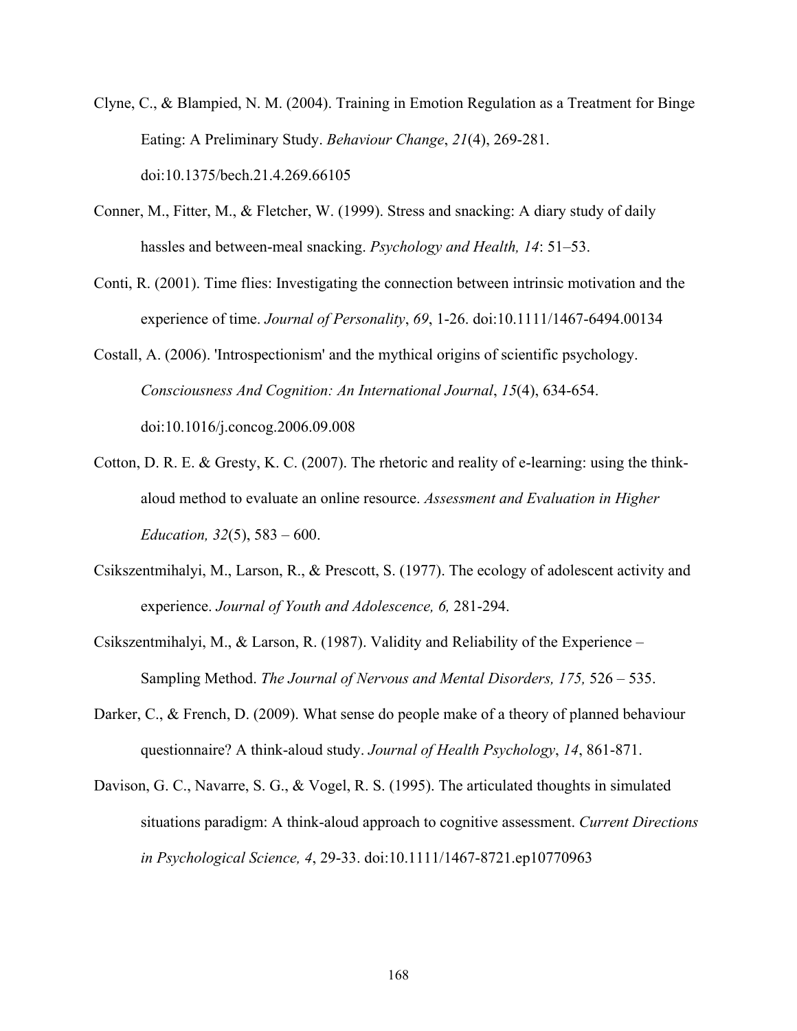Clyne, C., & Blampied, N. M. (2004). Training in Emotion Regulation as a Treatment for Binge Eating: A Preliminary Study. *Behaviour Change*, *21*(4), 269-281. doi:10.1375/bech.21.4.269.66105

Conner, M., Fitter, M., & Fletcher, W. (1999). Stress and snacking: A diary study of daily hassles and between-meal snacking. *Psychology and Health, 14*: 51–53.

Conti, R. (2001). Time flies: Investigating the connection between intrinsic motivation and the experience of time. *Journal of Personality*, *69*, 1-26. doi:10.1111/1467-6494.00134

Costall, A. (2006). 'Introspectionism' and the mythical origins of scientific psychology. *Consciousness And Cognition: An International Journal*, *15*(4), 634-654. doi:10.1016/j.concog.2006.09.008

Cotton, D. R. E. & Gresty, K. C. (2007). The rhetoric and reality of e-learning: using the think-aloud method to evaluate an online resource. *Assessment and Evaluation in Higher Education, 32*(5), 583 – 600.

Csikszentmihalyi, M., Larson, R., & Prescott, S. (1977). The ecology of adolescent activity and experience. *Journal of Youth and Adolescence, 6,* 281-294.

Csikszentmihalyi, M., & Larson, R. (1987). Validity and Reliability of the Experience – Sampling Method. *The Journal of Nervous and Mental Disorders, 175,* 526 – 535.

Darker, C., & French, D. (2009). What sense do people make of a theory of planned behaviour questionnaire? A think-aloud study. *Journal of Health Psychology*, *14*, 861-871.

Davison, G. C., Navarre, S. G., & Vogel, R. S. (1995). The articulated thoughts in simulated situations paradigm: A think-aloud approach to cognitive assessment. *Current Directions in Psychological Science, 4*, 29-33. doi:10.1111/1467-8721.ep10770963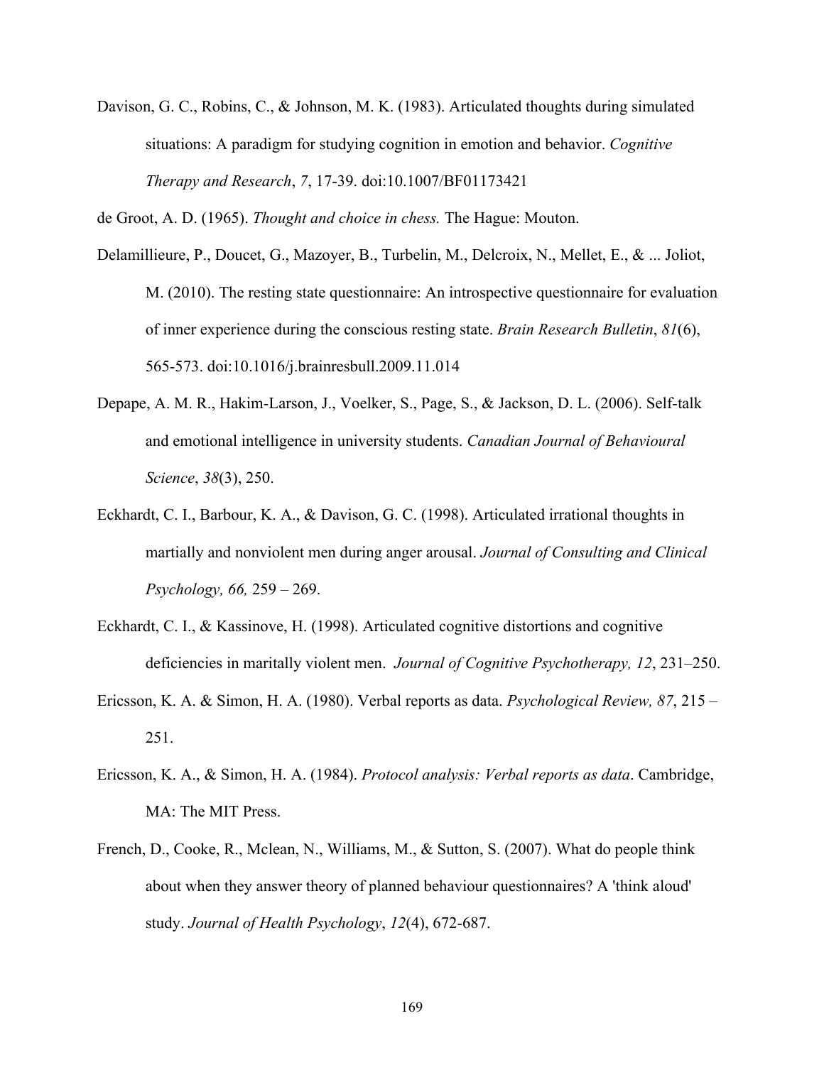Davison, G. C., Robins, C., & Johnson, M. K. (1983). Articulated thoughts during simulated situations: A paradigm for studying cognition in emotion and behavior. *Cognitive Therapy and Research*, *7*, 17-39. doi:10.1007/BF01173421

de Groot, A. D. (1965). *Thought and choice in chess.* The Hague: Mouton.

Delamillieure, P., Doucet, G., Mazoyer, B., Turbelin, M., Delcroix, N., Mellet, E., & ... Joliot, M. (2010). The resting state questionnaire: An introspective questionnaire for evaluation of inner experience during the conscious resting state. *Brain Research Bulletin*, *81*(6), 565-573. doi:10.1016/j.brainresbull.2009.11.014

Depape, A. M. R., Hakim-Larson, J., Voelker, S., Page, S., & Jackson, D. L. (2006). Self-talk and emotional intelligence in university students. *Canadian Journal of Behavioural Science*, *38*(3), 250.

Eckhardt, C. I., Barbour, K. A., & Davison, G. C. (1998). Articulated irrational thoughts in martially and nonviolent men during anger arousal. *Journal of Consulting and Clinical Psychology, 66,* 259 – 269.

Eckhardt, C. I., & Kassinove, H. (1998). Articulated cognitive distortions and cognitive deficiencies in maritally violent men. *Journal of Cognitive Psychotherapy, 12*, 231–250.

Ericsson, K. A. & Simon, H. A. (1980). Verbal reports as data. *Psychological Review, 87*, 215 – 251.

Ericsson, K. A., & Simon, H. A. (1984). *Protocol analysis: Verbal reports as data*. Cambridge, MA: The MIT Press.

French, D., Cooke, R., Mclean, N., Williams, M., & Sutton, S. (2007). What do people think about when they answer theory of planned behaviour questionnaires? A 'think aloud' study. *Journal of Health Psychology*, *12*(4), 672-687.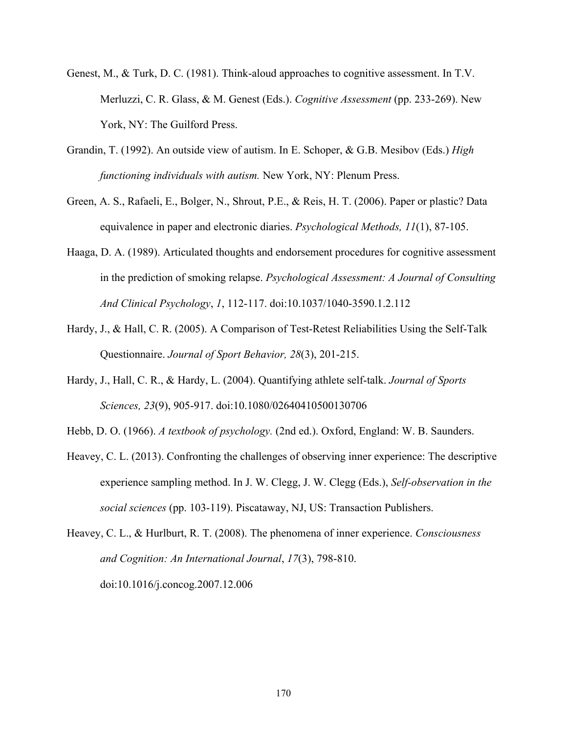Genest, M., & Turk, D. C. (1981). Think-aloud approaches to cognitive assessment. In T.V. Merluzzi, C. R. Glass, & M. Genest (Eds.). *Cognitive Assessment* (pp. 233-269). New York, NY: The Guilford Press.

Grandin, T. (1992). An outside view of autism. In E. Schoper, & G.B. Mesibov (Eds.) *High functioning individuals with autism.* New York, NY: Plenum Press.

Green, A. S., Rafaeli, E., Bolger, N., Shrout, P.E., & Reis, H. T. (2006). Paper or plastic? Data equivalence in paper and electronic diaries. *Psychological Methods, 11*(1), 87-105.

Haaga, D. A. (1989). Articulated thoughts and endorsement procedures for cognitive assessment in the prediction of smoking relapse. *Psychological Assessment: A Journal of Consulting And Clinical Psychology*, *1*, 112-117. doi:10.1037/1040-3590.1.2.112

Hardy, J., & Hall, C. R. (2005). A Comparison of Test-Retest Reliabilities Using the Self-Talk Questionnaire. *Journal of Sport Behavior, 28*(3), 201-215.

Hardy, J., Hall, C. R., & Hardy, L. (2004). Quantifying athlete self-talk. *Journal of Sports Sciences, 23*(9), 905-917. doi:10.1080/02640410500130706

Hebb, D. O. (1966). *A textbook of psychology.* (2nd ed.). Oxford, England: W. B. Saunders.

Heavey, C. L. (2013). Confronting the challenges of observing inner experience: The descriptive experience sampling method. In J. W. Clegg, J. W. Clegg (Eds.), *Self-observation in the social sciences* (pp. 103-119). Piscataway, NJ, US: Transaction Publishers.

Heavey, C. L., & Hurlburt, R. T. (2008). The phenomena of inner experience. *Consciousness and Cognition: An International Journal*, *17*(3), 798-810. doi:10.1016/j.concog.2007.12.006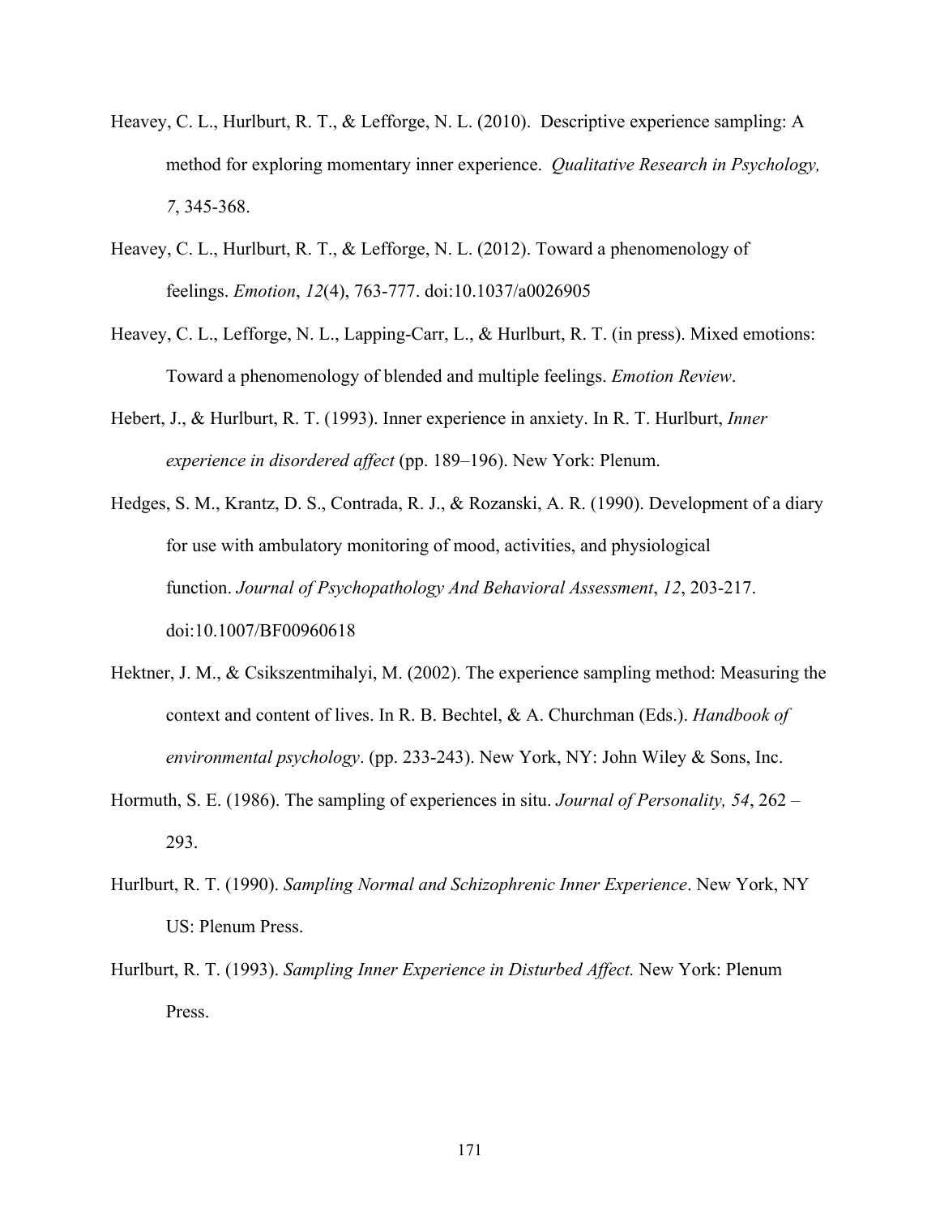Heavey, C. L., Hurlburt, R. T., & Lefforge, N. L. (2010). Descriptive experience sampling: A method for exploring momentary inner experience. *Qualitative Research in Psychology, 7*, 345-368.

Heavey, C. L., Hurlburt, R. T., & Lefforge, N. L. (2012). Toward a phenomenology of feelings. *Emotion*, *12*(4), 763-777. doi:10.1037/a0026905

Heavey, C. L., Lefforge, N. L., Lapping-Carr, L., & Hurlburt, R. T. (in press). Mixed emotions: Toward a phenomenology of blended and multiple feelings. *Emotion Review*.

Hebert, J., & Hurlburt, R. T. (1993). Inner experience in anxiety. In R. T. Hurlburt, *Inner experience in disordered affect* (pp. 189–196). New York: Plenum.

Hedges, S. M., Krantz, D. S., Contrada, R. J., & Rozanski, A. R. (1990). Development of a diary for use with ambulatory monitoring of mood, activities, and physiological function. *Journal of Psychopathology And Behavioral Assessment*, *12*, 203-217. doi:10.1007/BF00960618

Hektner, J. M., & Csikszentmihalyi, M. (2002). The experience sampling method: Measuring the context and content of lives. In R. B. Bechtel, & A. Churchman (Eds.). *Handbook of environmental psychology*. (pp. 233-243). New York, NY: John Wiley & Sons, Inc.

Hormuth, S. E. (1986). The sampling of experiences in situ. *Journal of Personality, 54*, 262 – 293.

Hurlburt, R. T. (1990). *Sampling Normal and Schizophrenic Inner Experience*. New York, NY US: Plenum Press.

Hurlburt, R. T. (1993). *Sampling Inner Experience in Disturbed Affect.* New York: Plenum Press.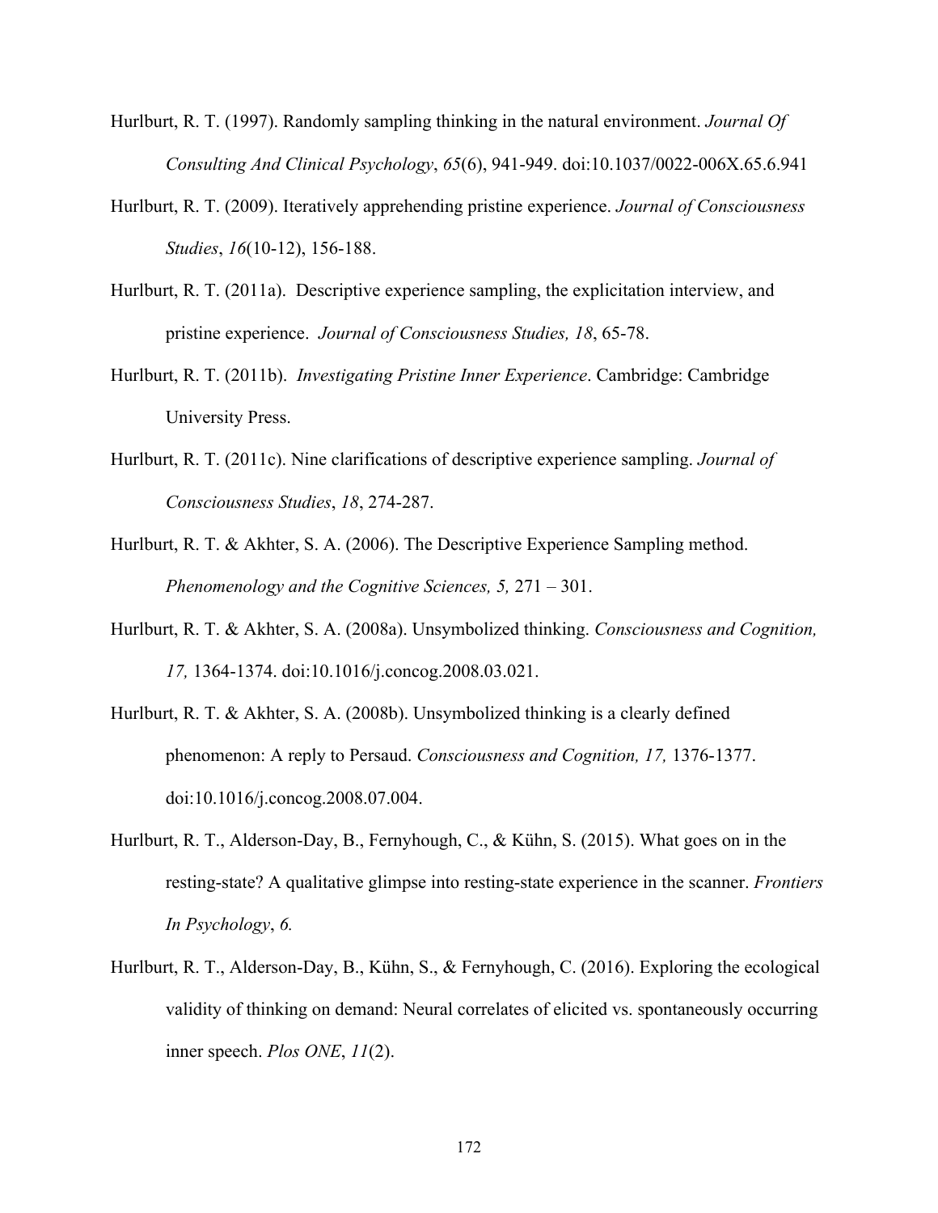Hurlburt, R. T. (1997). Randomly sampling thinking in the natural environment. *Journal Of Consulting And Clinical Psychology*, *65*(6), 941-949. doi:10.1037/0022-006X.65.6.941

Hurlburt, R. T. (2009). Iteratively apprehending pristine experience. *Journal of Consciousness Studies*, *16*(10-12), 156-188.

Hurlburt, R. T. (2011a). Descriptive experience sampling, the explicitation interview, and pristine experience. *Journal of Consciousness Studies, 18*, 65-78.

Hurlburt, R. T. (2011b). *Investigating Pristine Inner Experience*. Cambridge: Cambridge University Press.

Hurlburt, R. T. (2011c). Nine clarifications of descriptive experience sampling. *Journal of Consciousness Studies*, *18*, 274-287.

Hurlburt, R. T. & Akhter, S. A. (2006). The Descriptive Experience Sampling method. *Phenomenology and the Cognitive Sciences, 5,* 271 – 301.

Hurlburt, R. T. & Akhter, S. A. (2008a). Unsymbolized thinking. *Consciousness and Cognition, 17,* 1364-1374. doi:10.1016/j.concog.2008.03.021.

Hurlburt, R. T. & Akhter, S. A. (2008b). Unsymbolized thinking is a clearly defined phenomenon: A reply to Persaud. *Consciousness and Cognition, 17,* 1376-1377. doi:10.1016/j.concog.2008.07.004.

Hurlburt, R. T., Alderson-Day, B., Fernyhough, C., & Kühn, S. (2015). What goes on in the resting-state? A qualitative glimpse into resting-state experience in the scanner. *Frontiers In Psychology*, *6.*

Hurlburt, R. T., Alderson-Day, B., Kühn, S., & Fernyhough, C. (2016). Exploring the ecological validity of thinking on demand: Neural correlates of elicited vs. spontaneously occurring inner speech. *Plos ONE*, *11*(2).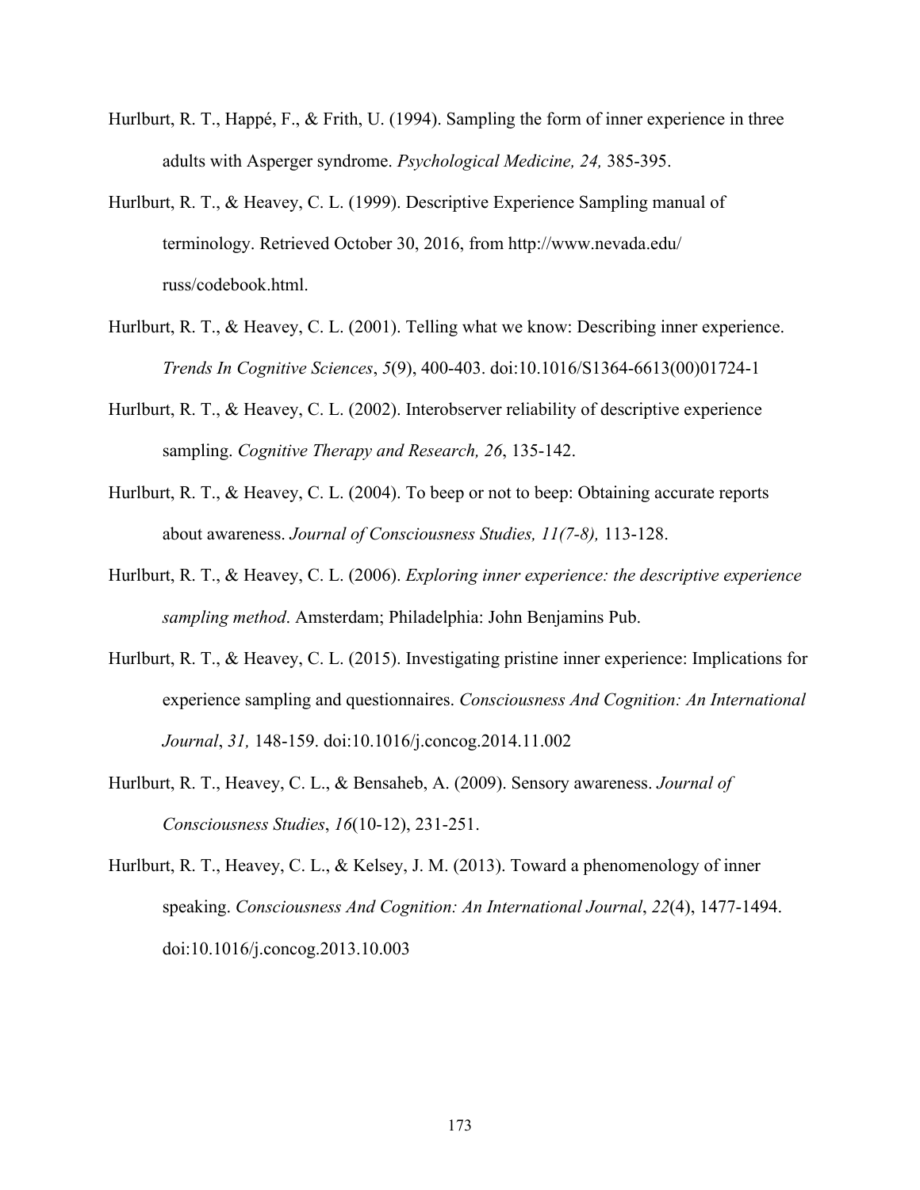Hurlburt, R. T., Happé, F., & Frith, U. (1994). Sampling the form of inner experience in three adults with Asperger syndrome. *Psychological Medicine, 24,* 385-395.

Hurlburt, R. T., & Heavey, C. L. (1999). Descriptive Experience Sampling manual of terminology. Retrieved October 30, 2016, from http://www.nevada.edu/russ/codebook.html.

Hurlburt, R. T., & Heavey, C. L. (2001). Telling what we know: Describing inner experience. *Trends In Cognitive Sciences*, *5*(9), 400-403. doi:10.1016/S1364-6613(00)01724-1

Hurlburt, R. T., & Heavey, C. L. (2002). Interobserver reliability of descriptive experience sampling. *Cognitive Therapy and Research, 26*, 135-142.

Hurlburt, R. T., & Heavey, C. L. (2004). To beep or not to beep: Obtaining accurate reports about awareness. *Journal of Consciousness Studies, 11(7-8),* 113-128.

Hurlburt, R. T., & Heavey, C. L. (2006). *Exploring inner experience: the descriptive experience sampling method*. Amsterdam; Philadelphia: John Benjamins Pub.

Hurlburt, R. T., & Heavey, C. L. (2015). Investigating pristine inner experience: Implications for experience sampling and questionnaires. *Consciousness And Cognition: An International Journal*, *31,* 148-159. doi:10.1016/j.concog.2014.11.002

Hurlburt, R. T., Heavey, C. L., & Bensaheb, A. (2009). Sensory awareness. *Journal of Consciousness Studies*, *16*(10-12), 231-251.

Hurlburt, R. T., Heavey, C. L., & Kelsey, J. M. (2013). Toward a phenomenology of inner speaking. *Consciousness And Cognition: An International Journal*, *22*(4), 1477-1494. doi:10.1016/j.concog.2013.10.003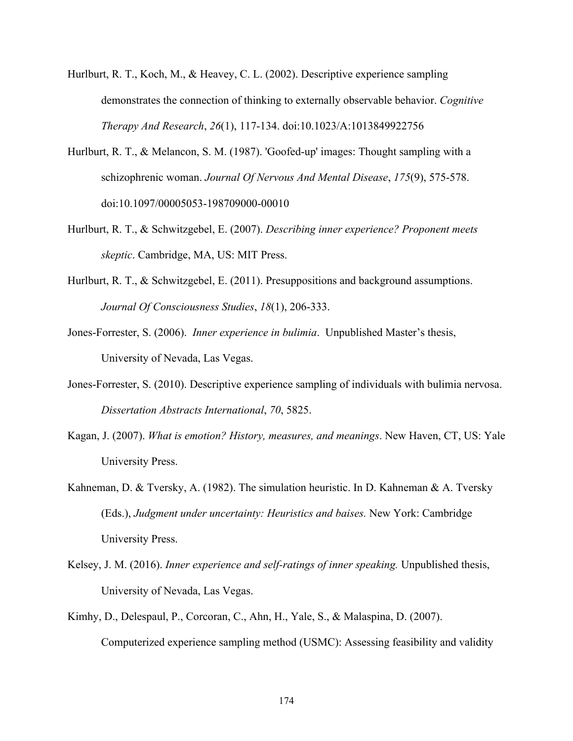Hurlburt, R. T., Koch, M., & Heavey, C. L. (2002). Descriptive experience sampling demonstrates the connection of thinking to externally observable behavior. *Cognitive Therapy And Research*, *26*(1), 117-134. doi:10.1023/A:1013849922756

Hurlburt, R. T., & Melancon, S. M. (1987). 'Goofed-up' images: Thought sampling with a schizophrenic woman. *Journal Of Nervous And Mental Disease*, *175*(9), 575-578. doi:10.1097/00005053-198709000-00010

Hurlburt, R. T., & Schwitzgebel, E. (2007). *Describing inner experience? Proponent meets skeptic*. Cambridge, MA, US: MIT Press.

Hurlburt, R. T., & Schwitzgebel, E. (2011). Presuppositions and background assumptions. *Journal Of Consciousness Studies*, *18*(1), 206-333.

Jones-Forrester, S. (2006). *Inner experience in bulimia*. Unpublished Master's thesis, University of Nevada, Las Vegas.

Jones-Forrester, S. (2010). Descriptive experience sampling of individuals with bulimia nervosa. *Dissertation Abstracts International*, *70*, 5825.

Kagan, J. (2007). *What is emotion? History, measures, and meanings*. New Haven, CT, US: Yale University Press.

Kahneman, D. & Tversky, A. (1982). The simulation heuristic. In D. Kahneman & A. Tversky (Eds.), *Judgment under uncertainty: Heuristics and baises.* New York: Cambridge University Press.

Kelsey, J. M. (2016). *Inner experience and self-ratings of inner speaking.* Unpublished thesis, University of Nevada, Las Vegas.

Kimhy, D., Delespaul, P., Corcoran, C., Ahn, H., Yale, S., & Malaspina, D. (2007). Computerized experience sampling method (USMC): Assessing feasibility and validity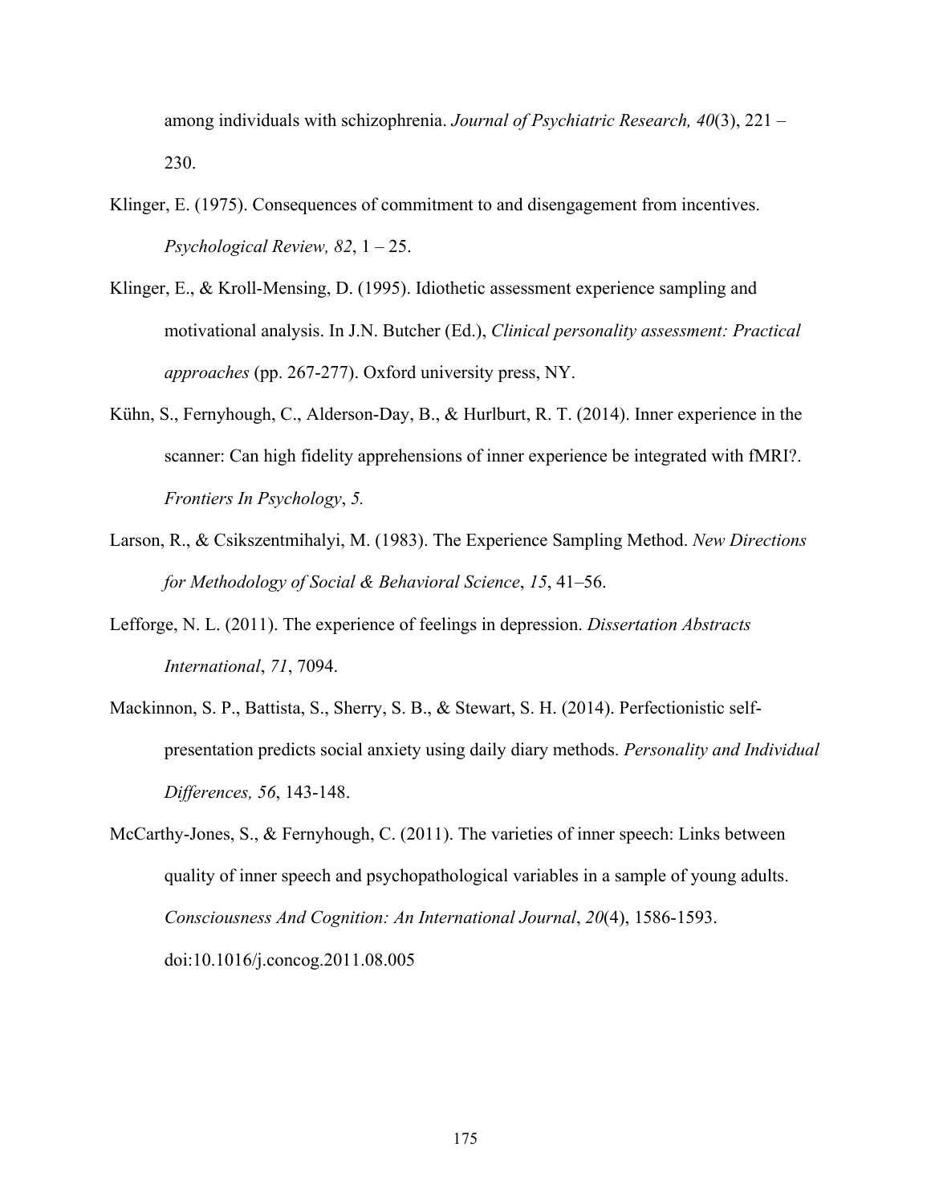among individuals with schizophrenia. *Journal of Psychiatric Research, 40*(3), 221 – 230.

Klinger, E. (1975). Consequences of commitment to and disengagement from incentives. *Psychological Review, 82*, 1 – 25.

Klinger, E., & Kroll-Mensing, D. (1995). Idiothetic assessment experience sampling and motivational analysis. In J.N. Butcher (Ed.), *Clinical personality assessment: Practical approaches* (pp. 267-277). Oxford university press, NY.

Kühn, S., Fernyhough, C., Alderson-Day, B., & Hurlburt, R. T. (2014). Inner experience in the scanner: Can high fidelity apprehensions of inner experience be integrated with fMRI?. *Frontiers In Psychology*, *5.*

Larson, R., & Csikszentmihalyi, M. (1983). The Experience Sampling Method. *New Directions for Methodology of Social & Behavioral Science*, *15*, 41–56.

Lefforge, N. L. (2011). The experience of feelings in depression. *Dissertation Abstracts International*, *71*, 7094.

Mackinnon, S. P., Battista, S., Sherry, S. B., & Stewart, S. H. (2014). Perfectionistic self-presentation predicts social anxiety using daily diary methods. *Personality and Individual Differences, 56*, 143-148.

McCarthy-Jones, S., & Fernyhough, C. (2011). The varieties of inner speech: Links between quality of inner speech and psychopathological variables in a sample of young adults. *Consciousness And Cognition: An International Journal*, *20*(4), 1586-1593. doi:10.1016/j.concog.2011.08.005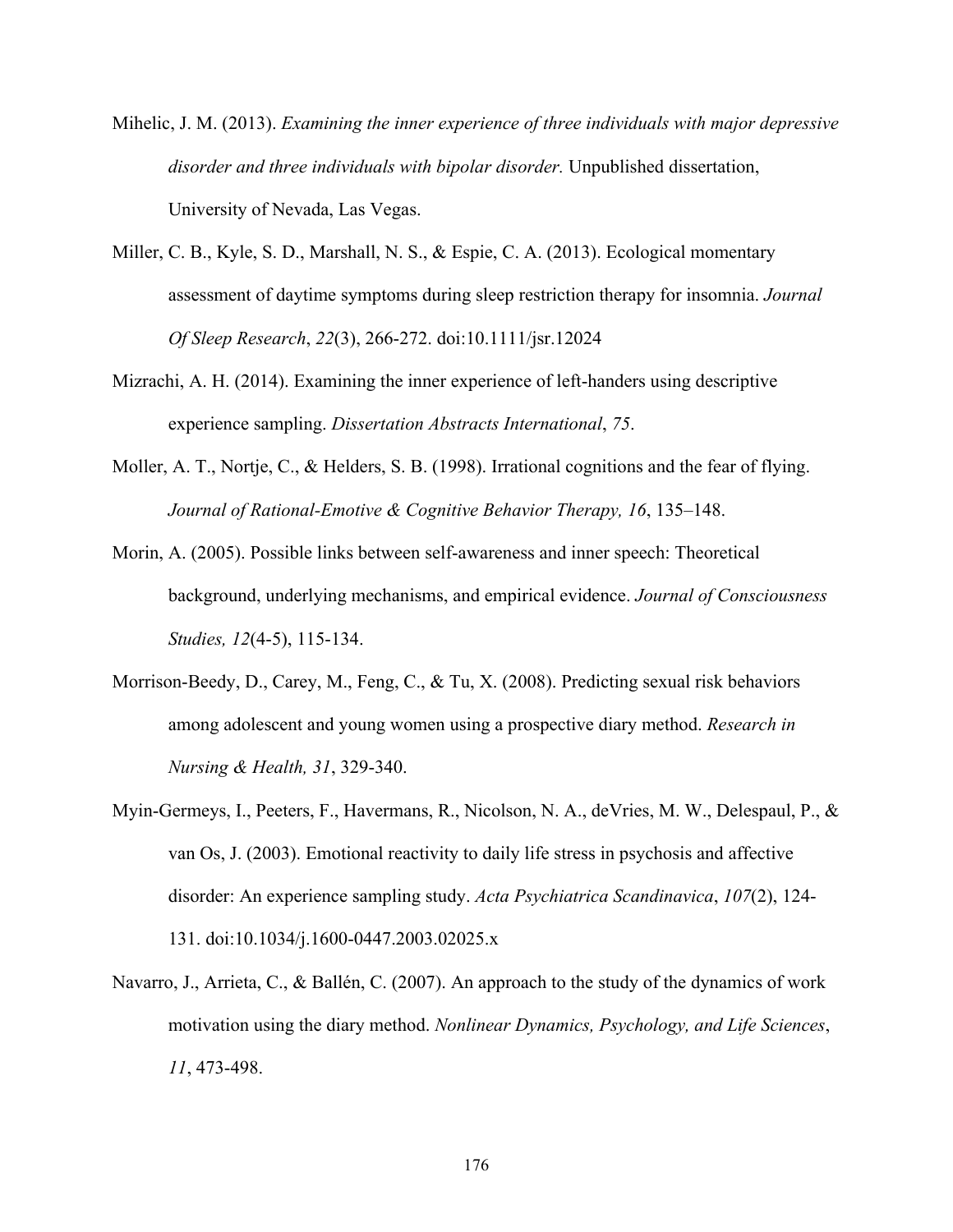Mihelic, J. M. (2013). *Examining the inner experience of three individuals with major depressive disorder and three individuals with bipolar disorder.* Unpublished dissertation, University of Nevada, Las Vegas.

Miller, C. B., Kyle, S. D., Marshall, N. S., & Espie, C. A. (2013). Ecological momentary assessment of daytime symptoms during sleep restriction therapy for insomnia. *Journal Of Sleep Research*, *22*(3), 266-272. doi:10.1111/jsr.12024

Mizrachi, A. H. (2014). Examining the inner experience of left-handers using descriptive experience sampling. *Dissertation Abstracts International*, *75*.

Moller, A. T., Nortje, C., & Helders, S. B. (1998). Irrational cognitions and the fear of flying. *Journal of Rational-Emotive & Cognitive Behavior Therapy, 16*, 135–148.

Morin, A. (2005). Possible links between self-awareness and inner speech: Theoretical background, underlying mechanisms, and empirical evidence. *Journal of Consciousness Studies, 12*(4-5), 115-134.

Morrison-Beedy, D., Carey, M., Feng, C., & Tu, X. (2008). Predicting sexual risk behaviors among adolescent and young women using a prospective diary method. *Research in Nursing & Health, 31*, 329-340.

Myin-Germeys, I., Peeters, F., Havermans, R., Nicolson, N. A., deVries, M. W., Delespaul, P., & van Os, J. (2003). Emotional reactivity to daily life stress in psychosis and affective disorder: An experience sampling study. *Acta Psychiatrica Scandinavica*, *107*(2), 124-131. doi:10.1034/j.1600-0447.2003.02025.x

Navarro, J., Arrieta, C., & Ballén, C. (2007). An approach to the study of the dynamics of work motivation using the diary method. *Nonlinear Dynamics, Psychology, and Life Sciences*, *11*, 473-498.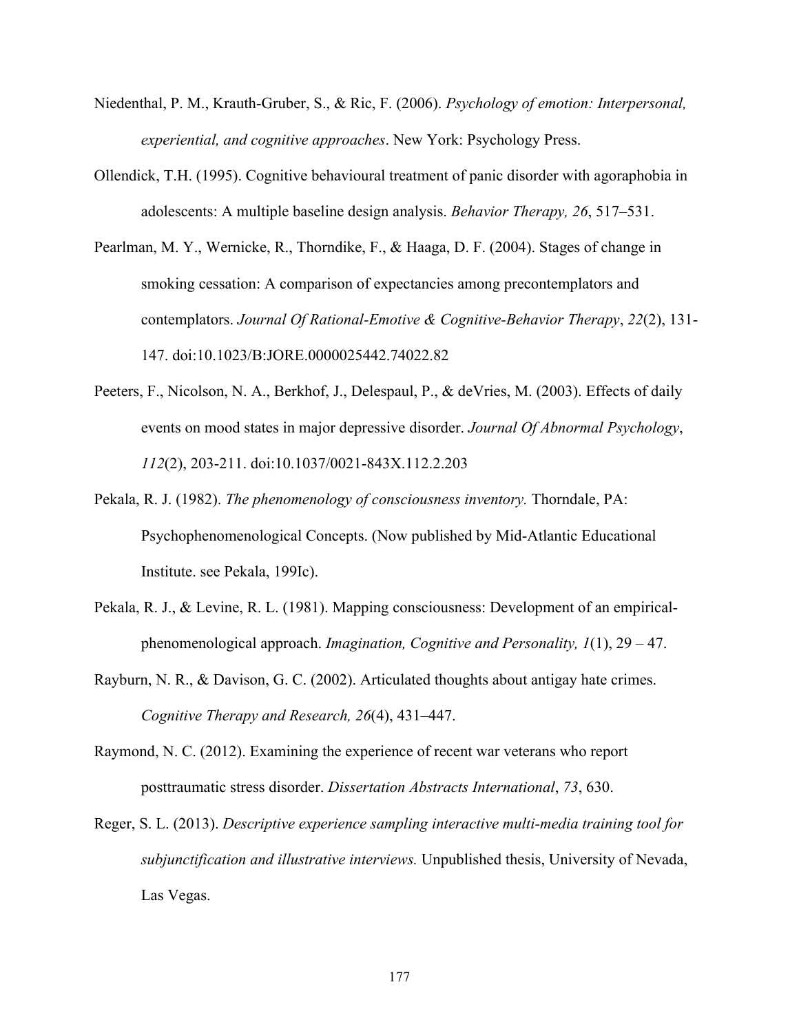Niedenthal, P. M., Krauth-Gruber, S., & Ric, F. (2006). *Psychology of emotion: Interpersonal, experiential, and cognitive approaches*. New York: Psychology Press.

Ollendick, T.H. (1995). Cognitive behavioural treatment of panic disorder with agoraphobia in adolescents: A multiple baseline design analysis. *Behavior Therapy, 26*, 517–531.

Pearlman, M. Y., Wernicke, R., Thorndike, F., & Haaga, D. F. (2004). Stages of change in smoking cessation: A comparison of expectancies among precontemplators and contemplators. *Journal Of Rational-Emotive & Cognitive-Behavior Therapy*, *22*(2), 131-147. doi:10.1023/B:JORE.0000025442.74022.82

Peeters, F., Nicolson, N. A., Berkhof, J., Delespaul, P., & deVries, M. (2003). Effects of daily events on mood states in major depressive disorder. *Journal Of Abnormal Psychology*, *112*(2), 203-211. doi:10.1037/0021-843X.112.2.203

Pekala, R. J. (1982). *The phenomenology of consciousness inventory.* Thorndale, PA: Psychophenomenological Concepts. (Now published by Mid-Atlantic Educational Institute. see Pekala, 199Ic).

Pekala, R. J., & Levine, R. L. (1981). Mapping consciousness: Development of an empirical-phenomenological approach. *Imagination, Cognitive and Personality, 1*(1), 29 – 47.

Rayburn, N. R., & Davison, G. C. (2002). Articulated thoughts about antigay hate crimes. *Cognitive Therapy and Research, 26*(4), 431–447.

Raymond, N. C. (2012). Examining the experience of recent war veterans who report posttraumatic stress disorder. *Dissertation Abstracts International*, *73*, 630.

Reger, S. L. (2013). *Descriptive experience sampling interactive multi-media training tool for subjunctification and illustrative interviews.* Unpublished thesis, University of Nevada, Las Vegas.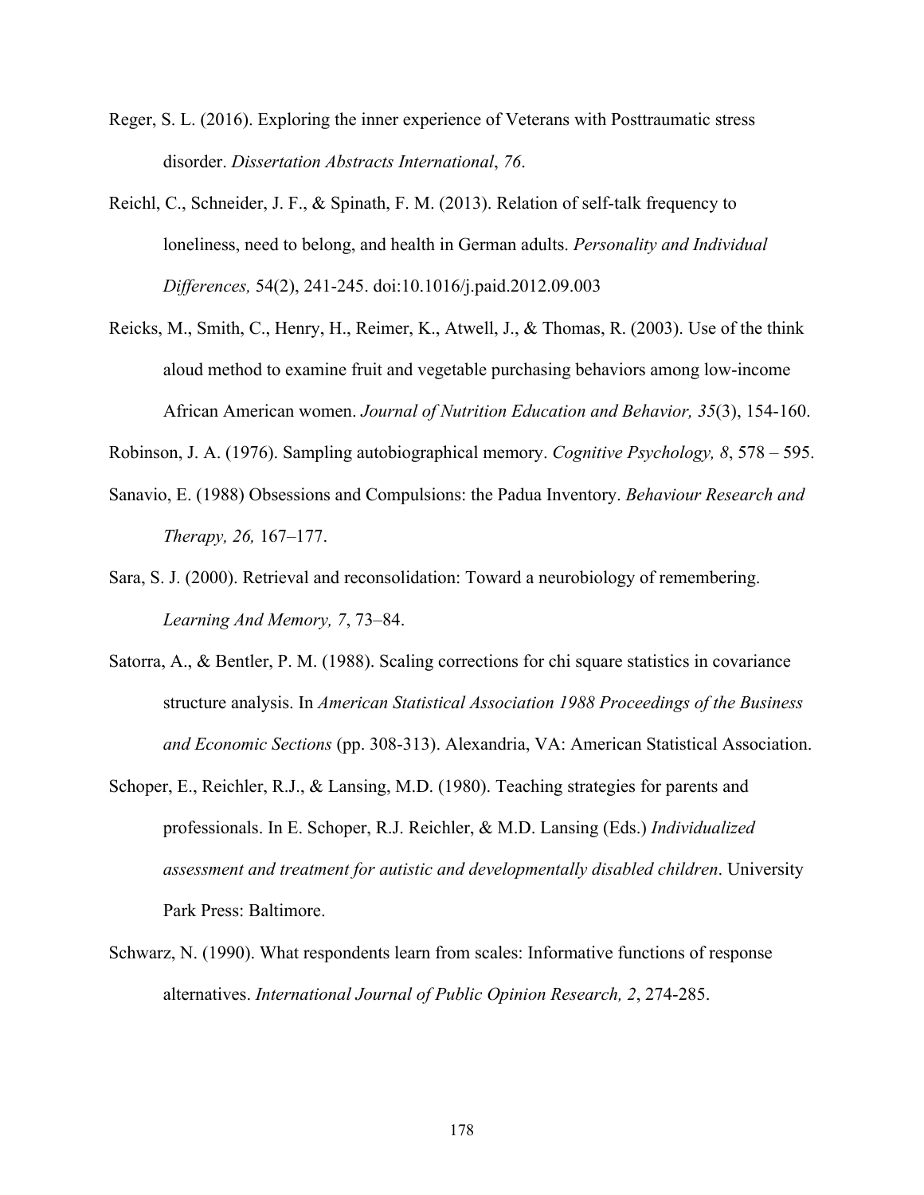Reger, S. L. (2016). Exploring the inner experience of Veterans with Posttraumatic stress disorder. *Dissertation Abstracts International*, *76*.

Reichl, C., Schneider, J. F., & Spinath, F. M. (2013). Relation of self-talk frequency to loneliness, need to belong, and health in German adults. *Personality and Individual Differences,* 54(2), 241-245. doi:10.1016/j.paid.2012.09.003

Reicks, M., Smith, C., Henry, H., Reimer, K., Atwell, J., & Thomas, R. (2003). Use of the think aloud method to examine fruit and vegetable purchasing behaviors among low-income African American women. *Journal of Nutrition Education and Behavior, 35*(3), 154-160.

Robinson, J. A. (1976). Sampling autobiographical memory. *Cognitive Psychology, 8*, 578 – 595.

Sanavio, E. (1988) Obsessions and Compulsions: the Padua Inventory. *Behaviour Research and Therapy, 26,* 167–177.

Sara, S. J. (2000). Retrieval and reconsolidation: Toward a neurobiology of remembering. *Learning And Memory, 7*, 73–84.

Satorra, A., & Bentler, P. M. (1988). Scaling corrections for chi square statistics in covariance structure analysis. In *American Statistical Association 1988 Proceedings of the Business and Economic Sections* (pp. 308-313). Alexandria, VA: American Statistical Association.

Schoper, E., Reichler, R.J., & Lansing, M.D. (1980). Teaching strategies for parents and professionals. In E. Schoper, R.J. Reichler, & M.D. Lansing (Eds.) *Individualized assessment and treatment for autistic and developmentally disabled children*. University Park Press: Baltimore.

Schwarz, N. (1990). What respondents learn from scales: Informative functions of response alternatives. *International Journal of Public Opinion Research, 2*, 274-285.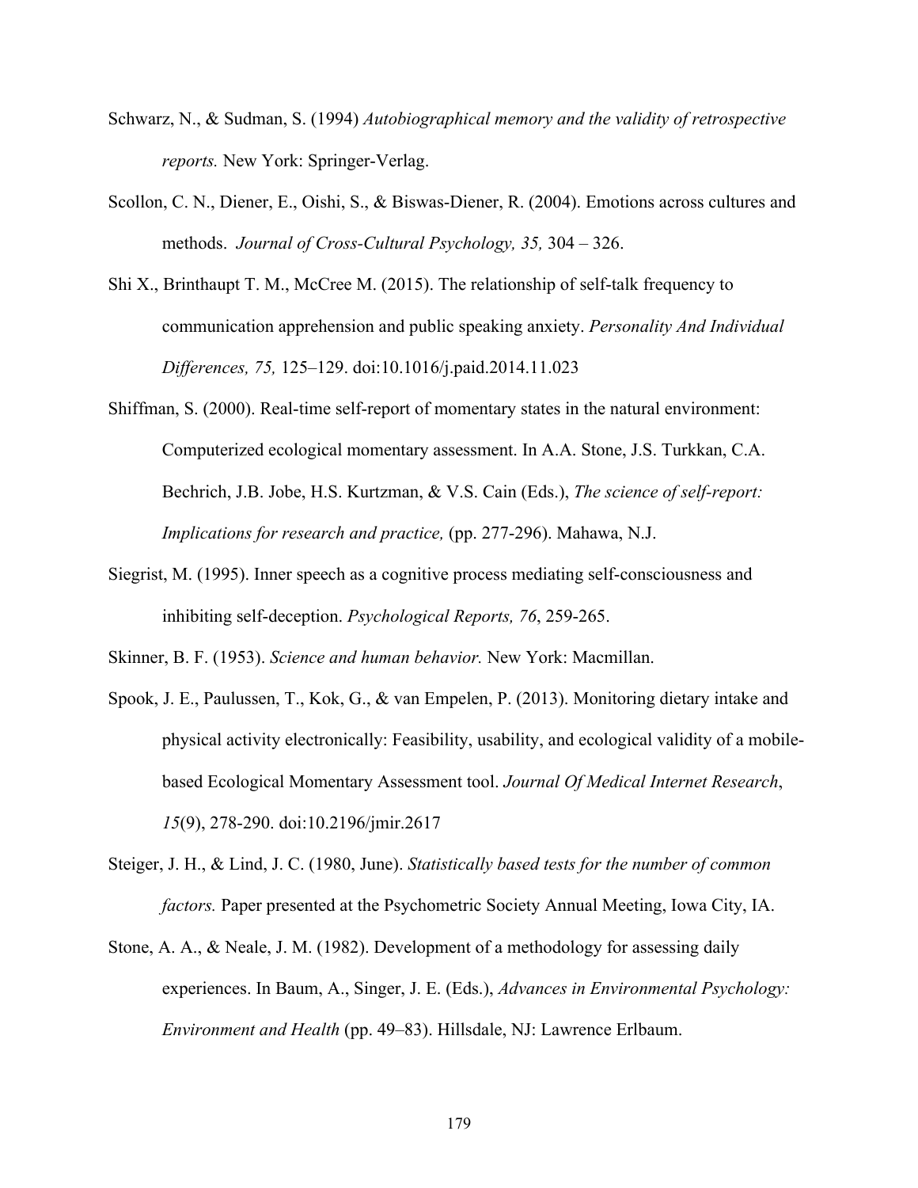Schwarz, N., & Sudman, S. (1994) *Autobiographical memory and the validity of retrospective reports.* New York: Springer-Verlag.

Scollon, C. N., Diener, E., Oishi, S., & Biswas-Diener, R. (2004). Emotions across cultures and methods. *Journal of Cross-Cultural Psychology, 35,* 304 – 326.

Shi X., Brinthaupt T. M., McCree M. (2015). The relationship of self-talk frequency to communication apprehension and public speaking anxiety. *Personality And Individual Differences, 75,* 125–129. doi:10.1016/j.paid.2014.11.023

Shiffman, S. (2000). Real-time self-report of momentary states in the natural environment: Computerized ecological momentary assessment. In A.A. Stone, J.S. Turkkan, C.A. Bechrich, J.B. Jobe, H.S. Kurtzman, & V.S. Cain (Eds.), *The science of self-report: Implications for research and practice,* (pp. 277-296). Mahawa, N.J.

Siegrist, M. (1995). Inner speech as a cognitive process mediating self-consciousness and inhibiting self-deception. *Psychological Reports, 76*, 259-265.

Skinner, B. F. (1953). *Science and human behavior.* New York: Macmillan.

Spook, J. E., Paulussen, T., Kok, G., & van Empelen, P. (2013). Monitoring dietary intake and physical activity electronically: Feasibility, usability, and ecological validity of a mobile-based Ecological Momentary Assessment tool. *Journal Of Medical Internet Research*, *15*(9), 278-290. doi:10.2196/jmir.2617

Steiger, J. H., & Lind, J. C. (1980, June). *Statistically based tests for the number of common factors.* Paper presented at the Psychometric Society Annual Meeting, Iowa City, IA.

Stone, A. A., & Neale, J. M. (1982). Development of a methodology for assessing daily experiences. In Baum, A., Singer, J. E. (Eds.), *Advances in Environmental Psychology: Environment and Health* (pp. 49–83). Hillsdale, NJ: Lawrence Erlbaum.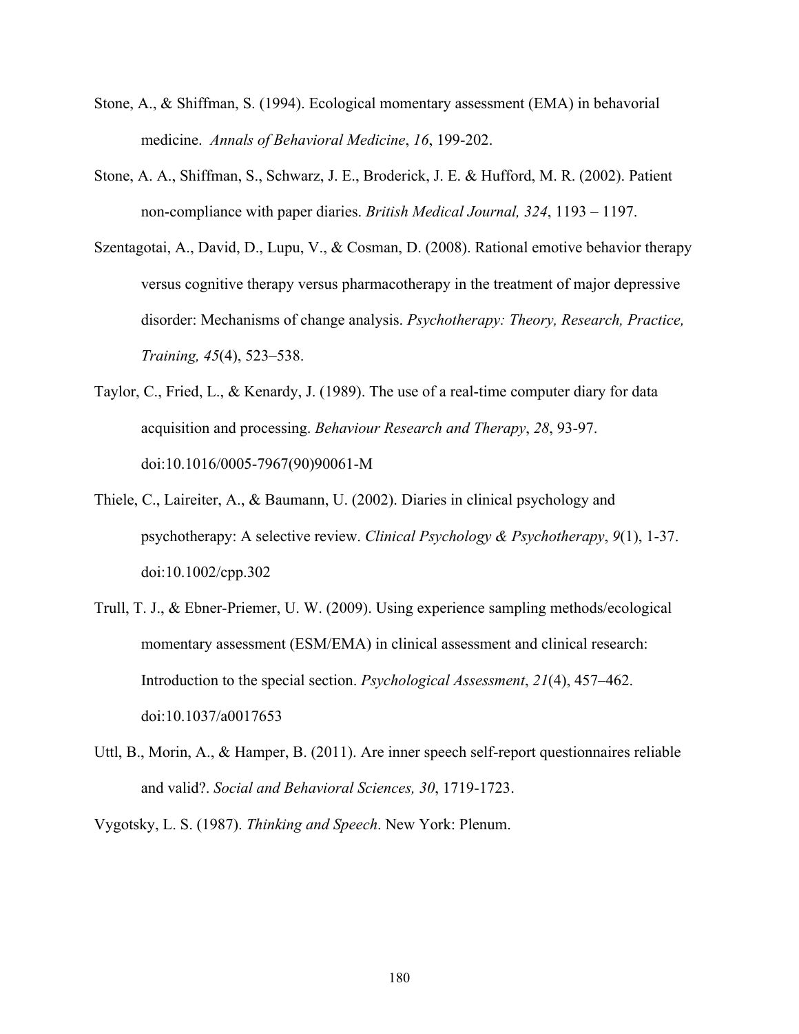Stone, A., & Shiffman, S. (1994). Ecological momentary assessment (EMA) in behavorial medicine. *Annals of Behavioral Medicine*, *16*, 199-202.

Stone, A. A., Shiffman, S., Schwarz, J. E., Broderick, J. E. & Hufford, M. R. (2002). Patient non-compliance with paper diaries. *British Medical Journal, 324*, 1193 – 1197.

Szentagotai, A., David, D., Lupu, V., & Cosman, D. (2008). Rational emotive behavior therapy versus cognitive therapy versus pharmacotherapy in the treatment of major depressive disorder: Mechanisms of change analysis. *Psychotherapy: Theory, Research, Practice, Training, 45*(4), 523–538.

Taylor, C., Fried, L., & Kenardy, J. (1989). The use of a real-time computer diary for data acquisition and processing. *Behaviour Research and Therapy*, *28*, 93-97. doi:10.1016/0005-7967(90)90061-M

Thiele, C., Laireiter, A., & Baumann, U. (2002). Diaries in clinical psychology and psychotherapy: A selective review. *Clinical Psychology & Psychotherapy*, *9*(1), 1-37. doi:10.1002/cpp.302

Trull, T. J., & Ebner-Priemer, U. W. (2009). Using experience sampling methods/ecological momentary assessment (ESM/EMA) in clinical assessment and clinical research: Introduction to the special section. *Psychological Assessment*, *21*(4), 457–462. doi:10.1037/a0017653

Uttl, B., Morin, A., & Hamper, B. (2011). Are inner speech self-report questionnaires reliable and valid?. *Social and Behavioral Sciences, 30*, 1719-1723.

Vygotsky, L. S. (1987). *Thinking and Speech*. New York: Plenum.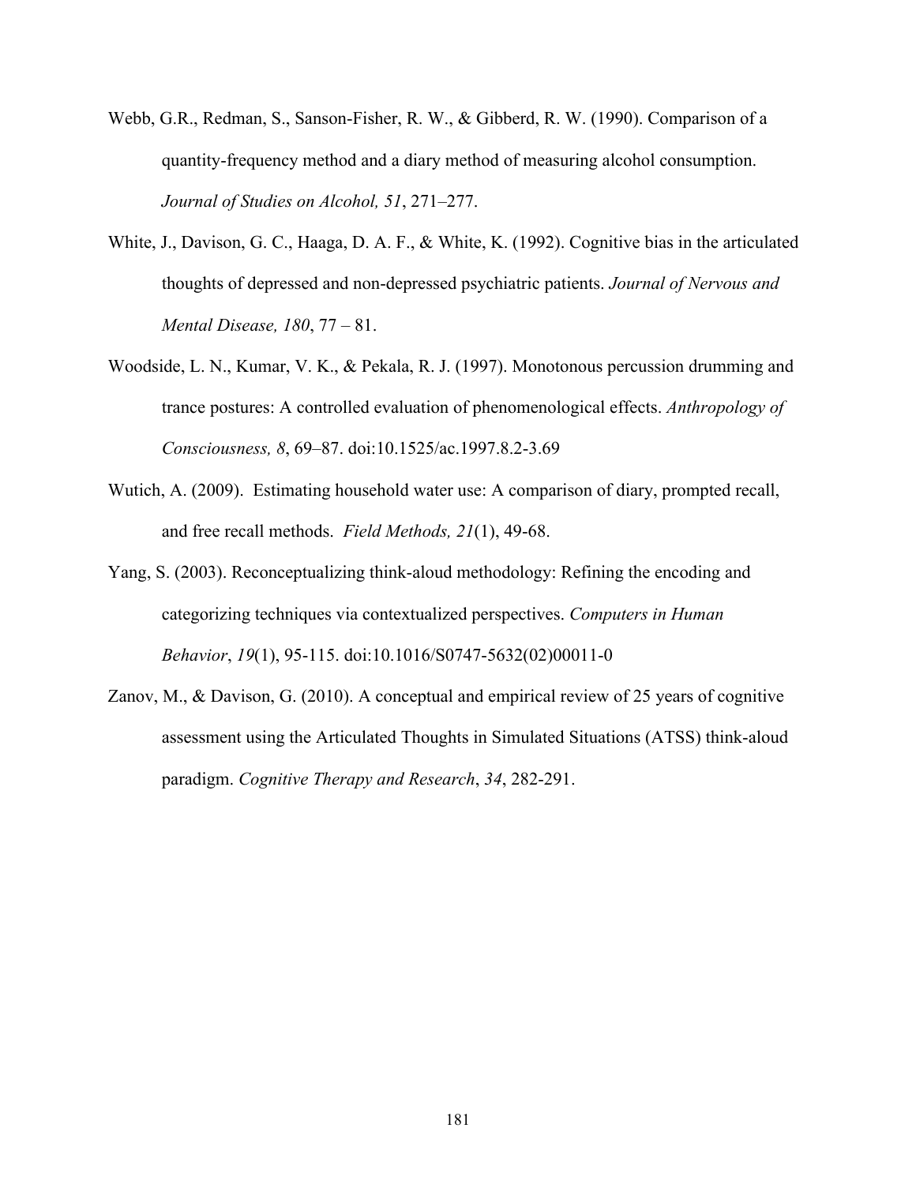Webb, G.R., Redman, S., Sanson-Fisher, R. W., & Gibberd, R. W. (1990). Comparison of a quantity-frequency method and a diary method of measuring alcohol consumption. *Journal of Studies on Alcohol, 51*, 271–277.

White, J., Davison, G. C., Haaga, D. A. F., & White, K. (1992). Cognitive bias in the articulated thoughts of depressed and non-depressed psychiatric patients. *Journal of Nervous and Mental Disease, 180*, 77 – 81.

Woodside, L. N., Kumar, V. K., & Pekala, R. J. (1997). Monotonous percussion drumming and trance postures: A controlled evaluation of phenomenological effects. *Anthropology of Consciousness, 8*, 69–87. doi:10.1525/ac.1997.8.2-3.69

Wutich, A. (2009). Estimating household water use: A comparison of diary, prompted recall, and free recall methods. *Field Methods, 21*(1), 49-68.

Yang, S. (2003). Reconceptualizing think-aloud methodology: Refining the encoding and categorizing techniques via contextualized perspectives. *Computers in Human Behavior*, *19*(1), 95-115. doi:10.1016/S0747-5632(02)00011-0

Zanov, M., & Davison, G. (2010). A conceptual and empirical review of 25 years of cognitive assessment using the Articulated Thoughts in Simulated Situations (ATSS) think-aloud paradigm. *Cognitive Therapy and Research*, *34*, 282-291.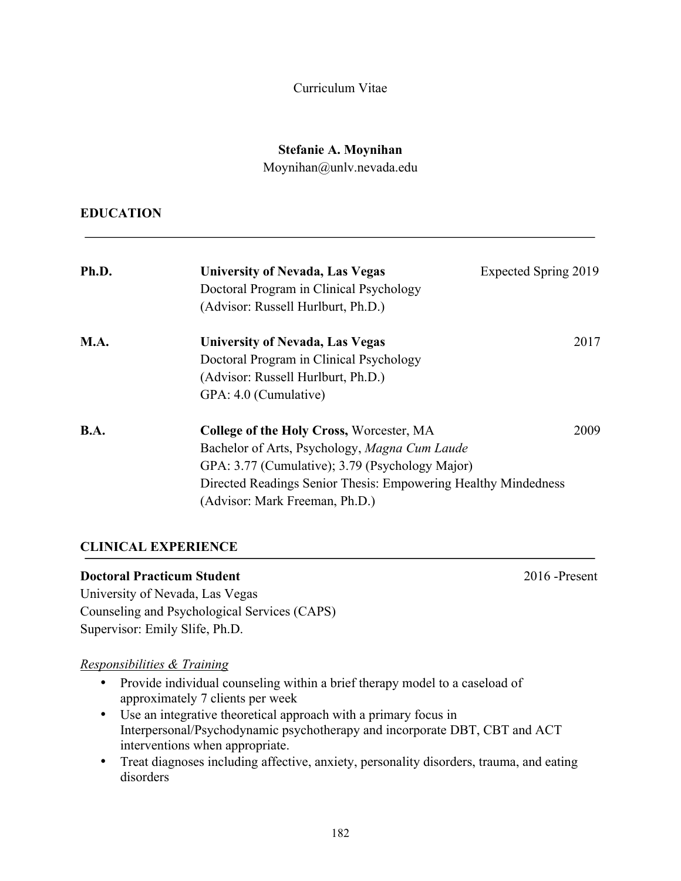Curriculum Vitae

**Stefanie A. Moynihan**
Moynihan@unlv.nevada.edu

## EDUCATION

**Ph.D.** — **University of Nevada, Las Vegas** — Expected Spring 2019
Doctoral Program in Clinical Psychology
(Advisor: Russell Hurlburt, Ph.D.)

**M.A.** — **University of Nevada, Las Vegas** — 2017
Doctoral Program in Clinical Psychology
(Advisor: Russell Hurlburt, Ph.D.)
GPA: 4.0 (Cumulative)

**B.A.** — **College of the Holy Cross,** Worcester, MA — 2009
Bachelor of Arts, Psychology, *Magna Cum Laude*
GPA: 3.77 (Cumulative); 3.79 (Psychology Major)
Directed Readings Senior Thesis: Empowering Healthy Mindedness
(Advisor: Mark Freeman, Ph.D.)

## CLINICAL EXPERIENCE

**Doctoral Practicum Student** — 2016 -Present
University of Nevada, Las Vegas
Counseling and Psychological Services (CAPS)
Supervisor: Emily Slife, Ph.D.

*Responsibilities & Training*

- Provide individual counseling within a brief therapy model to a caseload of approximately 7 clients per week
- Use an integrative theoretical approach with a primary focus in Interpersonal/Psychodynamic psychotherapy and incorporate DBT, CBT and ACT interventions when appropriate.
- Treat diagnoses including affective, anxiety, personality disorders, trauma, and eating disorders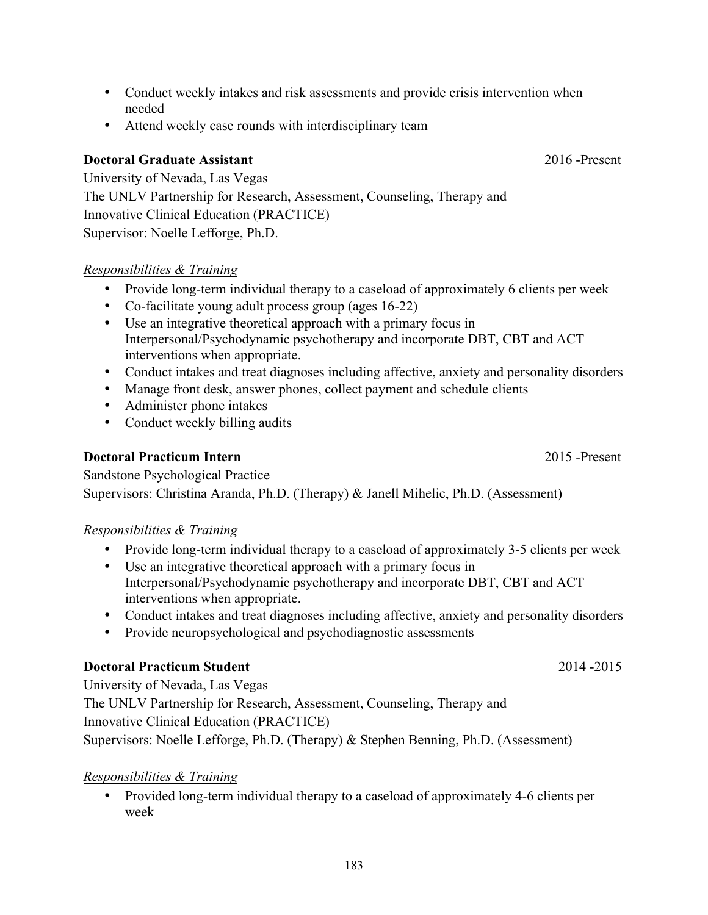- Conduct weekly intakes and risk assessments and provide crisis intervention when needed
- Attend weekly case rounds with interdisciplinary team

**Doctoral Graduate Assistant** 2016 -Present

University of Nevada, Las Vegas
The UNLV Partnership for Research, Assessment, Counseling, Therapy and Innovative Clinical Education (PRACTICE)
Supervisor: Noelle Lefforge, Ph.D.

*Responsibilities & Training*

- Provide long-term individual therapy to a caseload of approximately 6 clients per week
- Co-facilitate young adult process group (ages 16-22)
- Use an integrative theoretical approach with a primary focus in Interpersonal/Psychodynamic psychotherapy and incorporate DBT, CBT and ACT interventions when appropriate.
- Conduct intakes and treat diagnoses including affective, anxiety and personality disorders
- Manage front desk, answer phones, collect payment and schedule clients
- Administer phone intakes
- Conduct weekly billing audits

**Doctoral Practicum Intern** 2015 -Present

Sandstone Psychological Practice
Supervisors: Christina Aranda, Ph.D. (Therapy) & Janell Mihelic, Ph.D. (Assessment)

*Responsibilities & Training*

- Provide long-term individual therapy to a caseload of approximately 3-5 clients per week
- Use an integrative theoretical approach with a primary focus in Interpersonal/Psychodynamic psychotherapy and incorporate DBT, CBT and ACT interventions when appropriate.
- Conduct intakes and treat diagnoses including affective, anxiety and personality disorders
- Provide neuropsychological and psychodiagnostic assessments

**Doctoral Practicum Student** 2014 -2015

University of Nevada, Las Vegas
The UNLV Partnership for Research, Assessment, Counseling, Therapy and Innovative Clinical Education (PRACTICE)
Supervisors: Noelle Lefforge, Ph.D. (Therapy) & Stephen Benning, Ph.D. (Assessment)

*Responsibilities & Training*

- Provided long-term individual therapy to a caseload of approximately 4-6 clients per week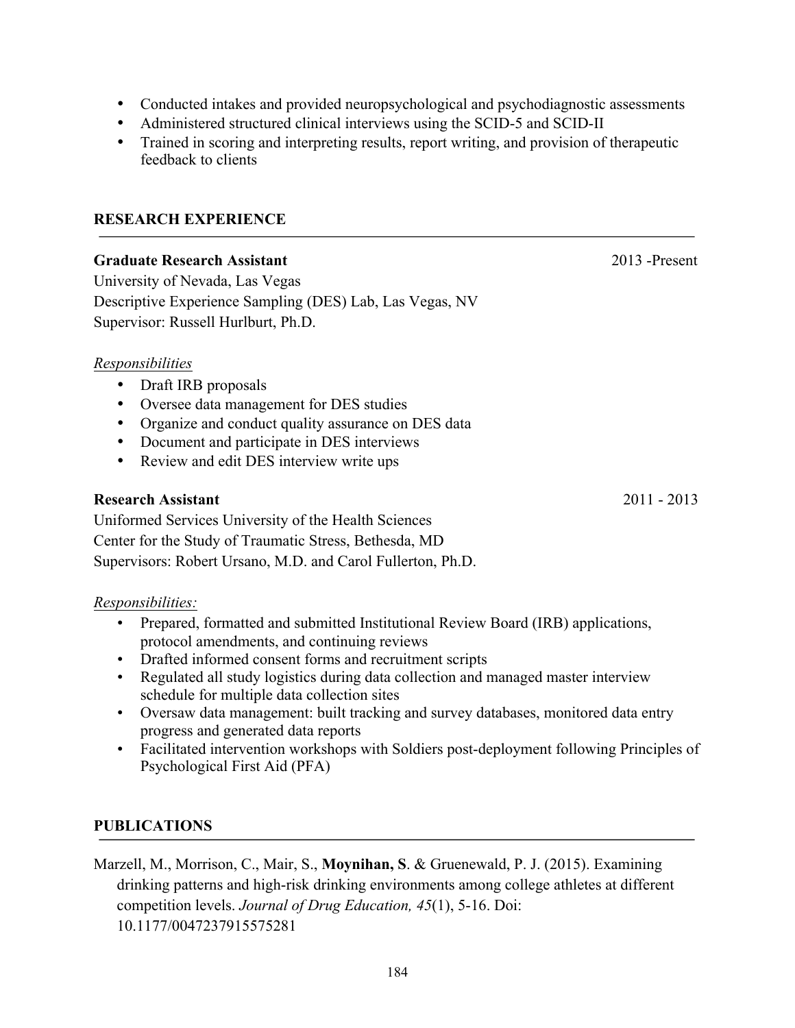- Conducted intakes and provided neuropsychological and psychodiagnostic assessments
- Administered structured clinical interviews using the SCID-5 and SCID-II
- Trained in scoring and interpreting results, report writing, and provision of therapeutic feedback to clients

## RESEARCH EXPERIENCE

**Graduate Research Assistant** 2013 -Present
University of Nevada, Las Vegas
Descriptive Experience Sampling (DES) Lab, Las Vegas, NV
Supervisor: Russell Hurlburt, Ph.D.

*Responsibilities*

- Draft IRB proposals
- Oversee data management for DES studies
- Organize and conduct quality assurance on DES data
- Document and participate in DES interviews
- Review and edit DES interview write ups

**Research Assistant** 2011 - 2013
Uniformed Services University of the Health Sciences
Center for the Study of Traumatic Stress, Bethesda, MD
Supervisors: Robert Ursano, M.D. and Carol Fullerton, Ph.D.

*Responsibilities:*

- Prepared, formatted and submitted Institutional Review Board (IRB) applications, protocol amendments, and continuing reviews
- Drafted informed consent forms and recruitment scripts
- Regulated all study logistics during data collection and managed master interview schedule for multiple data collection sites
- Oversaw data management: built tracking and survey databases, monitored data entry progress and generated data reports
- Facilitated intervention workshops with Soldiers post-deployment following Principles of Psychological First Aid (PFA)

## PUBLICATIONS

Marzell, M., Morrison, C., Mair, S., **Moynihan, S**. & Gruenewald, P. J. (2015). Examining drinking patterns and high-risk drinking environments among college athletes at different competition levels. *Journal of Drug Education, 45*(1), 5-16. Doi: 10.1177/0047237915575281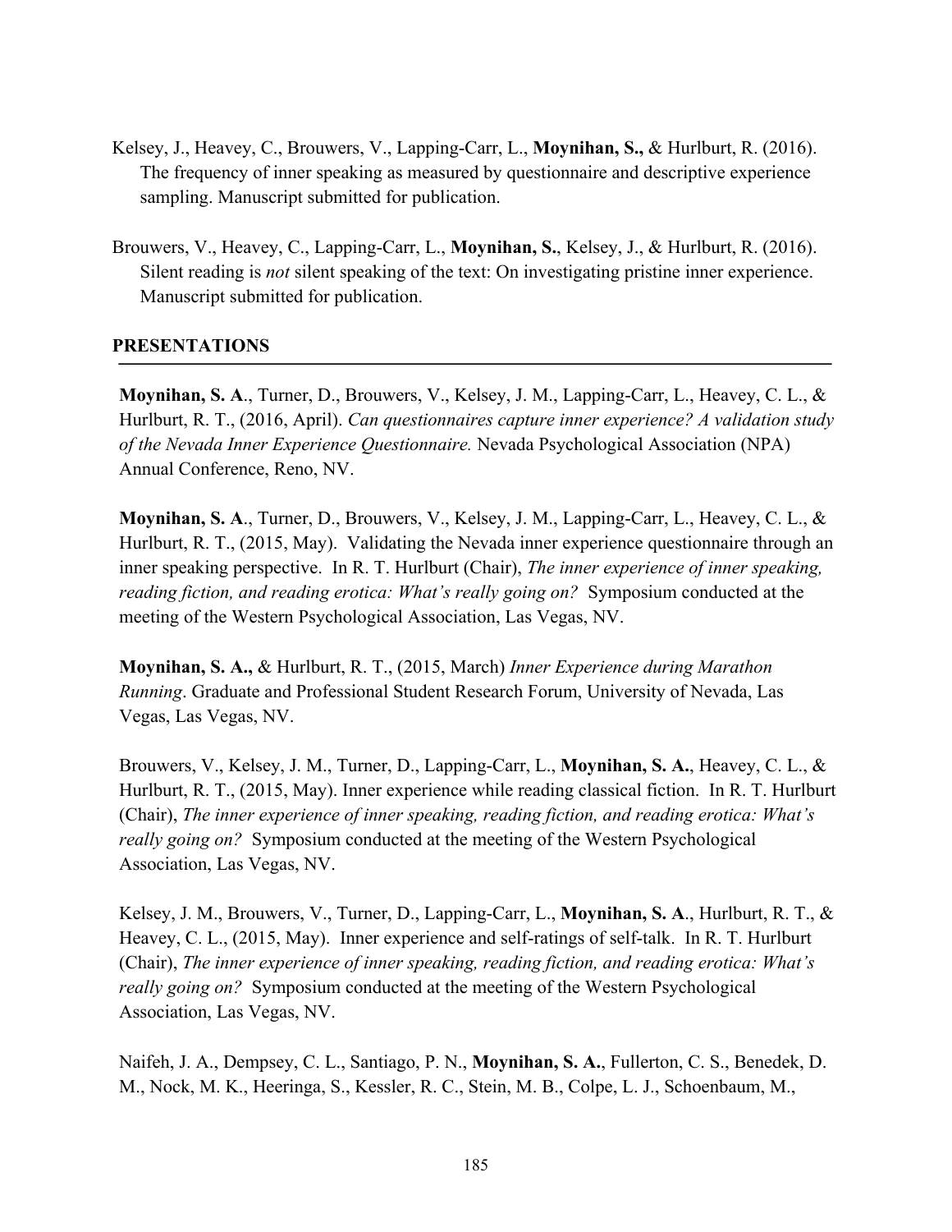Kelsey, J., Heavey, C., Brouwers, V., Lapping-Carr, L., **Moynihan, S.,** & Hurlburt, R. (2016). The frequency of inner speaking as measured by questionnaire and descriptive experience sampling. Manuscript submitted for publication.

Brouwers, V., Heavey, C., Lapping-Carr, L., **Moynihan, S.**, Kelsey, J., & Hurlburt, R. (2016). Silent reading is *not* silent speaking of the text: On investigating pristine inner experience. Manuscript submitted for publication.

## PRESENTATIONS

**Moynihan, S. A**., Turner, D., Brouwers, V., Kelsey, J. M., Lapping-Carr, L., Heavey, C. L., & Hurlburt, R. T., (2016, April). *Can questionnaires capture inner experience? A validation study of the Nevada Inner Experience Questionnaire.* Nevada Psychological Association (NPA) Annual Conference, Reno, NV.

**Moynihan, S. A**., Turner, D., Brouwers, V., Kelsey, J. M., Lapping-Carr, L., Heavey, C. L., & Hurlburt, R. T., (2015, May). Validating the Nevada inner experience questionnaire through an inner speaking perspective. In R. T. Hurlburt (Chair), *The inner experience of inner speaking, reading fiction, and reading erotica: What's really going on?* Symposium conducted at the meeting of the Western Psychological Association, Las Vegas, NV.

**Moynihan, S. A.,** & Hurlburt, R. T., (2015, March) *Inner Experience during Marathon Running*. Graduate and Professional Student Research Forum, University of Nevada, Las Vegas, Las Vegas, NV.

Brouwers, V., Kelsey, J. M., Turner, D., Lapping-Carr, L., **Moynihan, S. A.**, Heavey, C. L., & Hurlburt, R. T., (2015, May). Inner experience while reading classical fiction. In R. T. Hurlburt (Chair), *The inner experience of inner speaking, reading fiction, and reading erotica: What's really going on?* Symposium conducted at the meeting of the Western Psychological Association, Las Vegas, NV.

Kelsey, J. M., Brouwers, V., Turner, D., Lapping-Carr, L., **Moynihan, S. A**., Hurlburt, R. T., & Heavey, C. L., (2015, May). Inner experience and self-ratings of self-talk. In R. T. Hurlburt (Chair), *The inner experience of inner speaking, reading fiction, and reading erotica: What's really going on?* Symposium conducted at the meeting of the Western Psychological Association, Las Vegas, NV.

Naifeh, J. A., Dempsey, C. L., Santiago, P. N., **Moynihan, S. A.**, Fullerton, C. S., Benedek, D. M., Nock, M. K., Heeringa, S., Kessler, R. C., Stein, M. B., Colpe, L. J., Schoenbaum, M.,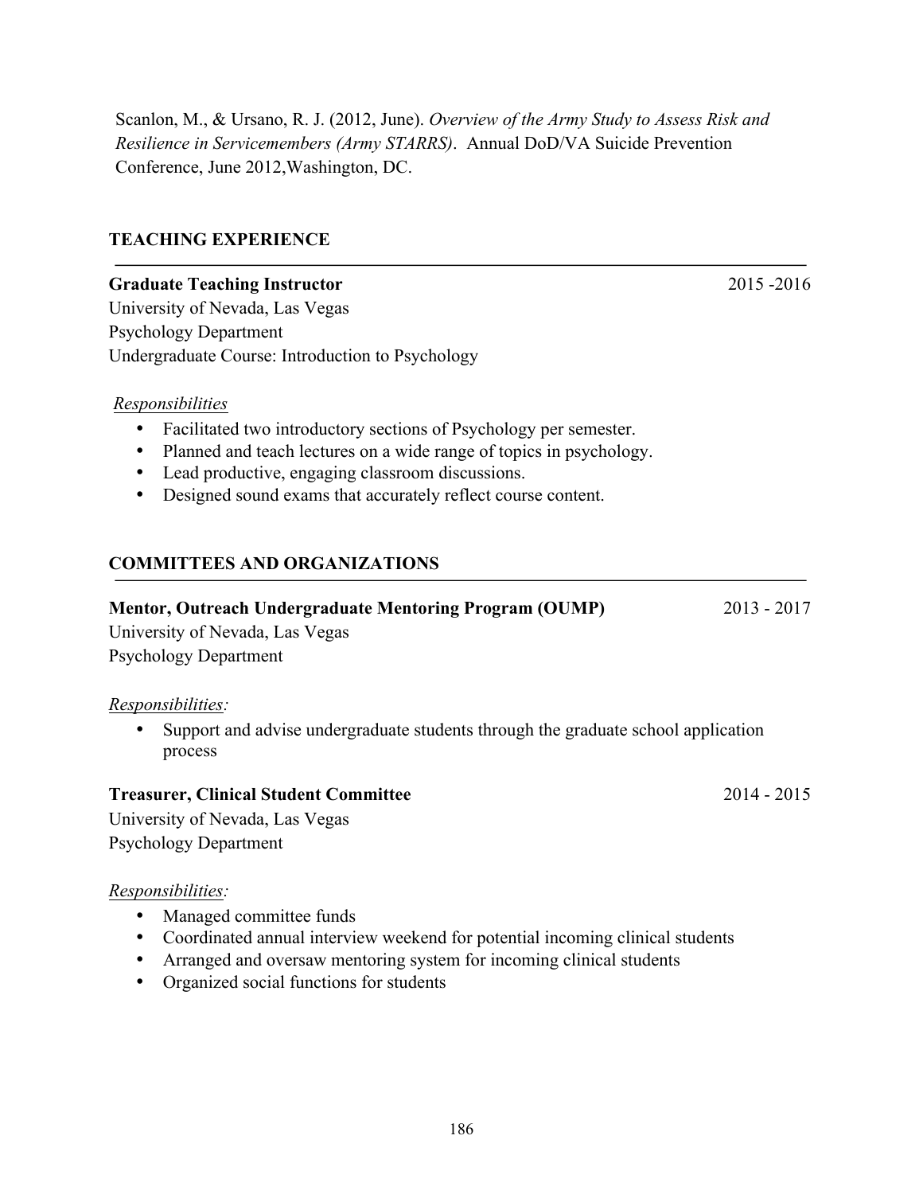Scanlon, M., & Ursano, R. J. (2012, June). *Overview of the Army Study to Assess Risk and Resilience in Servicemembers (Army STARRS)*. Annual DoD/VA Suicide Prevention Conference, June 2012,Washington, DC.

## TEACHING EXPERIENCE

**Graduate Teaching Instructor** 2015 -2016
University of Nevada, Las Vegas
Psychology Department
Undergraduate Course: Introduction to Psychology

*Responsibilities*

- Facilitated two introductory sections of Psychology per semester.
- Planned and teach lectures on a wide range of topics in psychology.
- Lead productive, engaging classroom discussions.
- Designed sound exams that accurately reflect course content.

## COMMITTEES AND ORGANIZATIONS

**Mentor, Outreach Undergraduate Mentoring Program (OUMP)** 2013 - 2017
University of Nevada, Las Vegas
Psychology Department

*Responsibilities:*

- Support and advise undergraduate students through the graduate school application process

**Treasurer, Clinical Student Committee** 2014 - 2015
University of Nevada, Las Vegas
Psychology Department

*Responsibilities:*

- Managed committee funds
- Coordinated annual interview weekend for potential incoming clinical students
- Arranged and oversaw mentoring system for incoming clinical students
- Organized social functions for students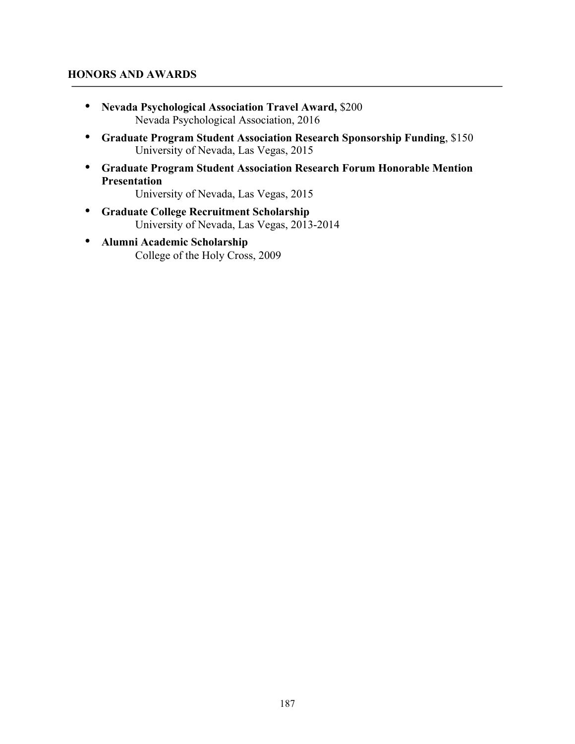## HONORS AND AWARDS

- **Nevada Psychological Association Travel Award,** $200
  Nevada Psychological Association, 2016
- **Graduate Program Student Association Research Sponsorship Funding**, $150
  University of Nevada, Las Vegas, 2015
- **Graduate Program Student Association Research Forum Honorable Mention Presentation**
  University of Nevada, Las Vegas, 2015
- **Graduate College Recruitment Scholarship**
  University of Nevada, Las Vegas, 2013-2014
- **Alumni Academic Scholarship**
  College of the Holy Cross, 2009